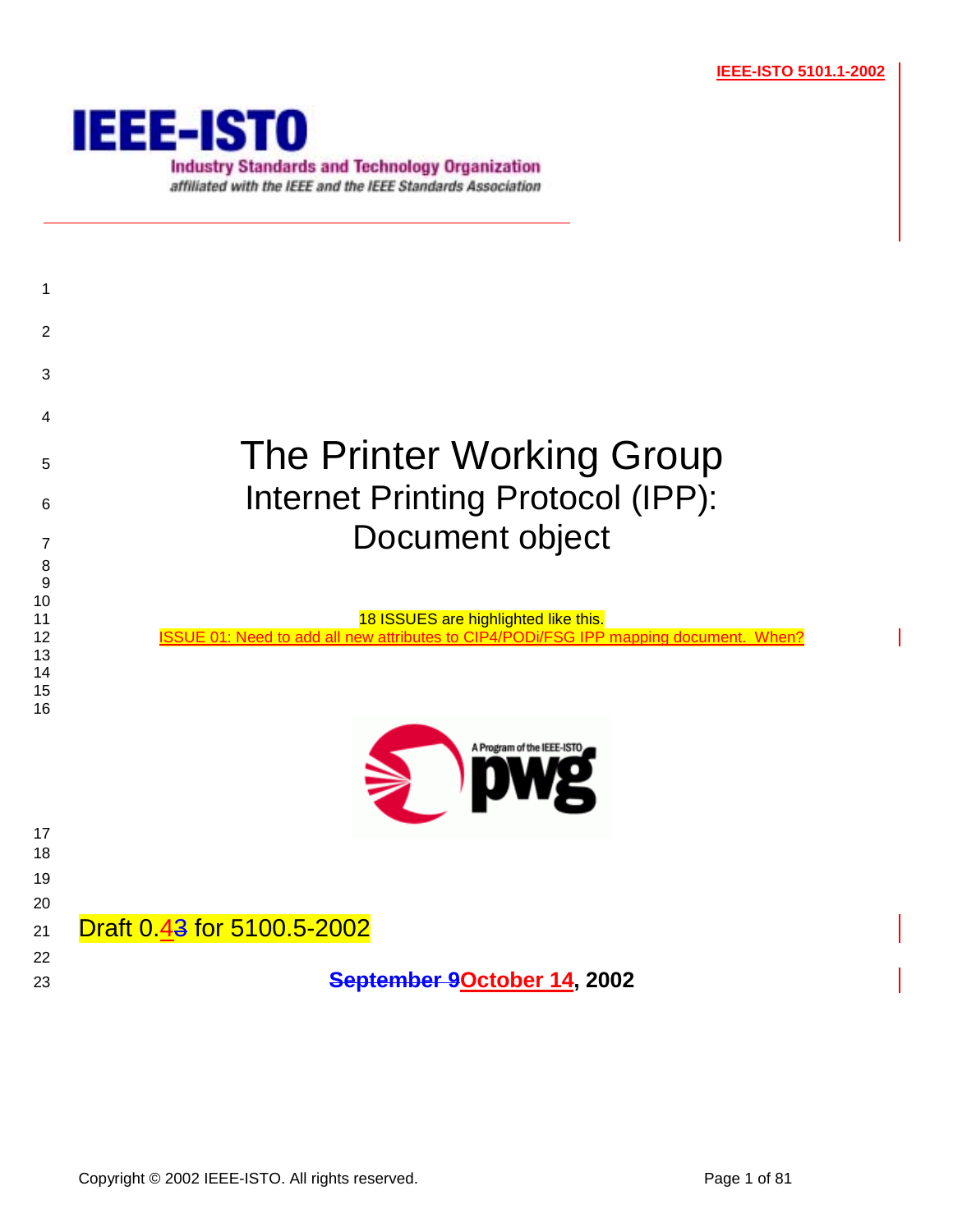IEEE-ISTO 5101.1-2002

**IEEE-ISTO**

Industry Standards and Technology Organization

*affiliated with the IEEE and the IEEE Standards Association*

# The Printer Working Group

## Internet Printing Protocol (IPP): Document object

18 ISSUES are highlighted like this.

ISSUE 01: Need to add all new attributes to CIP4/PODi/FSG IPP mapping document. When?

Draft 0.~~3~~4 for 5100.5-2002

**~~September 9~~October 14, 2002**

Copyright © 2002 IEEE-ISTO. All rights reserved.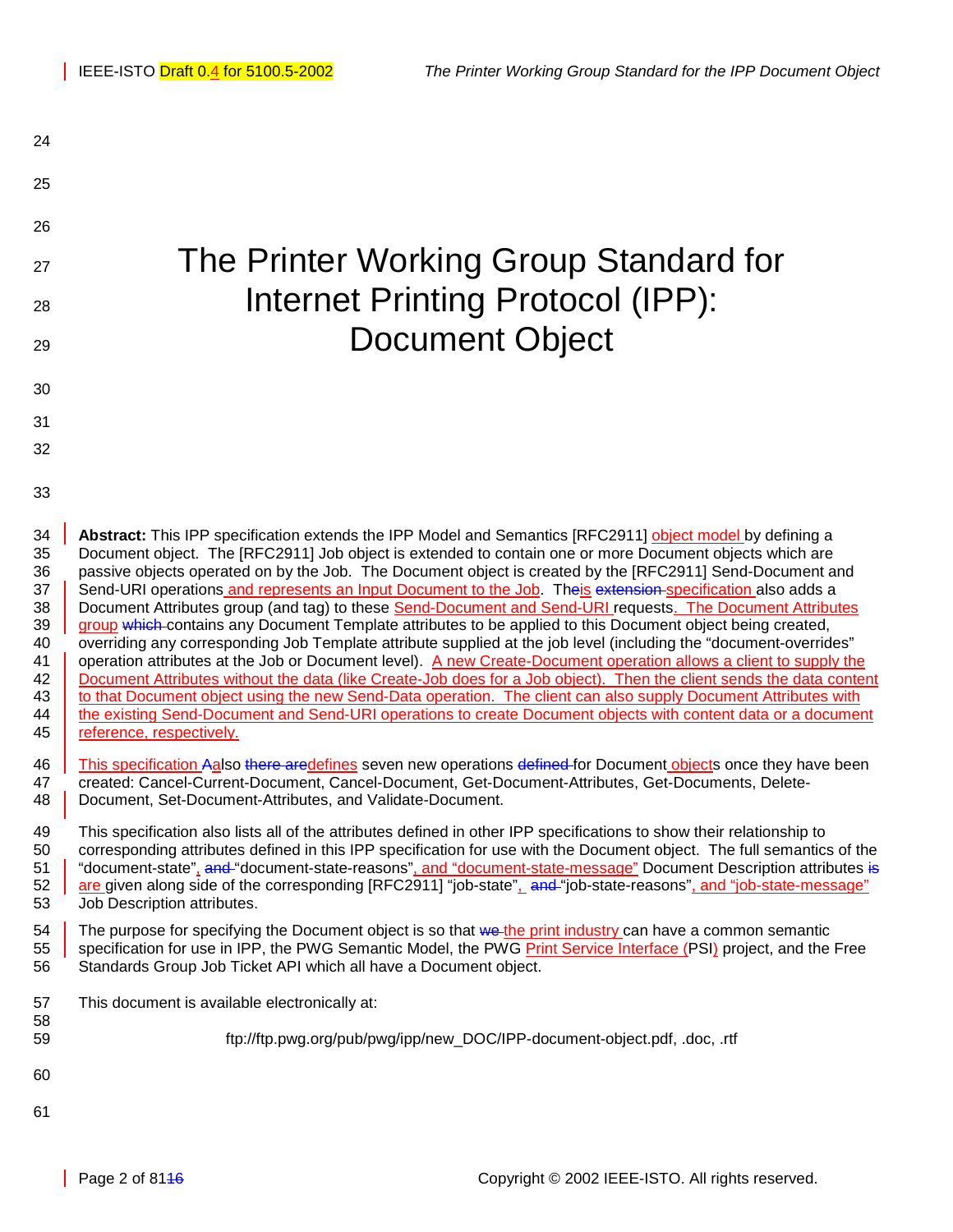# The Printer Working Group Standard for Internet Printing Protocol (IPP): Document Object

**Abstract:** This IPP specification extends the IPP Model and Semantics [RFC2911] object model by defining a Document object. The [RFC2911] Job object is extended to contain one or more Document objects which are passive objects operated on by the Job. The Document object is created by the [RFC2911] Send-Document and Send-URI operations and represents an Input Document to the Job. This specification also adds a Document Attributes group (and tag) to these Send-Document and Send-URI requests. The Document Attributes group contains any Document Template attributes to be applied to this Document object being created, overriding any corresponding Job Template attribute supplied at the job level (including the "document-overrides" operation attributes at the Job or Document level). A new Create-Document operation allows a client to supply the Document Attributes without the data (like Create-Job does for a Job object). Then the client sends the data content to that Document object using the new Send-Data operation. The client can also supply Document Attributes with the existing Send-Document and Send-URI operations to create Document objects with content data or a document reference, respectively.

This specification also defines seven new operations for Document objects once they have been created: Cancel-Current-Document, Cancel-Document, Get-Document-Attributes, Get-Documents, Delete-Document, Set-Document-Attributes, and Validate-Document.

This specification also lists all of the attributes defined in other IPP specifications to show their relationship to corresponding attributes defined in this IPP specification for use with the Document object. The full semantics of the "document-state", "document-state-reasons", and "document-state-message" Document Description attributes are given along side of the corresponding [RFC2911] "job-state", "job-state-reasons", and "job-state-message" Job Description attributes.

The purpose for specifying the Document object is so that the print industry can have a common semantic specification for use in IPP, the PWG Semantic Model, the PWG Print Service Interface (PSI) project, and the Free Standards Group Job Ticket API which all have a Document object.

This document is available electronically at:

ftp://ftp.pwg.org/pub/pwg/ipp/new_DOC/IPP-document-object.pdf, .doc, .rtf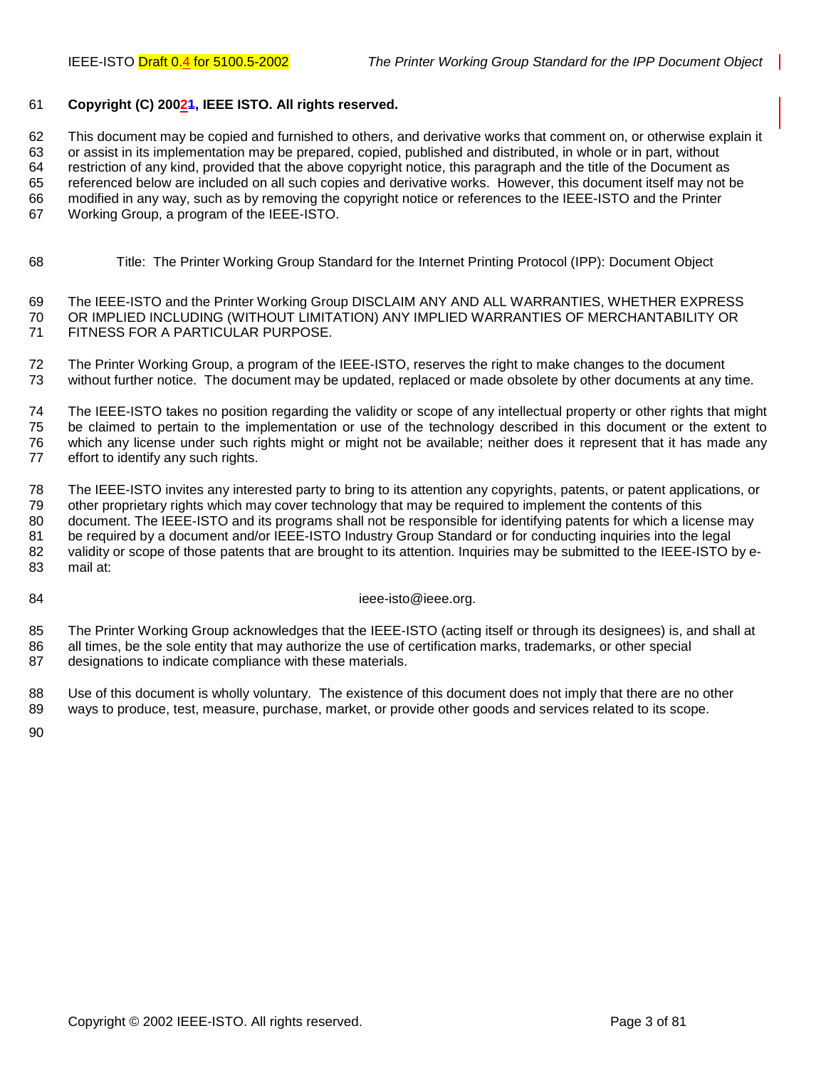**Copyright (C) 20021, IEEE ISTO. All rights reserved.**

This document may be copied and furnished to others, and derivative works that comment on, or otherwise explain it or assist in its implementation may be prepared, copied, published and distributed, in whole or in part, without restriction of any kind, provided that the above copyright notice, this paragraph and the title of the Document as referenced below are included on all such copies and derivative works. However, this document itself may not be modified in any way, such as by removing the copyright notice or references to the IEEE-ISTO and the Printer Working Group, a program of the IEEE-ISTO.

Title: The Printer Working Group Standard for the Internet Printing Protocol (IPP): Document Object

The IEEE-ISTO and the Printer Working Group DISCLAIM ANY AND ALL WARRANTIES, WHETHER EXPRESS OR IMPLIED INCLUDING (WITHOUT LIMITATION) ANY IMPLIED WARRANTIES OF MERCHANTABILITY OR FITNESS FOR A PARTICULAR PURPOSE.

The Printer Working Group, a program of the IEEE-ISTO, reserves the right to make changes to the document without further notice. The document may be updated, replaced or made obsolete by other documents at any time.

The IEEE-ISTO takes no position regarding the validity or scope of any intellectual property or other rights that might be claimed to pertain to the implementation or use of the technology described in this document or the extent to which any license under such rights might or might not be available; neither does it represent that it has made any effort to identify any such rights.

The IEEE-ISTO invites any interested party to bring to its attention any copyrights, patents, or patent applications, or other proprietary rights which may cover technology that may be required to implement the contents of this document. The IEEE-ISTO and its programs shall not be responsible for identifying patents for which a license may be required by a document and/or IEEE-ISTO Industry Group Standard or for conducting inquiries into the legal validity or scope of those patents that are brought to its attention. Inquiries may be submitted to the IEEE-ISTO by e-mail at:

ieee-isto@ieee.org.

The Printer Working Group acknowledges that the IEEE-ISTO (acting itself or through its designees) is, and shall at all times, be the sole entity that may authorize the use of certification marks, trademarks, or other special designations to indicate compliance with these materials.

Use of this document is wholly voluntary. The existence of this document does not imply that there are no other ways to produce, test, measure, purchase, market, or provide other goods and services related to its scope.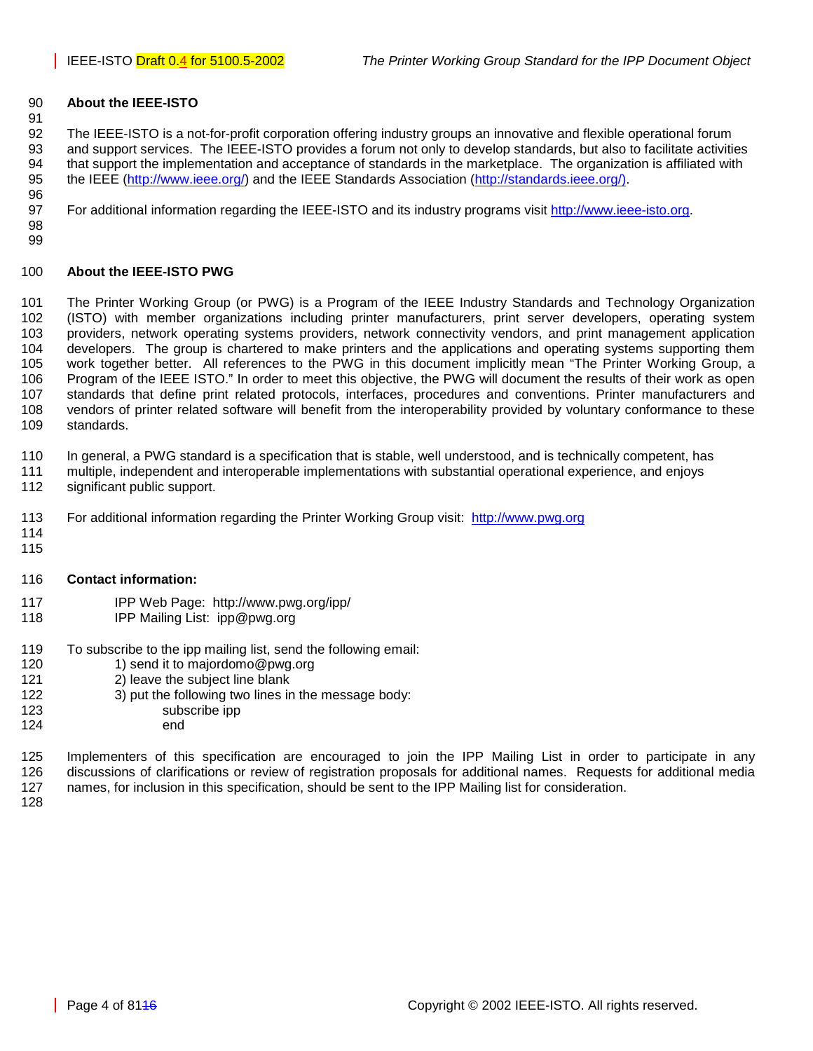## About the IEEE-ISTO

The IEEE-ISTO is a not-for-profit corporation offering industry groups an innovative and flexible operational forum and support services. The IEEE-ISTO provides a forum not only to develop standards, but also to facilitate activities that support the implementation and acceptance of standards in the marketplace. The organization is affiliated with the IEEE (http://www.ieee.org/) and the IEEE Standards Association (http://standards.ieee.org/).

For additional information regarding the IEEE-ISTO and its industry programs visit http://www.ieee-isto.org.

## About the IEEE-ISTO PWG

The Printer Working Group (or PWG) is a Program of the IEEE Industry Standards and Technology Organization (ISTO) with member organizations including printer manufacturers, print server developers, operating system providers, network operating systems providers, network connectivity vendors, and print management application developers. The group is chartered to make printers and the applications and operating systems supporting them work together better. All references to the PWG in this document implicitly mean "The Printer Working Group, a Program of the IEEE ISTO." In order to meet this objective, the PWG will document the results of their work as open standards that define print related protocols, interfaces, procedures and conventions. Printer manufacturers and vendors of printer related software will benefit from the interoperability provided by voluntary conformance to these standards.

In general, a PWG standard is a specification that is stable, well understood, and is technically competent, has multiple, independent and interoperable implementations with substantial operational experience, and enjoys significant public support.

For additional information regarding the Printer Working Group visit: http://www.pwg.org

## Contact information:

IPP Web Page: http://www.pwg.org/ipp/
IPP Mailing List: ipp@pwg.org

To subscribe to the ipp mailing list, send the following email:

1) send it to majordomo@pwg.org
2) leave the subject line blank
3) put the following two lines in the message body:

```
subscribe ipp
end
```

Implementers of this specification are encouraged to join the IPP Mailing List in order to participate in any discussions of clarifications or review of registration proposals for additional names. Requests for additional media names, for inclusion in this specification, should be sent to the IPP Mailing list for consideration.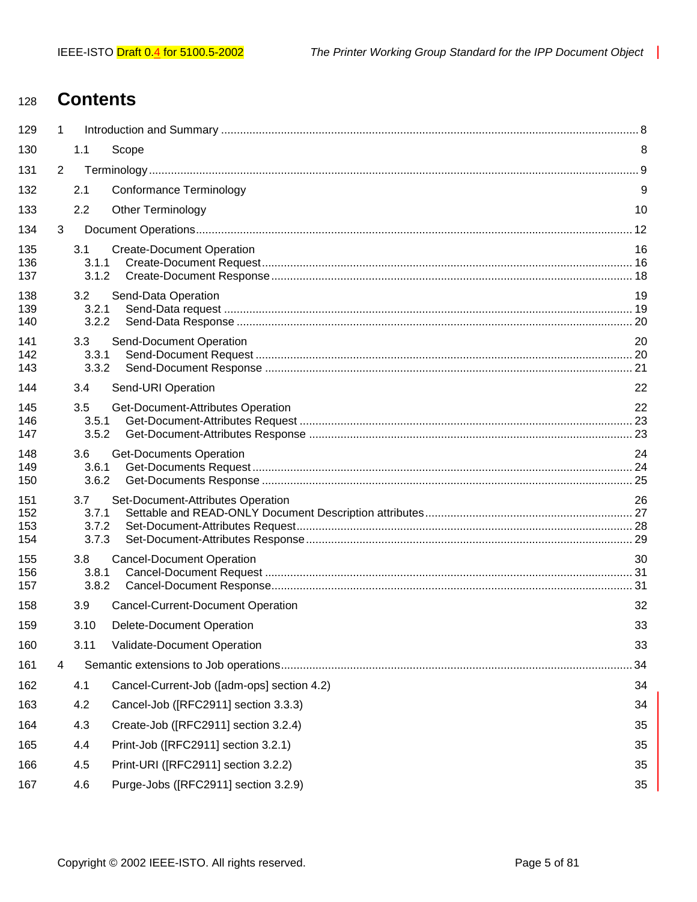# Contents

1 Introduction and Summary .................................................................................................... 8

  1.1 Scope 8

2 Terminology .......................................................................................................................... 9

  2.1 Conformance Terminology 9

  2.2 Other Terminology 10

3 Document Operations......................................................................................................... 12

  3.1 Create-Document Operation 16
    3.1.1 Create-Document Request ..................................................................................... 16
    3.1.2 Create-Document Response .................................................................................. 18

  3.2 Send-Data Operation 19
    3.2.1 Send-Data request ................................................................................................. 19
    3.2.2 Send-Data Response ............................................................................................. 20

  3.3 Send-Document Operation 20
    3.3.1 Send-Document Request ....................................................................................... 20
    3.3.2 Send-Document Response .................................................................................... 21

  3.4 Send-URI Operation 22

  3.5 Get-Document-Attributes Operation 22
    3.5.1 Get-Document-Attributes Request .......................................................................... 23
    3.5.2 Get-Document-Attributes Response ....................................................................... 23

  3.6 Get-Documents Operation 24
    3.6.1 Get-Documents Request ........................................................................................ 24
    3.6.2 Get-Documents Response ..................................................................................... 25

  3.7 Set-Document-Attributes Operation 26
    3.7.1 Settable and READ-ONLY Document Description attributes ................................. 27
    3.7.2 Set-Document-Attributes Request.......................................................................... 28
    3.7.3 Set-Document-Attributes Response ....................................................................... 29

  3.8 Cancel-Document Operation 30
    3.8.1 Cancel-Document Request ..................................................................................... 31
    3.8.2 Cancel-Document Response.................................................................................. 31

  3.9 Cancel-Current-Document Operation 32

  3.10 Delete-Document Operation 33

  3.11 Validate-Document Operation 33

4 Semantic extensions to Job operations............................................................................... 34

  4.1 Cancel-Current-Job ([adm-ops] section 4.2) 34

  4.2 Cancel-Job ([RFC2911] section 3.3.3) 34

  4.3 Create-Job ([RFC2911] section 3.2.4) 35

  4.4 Print-Job ([RFC2911] section 3.2.1) 35

  4.5 Print-URI ([RFC2911] section 3.2.2) 35

  4.6 Purge-Jobs ([RFC2911] section 3.2.9) 35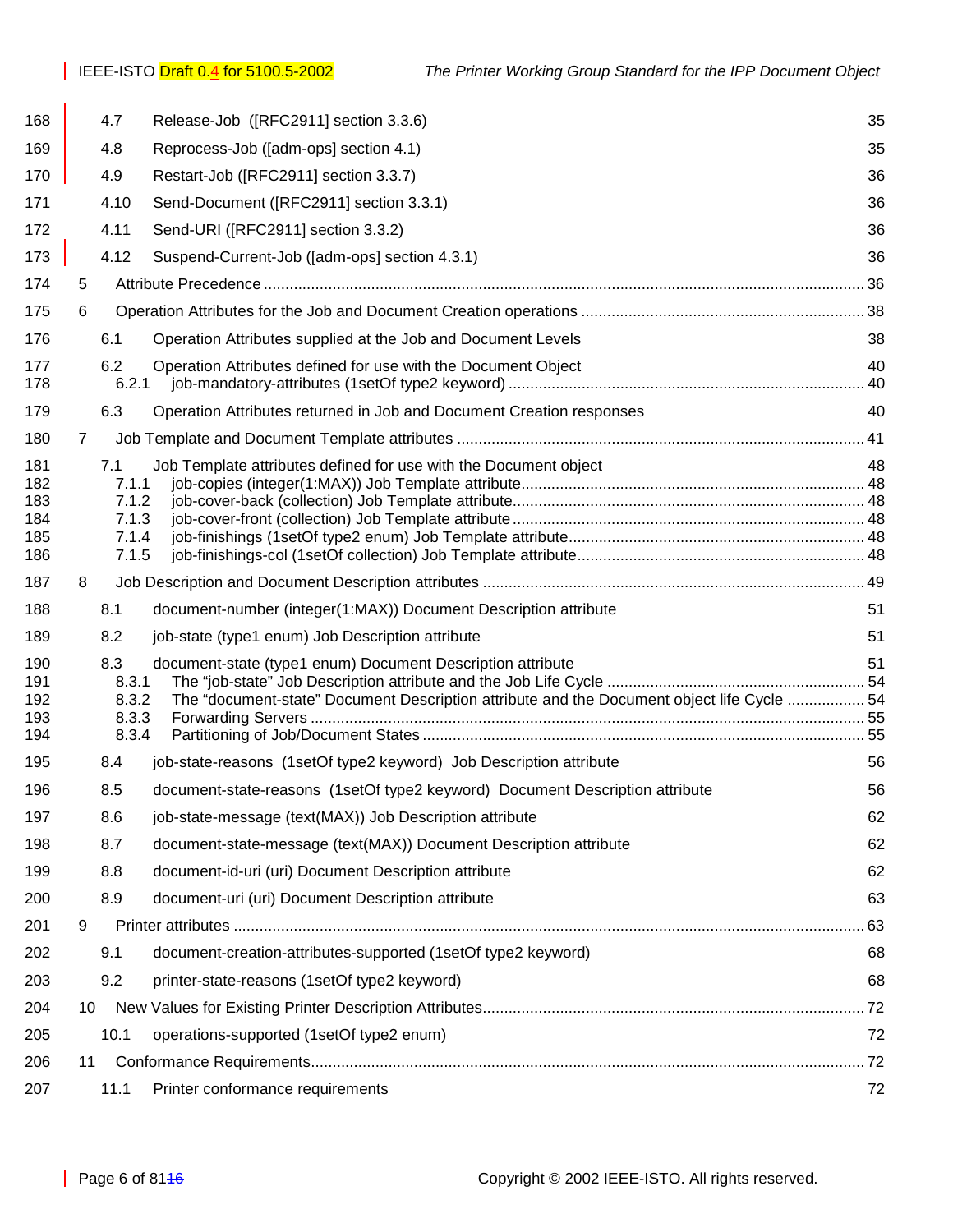| | | | |
|---|---|---|---|
| 168 | 4.7 | Release-Job ([RFC2911] section 3.3.6) | 35 |
| 169 | 4.8 | Reprocess-Job ([adm-ops] section 4.1) | 35 |
| 170 | 4.9 | Restart-Job ([RFC2911] section 3.3.7) | 36 |
| 171 | 4.10 | Send-Document ([RFC2911] section 3.3.1) | 36 |
| 172 | 4.11 | Send-URI ([RFC2911] section 3.3.2) | 36 |
| 173 | 4.12 | Suspend-Current-Job ([adm-ops] section 4.3.1) | 36 |
| 174 | 5 | Attribute Precedence | 36 |
| 175 | 6 | Operation Attributes for the Job and Document Creation operations | 38 |
| 176 | 6.1 | Operation Attributes supplied at the Job and Document Levels | 38 |
| 177 | 6.2 | Operation Attributes defined for use with the Document Object | 40 |
| 178 | 6.2.1 | job-mandatory-attributes (1setOf type2 keyword) | 40 |
| 179 | 6.3 | Operation Attributes returned in Job and Document Creation responses | 40 |
| 180 | 7 | Job Template and Document Template attributes | 41 |
| 181 | 7.1 | Job Template attributes defined for use with the Document object | 48 |
| 182 | 7.1.1 | job-copies (integer(1:MAX)) Job Template attribute | 48 |
| 183 | 7.1.2 | job-cover-back (collection) Job Template attribute | 48 |
| 184 | 7.1.3 | job-cover-front (collection) Job Template attribute | 48 |
| 185 | 7.1.4 | job-finishings (1setOf type2 enum) Job Template attribute | 48 |
| 186 | 7.1.5 | job-finishings-col (1setOf collection) Job Template attribute | 48 |
| 187 | 8 | Job Description and Document Description attributes | 49 |
| 188 | 8.1 | document-number (integer(1:MAX)) Document Description attribute | 51 |
| 189 | 8.2 | job-state (type1 enum) Job Description attribute | 51 |
| 190 | 8.3 | document-state (type1 enum) Document Description attribute | 51 |
| 191 | 8.3.1 | The "job-state" Job Description attribute and the Job Life Cycle | 54 |
| 192 | 8.3.2 | The "document-state" Document Description attribute and the Document object life Cycle | 54 |
| 193 | 8.3.3 | Forwarding Servers | 55 |
| 194 | 8.3.4 | Partitioning of Job/Document States | 55 |
| 195 | 8.4 | job-state-reasons (1setOf type2 keyword) Job Description attribute | 56 |
| 196 | 8.5 | document-state-reasons (1setOf type2 keyword) Document Description attribute | 56 |
| 197 | 8.6 | job-state-message (text(MAX)) Job Description attribute | 62 |
| 198 | 8.7 | document-state-message (text(MAX)) Document Description attribute | 62 |
| 199 | 8.8 | document-id-uri (uri) Document Description attribute | 62 |
| 200 | 8.9 | document-uri (uri) Document Description attribute | 63 |
| 201 | 9 | Printer attributes | 63 |
| 202 | 9.1 | document-creation-attributes-supported (1setOf type2 keyword) | 68 |
| 203 | 9.2 | printer-state-reasons (1setOf type2 keyword) | 68 |
| 204 | 10 | New Values for Existing Printer Description Attributes | 72 |
| 205 | 10.1 | operations-supported (1setOf type2 enum) | 72 |
| 206 | 11 | Conformance Requirements | 72 |
| 207 | 11.1 | Printer conformance requirements | 72 |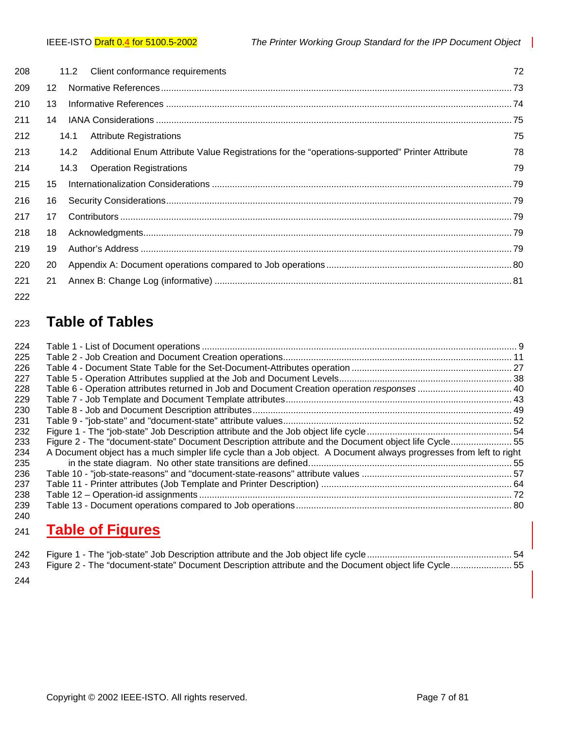11.2 Client conformance requirements 72

12 Normative References ........................................................................................................................ 73

13 Informative References ....................................................................................................................... 74

14 IANA Considerations .......................................................................................................................... 75

14.1 Attribute Registrations 75

14.2 Additional Enum Attribute Value Registrations for the “operations-supported” Printer Attribute 78

14.3 Operation Registrations 79

15 Internationalization Considerations ..................................................................................................... 79

16 Security Considerations ...................................................................................................................... 79

17 Contributors ........................................................................................................................................ 79

18 Acknowledgments ............................................................................................................................... 79

19 Author’s Address ................................................................................................................................ 79

20 Appendix A: Document operations compared to Job operations ........................................................ 80

21 Annex B: Change Log (informative) .................................................................................................... 81

# Table of Tables

Table 1 - List of Document operations ......................................................................................................... 9
Table 2 - Job Creation and Document Creation operations ......................................................................... 11
Table 4 - Document State Table for the Set-Document-Attributes operation ............................................... 27
Table 5 - Operation Attributes supplied at the Job and Document Levels .................................................... 38
Table 6 - Operation attributes returned in Job and Document Creation operation *responses* ..................... 40
Table 7 - Job Template and Document Template attributes ......................................................................... 43
Table 8 - Job and Document Description attributes ...................................................................................... 49
Table 9 - "job-state" and "document-state" attribute values .......................................................................... 52
Figure 1 - The “job-state” Job Description attribute and the Job object life cycle ......................................... 54
Figure 2 - The “document-state” Document Description attribute and the Document object life Cycle ........ 55
A Document object has a much simpler life cycle than a Job object. A Document always progresses from left to right in the state diagram. No other state transitions are defined. ............................................................... 55
Table 10 - "job-state-reasons" and "document-state-reasons" attribute values ........................................... 57
Table 11 - Printer attributes (Job Template and Printer Description) ........................................................... 64
Table 12 – Operation-id assignments .......................................................................................................... 72
Table 13 - Document operations compared to Job operations .................................................................... 80

# Table of Figures

Figure 1 - The “job-state” Job Description attribute and the Job object life cycle ......................................... 54
Figure 2 - The “document-state” Document Description attribute and the Document object life Cycle ........ 55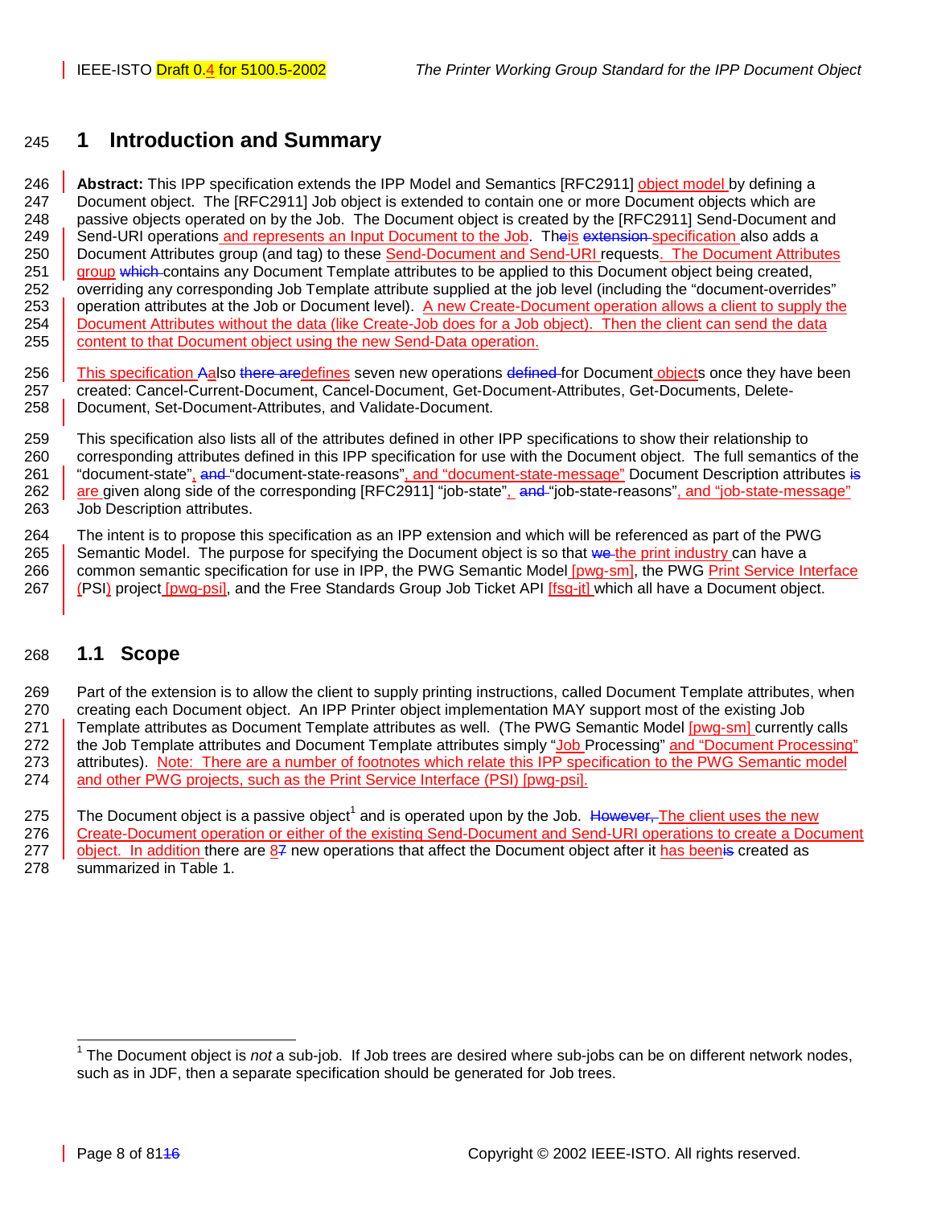# 1 Introduction and Summary

**Abstract:** This IPP specification extends the IPP Model and Semantics [RFC2911] object model by defining a Document object. The [RFC2911] Job object is extended to contain one or more Document objects which are passive objects operated on by the Job. The Document object is created by the [RFC2911] Send-Document and Send-URI operations and represents an Input Document to the Job. This specification also adds a Document Attributes group (and tag) to these Send-Document and Send-URI requests. The Document Attributes group contains any Document Template attributes to be applied to this Document object being created, overriding any corresponding Job Template attribute supplied at the job level (including the "document-overrides" operation attributes at the Job or Document level). A new Create-Document operation allows a client to supply the Document Attributes without the data (like Create-Job does for a Job object). Then the client can send the data content to that Document object using the new Send-Data operation.

This specification also defines seven new operations for Document objects once they have been created: Cancel-Current-Document, Cancel-Document, Get-Document-Attributes, Get-Documents, Delete-Document, Set-Document-Attributes, and Validate-Document.

This specification also lists all of the attributes defined in other IPP specifications to show their relationship to corresponding attributes defined in this IPP specification for use with the Document object. The full semantics of the "document-state", "document-state-reasons", and "document-state-message" Document Description attributes are given along side of the corresponding [RFC2911] "job-state", "job-state-reasons", and "job-state-message" Job Description attributes.

The intent is to propose this specification as an IPP extension and which will be referenced as part of the PWG Semantic Model. The purpose for specifying the Document object is so that the print industry can have a common semantic specification for use in IPP, the PWG Semantic Model [pwg-sm], the PWG Print Service Interface (PSI) project [pwg-psi], and the Free Standards Group Job Ticket API [fsg-jt] which all have a Document object.

## 1.1 Scope

Part of the extension is to allow the client to supply printing instructions, called Document Template attributes, when creating each Document object. An IPP Printer object implementation MAY support most of the existing Job Template attributes as Document Template attributes as well. (The PWG Semantic Model [pwg-sm] currently calls the Job Template attributes and Document Template attributes simply "Job Processing" and "Document Processing" attributes). Note: There are a number of footnotes which relate this IPP specification to the PWG Semantic model and other PWG projects, such as the Print Service Interface (PSI) [pwg-psi].

The Document object is a passive object[1] and is operated upon by the Job. The client uses the new Create-Document operation or either of the existing Send-Document and Send-URI operations to create a Document object. In addition there are 8 new operations that affect the Document object after it has been created as summarized in Table 1.

---

[1] The Document object is *not* a sub-job. If Job trees are desired where sub-jobs can be on different network nodes, such as in JDF, then a separate specification should be generated for Job trees.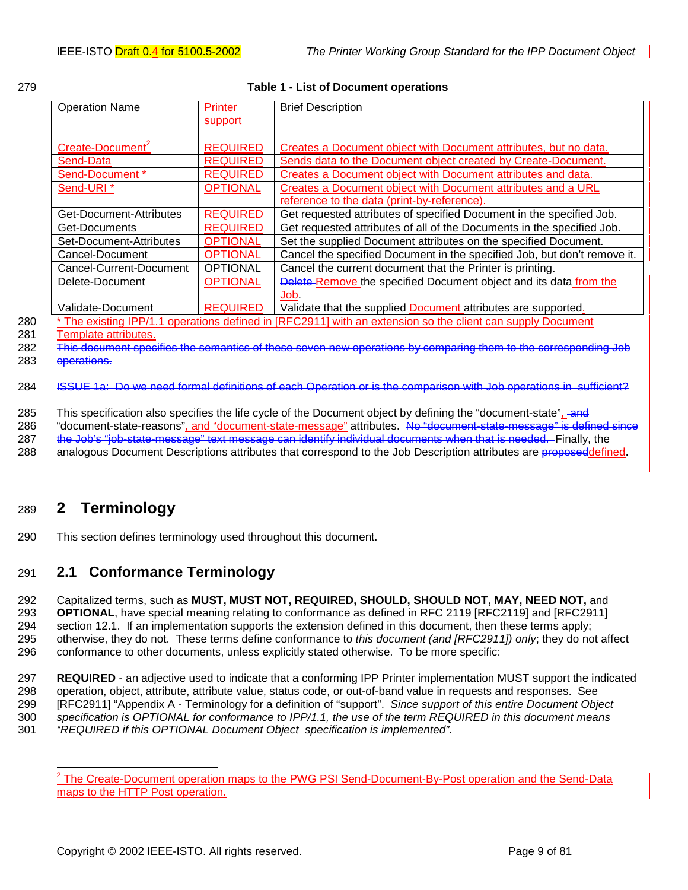**Table 1 - List of Document operations**

| Operation Name | Printer support | Brief Description |
|---|---|---|
| Create-Document[2] | REQUIRED | Creates a Document object with Document attributes, but no data. |
| Send-Data | REQUIRED | Sends data to the Document object created by Create-Document. |
| Send-Document * | REQUIRED | Creates a Document object with Document attributes and data. |
| Send-URI * | OPTIONAL | Creates a Document object with Document attributes and a URL reference to the data (print-by-reference). |
| Get-Document-Attributes | REQUIRED | Get requested attributes of specified Document in the specified Job. |
| Get-Documents | REQUIRED | Get requested attributes of all of the Documents in the specified Job. |
| Set-Document-Attributes | OPTIONAL | Set the supplied Document attributes on the specified Document. |
| Cancel-Document | OPTIONAL | Cancel the specified Document in the specified Job, but don't remove it. |
| Cancel-Current-Document | OPTIONAL | Cancel the current document that the Printer is printing. |
| Delete-Document | OPTIONAL | ~~Delete~~ Remove the specified Document object and its data from the Job. |
| Validate-Document | REQUIRED | Validate that the supplied Document attributes are supported. |

\* The existing IPP/1.1 operations defined in [RFC2911] with an extension so the client can supply Document Template attributes.

~~This document specifies the semantics of these seven new operations by comparing them to the corresponding Job operations.~~

~~ISSUE 1a: Do we need formal definitions of each Operation or is the comparison with Job operations in sufficient?~~

This specification also specifies the life cycle of the Document object by defining the "document-state", ~~and~~ "document-state-reasons", and "document-state-message" attributes. ~~No "document-state-message" is defined since the Job's "job-state-message" text message can identify individual documents when that is needed.~~ Finally, the analogous Document Descriptions attributes that correspond to the Job Description attributes are ~~proposed~~defined.

# 2 Terminology

This section defines terminology used throughout this document.

## 2.1 Conformance Terminology

Capitalized terms, such as **MUST, MUST NOT, REQUIRED, SHOULD, SHOULD NOT, MAY, NEED NOT,** and **OPTIONAL**, have special meaning relating to conformance as defined in RFC 2119 [RFC2119] and [RFC2911] section 12.1. If an implementation supports the extension defined in this document, then these terms apply; otherwise, they do not. These terms define conformance to *this document (and [RFC2911]) only*; they do not affect conformance to other documents, unless explicitly stated otherwise. To be more specific:

**REQUIRED** - an adjective used to indicate that a conforming IPP Printer implementation MUST support the indicated operation, object, attribute, attribute value, status code, or out-of-band value in requests and responses. See [RFC2911] "Appendix A - Terminology for a definition of "support". *Since support of this entire Document Object specification is OPTIONAL for conformance to IPP/1.1, the use of the term REQUIRED in this document means "REQUIRED if this OPTIONAL Document Object specification is implemented".*

[2] The Create-Document operation maps to the PWG PSI Send-Document-By-Post operation and the Send-Data maps to the HTTP Post operation.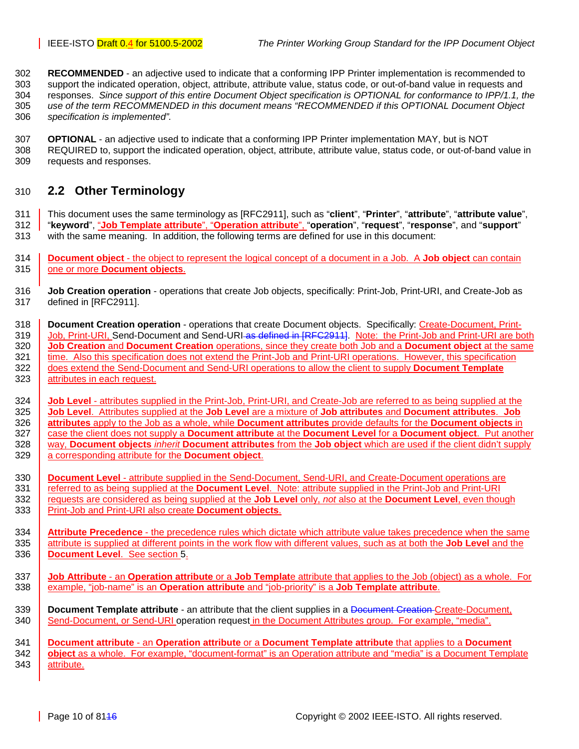**RECOMMENDED** - an adjective used to indicate that a conforming IPP Printer implementation is recommended to support the indicated operation, object, attribute, attribute value, status code, or out-of-band value in requests and responses. *Since support of this entire Document Object specification is OPTIONAL for conformance to IPP/1.1, the use of the term RECOMMENDED in this document means "RECOMMENDED if this OPTIONAL Document Object specification is implemented".*

**OPTIONAL** - an adjective used to indicate that a conforming IPP Printer implementation MAY, but is NOT REQUIRED to, support the indicated operation, object, attribute, attribute value, status code, or out-of-band value in requests and responses.

## 2.2 Other Terminology

This document uses the same terminology as [RFC2911], such as "**client**", "**Printer**", "**attribute**", "**attribute value**", "**keyword**", "**Job Template attribute**", "**Operation attribute**", "**operation**", "**request**", "**response**", and "**support**" with the same meaning. In addition, the following terms are defined for use in this document:

**Document object** - the object to represent the logical concept of a document in a Job. A **Job object** can contain one or more **Document objects**.

**Job Creation operation** - operations that create Job objects, specifically: Print-Job, Print-URI, and Create-Job as defined in [RFC2911].

**Document Creation operation** - operations that create Document objects. Specifically: Create-Document, Print-Job, Print-URI, Send-Document and Send-URI ~~as defined in [RFC2911]~~. Note: the Print-Job and Print-URI are both **Job Creation** and **Document Creation** operations, since they create both Job and a **Document object** at the same time. Also this specification does not extend the Print-Job and Print-URI operations. However, this specification does extend the Send-Document and Send-URI operations to allow the client to supply **Document Template** attributes in each request.

**Job Level** - attributes supplied in the Print-Job, Print-URI, and Create-Job are referred to as being supplied at the **Job Level**. Attributes supplied at the **Job Level** are a mixture of **Job attributes** and **Document attributes**. **Job attributes** apply to the Job as a whole, while **Document attributes** provide defaults for the **Document objects** in case the client does not supply a **Document attribute** at the **Document Level** for a **Document object**. Put another way, **Document objects** *inherit* **Document attributes** from the **Job object** which are used if the client didn't supply a corresponding attribute for the **Document object**.

**Document Level** - attribute supplied in the Send-Document, Send-URI, and Create-Document operations are referred to as being supplied at the **Document Level**. Note: attribute supplied in the Print-Job and Print-URI requests are considered as being supplied at the **Job Level** only, *not* also at the **Document Level**, even though Print-Job and Print-URI also create **Document objects**.

**Attribute Precedence** - the precedence rules which dictate which attribute value takes precedence when the same attribute is supplied at different points in the work flow with different values, such as at both the **Job Level** and the **Document Level**. See section 5.

**Job Attribute** - an **Operation attribute** or a **Job Template** attribute that applies to the Job (object) as a whole. For example, "job-name" is an **Operation attribute** and "job-priority" is a **Job Template attribute**.

**Document Template attribute** - an attribute that the client supplies in a ~~Document Creation~~ Create-Document, Send-Document, or Send-URI operation request in the Document Attributes group. For example, "media".

**Document attribute** - an **Operation attribute** or a **Document Template attribute** that applies to a **Document object** as a whole. For example, "document-format" is an Operation attribute and "media" is a Document Template attribute.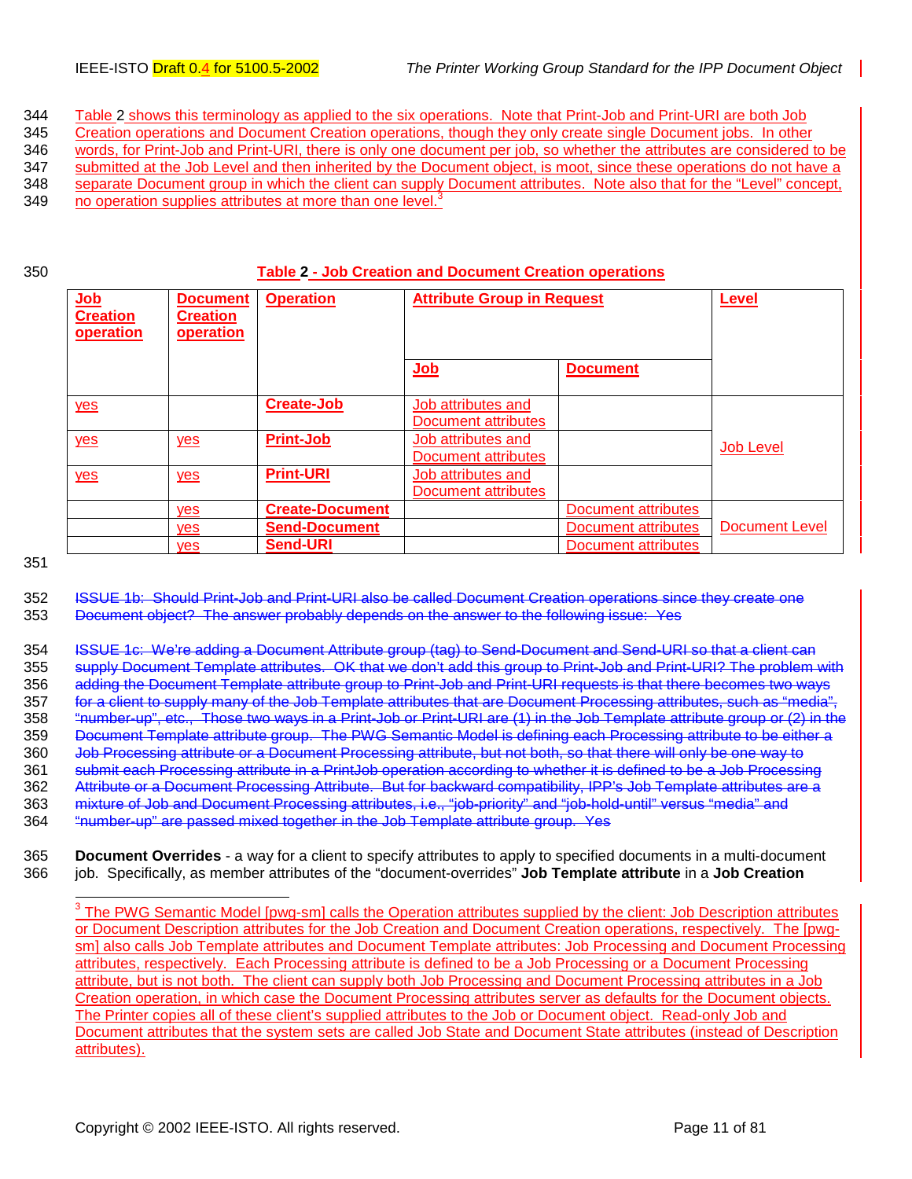Table 2 shows this terminology as applied to the six operations. Note that Print-Job and Print-URI are both Job Creation operations and Document Creation operations, though they only create single Document jobs. In other words, for Print-Job and Print-URI, there is only one document per job, so whether the attributes are considered to be submitted at the Job Level and then inherited by the Document object, is moot, since these operations do not have a separate Document group in which the client can supply Document attributes. Note also that for the "Level" concept, no operation supplies attributes at more than one level.[3]

**Table 2 - Job Creation and Document Creation operations**

| Job Creation operation | Document Creation operation | Operation | Attribute Group in Request | | Level |
|---|---|---|---|---|---|
| | | | Job | Document | |
| yes | | **Create-Job** | Job attributes and Document attributes | | Job Level |
| yes | yes | **Print-Job** | Job attributes and Document attributes | | Job Level |
| yes | yes | **Print-URI** | Job attributes and Document attributes | | Job Level |
| | yes | **Create-Document** | | Document attributes | Document Level |
| | yes | **Send-Document** | | Document attributes | Document Level |
| | yes | **Send-URI** | | Document attributes | Document Level |

~~ISSUE 1b: Should Print-Job and Print-URI also be called Document Creation operations since they create one Document object? The answer probably depends on the answer to the following issue: Yes~~

~~ISSUE 1c: We're adding a Document Attribute group (tag) to Send-Document and Send-URI so that a client can supply Document Template attributes. OK that we don't add this group to Print-Job and Print-URI? The problem with adding the Document Template attribute group to Print-Job and Print-URI requests is that there becomes two ways for a client to supply many of the Job Template attributes that are Document Processing attributes, such as "media", "number-up", etc., Those two ways in a Print-Job or Print-URI are (1) in the Job Template attribute group or (2) in the Document Template attribute group. The PWG Semantic Model is defining each Processing attribute to be either a Job Processing attribute or a Document Processing attribute, but not both, so that there will only be one way to submit each Processing attribute in a PrintJob operation according to whether it is defined to be a Job Processing Attribute or a Document Processing Attribute. But for backward compatibility, IPP's Job Template attributes are a mixture of Job and Document Processing attributes, i.e., "job-priority" and "job-hold-until" versus "media" and "number-up" are passed mixed together in the Job Template attribute group. Yes~~

**Document Overrides** - a way for a client to specify attributes to apply to specified documents in a multi-document job. Specifically, as member attributes of the "document-overrides" **Job Template attribute** in a **Job Creation**

---

[3] The PWG Semantic Model [pwg-sm] calls the Operation attributes supplied by the client: Job Description attributes or Document Description attributes for the Job Creation and Document Creation operations, respectively. The [pwg-sm] also calls Job Template attributes and Document Template attributes: Job Processing and Document Processing attributes, respectively. Each Processing attribute is defined to be a Job Processing or a Document Processing attribute, but is not both. The client can supply both Job Processing and Document Processing attributes in a Job Creation operation, in which case the Document Processing attributes server as defaults for the Document objects. The Printer copies all of these client's supplied attributes to the Job or Document object. Read-only Job and Document attributes that the system sets are called Job State and Document State attributes (instead of Description attributes).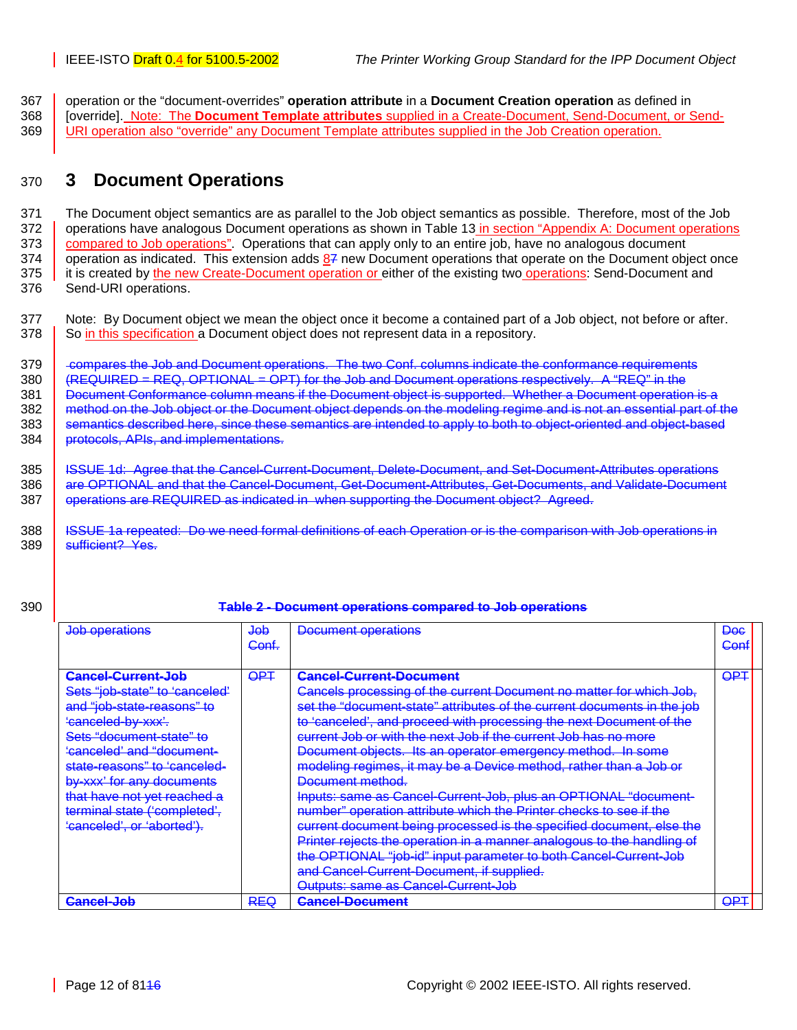operation or the "document-overrides" **operation attribute** in a **Document Creation operation** as defined in [override]. Note: The **Document Template attributes** supplied in a Create-Document, Send-Document, or Send-URI operation also "override" any Document Template attributes supplied in the Job Creation operation.

# 3 Document Operations

The Document object semantics are as parallel to the Job object semantics as possible. Therefore, most of the Job operations have analogous Document operations as shown in Table 13 in section "Appendix A: Document operations compared to Job operations". Operations that can apply only to an entire job, have no analogous document operation as indicated. This extension adds 87 new Document operations that operate on the Document object once it is created by the new Create-Document operation or either of the existing two operations: Send-Document and Send-URI operations.

Note: By Document object we mean the object once it become a contained part of a Job object, not before or after. So in this specification a Document object does not represent data in a repository.

~~compares the Job and Document operations. The two Conf. columns indicate the conformance requirements (REQUIRED = REQ, OPTIONAL = OPT) for the Job and Document operations respectively. A "REQ" in the Document Conformance column means if the Document object is supported. Whether a Document operation is a method on the Job object or the Document object depends on the modeling regime and is not an essential part of the semantics described here, since these semantics are intended to apply to both to object-oriented and object-based protocols, APIs, and implementations.~~

~~ISSUE 1d: Agree that the Cancel-Current-Document, Delete-Document, and Set-Document-Attributes operations are OPTIONAL and that the Cancel-Document, Get-Document-Attributes, Get-Documents, and Validate-Document operations are REQUIRED as indicated in when supporting the Document object? Agreed.~~

~~ISSUE 1a repeated: Do we need formal definitions of each Operation or is the comparison with Job operations in sufficient? Yes.~~

~~**Table 2 - Document operations compared to Job operations**~~

| ~~Job operations~~ | ~~Job Conf.~~ | ~~Document operations~~ | ~~Doc Conf~~ |
|---|---|---|---|
| ~~**Cancel-Current-Job**~~<br>~~Sets "job-state" to 'canceled' and "job-state-reasons" to 'canceled-by-xxx'.~~<br>~~Sets "document-state" to 'canceled' and "document-state-reasons" to 'canceled-by-xxx' for any documents that have not yet reached a terminal state ('completed', 'canceled', or 'aborted').~~ | ~~OPT~~ | ~~**Cancel-Current-Document**~~<br>~~Cancels processing of the current Document no matter for which Job, set the "document-state" attributes of the current documents in the job to 'canceled', and proceed with processing the next Document of the current Job or with the next Job if the current Job has no more Document objects. Its an operator emergency method. In some modeling regimes, it may be a Device method, rather than a Job or Document method.~~<br>~~Inputs: same as Cancel-Current-Job, plus an OPTIONAL "document-number" operation attribute which the Printer checks to see if the current document being processed is the specified document, else the Printer rejects the operation in a manner analogous to the handling of the OPTIONAL "job-id" input parameter to both Cancel-Current-Job and Cancel-Current-Document, if supplied.~~<br>~~Outputs: same as Cancel-Current-Job~~ | ~~OPT~~ |
| ~~**Cancel-Job**~~ | ~~REQ~~ | ~~**Cancel-Document**~~ | ~~OPT~~ |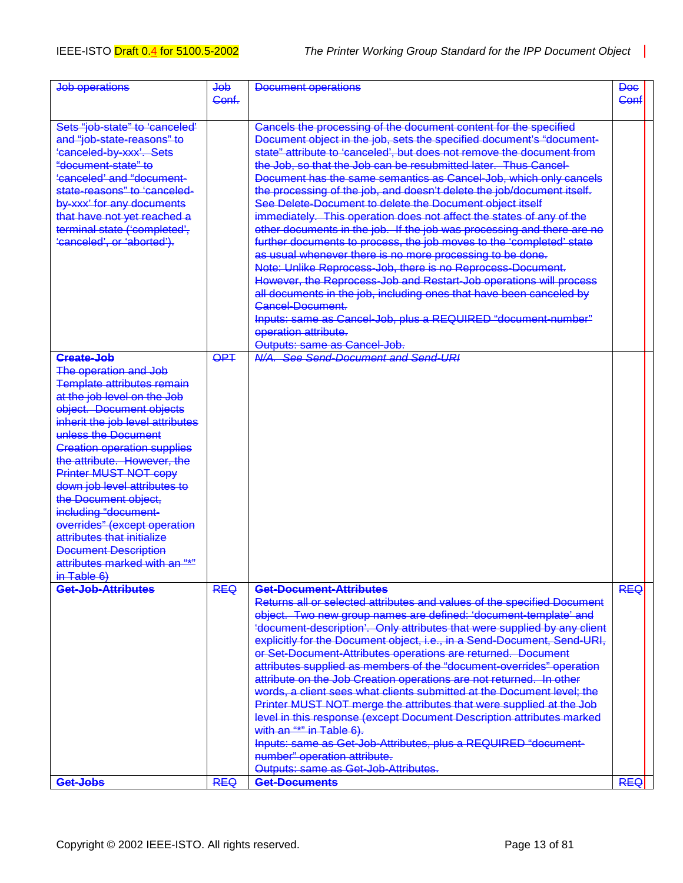| Job operations | Job Conf. | Document operations | Doc Conf |
|---|---|---|---|
| Sets "job-state" to 'canceled' and "job-state-reasons" to 'canceled-by-xxx'. Sets "document-state" to 'canceled' and "document-state-reasons" to 'canceled-by-xxx' for any documents that have not yet reached a terminal state ('completed', 'canceled', or 'aborted'). | | Cancels the processing of the document content for the specified Document object in the job, sets the specified document's "document-state" attribute to 'canceled', but does not remove the document from the Job, so that the Job can be resubmitted later. Thus Cancel-Document has the same semantics as Cancel-Job, which only cancels the processing of the job, and doesn't delete the job/document itself. See Delete-Document to delete the Document object itself immediately. This operation does not affect the states of any of the other documents in the job. If the job was processing and there are no further documents to process, the job moves to the 'completed' state as usual whenever there is no more processing to be done. Note: Unlike Reprocess-Job, there is no Reprocess-Document. However, the Reprocess-Job and Restart-Job operations will process all documents in the job, including ones that have been canceled by Cancel-Document. Inputs: same as Cancel-Job, plus a REQUIRED "document-number" operation attribute. Outputs: same as Cancel-Job. | |
| **Create-Job** The operation and Job Template attributes remain at the job level on the Job object. Document objects inherit the job level attributes unless the Document Creation operation supplies the attribute. However, the Printer MUST NOT copy down job level attributes to the Document object, including "document-overrides" (except operation attributes that initialize Document Description attributes marked with an "*" in Table 6) | OPT | *N/A. See Send-Document and Send-URI* | |
| **Get-Job-Attributes** | REQ | **Get-Document-Attributes** Returns all or selected attributes and values of the specified Document object. Two new group names are defined: 'document-template' and 'document-description'. Only attributes that were supplied by any client explicitly for the Document object, i.e., in a Send-Document, Send-URI, or Set-Document-Attributes operations are returned. Document attributes supplied as members of the "document-overrides" operation attribute on the Job Creation operations are not returned. In other words, a client sees what clients submitted at the Document level; the Printer MUST NOT merge the attributes that were supplied at the Job level in this response (except Document Description attributes marked with an "*" in Table 6). Inputs: same as Get-Job-Attributes, plus a REQUIRED "document-number" operation attribute. Outputs: same as Get-Job-Attributes. | REQ |
| **Get-Jobs** | REQ | **Get-Documents** | REQ |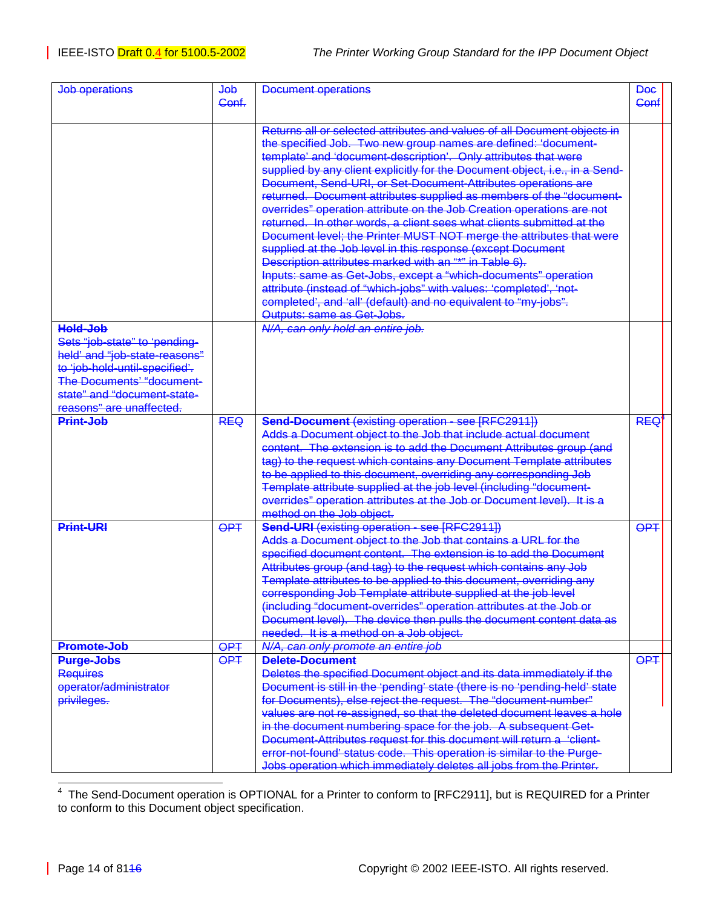| Job operations | Job Conf. | Document operations | Doc Conf |
|---|---|---|---|
| | | Returns all or selected attributes and values of all Document objects in the specified Job. Two new group names are defined: 'document-template' and 'document-description'. Only attributes that were supplied by any client explicitly for the Document object, i.e., in a Send-Document, Send-URI, or Set-Document-Attributes operations are returned. Document attributes supplied as members of the "document-overrides" operation attribute on the Job Creation operations are not returned. In other words, a client sees what clients submitted at the Document level; the Printer MUST NOT merge the attributes that were supplied at the Job level in this response (except Document Description attributes marked with an "*" in Table 6).<br>Inputs: same as Get-Jobs, except a "which-documents" operation attribute (instead of "which-jobs" with values: 'completed', 'not-completed', and 'all' (default) and no equivalent to "my-jobs".<br>Outputs: same as Get-Jobs. | |
| **Hold-Job**<br>Sets "job-state" to 'pending-held' and "job-state-reasons" to 'job-hold-until-specified'. The Documents' "document-state" and "document-state-reasons" are unaffected. | | *N/A, can only hold an entire job.* | |
| **Print-Job** | REQ | **Send-Document** (existing operation - see [RFC2911])<br>Adds a Document object to the Job that include actual document content. The extension is to add the Document Attributes group (and tag) to the request which contains any Document Template attributes to be applied to this document, overriding any corresponding Job Template attribute supplied at the job level (including "document-overrides" operation attributes at the Job or Document level). It is a method on the Job object. | REQ[4] |
| **Print-URI** | OPT | **Send-URI** (existing operation - see [RFC2911])<br>Adds a Document object to the Job that contains a URL for the specified document content. The extension is to add the Document Attributes group (and tag) to the request which contains any Job Template attributes to be applied to this document, overriding any corresponding Job Template attribute supplied at the job level (including "document-overrides" operation attributes at the Job or Document level). The device then pulls the document content data as needed. It is a method on a Job object. | OPT |
| **Promote-Job** | OPT | *N/A, can only promote an entire job* | |
| **Purge-Jobs**<br>Requires operator/administrator privileges. | OPT | **Delete-Document**<br>Deletes the specified Document object and its data immediately if the Document is still in the 'pending' state (there is no 'pending-held' state for Documents), else reject the request. The "document-number" values are not re-assigned, so that the deleted document leaves a hole in the document numbering space for the job. A subsequent Get-Document-Attributes request for this document will return a 'client-error-not-found' status code. This operation is similar to the Purge-Jobs operation which immediately deletes all jobs from the Printer. | OPT |

[4] The Send-Document operation is OPTIONAL for a Printer to conform to [RFC2911], but is REQUIRED for a Printer to conform to this Document object specification.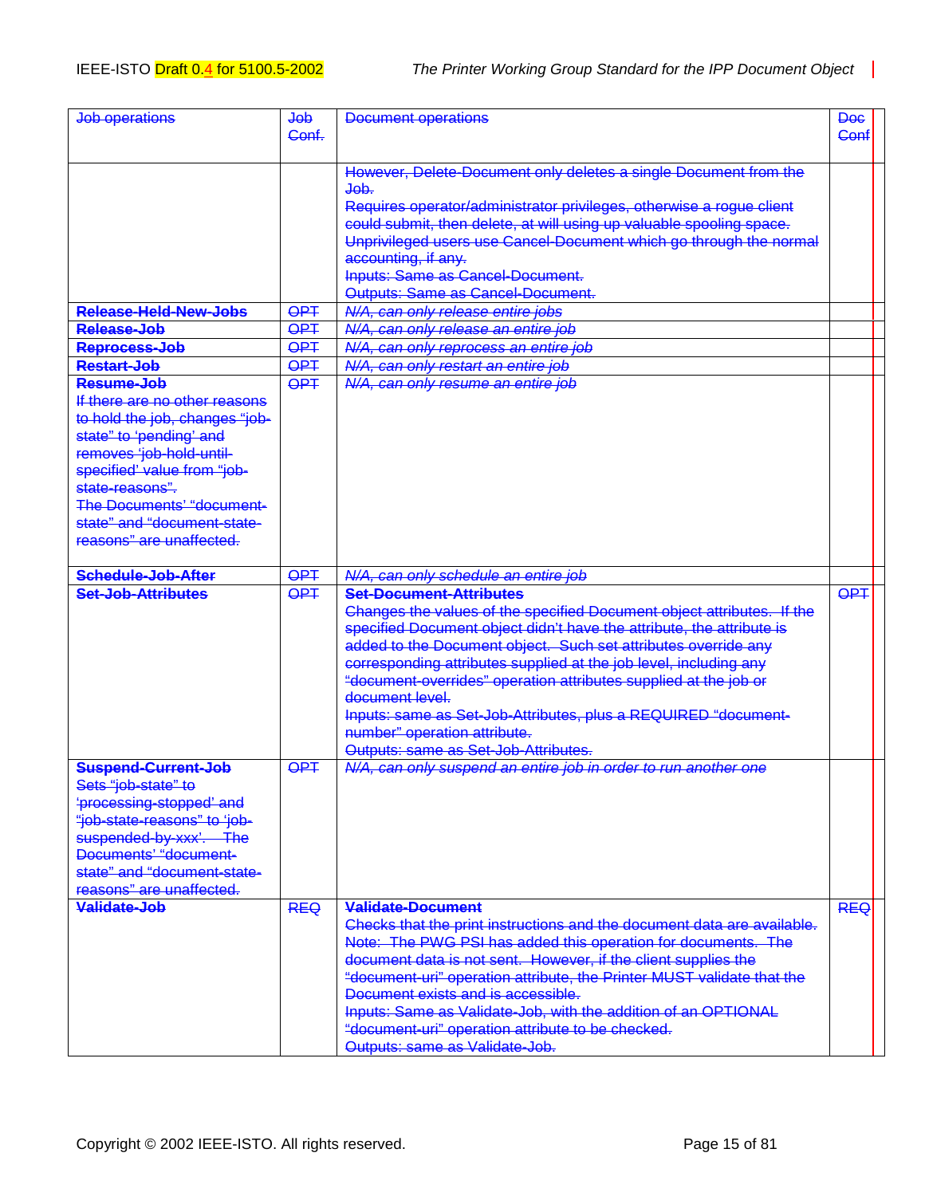| Job operations | Job Conf. | Document operations | Doc Conf |
|---|---|---|---|
| | | However, Delete-Document only deletes a single Document from the Job.<br>Requires operator/administrator privileges, otherwise a rogue client could submit, then delete, at will using up valuable spooling space.<br>Unprivileged users use Cancel-Document which go through the normal accounting, if any.<br>Inputs: Same as Cancel-Document.<br>Outputs: Same as Cancel-Document. | |
| **Release-Held-New-Jobs** | OPT | *N/A, can only release entire jobs* | |
| **Release-Job** | OPT | *N/A, can only release an entire job* | |
| **Reprocess-Job** | OPT | *N/A, can only reprocess an entire job* | |
| **Restart-Job** | OPT | *N/A, can only restart an entire job* | |
| **Resume-Job**<br>If there are no other reasons to hold the job, changes "job-state" to 'pending' and removes 'job-hold-until-specified' value from "job-state-reasons".<br>The Documents' "document-state" and "document-state-reasons" are unaffected. | OPT | *N/A, can only resume an entire job* | |
| **Schedule-Job-After** | OPT | *N/A, can only schedule an entire job* | |
| **Set-Job-Attributes** | OPT | **Set-Document-Attributes**<br>Changes the values of the specified Document object attributes. If the specified Document object didn't have the attribute, the attribute is added to the Document object. Such set attributes override any corresponding attributes supplied at the job level, including any "document-overrides" operation attributes supplied at the job or document level.<br>Inputs: same as Set-Job-Attributes, plus a REQUIRED "document-number" operation attribute.<br>Outputs: same as Set-Job-Attributes. | OPT |
| **Suspend-Current-Job**<br>Sets "job-state" to 'processing-stopped' and "job-state-reasons" to 'job-suspended-by-xxx'. The Documents' "document-state" and "document-state-reasons" are unaffected. | OPT | *N/A, can only suspend an entire job in order to run another one* | |
| **Validate-Job** | REQ | **Validate-Document**<br>Checks that the print instructions and the document data are available. Note: The PWG PSI has added this operation for documents. The document data is not sent. However, if the client supplies the "document-uri" operation attribute, the Printer MUST validate that the Document exists and is accessible.<br>Inputs: Same as Validate-Job, with the addition of an OPTIONAL "document-uri" operation attribute to be checked.<br>Outputs: same as Validate-Job. | REQ |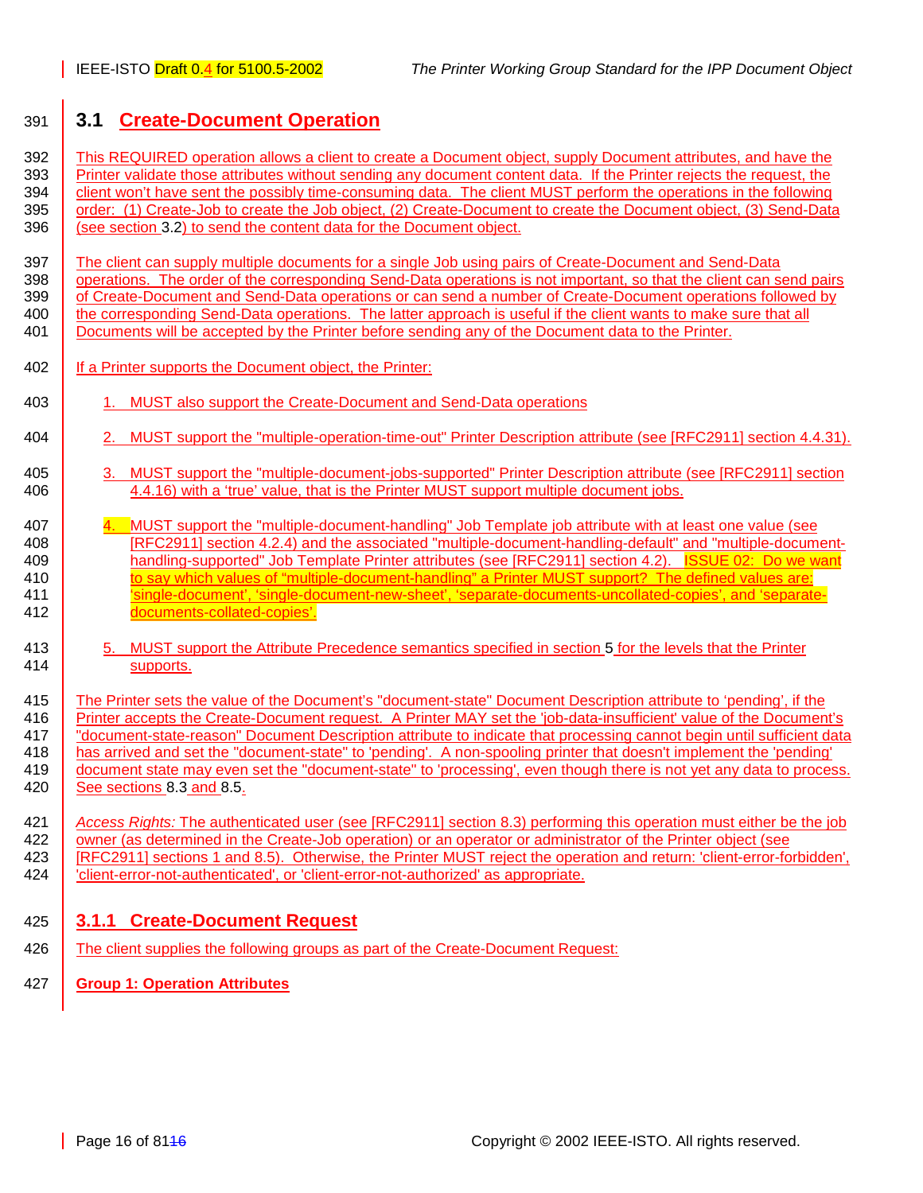## 3.1 Create-Document Operation

This REQUIRED operation allows a client to create a Document object, supply Document attributes, and have the Printer validate those attributes without sending any document content data. If the Printer rejects the request, the client won't have sent the possibly time-consuming data. The client MUST perform the operations in the following order: (1) Create-Job to create the Job object, (2) Create-Document to create the Document object, (3) Send-Data (see section 3.2) to send the content data for the Document object.

The client can supply multiple documents for a single Job using pairs of Create-Document and Send-Data operations. The order of the corresponding Send-Data operations is not important, so that the client can send pairs of Create-Document and Send-Data operations or can send a number of Create-Document operations followed by the corresponding Send-Data operations. The latter approach is useful if the client wants to make sure that all Documents will be accepted by the Printer before sending any of the Document data to the Printer.

If a Printer supports the Document object, the Printer:

1. MUST also support the Create-Document and Send-Data operations
2. MUST support the "multiple-operation-time-out" Printer Description attribute (see [RFC2911] section 4.4.31).
3. MUST support the "multiple-document-jobs-supported" Printer Description attribute (see [RFC2911] section 4.4.16) with a 'true' value, that is the Printer MUST support multiple document jobs.
4. MUST support the "multiple-document-handling" Job Template job attribute with at least one value (see [RFC2911] section 4.2.4) and the associated "multiple-document-handling-default" and "multiple-document-handling-supported" Job Template Printer attributes (see [RFC2911] section 4.2). ISSUE 02: Do we want to say which values of "multiple-document-handling" a Printer MUST support? The defined values are: 'single-document', 'single-document-new-sheet', 'separate-documents-uncollated-copies', and 'separate-documents-collated-copies'.
5. MUST support the Attribute Precedence semantics specified in section 5 for the levels that the Printer supports.

The Printer sets the value of the Document's "document-state" Document Description attribute to 'pending', if the Printer accepts the Create-Document request. A Printer MAY set the 'job-data-insufficient' value of the Document's "document-state-reason" Document Description attribute to indicate that processing cannot begin until sufficient data has arrived and set the "document-state" to 'pending'. A non-spooling printer that doesn't implement the 'pending' document state may even set the "document-state" to 'processing', even though there is not yet any data to process. See sections 8.3 and 8.5.

*Access Rights:* The authenticated user (see [RFC2911] section 8.3) performing this operation must either be the job owner (as determined in the Create-Job operation) or an operator or administrator of the Printer object (see [RFC2911] sections 1 and 8.5). Otherwise, the Printer MUST reject the operation and return: 'client-error-forbidden', 'client-error-not-authenticated', or 'client-error-not-authorized' as appropriate.

### 3.1.1 Create-Document Request

The client supplies the following groups as part of the Create-Document Request:

**Group 1: Operation Attributes**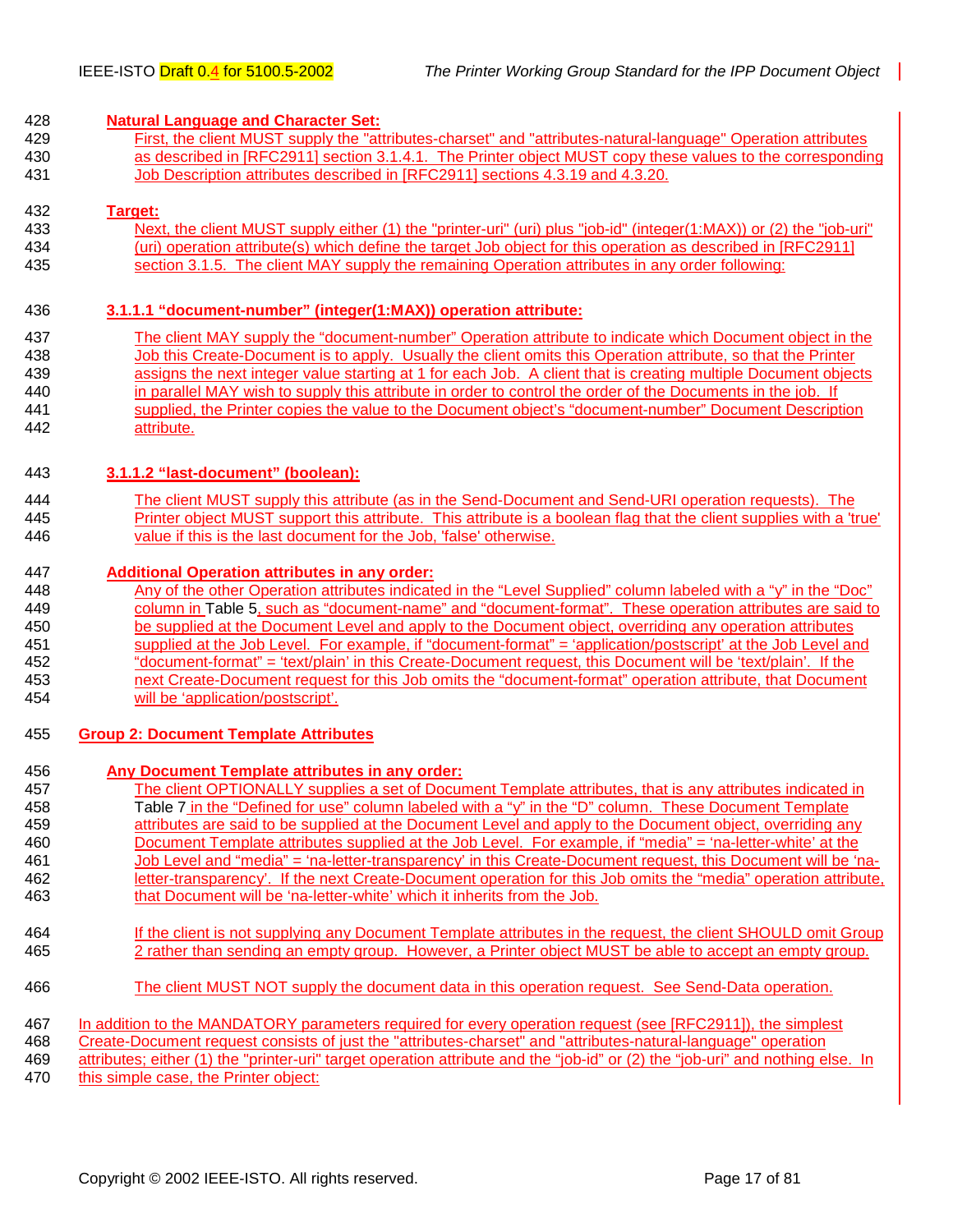**Natural Language and Character Set:**

First, the client MUST supply the "attributes-charset" and "attributes-natural-language" Operation attributes as described in [RFC2911] section 3.1.4.1. The Printer object MUST copy these values to the corresponding Job Description attributes described in [RFC2911] sections 4.3.19 and 4.3.20.

**Target:**

Next, the client MUST supply either (1) the "printer-uri" (uri) plus "job-id" (integer(1:MAX)) or (2) the "job-uri" (uri) operation attribute(s) which define the target Job object for this operation as described in [RFC2911] section 3.1.5. The client MAY supply the remaining Operation attributes in any order following:

#### 3.1.1.1 "document-number" (integer(1:MAX)) operation attribute:

The client MAY supply the "document-number" Operation attribute to indicate which Document object in the Job this Create-Document is to apply. Usually the client omits this Operation attribute, so that the Printer assigns the next integer value starting at 1 for each Job. A client that is creating multiple Document objects in parallel MAY wish to supply this attribute in order to control the order of the Documents in the job. If supplied, the Printer copies the value to the Document object's "document-number" Document Description attribute.

#### 3.1.1.2 "last-document" (boolean):

The client MUST supply this attribute (as in the Send-Document and Send-URI operation requests). The Printer object MUST support this attribute. This attribute is a boolean flag that the client supplies with a 'true' value if this is the last document for the Job, 'false' otherwise.

**Additional Operation attributes in any order:**

Any of the other Operation attributes indicated in the "Level Supplied" column labeled with a "y" in the "Doc" column in Table 5, such as "document-name" and "document-format". These operation attributes are said to be supplied at the Document Level and apply to the Document object, overriding any operation attributes supplied at the Job Level. For example, if "document-format" = 'application/postscript' at the Job Level and "document-format" = 'text/plain' in this Create-Document request, this Document will be 'text/plain'. If the next Create-Document request for this Job omits the "document-format" operation attribute, that Document will be 'application/postscript'.

**Group 2: Document Template Attributes**

**Any Document Template attributes in any order:**

The client OPTIONALLY supplies a set of Document Template attributes, that is any attributes indicated in Table 7 in the "Defined for use" column labeled with a "y" in the "D" column. These Document Template attributes are said to be supplied at the Document Level and apply to the Document object, overriding any Document Template attributes supplied at the Job Level. For example, if "media" = 'na-letter-white' at the Job Level and "media" = 'na-letter-transparency' in this Create-Document request, this Document will be 'na-letter-transparency'. If the next Create-Document operation for this Job omits the "media" operation attribute, that Document will be 'na-letter-white' which it inherits from the Job.

If the client is not supplying any Document Template attributes in the request, the client SHOULD omit Group 2 rather than sending an empty group. However, a Printer object MUST be able to accept an empty group.

The client MUST NOT supply the document data in this operation request. See Send-Data operation.

In addition to the MANDATORY parameters required for every operation request (see [RFC2911]), the simplest Create-Document request consists of just the "attributes-charset" and "attributes-natural-language" operation attributes; either (1) the "printer-uri" target operation attribute and the "job-id" or (2) the "job-uri" and nothing else. In this simple case, the Printer object: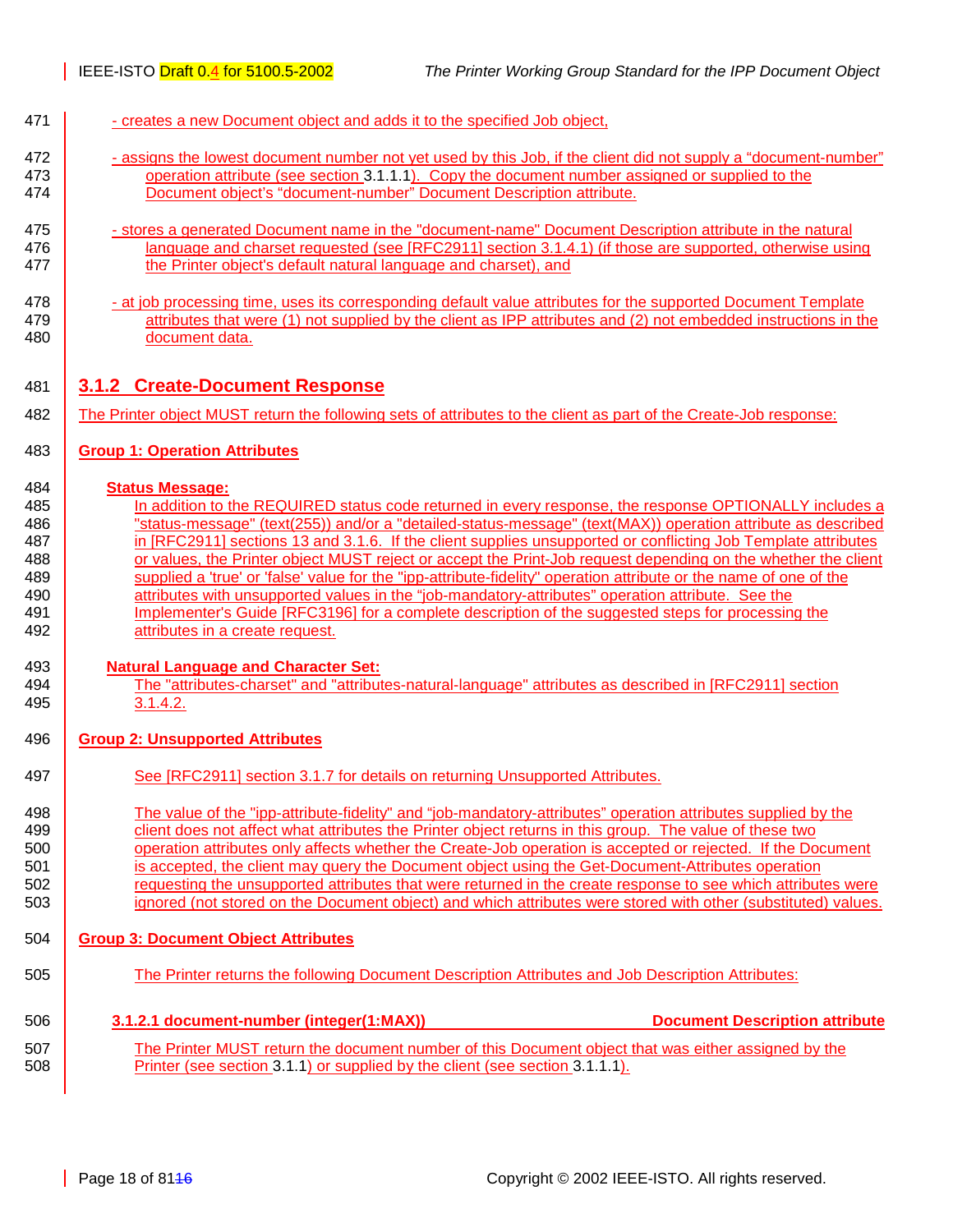- creates a new Document object and adds it to the specified Job object,

- assigns the lowest document number not yet used by this Job, if the client did not supply a "document-number" operation attribute (see section 3.1.1.1). Copy the document number assigned or supplied to the Document object's "document-number" Document Description attribute.

- stores a generated Document name in the "document-name" Document Description attribute in the natural language and charset requested (see [RFC2911] section 3.1.4.1) (if those are supported, otherwise using the Printer object's default natural language and charset), and

- at job processing time, uses its corresponding default value attributes for the supported Document Template attributes that were (1) not supplied by the client as IPP attributes and (2) not embedded instructions in the document data.

### 3.1.2 Create-Document Response

The Printer object MUST return the following sets of attributes to the client as part of the Create-Job response:

**Group 1: Operation Attributes**

**Status Message:**

In addition to the REQUIRED status code returned in every response, the response OPTIONALLY includes a "status-message" (text(255)) and/or a "detailed-status-message" (text(MAX)) operation attribute as described in [RFC2911] sections 13 and 3.1.6. If the client supplies unsupported or conflicting Job Template attributes or values, the Printer object MUST reject or accept the Print-Job request depending on the whether the client supplied a 'true' or 'false' value for the "ipp-attribute-fidelity" operation attribute or the name of one of the attributes with unsupported values in the "job-mandatory-attributes" operation attribute. See the Implementer's Guide [RFC3196] for a complete description of the suggested steps for processing the attributes in a create request.

**Natural Language and Character Set:**

The "attributes-charset" and "attributes-natural-language" attributes as described in [RFC2911] section 3.1.4.2.

**Group 2: Unsupported Attributes**

See [RFC2911] section 3.1.7 for details on returning Unsupported Attributes.

The value of the "ipp-attribute-fidelity" and "job-mandatory-attributes" operation attributes supplied by the client does not affect what attributes the Printer object returns in this group. The value of these two operation attributes only affects whether the Create-Job operation is accepted or rejected. If the Document is accepted, the client may query the Document object using the Get-Document-Attributes operation requesting the unsupported attributes that were returned in the create response to see which attributes were ignored (not stored on the Document object) and which attributes were stored with other (substituted) values.

**Group 3: Document Object Attributes**

The Printer returns the following Document Description Attributes and Job Description Attributes:

#### 3.1.2.1 document-number (integer(1:MAX)) — Document Description attribute

The Printer MUST return the document number of this Document object that was either assigned by the Printer (see section 3.1.1) or supplied by the client (see section 3.1.1.1).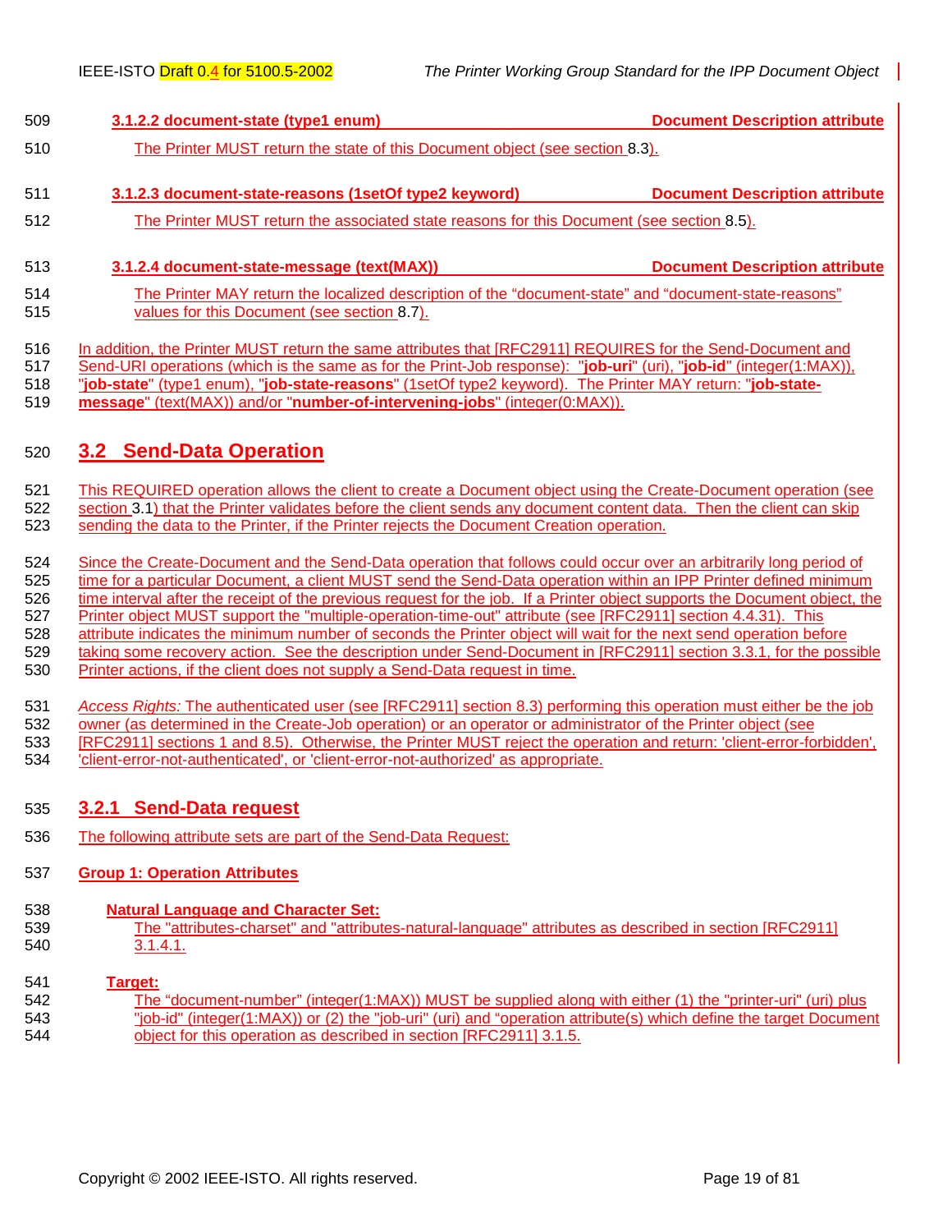#### 3.1.2.2 document-state (type1 enum) — Document Description attribute

The Printer MUST return the state of this Document object (see section 8.3).

#### 3.1.2.3 document-state-reasons (1setOf type2 keyword) — Document Description attribute

The Printer MUST return the associated state reasons for this Document (see section 8.5).

#### 3.1.2.4 document-state-message (text(MAX)) — Document Description attribute

The Printer MAY return the localized description of the “document-state” and “document-state-reasons” values for this Document (see section 8.7).

In addition, the Printer MUST return the same attributes that [RFC2911] REQUIRES for the Send-Document and Send-URI operations (which is the same as for the Print-Job response): "**job-uri**" (uri), "**job-id**" (integer(1:MAX)), "**job-state**" (type1 enum), "**job-state-reasons**" (1setOf type2 keyword). The Printer MAY return: "**job-state-message**" (text(MAX)) and/or "**number-of-intervening-jobs**" (integer(0:MAX)).

## 3.2 Send-Data Operation

This REQUIRED operation allows the client to create a Document object using the Create-Document operation (see section 3.1) that the Printer validates before the client sends any document content data. Then the client can skip sending the data to the Printer, if the Printer rejects the Document Creation operation.

Since the Create-Document and the Send-Data operation that follows could occur over an arbitrarily long period of time for a particular Document, a client MUST send the Send-Data operation within an IPP Printer defined minimum time interval after the receipt of the previous request for the job. If a Printer object supports the Document object, the Printer object MUST support the "multiple-operation-time-out" attribute (see [RFC2911] section 4.4.31). This attribute indicates the minimum number of seconds the Printer object will wait for the next send operation before taking some recovery action. See the description under Send-Document in [RFC2911] section 3.3.1, for the possible Printer actions, if the client does not supply a Send-Data request in time.

*Access Rights:* The authenticated user (see [RFC2911] section 8.3) performing this operation must either be the job owner (as determined in the Create-Job operation) or an operator or administrator of the Printer object (see [RFC2911] sections 1 and 8.5). Otherwise, the Printer MUST reject the operation and return: 'client-error-forbidden', 'client-error-not-authenticated', or 'client-error-not-authorized' as appropriate.

### 3.2.1 Send-Data request

The following attribute sets are part of the Send-Data Request:

**Group 1: Operation Attributes**

**Natural Language and Character Set:**

The "attributes-charset" and "attributes-natural-language" attributes as described in section [RFC2911] 3.1.4.1.

**Target:**

The “document-number” (integer(1:MAX)) MUST be supplied along with either (1) the "printer-uri" (uri) plus "job-id" (integer(1:MAX)) or (2) the "job-uri" (uri) and “operation attribute(s) which define the target Document object for this operation as described in section [RFC2911] 3.1.5.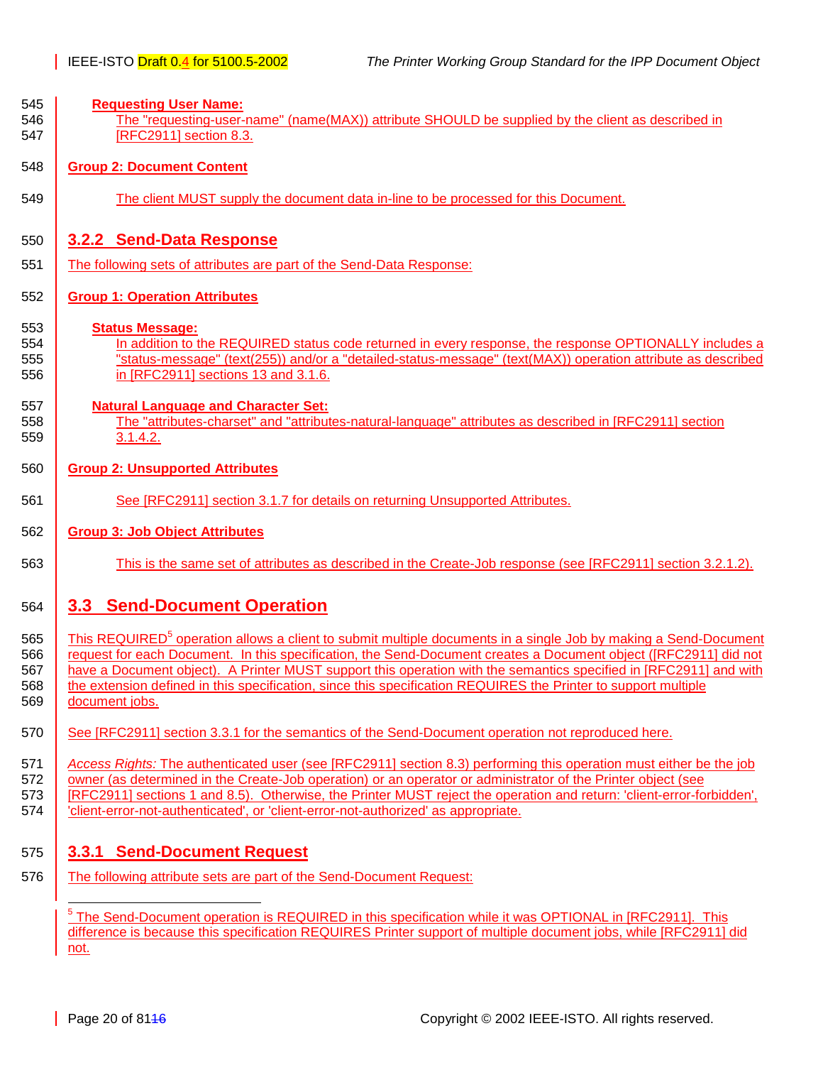**Requesting User Name:**

The "requesting-user-name" (name(MAX)) attribute SHOULD be supplied by the client as described in [RFC2911] section 8.3.

**Group 2: Document Content**

The client MUST supply the document data in-line to be processed for this Document.

### 3.2.2 Send-Data Response

The following sets of attributes are part of the Send-Data Response:

**Group 1: Operation Attributes**

**Status Message:**

In addition to the REQUIRED status code returned in every response, the response OPTIONALLY includes a "status-message" (text(255)) and/or a "detailed-status-message" (text(MAX)) operation attribute as described in [RFC2911] sections 13 and 3.1.6.

**Natural Language and Character Set:**

The "attributes-charset" and "attributes-natural-language" attributes as described in [RFC2911] section 3.1.4.2.

**Group 2: Unsupported Attributes**

See [RFC2911] section 3.1.7 for details on returning Unsupported Attributes.

**Group 3: Job Object Attributes**

This is the same set of attributes as described in the Create-Job response (see [RFC2911] section 3.2.1.2).

## 3.3 Send-Document Operation

This REQUIRED[5] operation allows a client to submit multiple documents in a single Job by making a Send-Document request for each Document. In this specification, the Send-Document creates a Document object ([RFC2911] did not have a Document object). A Printer MUST support this operation with the semantics specified in [RFC2911] and with the extension defined in this specification, since this specification REQUIRES the Printer to support multiple document jobs.

See [RFC2911] section 3.3.1 for the semantics of the Send-Document operation not reproduced here.

*Access Rights:* The authenticated user (see [RFC2911] section 8.3) performing this operation must either be the job owner (as determined in the Create-Job operation) or an operator or administrator of the Printer object (see [RFC2911] sections 1 and 8.5). Otherwise, the Printer MUST reject the operation and return: 'client-error-forbidden', 'client-error-not-authenticated', or 'client-error-not-authorized' as appropriate.

### 3.3.1 Send-Document Request

The following attribute sets are part of the Send-Document Request:

---

[5] The Send-Document operation is REQUIRED in this specification while it was OPTIONAL in [RFC2911]. This difference is because this specification REQUIRES Printer support of multiple document jobs, while [RFC2911] did not.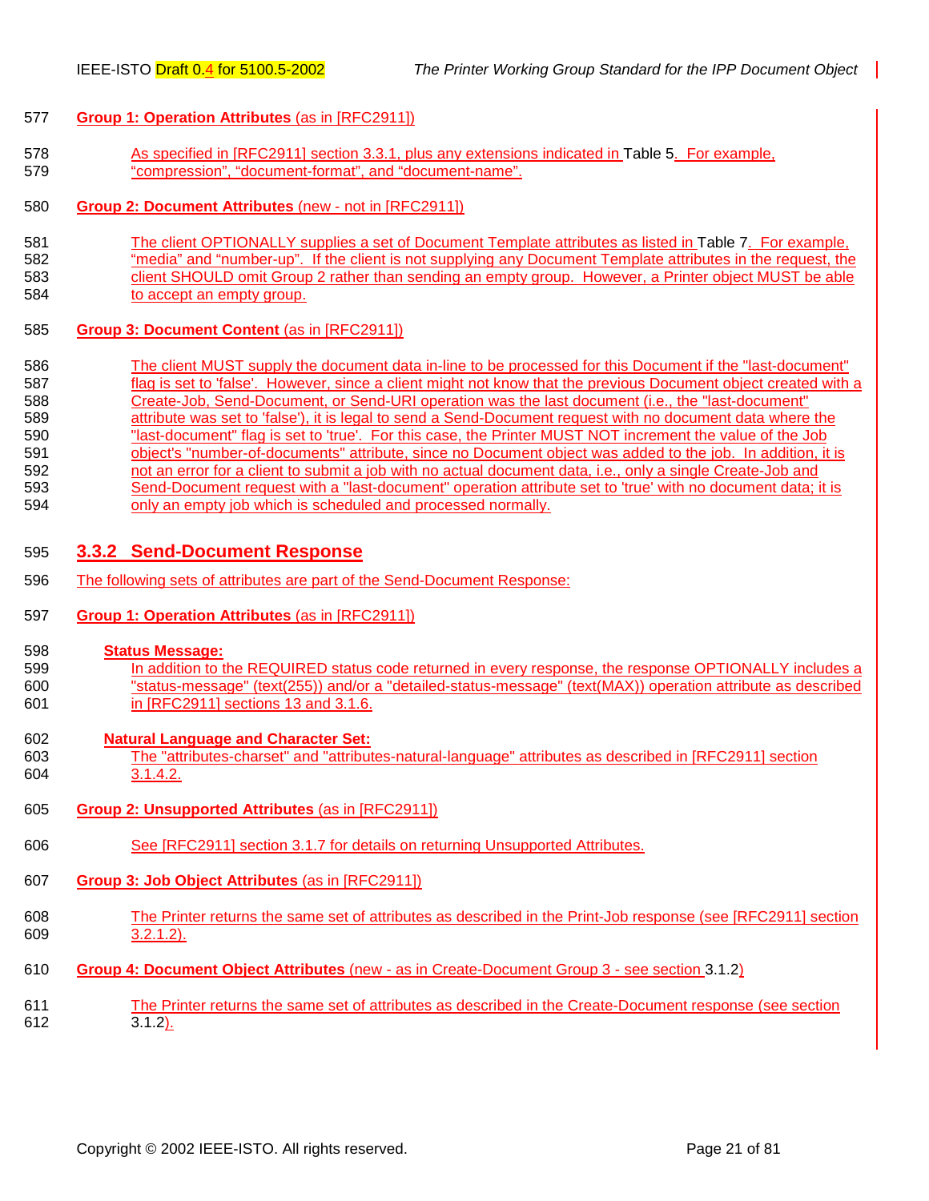**Group 1: Operation Attributes** (as in [RFC2911])

As specified in [RFC2911] section 3.3.1, plus any extensions indicated in Table 5. For example, “compression”, “document-format”, and “document-name”.

**Group 2: Document Attributes** (new - not in [RFC2911])

The client OPTIONALLY supplies a set of Document Template attributes as listed in Table 7. For example, “media” and “number-up”. If the client is not supplying any Document Template attributes in the request, the client SHOULD omit Group 2 rather than sending an empty group. However, a Printer object MUST be able to accept an empty group.

**Group 3: Document Content** (as in [RFC2911])

The client MUST supply the document data in-line to be processed for this Document if the "last-document" flag is set to 'false'. However, since a client might not know that the previous Document object created with a Create-Job, Send-Document, or Send-URI operation was the last document (i.e., the "last-document" attribute was set to 'false'), it is legal to send a Send-Document request with no document data where the "last-document" flag is set to 'true'. For this case, the Printer MUST NOT increment the value of the Job object's "number-of-documents" attribute, since no Document object was added to the job. In addition, it is not an error for a client to submit a job with no actual document data, i.e., only a single Create-Job and Send-Document request with a "last-document" operation attribute set to 'true' with no document data; it is only an empty job which is scheduled and processed normally.

### 3.3.2 Send-Document Response

The following sets of attributes are part of the Send-Document Response:

**Group 1: Operation Attributes** (as in [RFC2911])

**Status Message:**

In addition to the REQUIRED status code returned in every response, the response OPTIONALLY includes a "status-message" (text(255)) and/or a "detailed-status-message" (text(MAX)) operation attribute as described in [RFC2911] sections 13 and 3.1.6.

**Natural Language and Character Set:**

The "attributes-charset" and "attributes-natural-language" attributes as described in [RFC2911] section 3.1.4.2.

**Group 2: Unsupported Attributes** (as in [RFC2911])

See [RFC2911] section 3.1.7 for details on returning Unsupported Attributes.

**Group 3: Job Object Attributes** (as in [RFC2911])

The Printer returns the same set of attributes as described in the Print-Job response (see [RFC2911] section 3.2.1.2).

**Group 4: Document Object Attributes** (new - as in Create-Document Group 3 - see section 3.1.2)

The Printer returns the same set of attributes as described in the Create-Document response (see section 3.1.2).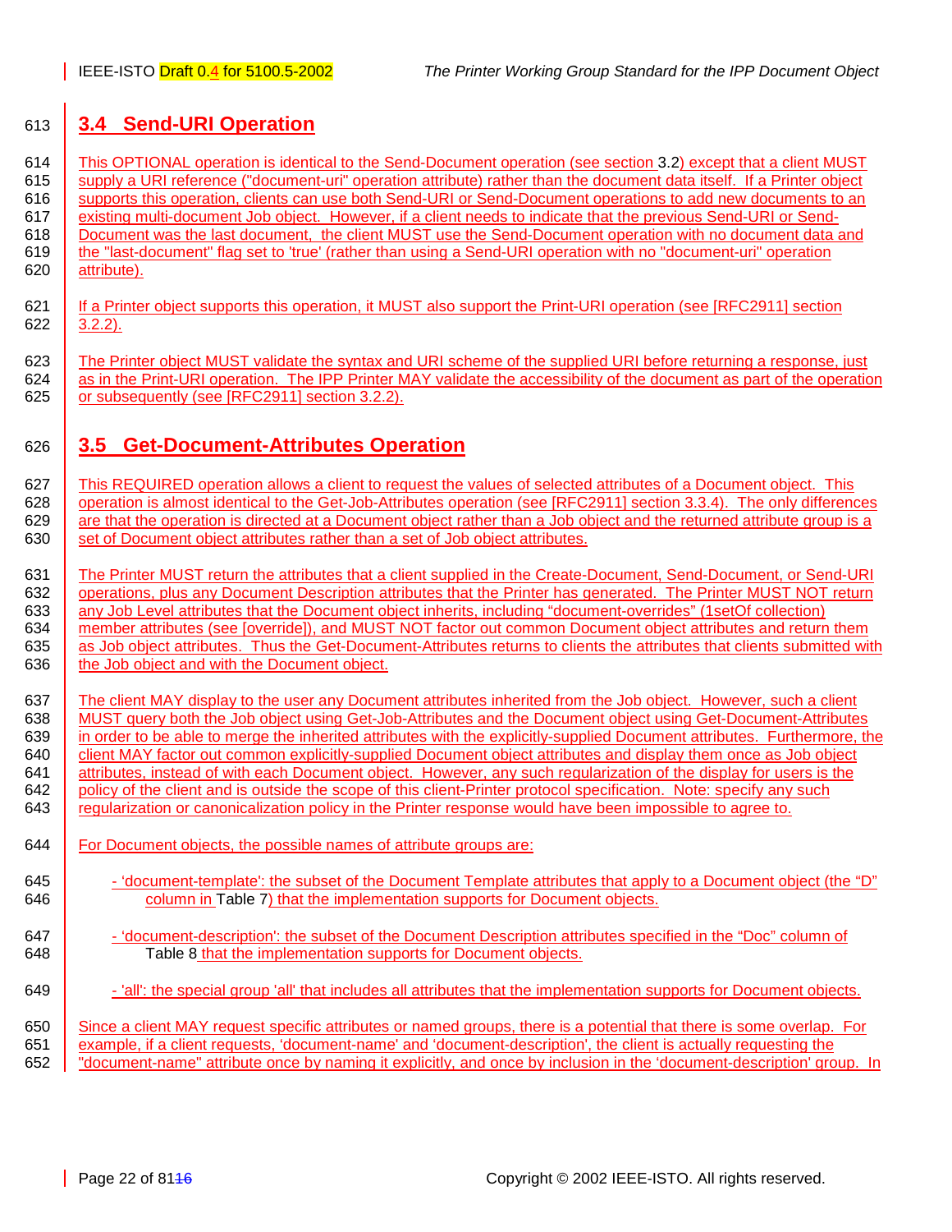## 3.4 Send-URI Operation

This OPTIONAL operation is identical to the Send-Document operation (see section 3.2) except that a client MUST supply a URI reference ("document-uri" operation attribute) rather than the document data itself. If a Printer object supports this operation, clients can use both Send-URI or Send-Document operations to add new documents to an existing multi-document Job object. However, if a client needs to indicate that the previous Send-URI or Send-Document was the last document, the client MUST use the Send-Document operation with no document data and the "last-document" flag set to 'true' (rather than using a Send-URI operation with no "document-uri" operation attribute).

If a Printer object supports this operation, it MUST also support the Print-URI operation (see [RFC2911] section 3.2.2).

The Printer object MUST validate the syntax and URI scheme of the supplied URI before returning a response, just as in the Print-URI operation. The IPP Printer MAY validate the accessibility of the document as part of the operation or subsequently (see [RFC2911] section 3.2.2).

## 3.5 Get-Document-Attributes Operation

This REQUIRED operation allows a client to request the values of selected attributes of a Document object. This operation is almost identical to the Get-Job-Attributes operation (see [RFC2911] section 3.3.4). The only differences are that the operation is directed at a Document object rather than a Job object and the returned attribute group is a set of Document object attributes rather than a set of Job object attributes.

The Printer MUST return the attributes that a client supplied in the Create-Document, Send-Document, or Send-URI operations, plus any Document Description attributes that the Printer has generated. The Printer MUST NOT return any Job Level attributes that the Document object inherits, including “document-overrides” (1setOf collection) member attributes (see [override]), and MUST NOT factor out common Document object attributes and return them as Job object attributes. Thus the Get-Document-Attributes returns to clients the attributes that clients submitted with the Job object and with the Document object.

The client MAY display to the user any Document attributes inherited from the Job object. However, such a client MUST query both the Job object using Get-Job-Attributes and the Document object using Get-Document-Attributes in order to be able to merge the inherited attributes with the explicitly-supplied Document attributes. Furthermore, the client MAY factor out common explicitly-supplied Document object attributes and display them once as Job object attributes, instead of with each Document object. However, any such regularization of the display for users is the policy of the client and is outside the scope of this client-Printer protocol specification. Note: specify any such regularization or canonicalization policy in the Printer response would have been impossible to agree to.

For Document objects, the possible names of attribute groups are:

- ‘document-template’: the subset of the Document Template attributes that apply to a Document object (the “D” column in Table 7) that the implementation supports for Document objects.

- ‘document-description’: the subset of the Document Description attributes specified in the “Doc” column of Table 8 that the implementation supports for Document objects.

- 'all': the special group 'all' that includes all attributes that the implementation supports for Document objects.

Since a client MAY request specific attributes or named groups, there is a potential that there is some overlap. For example, if a client requests, ‘document-name' and ‘document-description', the client is actually requesting the "document-name" attribute once by naming it explicitly, and once by inclusion in the ‘document-description' group. In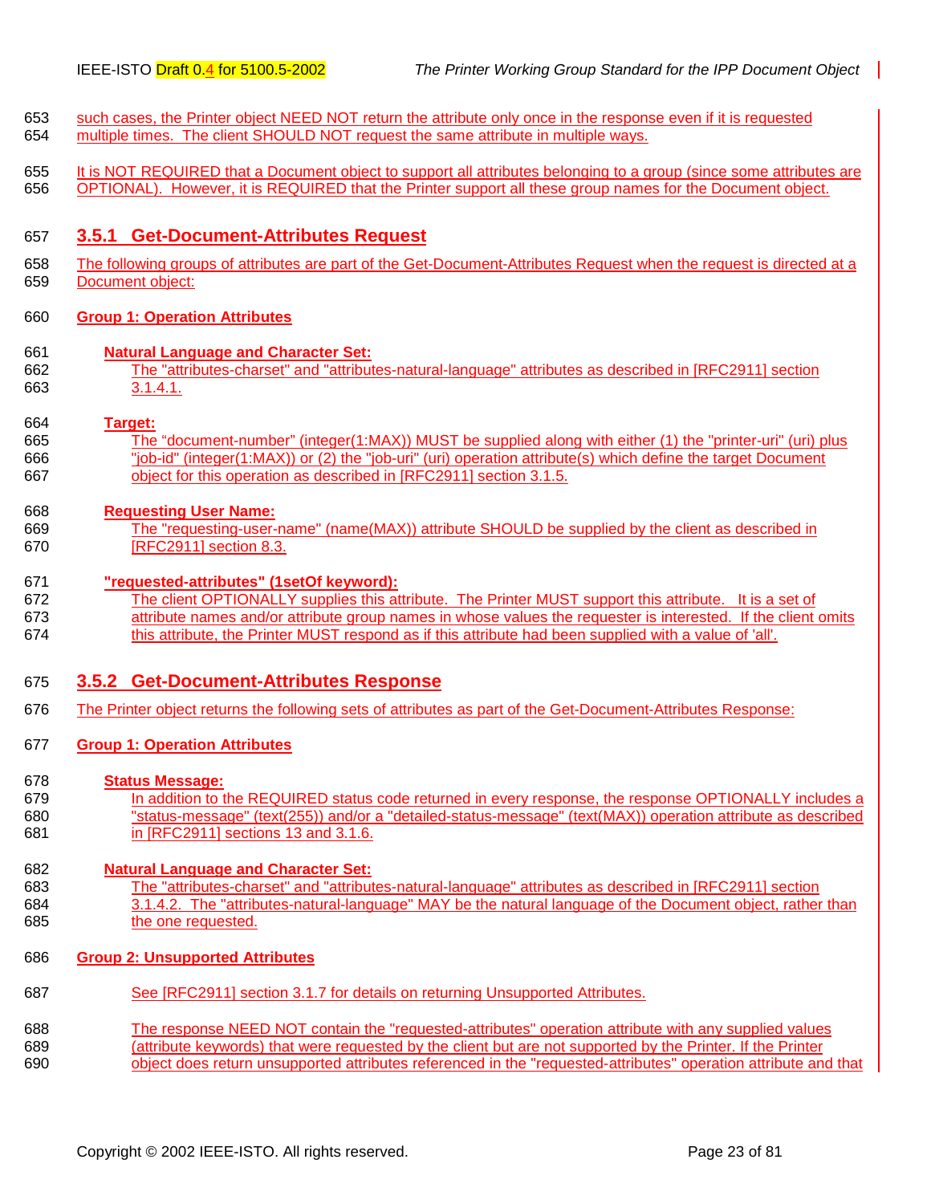such cases, the Printer object NEED NOT return the attribute only once in the response even if it is requested multiple times. The client SHOULD NOT request the same attribute in multiple ways.

It is NOT REQUIRED that a Document object to support all attributes belonging to a group (since some attributes are OPTIONAL). However, it is REQUIRED that the Printer support all these group names for the Document object.

### 3.5.1 Get-Document-Attributes Request

The following groups of attributes are part of the Get-Document-Attributes Request when the request is directed at a Document object:

**Group 1: Operation Attributes**

**Natural Language and Character Set:**
The "attributes-charset" and "attributes-natural-language" attributes as described in [RFC2911] section 3.1.4.1.

**Target:**
The "document-number" (integer(1:MAX)) MUST be supplied along with either (1) the "printer-uri" (uri) plus "job-id" (integer(1:MAX)) or (2) the "job-uri" (uri) operation attribute(s) which define the target Document object for this operation as described in [RFC2911] section 3.1.5.

**Requesting User Name:**
The "requesting-user-name" (name(MAX)) attribute SHOULD be supplied by the client as described in [RFC2911] section 8.3.

**"requested-attributes" (1setOf keyword):**
The client OPTIONALLY supplies this attribute. The Printer MUST support this attribute. It is a set of attribute names and/or attribute group names in whose values the requester is interested. If the client omits this attribute, the Printer MUST respond as if this attribute had been supplied with a value of 'all'.

### 3.5.2 Get-Document-Attributes Response

The Printer object returns the following sets of attributes as part of the Get-Document-Attributes Response:

**Group 1: Operation Attributes**

**Status Message:**
In addition to the REQUIRED status code returned in every response, the response OPTIONALLY includes a "status-message" (text(255)) and/or a "detailed-status-message" (text(MAX)) operation attribute as described in [RFC2911] sections 13 and 3.1.6.

**Natural Language and Character Set:**
The "attributes-charset" and "attributes-natural-language" attributes as described in [RFC2911] section 3.1.4.2. The "attributes-natural-language" MAY be the natural language of the Document object, rather than the one requested.

**Group 2: Unsupported Attributes**

See [RFC2911] section 3.1.7 for details on returning Unsupported Attributes.

The response NEED NOT contain the "requested-attributes" operation attribute with any supplied values (attribute keywords) that were requested by the client but are not supported by the Printer. If the Printer object does return unsupported attributes referenced in the "requested-attributes" operation attribute and that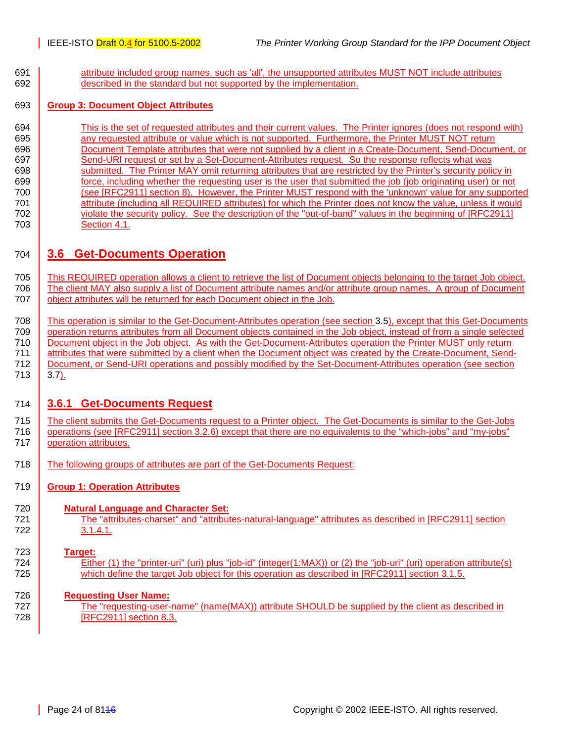attribute included group names, such as 'all', the unsupported attributes MUST NOT include attributes described in the standard but not supported by the implementation.

**Group 3: Document Object Attributes**

This is the set of requested attributes and their current values. The Printer ignores (does not respond with) any requested attribute or value which is not supported. Furthermore, the Printer MUST NOT return Document Template attributes that were not supplied by a client in a Create-Document, Send-Document, or Send-URI request or set by a Set-Document-Attributes request. So the response reflects what was submitted. The Printer MAY omit returning attributes that are restricted by the Printer's security policy in force, including whether the requesting user is the user that submitted the job (job originating user) or not (see [RFC2911] section 8). However, the Printer MUST respond with the 'unknown' value for any supported attribute (including all REQUIRED attributes) for which the Printer does not know the value, unless it would violate the security policy. See the description of the "out-of-band" values in the beginning of [RFC2911] Section 4.1.

## 3.6 Get-Documents Operation

This REQUIRED operation allows a client to retrieve the list of Document objects belonging to the target Job object. The client MAY also supply a list of Document attribute names and/or attribute group names. A group of Document object attributes will be returned for each Document object in the Job.

This operation is similar to the Get-Document-Attributes operation (see section 3.5), except that this Get-Documents operation returns attributes from all Document objects contained in the Job object, instead of from a single selected Document object in the Job object. As with the Get-Document-Attributes operation the Printer MUST only return attributes that were submitted by a client when the Document object was created by the Create-Document, Send-Document, or Send-URI operations and possibly modified by the Set-Document-Attributes operation (see section 3.7).

### 3.6.1 Get-Documents Request

The client submits the Get-Documents request to a Printer object. The Get-Documents is similar to the Get-Jobs operations (see [RFC2911] section 3.2.6) except that there are no equivalents to the "which-jobs" and "my-jobs" operation attributes.

The following groups of attributes are part of the Get-Documents Request:

**Group 1: Operation Attributes**

**Natural Language and Character Set:**
The "attributes-charset" and "attributes-natural-language" attributes as described in [RFC2911] section 3.1.4.1.

**Target:**
Either (1) the "printer-uri" (uri) plus "job-id" (integer(1:MAX)) or (2) the "job-uri" (uri) operation attribute(s) which define the target Job object for this operation as described in [RFC2911] section 3.1.5.

**Requesting User Name:**
The "requesting-user-name" (name(MAX)) attribute SHOULD be supplied by the client as described in [RFC2911] section 8.3.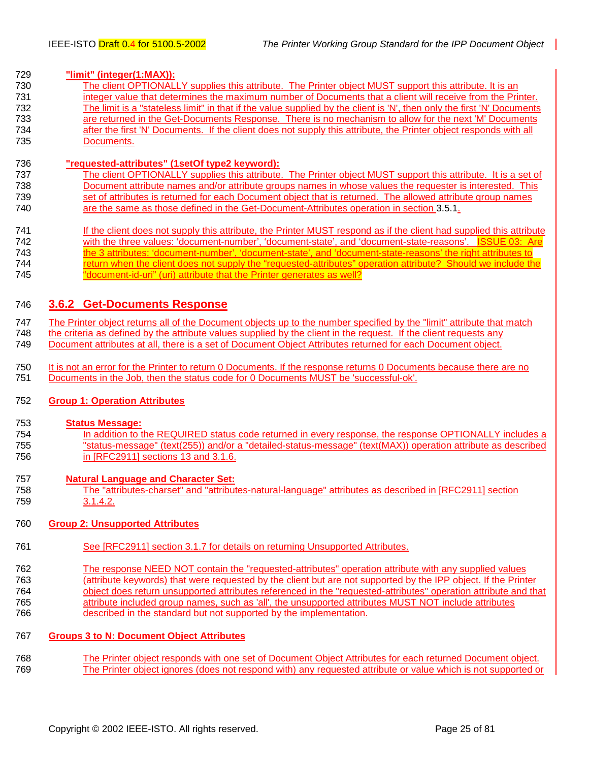**"limit" (integer(1:MAX)):**

The client OPTIONALLY supplies this attribute. The Printer object MUST support this attribute. It is an integer value that determines the maximum number of Documents that a client will receive from the Printer. The limit is a "stateless limit" in that if the value supplied by the client is 'N', then only the first 'N' Documents are returned in the Get-Documents Response. There is no mechanism to allow for the next 'M' Documents after the first 'N' Documents. If the client does not supply this attribute, the Printer object responds with all Documents.

**"requested-attributes" (1setOf type2 keyword):**

The client OPTIONALLY supplies this attribute. The Printer object MUST support this attribute. It is a set of Document attribute names and/or attribute groups names in whose values the requester is interested. This set of attributes is returned for each Document object that is returned. The allowed attribute group names are the same as those defined in the Get-Document-Attributes operation in section 3.5.1.

If the client does not supply this attribute, the Printer MUST respond as if the client had supplied this attribute with the three values: 'document-number', 'document-state', and 'document-state-reasons'. ISSUE 03: Are the 3 attributes: 'document-number', 'document-state', and 'document-state-reasons' the right attributes to return when the client does not supply the "requested-attributes" operation attribute? Should we include the "document-id-uri" (uri) attribute that the Printer generates as well?

### 3.6.2 Get-Documents Response

The Printer object returns all of the Document objects up to the number specified by the "limit" attribute that match the criteria as defined by the attribute values supplied by the client in the request. If the client requests any Document attributes at all, there is a set of Document Object Attributes returned for each Document object.

It is not an error for the Printer to return 0 Documents. If the response returns 0 Documents because there are no Documents in the Job, then the status code for 0 Documents MUST be 'successful-ok'.

**Group 1: Operation Attributes**

**Status Message:**

In addition to the REQUIRED status code returned in every response, the response OPTIONALLY includes a "status-message" (text(255)) and/or a "detailed-status-message" (text(MAX)) operation attribute as described in [RFC2911] sections 13 and 3.1.6.

**Natural Language and Character Set:**

The "attributes-charset" and "attributes-natural-language" attributes as described in [RFC2911] section 3.1.4.2.

**Group 2: Unsupported Attributes**

See [RFC2911] section 3.1.7 for details on returning Unsupported Attributes.

The response NEED NOT contain the "requested-attributes" operation attribute with any supplied values (attribute keywords) that were requested by the client but are not supported by the IPP object. If the Printer object does return unsupported attributes referenced in the "requested-attributes" operation attribute and that attribute included group names, such as 'all', the unsupported attributes MUST NOT include attributes described in the standard but not supported by the implementation.

**Groups 3 to N: Document Object Attributes**

The Printer object responds with one set of Document Object Attributes for each returned Document object. The Printer object ignores (does not respond with) any requested attribute or value which is not supported or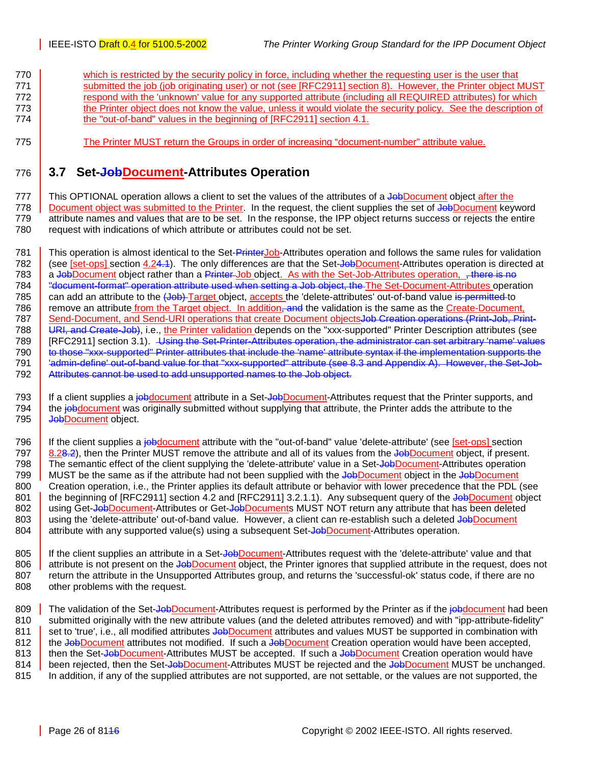which is restricted by the security policy in force, including whether the requesting user is the user that submitted the job (job originating user) or not (see [RFC2911] section 8). However, the Printer object MUST respond with the 'unknown' value for any supported attribute (including all REQUIRED attributes) for which the Printer object does not know the value, unless it would violate the security policy. See the description of the "out-of-band" values in the beginning of [RFC2911] section 4.1.

The Printer MUST return the Groups in order of increasing "document-number" attribute value.

## 3.7 Set-~~Job~~Document-Attributes Operation

This OPTIONAL operation allows a client to set the values of the attributes of a ~~Job~~Document object after the Document object was submitted to the Printer. In the request, the client supplies the set of ~~Job~~Document keyword attribute names and values that are to be set. In the response, the IPP object returns success or rejects the entire request with indications of which attribute or attributes could not be set.

This operation is almost identical to the Set-~~Printer~~Job-Attributes operation and follows the same rules for validation (see [set-ops] section 4.2~~4.1~~). The only differences are that the Set-~~Job~~Document-Attributes operation is directed at a ~~Job~~Document object rather than a ~~Printer~~ Job object. As with the Set-Job-Attributes operation, ~~, there is no "document-format" operation attribute used when setting a Job object, the~~ The Set-Document-Attributes operation can add an attribute to the ~~(Job)~~ Target object, accepts the 'delete-attributes' out-of-band value ~~is permitted~~ to remove an attribute from the Target object. In addition~~, and~~ the validation is the same as the Create-Document, Send-Document, and Send-URI operations that create Document objects~~Job Creation operations (Print-Job, Print-URI, and Create-Job)~~, i.e., the Printer validation depends on the "xxx-supported" Printer Description attributes (see [RFC2911] section 3.1). ~~Using the Set-Printer-Attributes operation, the administrator can set arbitrary 'name' values to those "xxx-supported" Printer attributes that include the 'name' attribute syntax if the implementation supports the 'admin-define' out-of-band value for that "xxx-supported" attribute (see 8.3 and Appendix A). However, the Set-Job-Attributes cannot be used to add unsupported names to the Job object.~~

If a client supplies a ~~job~~document attribute in a Set-~~Job~~Document-Attributes request that the Printer supports, and the ~~job~~document was originally submitted without supplying that attribute, the Printer adds the attribute to the ~~Job~~Document object.

If the client supplies a ~~job~~document attribute with the "out-of-band" value 'delete-attribute' (see [set-ops] section 8.2~~8.2~~), then the Printer MUST remove the attribute and all of its values from the ~~Job~~Document object, if present. The semantic effect of the client supplying the 'delete-attribute' value in a Set-~~Job~~Document-Attributes operation MUST be the same as if the attribute had not been supplied with the ~~Job~~Document object in the ~~Job~~Document Creation operation, i.e., the Printer applies its default attribute or behavior with lower precedence that the PDL (see the beginning of [RFC2911] section 4.2 and [RFC2911] 3.2.1.1). Any subsequent query of the ~~Job~~Document object using Get-~~Job~~Document-Attributes or Get-~~Job~~Documents MUST NOT return any attribute that has been deleted using the 'delete-attribute' out-of-band value. However, a client can re-establish such a deleted ~~Job~~Document attribute with any supported value(s) using a subsequent Set-~~Job~~Document-Attributes operation.

If the client supplies an attribute in a Set-~~Job~~Document-Attributes request with the 'delete-attribute' value and that attribute is not present on the ~~Job~~Document object, the Printer ignores that supplied attribute in the request, does not return the attribute in the Unsupported Attributes group, and returns the 'successful-ok' status code, if there are no other problems with the request.

The validation of the Set-~~Job~~Document-Attributes request is performed by the Printer as if the ~~job~~document had been submitted originally with the new attribute values (and the deleted attributes removed) and with "ipp-attribute-fidelity" set to 'true', i.e., all modified attributes ~~Job~~Document attributes and values MUST be supported in combination with the ~~Job~~Document attributes not modified. If such a ~~Job~~Document Creation operation would have been accepted, then the Set-~~Job~~Document-Attributes MUST be accepted. If such a ~~Job~~Document Creation operation would have been rejected, then the Set-~~Job~~Document-Attributes MUST be rejected and the ~~Job~~Document MUST be unchanged. In addition, if any of the supplied attributes are not supported, are not settable, or the values are not supported, the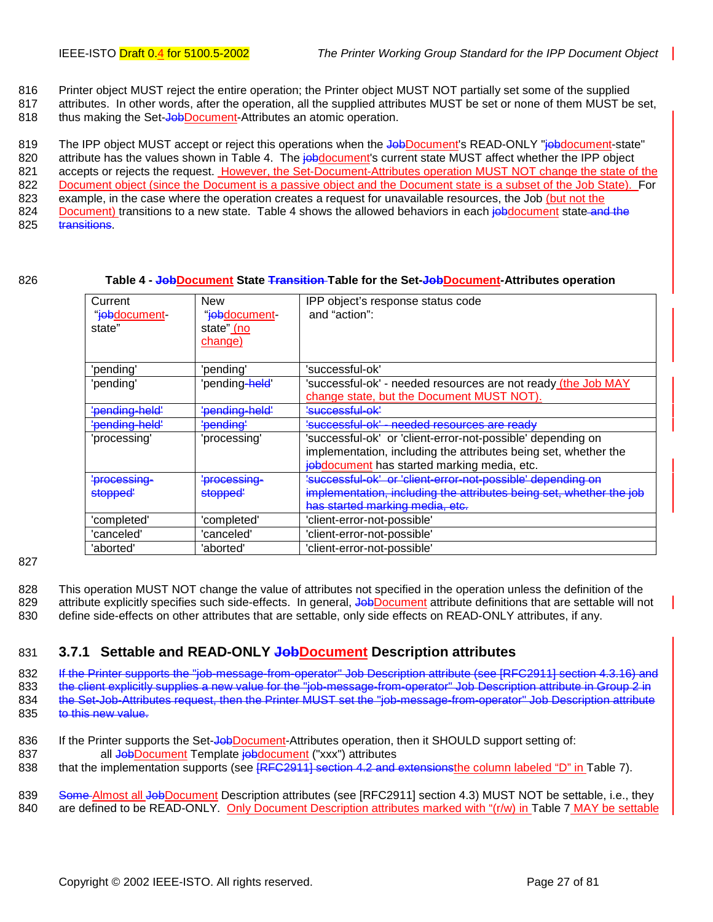Printer object MUST reject the entire operation; the Printer object MUST NOT partially set some of the supplied attributes. In other words, after the operation, all the supplied attributes MUST be set or none of them MUST be set, thus making the Set-~~Job~~Document-Attributes an atomic operation.

The IPP object MUST accept or reject this operations when the ~~Job~~Document's READ-ONLY "~~job~~document-state" attribute has the values shown in Table 4. The ~~job~~document's current state MUST affect whether the IPP object accepts or rejects the request. However, the Set-Document-Attributes operation MUST NOT change the state of the Document object (since the Document is a passive object and the Document state is a subset of the Job State). For example, in the case where the operation creates a request for unavailable resources, the Job (but not the Document) transitions to a new state. Table 4 shows the allowed behaviors in each ~~job~~document state ~~and the transitions~~.

**Table 4 - ~~Job~~Document State ~~Transition~~ Table for the Set-~~Job~~Document-Attributes operation**

| Current "~~job~~document-state" | New "~~job~~document-state" (no change) | IPP object's response status code and "action": |
|---|---|---|
| 'pending' | 'pending' | 'successful-ok' |
| 'pending' | 'pending~~-held~~' | 'successful-ok' - needed resources are not ready (the Job MAY change state, but the Document MUST NOT). |
| ~~'pending-held'~~ | ~~'pending-held'~~ | ~~'successful-ok'~~ |
| ~~'pending-held'~~ | ~~'pending'~~ | ~~'successful-ok' - needed resources are ready~~ |
| 'processing' | 'processing' | 'successful-ok' or 'client-error-not-possible' depending on implementation, including the attributes being set, whether the ~~job~~document has started marking media, etc. |
| ~~'processing-stopped'~~ | ~~'processing-stopped'~~ | ~~'successful-ok' or 'client-error-not-possible' depending on implementation, including the attributes being set, whether the job has started marking media, etc.~~ |
| 'completed' | 'completed' | 'client-error-not-possible' |
| 'canceled' | 'canceled' | 'client-error-not-possible' |
| 'aborted' | 'aborted' | 'client-error-not-possible' |

This operation MUST NOT change the value of attributes not specified in the operation unless the definition of the attribute explicitly specifies such side-effects. In general, ~~Job~~Document attribute definitions that are settable will not define side-effects on other attributes that are settable, only side effects on READ-ONLY attributes, if any.

### 3.7.1 Settable and READ-ONLY ~~Job~~Document Description attributes

~~If the Printer supports the "job-message-from-operator" Job Description attribute (see [RFC2911] section 4.3.16) and the client explicitly supplies a new value for the "job-message-from-operator" Job Description attribute in Group 2 in the Set-Job-Attributes request, then the Printer MUST set the "job-message-from-operator" Job Description attribute to this new value.~~

If the Printer supports the Set-~~Job~~Document-Attributes operation, then it SHOULD support setting of:

all ~~Job~~Document Template ~~job~~document ("xxx") attributes

that the implementation supports (see ~~[RFC2911] section 4.2 and extensions~~the column labeled "D" in Table 7).

~~Some~~ Almost all ~~Job~~Document Description attributes (see [RFC2911] section 4.3) MUST NOT be settable, i.e., they are defined to be READ-ONLY. Only Document Description attributes marked with "(r/w) in Table 7 MAY be settable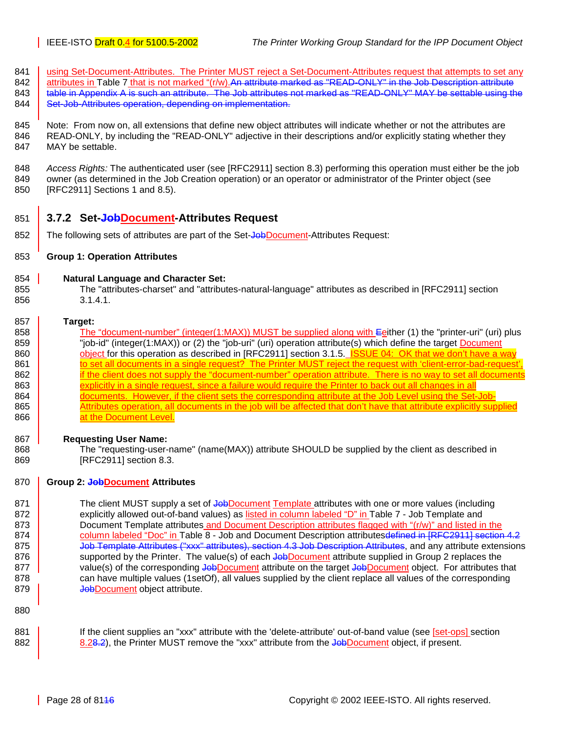using Set-Document-Attributes. The Printer MUST reject a Set-Document-Attributes request that attempts to set any attributes in Table 7 that is not marked "(r/w).An attribute marked as "READ-ONLY" in the Job Description attribute table in Appendix A is such an attribute. The Job attributes not marked as "READ-ONLY" MAY be settable using the Set-Job-Attributes operation, depending on implementation.

Note: From now on, all extensions that define new object attributes will indicate whether or not the attributes are READ-ONLY, by including the "READ-ONLY" adjective in their descriptions and/or explicitly stating whether they MAY be settable.

*Access Rights:* The authenticated user (see [RFC2911] section 8.3) performing this operation must either be the job owner (as determined in the Job Creation operation) or an operator or administrator of the Printer object (see [RFC2911] Sections 1 and 8.5).

### 3.7.2 Set-JobDocument-Attributes Request

The following sets of attributes are part of the Set-JobDocument-Attributes Request:

**Group 1: Operation Attributes**

**Natural Language and Character Set:**

The "attributes-charset" and "attributes-natural-language" attributes as described in [RFC2911] section 3.1.4.1.

**Target:**

The "document-number" (integer(1:MAX)) MUST be supplied along with Eeither (1) the "printer-uri" (uri) plus "job-id" (integer(1:MAX)) or (2) the "job-uri" (uri) operation attribute(s) which define the target Document object for this operation as described in [RFC2911] section 3.1.5. ISSUE 04: OK that we don't have a way to set all documents in a single request? The Printer MUST reject the request with 'client-error-bad-request', if the client does not supply the "document-number" operation attribute. There is no way to set all documents explicitly in a single request, since a failure would require the Printer to back out all changes in all documents. However, if the client sets the corresponding attribute at the Job Level using the Set-Job-Attributes operation, all documents in the job will be affected that don't have that attribute explicitly supplied at the Document Level.

**Requesting User Name:**

The "requesting-user-name" (name(MAX)) attribute SHOULD be supplied by the client as described in [RFC2911] section 8.3.

**Group 2: JobDocument Attributes**

The client MUST supply a set of JobDocument Template attributes with one or more values (including explicitly allowed out-of-band values) as listed in column labeled "D" in Table 7 - Job Template and Document Template attributes and Document Description attributes flagged with "(r/w)" and listed in the column labeled "Doc" in Table 8 - Job and Document Description attributesdefined in [RFC2911] section 4.2 Job Template Attributes ("xxx" attributes), section 4.3 Job Description Attributes, and any attribute extensions supported by the Printer. The value(s) of each JobDocument attribute supplied in Group 2 replaces the value(s) of the corresponding JobDocument attribute on the target JobDocument object. For attributes that can have multiple values (1setOf), all values supplied by the client replace all values of the corresponding JobDocument object attribute.

If the client supplies an "xxx" attribute with the 'delete-attribute' out-of-band value (see [set-ops] section 8.28.2), the Printer MUST remove the "xxx" attribute from the JobDocument object, if present.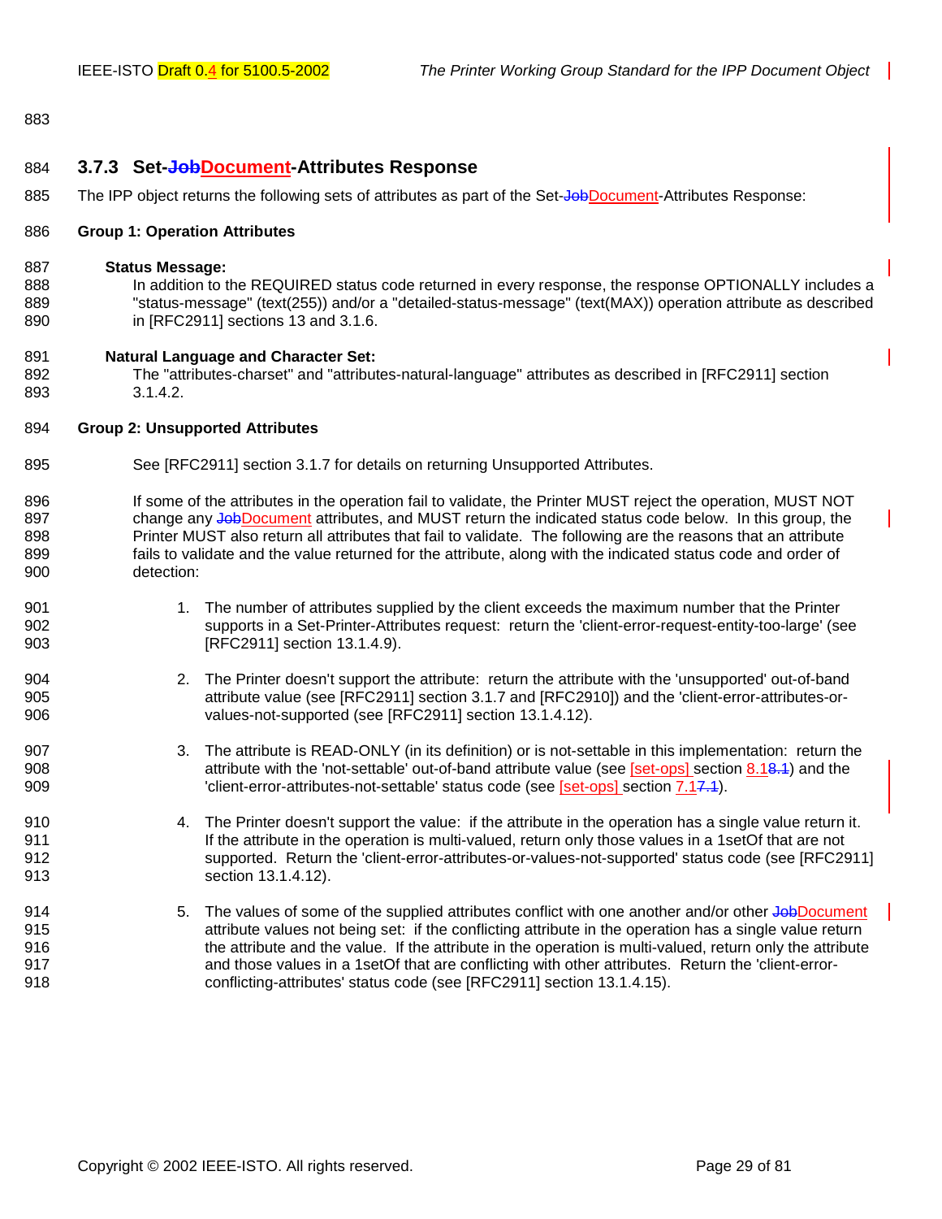### 3.7.3 Set-~~Job~~Document-Attributes Response

The IPP object returns the following sets of attributes as part of the Set-~~Job~~Document-Attributes Response:

**Group 1: Operation Attributes**

**Status Message:**

In addition to the REQUIRED status code returned in every response, the response OPTIONALLY includes a "status-message" (text(255)) and/or a "detailed-status-message" (text(MAX)) operation attribute as described in [RFC2911] sections 13 and 3.1.6.

**Natural Language and Character Set:**

The "attributes-charset" and "attributes-natural-language" attributes as described in [RFC2911] section 3.1.4.2.

**Group 2: Unsupported Attributes**

See [RFC2911] section 3.1.7 for details on returning Unsupported Attributes.

If some of the attributes in the operation fail to validate, the Printer MUST reject the operation, MUST NOT change any ~~Job~~Document attributes, and MUST return the indicated status code below. In this group, the Printer MUST also return all attributes that fail to validate. The following are the reasons that an attribute fails to validate and the value returned for the attribute, along with the indicated status code and order of detection:

1. The number of attributes supplied by the client exceeds the maximum number that the Printer supports in a Set-Printer-Attributes request: return the 'client-error-request-entity-too-large' (see [RFC2911] section 13.1.4.9).

2. The Printer doesn't support the attribute: return the attribute with the 'unsupported' out-of-band attribute value (see [RFC2911] section 3.1.7 and [RFC2910]) and the 'client-error-attributes-or-values-not-supported (see [RFC2911] section 13.1.4.12).

3. The attribute is READ-ONLY (in its definition) or is not-settable in this implementation: return the attribute with the 'not-settable' out-of-band attribute value (see [set-ops] section 8.1~~8.1~~) and the 'client-error-attributes-not-settable' status code (see [set-ops] section 7.1~~7.1~~).

4. The Printer doesn't support the value: if the attribute in the operation has a single value return it. If the attribute in the operation is multi-valued, return only those values in a 1setOf that are not supported. Return the 'client-error-attributes-or-values-not-supported' status code (see [RFC2911] section 13.1.4.12).

5. The values of some of the supplied attributes conflict with one another and/or other ~~Job~~Document attribute values not being set: if the conflicting attribute in the operation has a single value return the attribute and the value. If the attribute in the operation is multi-valued, return only the attribute and those values in a 1setOf that are conflicting with other attributes. Return the 'client-error-conflicting-attributes' status code (see [RFC2911] section 13.1.4.15).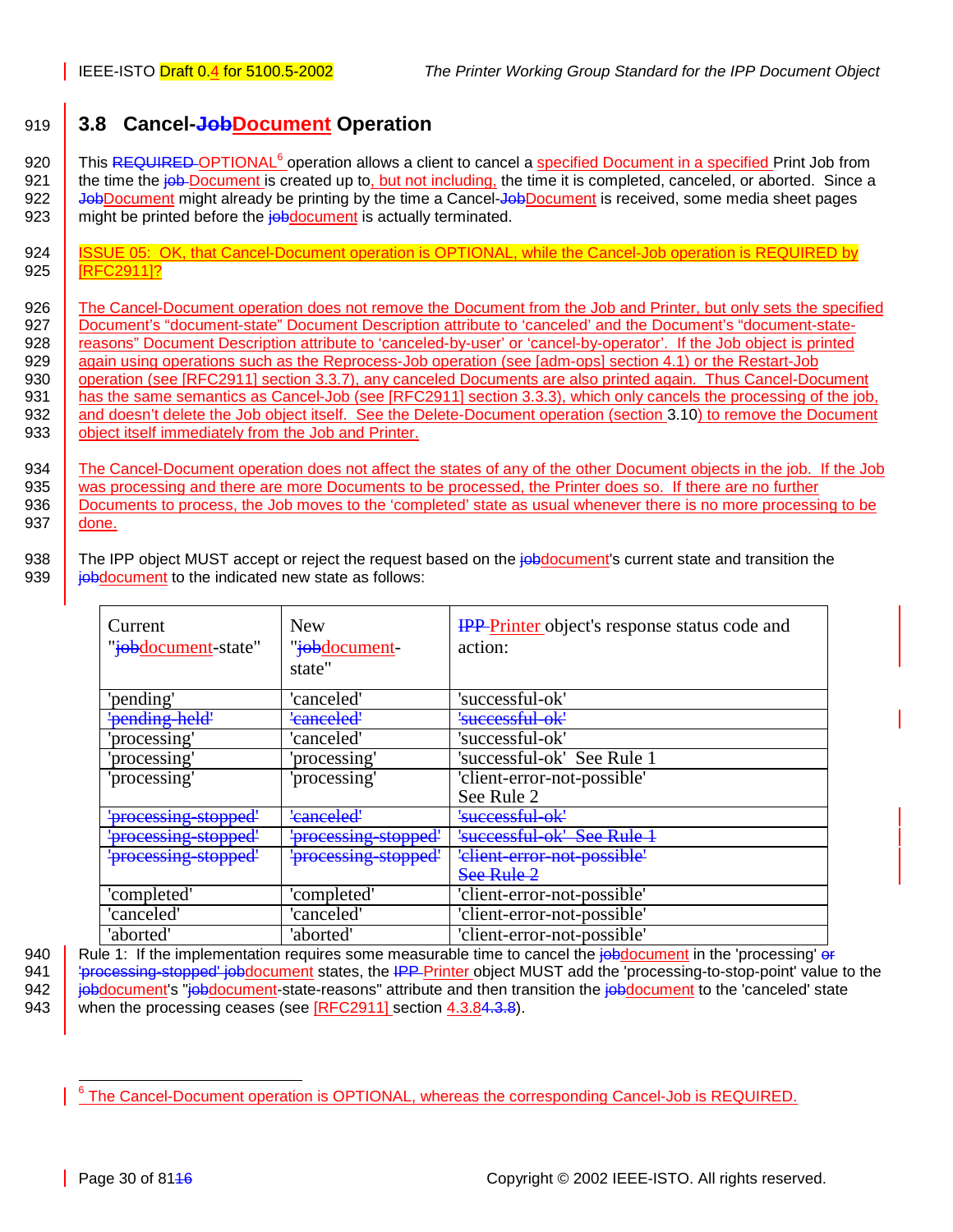## 3.8 Cancel-~~Job~~Document Operation

This ~~REQUIRED~~ OPTIONAL[6] operation allows a client to cancel a specified Document in a specified Print Job from the time the ~~job~~ Document is created up to, but not including, the time it is completed, canceled, or aborted. Since a ~~Job~~Document might already be printing by the time a Cancel-~~Job~~Document is received, some media sheet pages might be printed before the ~~job~~document is actually terminated.

ISSUE 05: OK, that Cancel-Document operation is OPTIONAL, while the Cancel-Job operation is REQUIRED by [RFC2911]?

The Cancel-Document operation does not remove the Document from the Job and Printer, but only sets the specified Document's "document-state" Document Description attribute to 'canceled' and the Document's "document-state-reasons" Document Description attribute to 'canceled-by-user' or 'cancel-by-operator'. If the Job object is printed again using operations such as the Reprocess-Job operation (see [adm-ops] section 4.1) or the Restart-Job operation (see [RFC2911] section 3.3.7), any canceled Documents are also printed again. Thus Cancel-Document has the same semantics as Cancel-Job (see [RFC2911] section 3.3.3), which only cancels the processing of the job, and doesn't delete the Job object itself. See the Delete-Document operation (section 3.10) to remove the Document object itself immediately from the Job and Printer.

The Cancel-Document operation does not affect the states of any of the other Document objects in the job. If the Job was processing and there are more Documents to be processed, the Printer does so. If there are no further Documents to process, the Job moves to the 'completed' state as usual whenever there is no more processing to be done.

The IPP object MUST accept or reject the request based on the ~~job~~document's current state and transition the ~~job~~document to the indicated new state as follows:

| Current "~~job~~document-state" | New "~~job~~document-state" | ~~IPP~~ Printer object's response status code and action: |
|---|---|---|
| 'pending' | 'canceled' | 'successful-ok' |
| ~~'pending-held'~~ | ~~'canceled'~~ | ~~'successful-ok'~~ |
| 'processing' | 'canceled' | 'successful-ok' |
| 'processing' | 'processing' | 'successful-ok' See Rule 1 |
| 'processing' | 'processing' | 'client-error-not-possible' See Rule 2 |
| ~~'processing-stopped'~~ | ~~'canceled'~~ | ~~'successful-ok'~~ |
| ~~'processing-stopped'~~ | ~~'processing-stopped'~~ | ~~'successful-ok' See Rule 1~~ |
| ~~'processing-stopped'~~ | ~~'processing-stopped'~~ | ~~'client-error-not-possible' See Rule 2~~ |
| 'completed' | 'completed' | 'client-error-not-possible' |
| 'canceled' | 'canceled' | 'client-error-not-possible' |
| 'aborted' | 'aborted' | 'client-error-not-possible' |

Rule 1: If the implementation requires some measurable time to cancel the ~~job~~document in the 'processing' ~~or 'processing-stopped' job~~document states, the ~~IPP~~ Printer object MUST add the 'processing-to-stop-point' value to the ~~job~~document's "~~job~~document-state-reasons" attribute and then transition the ~~job~~document to the 'canceled' state when the processing ceases (see [RFC2911] section 4.3.8~~4.3.8~~).

---

[6] The Cancel-Document operation is OPTIONAL, whereas the corresponding Cancel-Job is REQUIRED.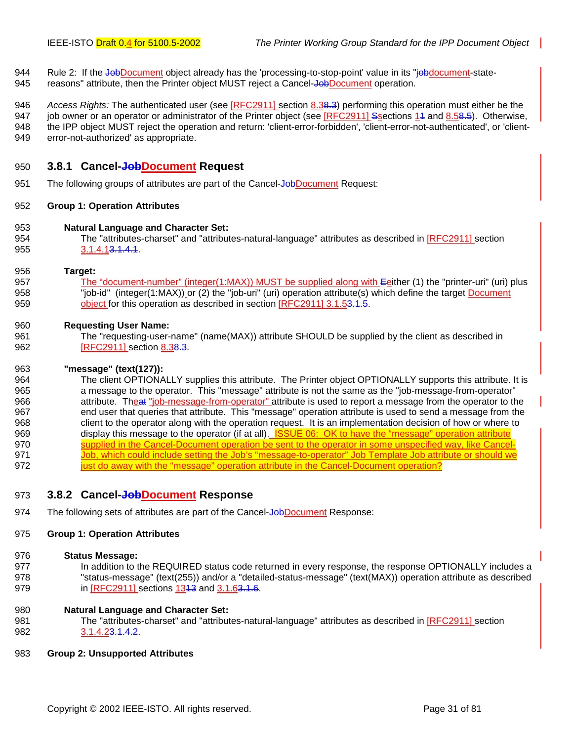Rule 2: If the ~~Job~~Document object already has the 'processing-to-stop-point' value in its "~~job~~document-state-reasons" attribute, then the Printer object MUST reject a Cancel-~~Job~~Document operation.

*Access Rights:* The authenticated user (see [RFC2911] section 8.3~~8.3~~) performing this operation must either be the job owner or an operator or administrator of the Printer object (see [RFC2911] ~~S~~sections 1~~1~~ and 8.5~~8.5~~). Otherwise, the IPP object MUST reject the operation and return: 'client-error-forbidden', 'client-error-not-authenticated', or 'client-error-not-authorized' as appropriate.

### 3.8.1 Cancel-~~Job~~Document Request

The following groups of attributes are part of the Cancel-~~Job~~Document Request:

**Group 1: Operation Attributes**

**Natural Language and Character Set:**
The "attributes-charset" and "attributes-natural-language" attributes as described in [RFC2911] section 3.1.4.1~~3.1.4.1~~.

**Target:**
The "document-number" (integer(1:MAX)) MUST be supplied along with ~~E~~either (1) the "printer-uri" (uri) plus "job-id" (integer(1:MAX)) or (2) the "job-uri" (uri) operation attribute(s) which define the target Document object for this operation as described in section [RFC2911] 3.1.5~~3.1.5~~.

**Requesting User Name:**
The "requesting-user-name" (name(MAX)) attribute SHOULD be supplied by the client as described in [RFC2911] section 8.3~~8.3~~.

**"message" (text(127)):**
The client OPTIONALLY supplies this attribute. The Printer object OPTIONALLY supports this attribute. It is a message to the operator. This "message" attribute is not the same as the "job-message-from-operator" attribute. The~~at~~ "job-message-from-operator" attribute is used to report a message from the operator to the end user that queries that attribute. This "message" operation attribute is used to send a message from the client to the operator along with the operation request. It is an implementation decision of how or where to display this message to the operator (if at all). ISSUE 06: OK to have the "message" operation attribute supplied in the Cancel-Document operation be sent to the operator in some unspecified way, like Cancel-Job, which could include setting the Job's "message-to-operator" Job Template Job attribute or should we just do away with the "message" operation attribute in the Cancel-Document operation?

### 3.8.2 Cancel-~~Job~~Document Response

The following sets of attributes are part of the Cancel-~~Job~~Document Response:

**Group 1: Operation Attributes**

**Status Message:**
In addition to the REQUIRED status code returned in every response, the response OPTIONALLY includes a "status-message" (text(255)) and/or a "detailed-status-message" (text(MAX)) operation attribute as described in [RFC2911] sections 13~~13~~ and 3.1.6~~3.1.6~~.

**Natural Language and Character Set:**
The "attributes-charset" and "attributes-natural-language" attributes as described in [RFC2911] section 3.1.4.2~~3.1.4.2~~.

**Group 2: Unsupported Attributes**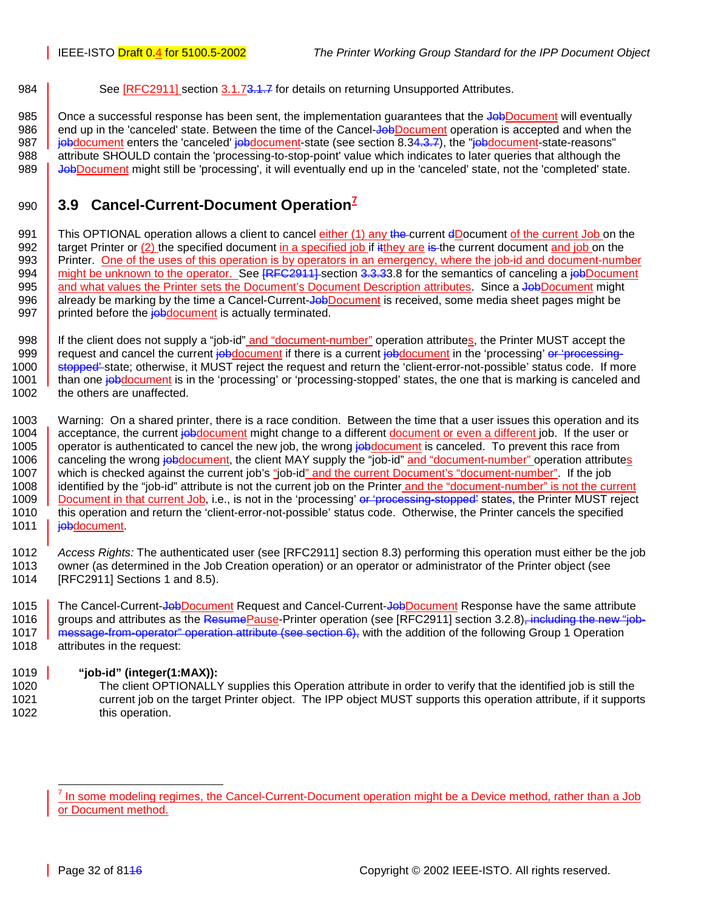See [RFC2911] section 3.1.7~~3.1.7~~ for details on returning Unsupported Attributes.

Once a successful response has been sent, the implementation guarantees that the ~~Job~~Document will eventually end up in the 'canceled' state. Between the time of the Cancel-~~Job~~Document operation is accepted and when the ~~job~~document enters the 'canceled' ~~job~~document-state (see section 8.3~~4.3.7~~), the "~~job~~document-state-reasons" attribute SHOULD contain the 'processing-to-stop-point' value which indicates to later queries that although the ~~Job~~Document might still be 'processing', it will eventually end up in the 'canceled' state, not the 'completed' state.

## 3.9 Cancel-Current-Document Operation[7]

This OPTIONAL operation allows a client to cancel either (1) any ~~the~~ current ~~d~~Document of the current Job on the target Printer or (2) the specified document in a specified job if ~~it~~they are ~~is~~ the current document and job on the Printer. One of the uses of this operation is by operators in an emergency, where the job-id and document-number might be unknown to the operator. See ~~[RFC2911]~~ section ~~3.3.3~~3.8 for the semantics of canceling a ~~job~~Document and what values the Printer sets the Document's Document Description attributes. Since a ~~Job~~Document might already be marking by the time a Cancel-Current-~~Job~~Document is received, some media sheet pages might be printed before the ~~job~~document is actually terminated.

If the client does not supply a “job-id” and “document-number” operation attributes, the Printer MUST accept the request and cancel the current ~~job~~document if there is a current ~~job~~document in the ‘processing’ ~~or ‘processing-stopped’~~ state; otherwise, it MUST reject the request and return the ‘client-error-not-possible’ status code. If more than one ~~job~~document is in the ‘processing’ or ‘processing-stopped’ states, the one that is marking is canceled and the others are unaffected.

Warning: On a shared printer, there is a race condition. Between the time that a user issues this operation and its acceptance, the current ~~job~~document might change to a different document or even a different job. If the user or operator is authenticated to cancel the new job, the wrong ~~job~~document is canceled. To prevent this race from canceling the wrong ~~job~~document, the client MAY supply the “job-id” and “document-number” operation attributes which is checked against the current job’s “job-id” and the current Document’s “document-number”. If the job identified by the “job-id” attribute is not the current job on the Printer and the “document-number” is not the current Document in that current Job, i.e., is not in the ‘processing’ ~~or ‘processing-stopped’~~ states, the Printer MUST reject this operation and return the ‘client-error-not-possible’ status code. Otherwise, the Printer cancels the specified ~~job~~document.

*Access Rights:* The authenticated user (see [RFC2911] section 8.3) performing this operation must either be the job owner (as determined in the Job Creation operation) or an operator or administrator of the Printer object (see [RFC2911] Sections 1 and 8.5).

The Cancel-Current-~~Job~~Document Request and Cancel-Current-~~Job~~Document Response have the same attribute groups and attributes as the ~~Resume~~Pause-Printer operation (see [RFC2911] section 3.2.8)~~, including the new “job-message-from-operator” operation attribute (see section 6),~~ with the addition of the following Group 1 Operation attributes in the request:

**“job-id” (integer(1:MAX)):**
The client OPTIONALLY supplies this Operation attribute in order to verify that the identified job is still the current job on the target Printer object. The IPP object MUST supports this operation attribute, if it supports this operation.

---

[7] In some modeling regimes, the Cancel-Current-Document operation might be a Device method, rather than a Job or Document method.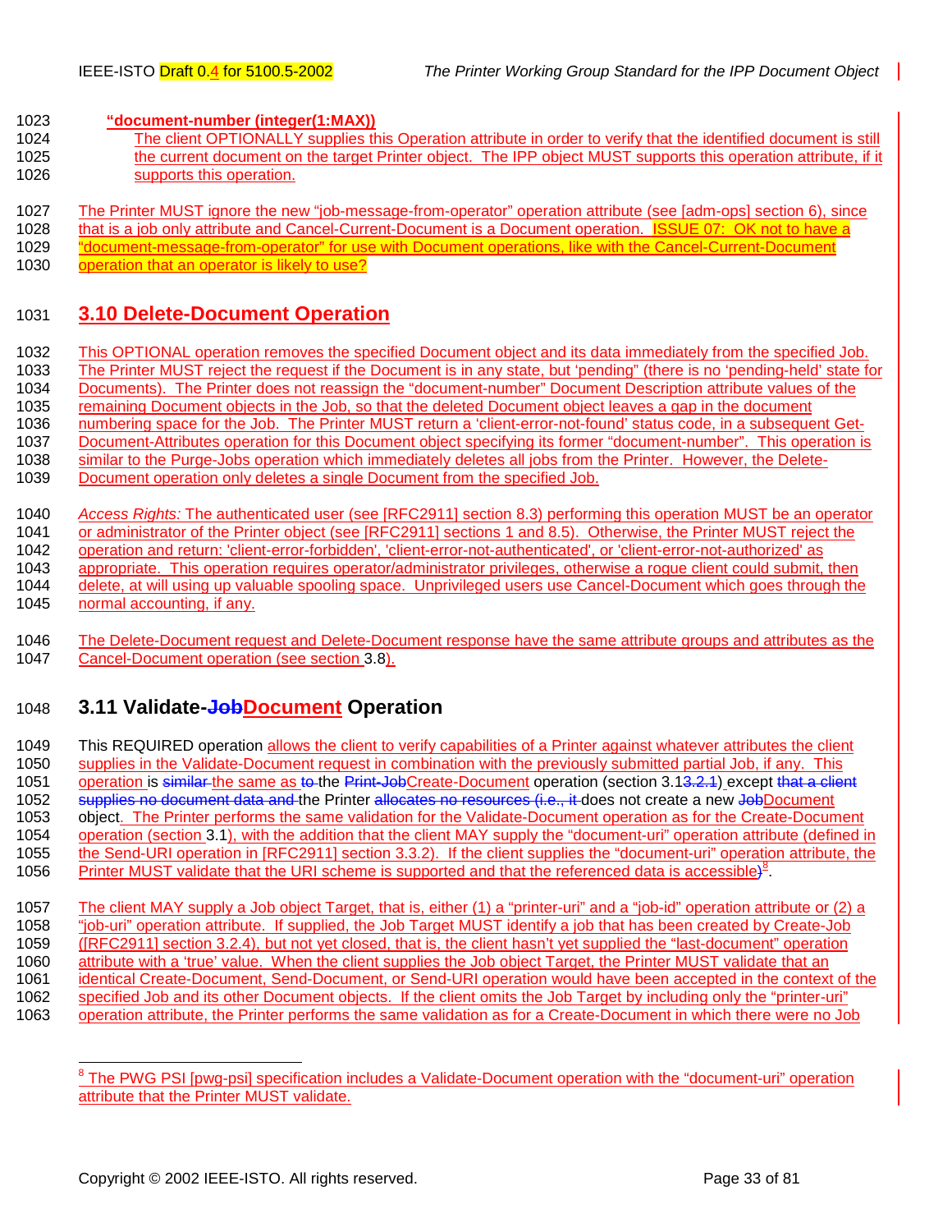**"document-number (integer(1:MAX))**

The client OPTIONALLY supplies this Operation attribute in order to verify that the identified document is still the current document on the target Printer object. The IPP object MUST supports this operation attribute, if it supports this operation.

The Printer MUST ignore the new "job-message-from-operator" operation attribute (see [adm-ops] section 6), since that is a job only attribute and Cancel-Current-Document is a Document operation. ISSUE 07: OK not to have a "document-message-from-operator" for use with Document operations, like with the Cancel-Current-Document operation that an operator is likely to use?

## 3.10 Delete-Document Operation

This OPTIONAL operation removes the specified Document object and its data immediately from the specified Job. The Printer MUST reject the request if the Document is in any state, but 'pending" (there is no 'pending-held' state for Documents). The Printer does not reassign the "document-number" Document Description attribute values of the remaining Document objects in the Job, so that the deleted Document object leaves a gap in the document numbering space for the Job. The Printer MUST return a 'client-error-not-found' status code, in a subsequent Get-Document-Attributes operation for this Document object specifying its former "document-number". This operation is similar to the Purge-Jobs operation which immediately deletes all jobs from the Printer. However, the Delete-Document operation only deletes a single Document from the specified Job.

*Access Rights:* The authenticated user (see [RFC2911] section 8.3) performing this operation MUST be an operator or administrator of the Printer object (see [RFC2911] sections 1 and 8.5). Otherwise, the Printer MUST reject the operation and return: 'client-error-forbidden', 'client-error-not-authenticated', or 'client-error-not-authorized' as appropriate. This operation requires operator/administrator privileges, otherwise a rogue client could submit, then delete, at will using up valuable spooling space. Unprivileged users use Cancel-Document which goes through the normal accounting, if any.

The Delete-Document request and Delete-Document response have the same attribute groups and attributes as the Cancel-Document operation (see section 3.8).

## 3.11 Validate-~~Job~~Document Operation

This REQUIRED operation allows the client to verify capabilities of a Printer against whatever attributes the client supplies in the Validate-Document request in combination with the previously submitted partial Job, if any. This operation is ~~similar~~ the same as ~~to~~ the ~~Print-Job~~Create-Document operation (section 3.1~~3.2.1~~) except ~~that a client supplies no document data and~~ the Printer ~~allocates no resources (i.e., it~~ does not create a new ~~Job~~Document object. The Printer performs the same validation for the Validate-Document operation as for the Create-Document operation (section 3.1), with the addition that the client MAY supply the "document-uri" operation attribute (defined in the Send-URI operation in [RFC2911] section 3.3.2). If the client supplies the "document-uri" operation attribute, the Printer MUST validate that the URI scheme is supported and that the referenced data is accessible~~)~~[8].

The client MAY supply a Job object Target, that is, either (1) a "printer-uri" and a "job-id" operation attribute or (2) a "job-uri" operation attribute. If supplied, the Job Target MUST identify a job that has been created by Create-Job ([RFC2911] section 3.2.4), but not yet closed, that is, the client hasn't yet supplied the "last-document" operation attribute with a 'true' value. When the client supplies the Job object Target, the Printer MUST validate that an identical Create-Document, Send-Document, or Send-URI operation would have been accepted in the context of the specified Job and its other Document objects. If the client omits the Job Target by including only the "printer-uri" operation attribute, the Printer performs the same validation as for a Create-Document in which there were no Job

---

[8] The PWG PSI [pwg-psi] specification includes a Validate-Document operation with the "document-uri" operation attribute that the Printer MUST validate.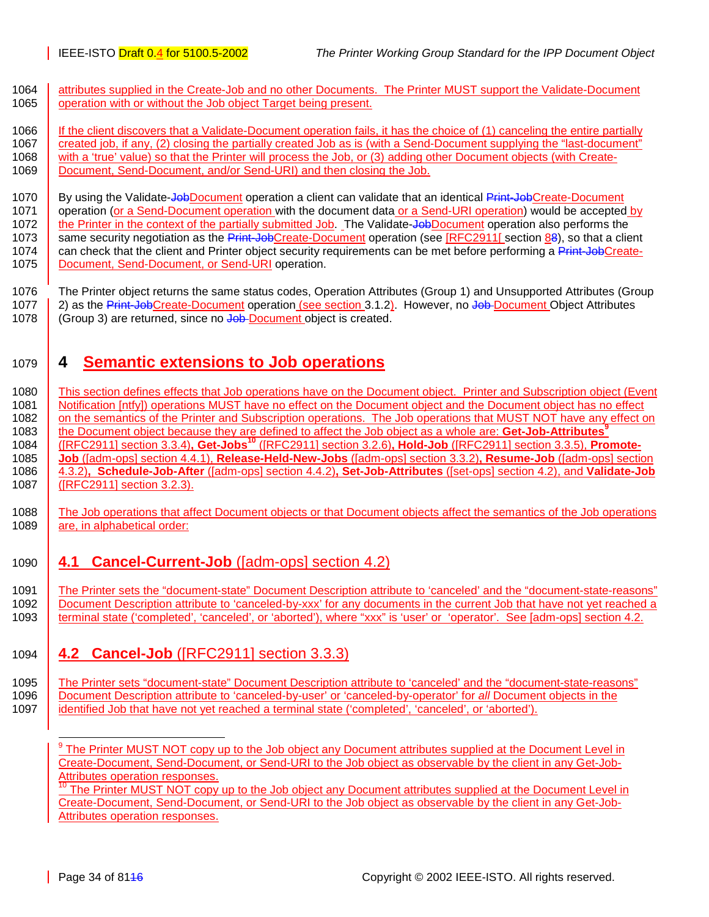attributes supplied in the Create-Job and no other Documents. The Printer MUST support the Validate-Document operation with or without the Job object Target being present.

If the client discovers that a Validate-Document operation fails, it has the choice of (1) canceling the entire partially created job, if any, (2) closing the partially created Job as is (with a Send-Document supplying the "last-document" with a 'true' value) so that the Printer will process the Job, or (3) adding other Document objects (with Create-Document, Send-Document, and/or Send-URI) and then closing the Job.

By using the Validate-Document operation a client can validate that an identical Create-Document operation (or a Send-Document operation with the document data or a Send-URI operation) would be accepted by the Printer in the context of the partially submitted Job. The Validate-Document operation also performs the same security negotiation as the Create-Document operation (see [RFC2911] section 8), so that a client can check that the client and Printer object security requirements can be met before performing a Create-Document, Send-Document, or Send-URI operation.

The Printer object returns the same status codes, Operation Attributes (Group 1) and Unsupported Attributes (Group 2) as the Create-Document operation (see section 3.1.2). However, no Document Object Attributes (Group 3) are returned, since no Document object is created.

# 4 Semantic extensions to Job operations

This section defines effects that Job operations have on the Document object. Printer and Subscription object (Event Notification [ntfy]) operations MUST have no effect on the Document object and the Document object has no effect on the semantics of the Printer and Subscription operations. The Job operations that MUST NOT have any effect on the Document object because they are defined to affect the Job object as a whole are: **Get-Job-Attributes**[9] ([RFC2911] section 3.3.4), **Get-Jobs**[10] ([RFC2911] section 3.2.6), **Hold-Job** ([RFC2911] section 3.3.5), **Promote-Job** ([adm-ops] section 4.4.1), **Release-Held-New-Jobs** ([adm-ops] section 3.3.2), **Resume-Job** ([adm-ops] section 4.3.2), **Schedule-Job-After** ([adm-ops] section 4.4.2), **Set-Job-Attributes** ([set-ops] section 4.2), and **Validate-Job** ([RFC2911] section 3.2.3).

The Job operations that affect Document objects or that Document objects affect the semantics of the Job operations are, in alphabetical order:

## 4.1 Cancel-Current-Job ([adm-ops] section 4.2)

The Printer sets the "document-state" Document Description attribute to 'canceled' and the "document-state-reasons" Document Description attribute to 'canceled-by-xxx' for any documents in the current Job that have not yet reached a terminal state ('completed', 'canceled', or 'aborted'), where "xxx" is 'user' or 'operator'. See [adm-ops] section 4.2.

## 4.2 Cancel-Job ([RFC2911] section 3.3.3)

The Printer sets "document-state" Document Description attribute to 'canceled' and the "document-state-reasons" Document Description attribute to 'canceled-by-user' or 'canceled-by-operator' for *all* Document objects in the identified Job that have not yet reached a terminal state ('completed', 'canceled', or 'aborted').

---

[9] The Printer MUST NOT copy up to the Job object any Document attributes supplied at the Document Level in Create-Document, Send-Document, or Send-URI to the Job object as observable by the client in any Get-Job-Attributes operation responses.

[10] The Printer MUST NOT copy up to the Job object any Document attributes supplied at the Document Level in Create-Document, Send-Document, or Send-URI to the Job object as observable by the client in any Get-Job-Attributes operation responses.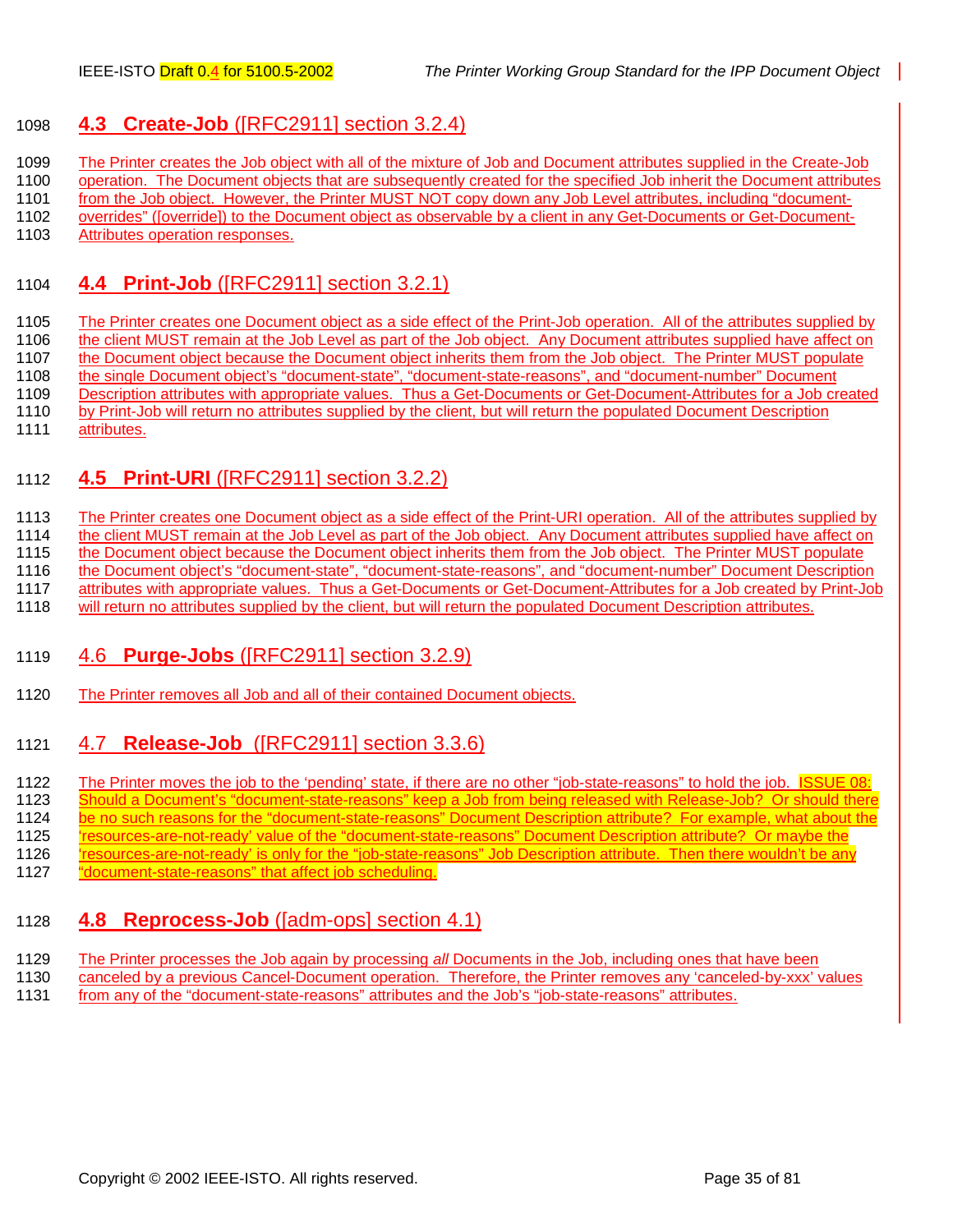## 4.3 Create-Job ([RFC2911] section 3.2.4)

The Printer creates the Job object with all of the mixture of Job and Document attributes supplied in the Create-Job operation. The Document objects that are subsequently created for the specified Job inherit the Document attributes from the Job object. However, the Printer MUST NOT copy down any Job Level attributes, including "document-overrides" ([override]) to the Document object as observable by a client in any Get-Documents or Get-Document-Attributes operation responses.

## 4.4 Print-Job ([RFC2911] section 3.2.1)

The Printer creates one Document object as a side effect of the Print-Job operation. All of the attributes supplied by the client MUST remain at the Job Level as part of the Job object. Any Document attributes supplied have affect on the Document object because the Document object inherits them from the Job object. The Printer MUST populate the single Document object's "document-state", "document-state-reasons", and "document-number" Document Description attributes with appropriate values. Thus a Get-Documents or Get-Document-Attributes for a Job created by Print-Job will return no attributes supplied by the client, but will return the populated Document Description attributes.

## 4.5 Print-URI ([RFC2911] section 3.2.2)

The Printer creates one Document object as a side effect of the Print-URI operation. All of the attributes supplied by the client MUST remain at the Job Level as part of the Job object. Any Document attributes supplied have affect on the Document object because the Document object inherits them from the Job object. The Printer MUST populate the Document object's "document-state", "document-state-reasons", and "document-number" Document Description attributes with appropriate values. Thus a Get-Documents or Get-Document-Attributes for a Job created by Print-Job will return no attributes supplied by the client, but will return the populated Document Description attributes.

## 4.6 Purge-Jobs ([RFC2911] section 3.2.9)

The Printer removes all Job and all of their contained Document objects.

## 4.7 Release-Job ([RFC2911] section 3.3.6)

The Printer moves the job to the 'pending' state, if there are no other "job-state-reasons" to hold the job. ISSUE 08: Should a Document's "document-state-reasons" keep a Job from being released with Release-Job? Or should there be no such reasons for the "document-state-reasons" Document Description attribute? For example, what about the 'resources-are-not-ready' value of the "document-state-reasons" Document Description attribute? Or maybe the 'resources-are-not-ready' is only for the "job-state-reasons" Job Description attribute. Then there wouldn't be any "document-state-reasons" that affect job scheduling.

## 4.8 Reprocess-Job ([adm-ops] section 4.1)

The Printer processes the Job again by processing *all* Documents in the Job, including ones that have been canceled by a previous Cancel-Document operation. Therefore, the Printer removes any 'canceled-by-xxx' values from any of the "document-state-reasons" attributes and the Job's "job-state-reasons" attributes.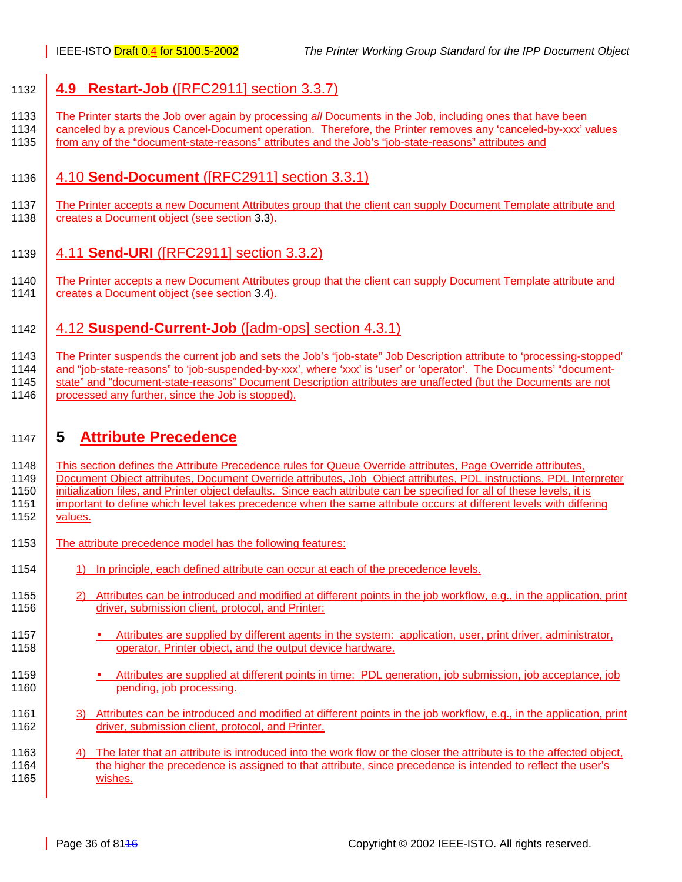## 4.9 **Restart-Job** ([RFC2911] section 3.3.7)

The Printer starts the Job over again by processing *all* Documents in the Job, including ones that have been canceled by a previous Cancel-Document operation. Therefore, the Printer removes any 'canceled-by-xxx' values from any of the "document-state-reasons" attributes and the Job's "job-state-reasons" attributes and

## 4.10 **Send-Document** ([RFC2911] section 3.3.1)

The Printer accepts a new Document Attributes group that the client can supply Document Template attribute and creates a Document object (see section 3.3).

## 4.11 **Send-URI** ([RFC2911] section 3.3.2)

The Printer accepts a new Document Attributes group that the client can supply Document Template attribute and creates a Document object (see section 3.4).

## 4.12 **Suspend-Current-Job** ([adm-ops] section 4.3.1)

The Printer suspends the current job and sets the Job's "job-state" Job Description attribute to 'processing-stopped' and "job-state-reasons" to 'job-suspended-by-xxx', where 'xxx' is 'user' or 'operator'. The Documents' "document-state" and "document-state-reasons" Document Description attributes are unaffected (but the Documents are not processed any further, since the Job is stopped).

# 5 Attribute Precedence

This section defines the Attribute Precedence rules for Queue Override attributes, Page Override attributes, Document Object attributes, Document Override attributes, Job Object attributes, PDL instructions, PDL Interpreter initialization files, and Printer object defaults. Since each attribute can be specified for all of these levels, it is important to define which level takes precedence when the same attribute occurs at different levels with differing values.

The attribute precedence model has the following features:

1) In principle, each defined attribute can occur at each of the precedence levels.

2) Attributes can be introduced and modified at different points in the job workflow, e.g., in the application, print driver, submission client, protocol, and Printer:

   - Attributes are supplied by different agents in the system: application, user, print driver, administrator, operator, Printer object, and the output device hardware.

   - Attributes are supplied at different points in time: PDL generation, job submission, job acceptance, job pending, job processing.

3) Attributes can be introduced and modified at different points in the job workflow, e.g., in the application, print driver, submission client, protocol, and Printer.

4) The later that an attribute is introduced into the work flow or the closer the attribute is to the affected object, the higher the precedence is assigned to that attribute, since precedence is intended to reflect the user's wishes.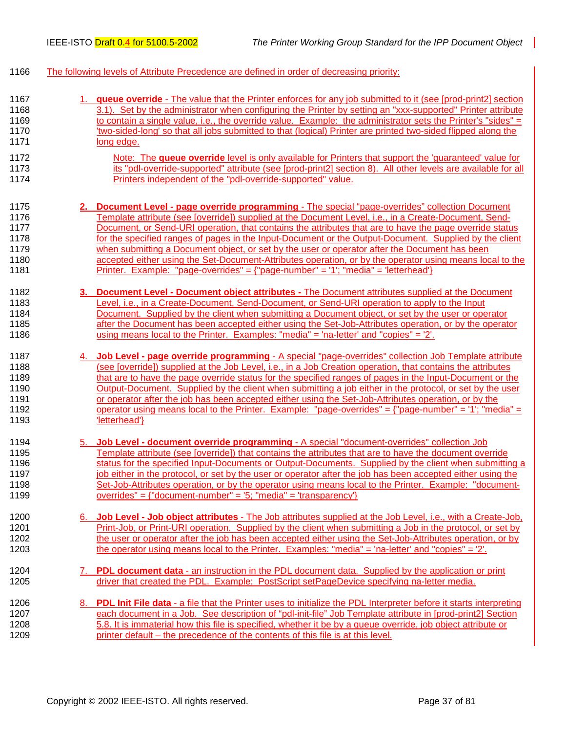The following levels of Attribute Precedence are defined in order of decreasing priority:

1. **queue override** - The value that the Printer enforces for any job submitted to it (see [prod-print2] section 3.1). Set by the administrator when configuring the Printer by setting an "xxx-supported" Printer attribute to contain a single value, i.e., the override value. Example: the administrator sets the Printer's "sides" = 'two-sided-long' so that all jobs submitted to that (logical) Printer are printed two-sided flipped along the long edge.

   Note: The **queue override** level is only available for Printers that support the 'guaranteed' value for its "pdl-override-supported" attribute (see [prod-print2] section 8). All other levels are available for all Printers independent of the "pdl-override-supported" value.

2. **Document Level - page override programming** - The special "page-overrides" collection Document Template attribute (see [override]) supplied at the Document Level, i.e., in a Create-Document, Send-Document, or Send-URI operation, that contains the attributes that are to have the page override status for the specified ranges of pages in the Input-Document or the Output-Document. Supplied by the client when submitting a Document object, or set by the user or operator after the Document has been accepted either using the Set-Document-Attributes operation, or by the operator using means local to the Printer. Example: "page-overrides" = {"page-number" = '1'; "media" = 'letterhead'}

3. **Document Level - Document object attributes -** The Document attributes supplied at the Document Level, i.e., in a Create-Document, Send-Document, or Send-URI operation to apply to the Input Document. Supplied by the client when submitting a Document object, or set by the user or operator after the Document has been accepted either using the Set-Job-Attributes operation, or by the operator using means local to the Printer. Examples: "media" = 'na-letter' and "copies" = '2'.

4. **Job Level - page override programming** - A special "page-overrides" collection Job Template attribute (see [override]) supplied at the Job Level, i.e., in a Job Creation operation, that contains the attributes that are to have the page override status for the specified ranges of pages in the Input-Document or the Output-Document. Supplied by the client when submitting a job either in the protocol, or set by the user or operator after the job has been accepted either using the Set-Job-Attributes operation, or by the operator using means local to the Printer. Example: "page-overrides" = {"page-number" = '1'; "media" = 'letterhead'}

5. **Job Level - document override programming** - A special "document-overrides" collection Job Template attribute (see [override]) that contains the attributes that are to have the document override status for the specified Input-Documents or Output-Documents. Supplied by the client when submitting a job either in the protocol, or set by the user or operator after the job has been accepted either using the Set-Job-Attributes operation, or by the operator using means local to the Printer. Example: "document-overrides" = {"document-number" = '5; "media" = 'transparency'}

6. **Job Level - Job object attributes** - The Job attributes supplied at the Job Level, i.e., with a Create-Job, Print-Job, or Print-URI operation. Supplied by the client when submitting a Job in the protocol, or set by the user or operator after the job has been accepted either using the Set-Job-Attributes operation, or by the operator using means local to the Printer. Examples: "media" = 'na-letter' and "copies" = '2'.

7. **PDL document data** - an instruction in the PDL document data. Supplied by the application or print driver that created the PDL. Example: PostScript setPageDevice specifying na-letter media.

8. **PDL Init File data** - a file that the Printer uses to initialize the PDL Interpreter before it starts interpreting each document in a Job. See description of "pdl-init-file" Job Template attribute in [prod-print2] Section 5.8. It is immaterial how this file is specified, whether it be by a queue override, job object attribute or printer default – the precedence of the contents of this file is at this level.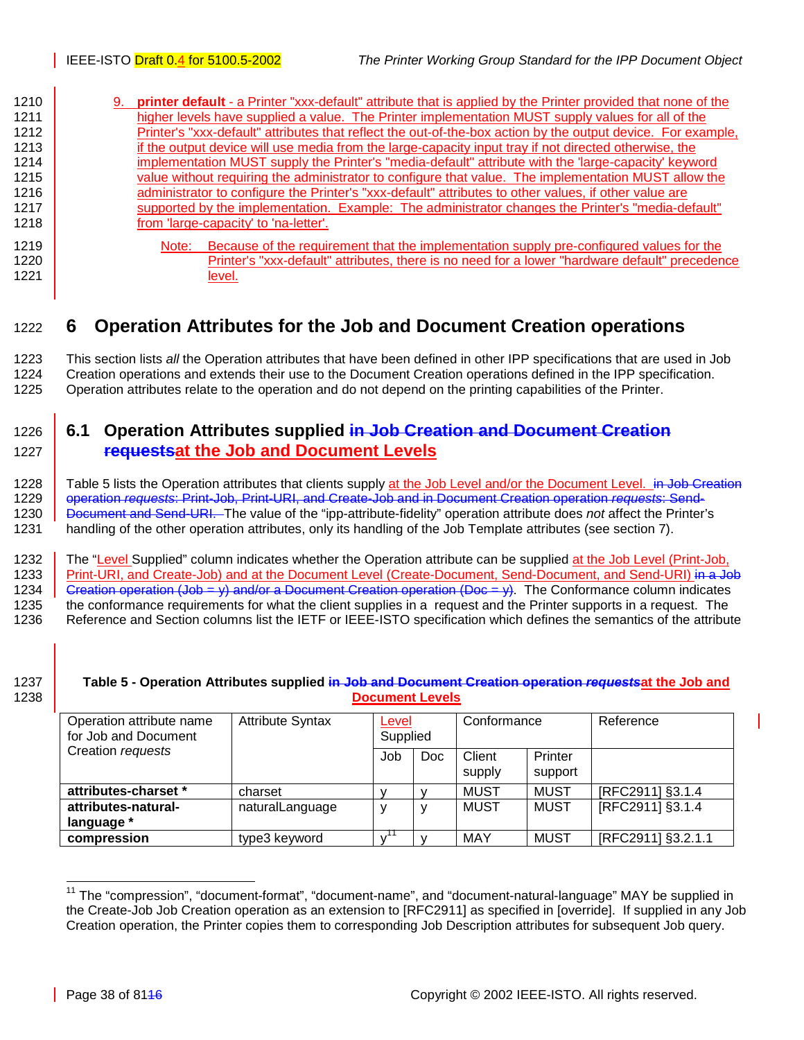9. **printer default** - a Printer "xxx-default" attribute that is applied by the Printer provided that none of the higher levels have supplied a value. The Printer implementation MUST supply values for all of the Printer's "xxx-default" attributes that reflect the out-of-the-box action by the output device. For example, if the output device will use media from the large-capacity input tray if not directed otherwise, the implementation MUST supply the Printer's "media-default" attribute with the 'large-capacity' keyword value without requiring the administrator to configure that value. The implementation MUST allow the administrator to configure the Printer's "xxx-default" attributes to other values, if other value are supported by the implementation. Example: The administrator changes the Printer's "media-default" from 'large-capacity' to 'na-letter'.

   Note: Because of the requirement that the implementation supply pre-configured values for the Printer's "xxx-default" attributes, there is no need for a lower "hardware default" precedence level.

# 6 Operation Attributes for the Job and Document Creation operations

This section lists *all* the Operation attributes that have been defined in other IPP specifications that are used in Job Creation operations and extends their use to the Document Creation operations defined in the IPP specification. Operation attributes relate to the operation and do not depend on the printing capabilities of the Printer.

## 6.1 Operation Attributes supplied ~~in Job Creation and Document Creation requests~~at the Job and Document Levels

Table 5 lists the Operation attributes that clients supply at the Job Level and/or the Document Level. ~~in Job Creation operation *requests*: Print-Job, Print-URI, and Create-Job and in Document Creation operation *requests*: Send-Document and Send-URI.~~ The value of the "ipp-attribute-fidelity" operation attribute does *not* affect the Printer's handling of the other operation attributes, only its handling of the Job Template attributes (see section 7).

The "Level Supplied" column indicates whether the Operation attribute can be supplied at the Job Level (Print-Job, Print-URI, and Create-Job) and at the Document Level (Create-Document, Send-Document, and Send-URI) ~~in a Job Creation operation (Job = y) and/or a Document Creation operation (Doc = y)~~. The Conformance column indicates the conformance requirements for what the client supplies in a request and the Printer supports in a request. The Reference and Section columns list the IETF or IEEE-ISTO specification which defines the semantics of the attribute

**Table 5 - Operation Attributes supplied ~~in Job and Document Creation operation *requests*~~at the Job and Document Levels**

| Operation attribute name for Job and Document Creation *requests* | Attribute Syntax | Level Supplied | | Conformance | | Reference |
|---|---|---|---|---|---|---|
| | | Job | Doc | Client supply | Printer support | |
| **attributes-charset *** | charset | y | y | MUST | MUST | [RFC2911] §3.1.4 |
| **attributes-natural-language *** | naturalLanguage | y | y | MUST | MUST | [RFC2911] §3.1.4 |
| **compression** | type3 keyword | y[11] | y | MAY | MUST | [RFC2911] §3.2.1.1 |

[11] The "compression", "document-format", "document-name", and "document-natural-language" MAY be supplied in the Create-Job Job Creation operation as an extension to [RFC2911] as specified in [override]. If supplied in any Job Creation operation, the Printer copies them to corresponding Job Description attributes for subsequent Job query.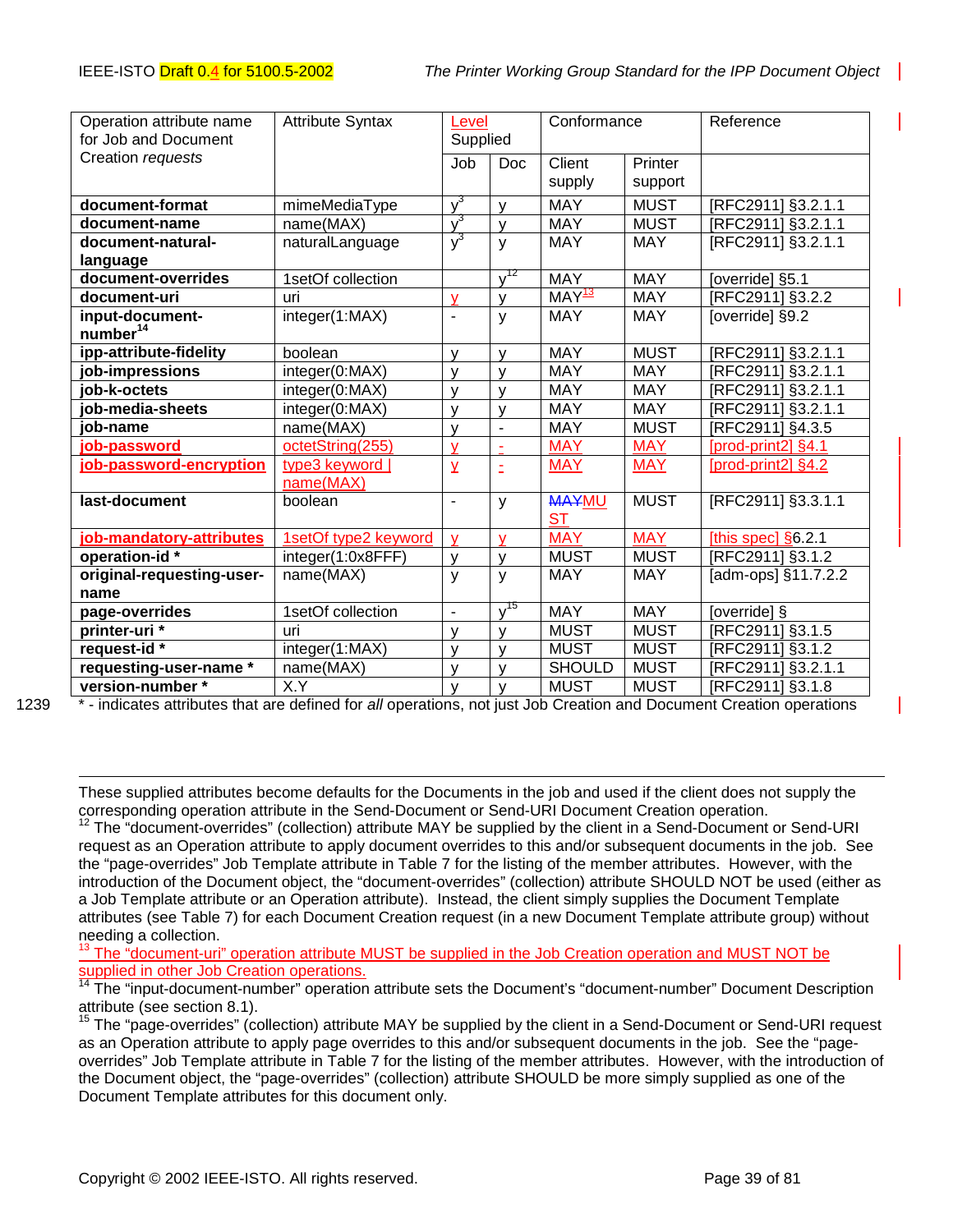| Operation attribute name for Job and Document Creation *requests* | Attribute Syntax | Level Supplied | | Conformance | | Reference |
|---|---|---|---|---|---|---|
| | | Job | Doc | Client supply | Printer support | |
| **document-format** | mimeMediaType | y[3] | y | MAY | MUST | [RFC2911] §3.2.1.1 |
| **document-name** | name(MAX) | y[3] | y | MAY | MUST | [RFC2911] §3.2.1.1 |
| **document-natural-language** | naturalLanguage | y[3] | y | MAY | MAY | [RFC2911] §3.2.1.1 |
| **document-overrides** | 1setOf collection | | y[12] | MAY | MAY | [override] §5.1 |
| **document-uri** | uri | y | y | MAY[13] | MAY | [RFC2911] §3.2.2 |
| **input-document-number**[14] | integer(1:MAX) | - | y | MAY | MAY | [override] §9.2 |
| **ipp-attribute-fidelity** | boolean | y | y | MAY | MUST | [RFC2911] §3.2.1.1 |
| **job-impressions** | integer(0:MAX) | y | y | MAY | MAY | [RFC2911] §3.2.1.1 |
| **job-k-octets** | integer(0:MAX) | y | y | MAY | MAY | [RFC2911] §3.2.1.1 |
| **job-media-sheets** | integer(0:MAX) | y | y | MAY | MAY | [RFC2911] §3.2.1.1 |
| **job-name** | name(MAX) | y | - | MAY | MUST | [RFC2911] §4.3.5 |
| **job-password** | octetString(255) | y | - | MAY | MAY | [prod-print2] §4.1 |
| **job-password-encryption** | type3 keyword \| name(MAX) | y | - | MAY | MAY | [prod-print2] §4.2 |
| **last-document** | boolean | - | y | ~~MAY~~MUST | MUST | [RFC2911] §3.3.1.1 |
| **job-mandatory-attributes** | 1setOf type2 keyword | y | y | MAY | MAY | [this spec] §6.2.1 |
| **operation-id \*** | integer(1:0x8FFF) | y | y | MUST | MUST | [RFC2911] §3.1.2 |
| **original-requesting-user-name** | name(MAX) | y | y | MAY | MAY | [adm-ops] §11.7.2.2 |
| **page-overrides** | 1setOf collection | - | y[15] | MAY | MAY | [override] § |
| **printer-uri \*** | uri | y | y | MUST | MUST | [RFC2911] §3.1.5 |
| **request-id \*** | integer(1:MAX) | y | y | MUST | MUST | [RFC2911] §3.1.2 |
| **requesting-user-name \*** | name(MAX) | y | y | SHOULD | MUST | [RFC2911] §3.2.1.1 |
| **version-number \*** | X.Y | y | y | MUST | MUST | [RFC2911] §3.1.8 |

\* - indicates attributes that are defined for *all* operations, not just Job Creation and Document Creation operations

---

These supplied attributes become defaults for the Documents in the job and used if the client does not supply the corresponding operation attribute in the Send-Document or Send-URI Document Creation operation.

[12] The "document-overrides" (collection) attribute MAY be supplied by the client in a Send-Document or Send-URI request as an Operation attribute to apply document overrides to this and/or subsequent documents in the job. See the "page-overrides" Job Template attribute in Table 7 for the listing of the member attributes. However, with the introduction of the Document object, the "document-overrides" (collection) attribute SHOULD NOT be used (either as a Job Template attribute or an Operation attribute). Instead, the client simply supplies the Document Template attributes (see Table 7) for each Document Creation request (in a new Document Template attribute group) without needing a collection.

[13] The "document-uri" operation attribute MUST be supplied in the Job Creation operation and MUST NOT be supplied in other Job Creation operations.

[14] The "input-document-number" operation attribute sets the Document's "document-number" Document Description attribute (see section 8.1).

[15] The "page-overrides" (collection) attribute MAY be supplied by the client in a Send-Document or Send-URI request as an Operation attribute to apply page overrides to this and/or subsequent documents in the job. See the "page-overrides" Job Template attribute in Table 7 for the listing of the member attributes. However, with the introduction of the Document object, the "page-overrides" (collection) attribute SHOULD be more simply supplied as one of the Document Template attributes for this document only.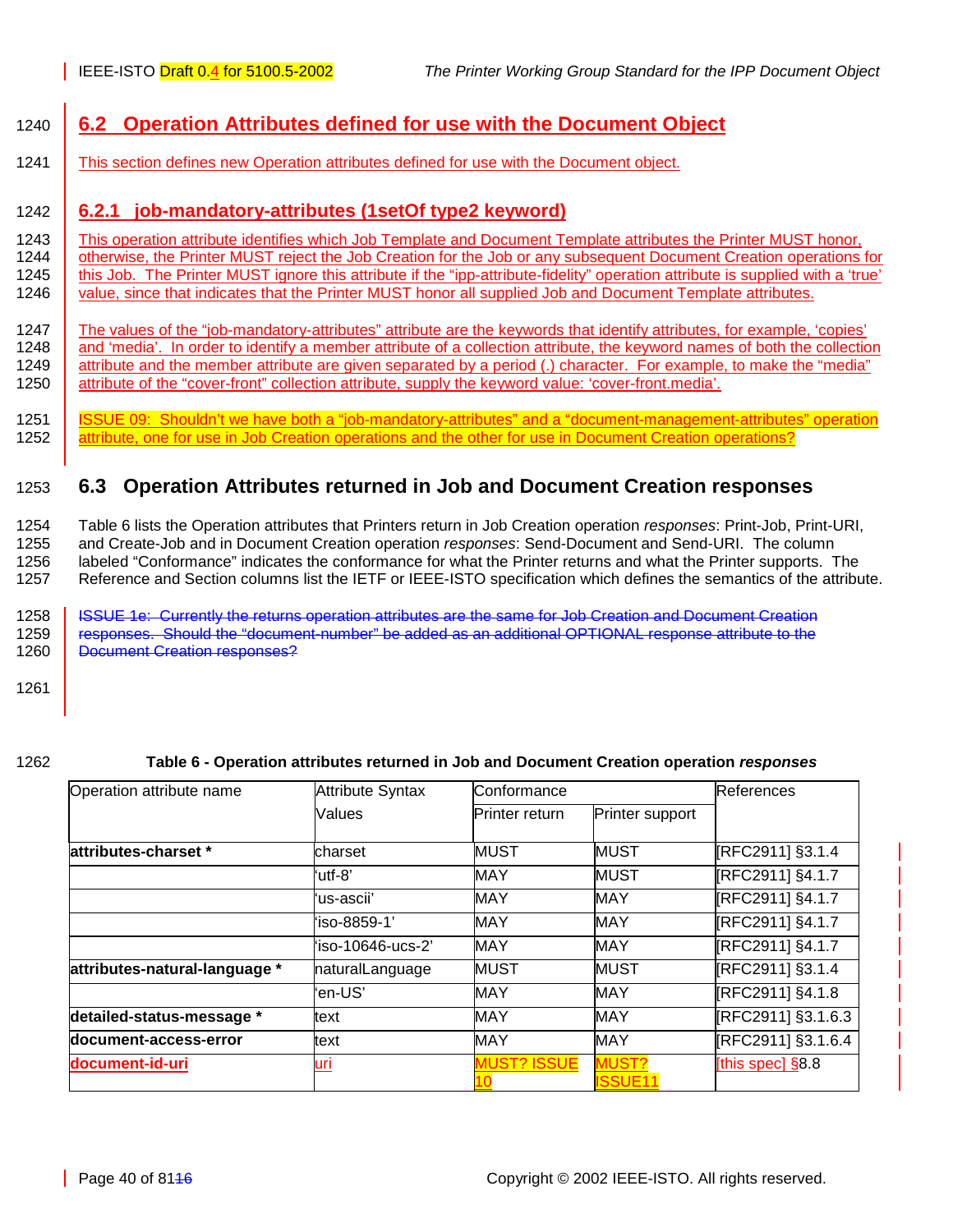## 6.2 Operation Attributes defined for use with the Document Object

This section defines new Operation attributes defined for use with the Document object.

### 6.2.1 job-mandatory-attributes (1setOf type2 keyword)

This operation attribute identifies which Job Template and Document Template attributes the Printer MUST honor, otherwise, the Printer MUST reject the Job Creation for the Job or any subsequent Document Creation operations for this Job. The Printer MUST ignore this attribute if the "ipp-attribute-fidelity" operation attribute is supplied with a 'true' value, since that indicates that the Printer MUST honor all supplied Job and Document Template attributes.

The values of the "job-mandatory-attributes" attribute are the keywords that identify attributes, for example, 'copies' and 'media'. In order to identify a member attribute of a collection attribute, the keyword names of both the collection attribute and the member attribute are given separated by a period (.) character. For example, to make the "media" attribute of the "cover-front" collection attribute, supply the keyword value: 'cover-front.media'.

ISSUE 09: Shouldn't we have both a "job-mandatory-attributes" and a "document-management-attributes" operation attribute, one for use in Job Creation operations and the other for use in Document Creation operations?

## 6.3 Operation Attributes returned in Job and Document Creation responses

Table 6 lists the Operation attributes that Printers return in Job Creation operation *responses*: Print-Job, Print-URI, and Create-Job and in Document Creation operation *responses*: Send-Document and Send-URI. The column labeled "Conformance" indicates the conformance for what the Printer returns and what the Printer supports. The Reference and Section columns list the IETF or IEEE-ISTO specification which defines the semantics of the attribute.

~~ISSUE 1e: Currently the returns operation attributes are the same for Job Creation and Document Creation responses. Should the "document-number" be added as an additional OPTIONAL response attribute to the Document Creation responses?~~

**Table 6 - Operation attributes returned in Job and Document Creation operation *responses***

| Operation attribute name | Attribute Syntax Values | Conformance | | References |
|---|---|---|---|---|
| | | Printer return | Printer support | |
| **attributes-charset \*** | charset | MUST | MUST | [RFC2911] §3.1.4 |
| | 'utf-8' | MAY | MUST | [RFC2911] §4.1.7 |
| | 'us-ascii' | MAY | MAY | [RFC2911] §4.1.7 |
| | 'iso-8859-1' | MAY | MAY | [RFC2911] §4.1.7 |
| | 'iso-10646-ucs-2' | MAY | MAY | [RFC2911] §4.1.7 |
| **attributes-natural-language \*** | naturalLanguage | MUST | MUST | [RFC2911] §3.1.4 |
| | 'en-US' | MAY | MAY | [RFC2911] §4.1.8 |
| **detailed-status-message \*** | text | MAY | MAY | [RFC2911] §3.1.6.3 |
| **document-access-error** | text | MAY | MAY | [RFC2911] §3.1.6.4 |
| **document-id-uri** | uri | MUST? ISSUE 10 | MUST? ISSUE11 | [this spec] §8.8 |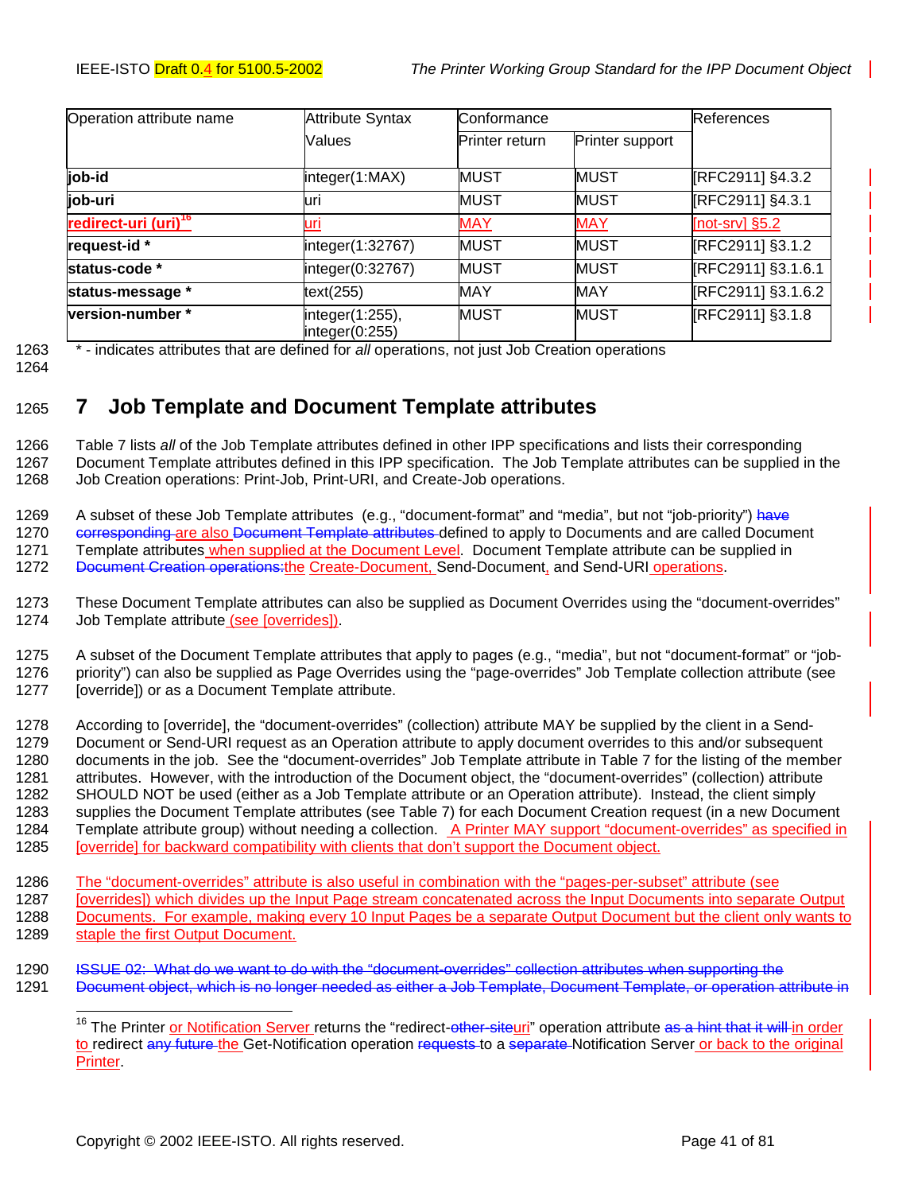| Operation attribute name | Attribute Syntax Values | Conformance | | References |
|---|---|---|---|---|
| | | Printer return | Printer support | |
| **job-id** | integer(1:MAX) | MUST | MUST | [RFC2911] §4.3.2 |
| **job-uri** | uri | MUST | MUST | [RFC2911] §4.3.1 |
| **redirect-uri (uri)**[16] | uri | MAY | MAY | [not-srv] §5.2 |
| **request-id *** | integer(1:32767) | MUST | MUST | [RFC2911] §3.1.2 |
| **status-code *** | integer(0:32767) | MUST | MUST | [RFC2911] §3.1.6.1 |
| **status-message *** | text(255) | MAY | MAY | [RFC2911] §3.1.6.2 |
| **version-number *** | integer(1:255), integer(0:255) | MUST | MUST | [RFC2911] §3.1.8 |

* - indicates attributes that are defined for *all* operations, not just Job Creation operations

# 7 Job Template and Document Template attributes

Table 7 lists *all* of the Job Template attributes defined in other IPP specifications and lists their corresponding Document Template attributes defined in this IPP specification. The Job Template attributes can be supplied in the Job Creation operations: Print-Job, Print-URI, and Create-Job operations.

A subset of these Job Template attributes (e.g., "document-format" and "media", but not "job-priority") ~~have corresponding~~ are also ~~Document Template attributes~~ defined to apply to Documents and are called Document Template attributes when supplied at the Document Level. Document Template attribute can be supplied in ~~Document Creation operations:~~the Create-Document, Send-Document, and Send-URI operations.

These Document Template attributes can also be supplied as Document Overrides using the "document-overrides" Job Template attribute (see [overrides]).

A subset of the Document Template attributes that apply to pages (e.g., "media", but not "document-format" or "job-priority") can also be supplied as Page Overrides using the "page-overrides" Job Template collection attribute (see [override]) or as a Document Template attribute.

According to [override], the "document-overrides" (collection) attribute MAY be supplied by the client in a Send-Document or Send-URI request as an Operation attribute to apply document overrides to this and/or subsequent documents in the job. See the "document-overrides" Job Template attribute in Table 7 for the listing of the member attributes. However, with the introduction of the Document object, the "document-overrides" (collection) attribute SHOULD NOT be used (either as a Job Template attribute or an Operation attribute). Instead, the client simply supplies the Document Template attributes (see Table 7) for each Document Creation request (in a new Document Template attribute group) without needing a collection. A Printer MAY support "document-overrides" as specified in [override] for backward compatibility with clients that don't support the Document object.

The "document-overrides" attribute is also useful in combination with the "pages-per-subset" attribute (see [overrides]) which divides up the Input Page stream concatenated across the Input Documents into separate Output Documents. For example, making every 10 Input Pages be a separate Output Document but the client only wants to staple the first Output Document.

~~ISSUE 02: What do we want to do with the "document-overrides" collection attributes when supporting the Document object, which is no longer needed as either a Job Template, Document Template, or operation attribute in~~

---

[16] The Printer or Notification Server returns the "redirect-~~other-site~~uri" operation attribute ~~as a hint that it will~~ in order to redirect ~~any future~~ the Get-Notification operation ~~requests~~ to a ~~separate~~ Notification Server or back to the original Printer.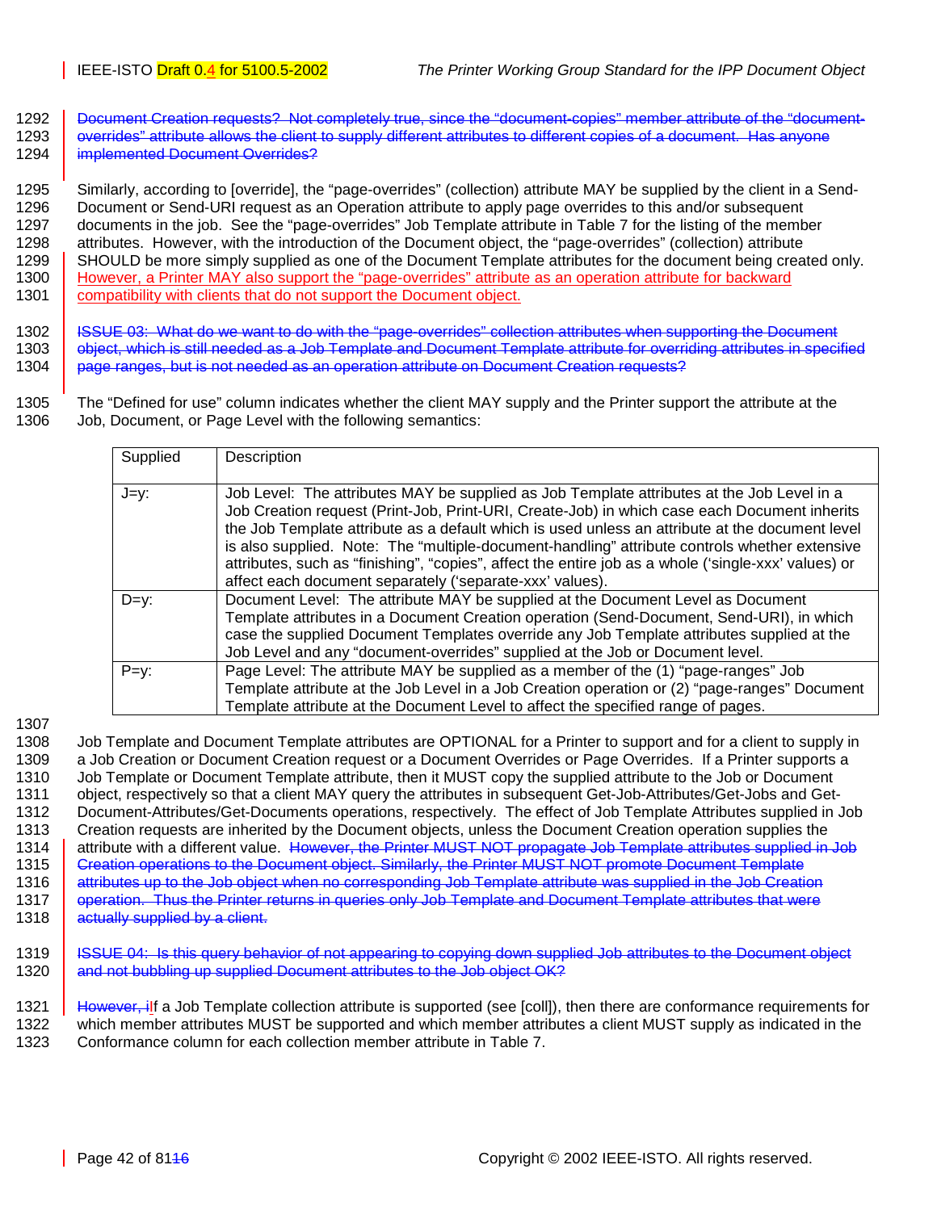Document Creation requests? Not completely true, since the "document-copies" member attribute of the "document-overrides" attribute allows the client to supply different attributes to different copies of a document. Has anyone implemented Document Overrides?

Similarly, according to [override], the "page-overrides" (collection) attribute MAY be supplied by the client in a Send-Document or Send-URI request as an Operation attribute to apply page overrides to this and/or subsequent documents in the job. See the "page-overrides" Job Template attribute in Table 7 for the listing of the member attributes. However, with the introduction of the Document object, the "page-overrides" (collection) attribute SHOULD be more simply supplied as one of the Document Template attributes for the document being created only. However, a Printer MAY also support the "page-overrides" attribute as an operation attribute for backward compatibility with clients that do not support the Document object.

ISSUE 03: What do we want to do with the "page-overrides" collection attributes when supporting the Document object, which is still needed as a Job Template and Document Template attribute for overriding attributes in specified page ranges, but is not needed as an operation attribute on Document Creation requests?

The "Defined for use" column indicates whether the client MAY supply and the Printer support the attribute at the Job, Document, or Page Level with the following semantics:

| Supplied | Description |
|---|---|
| J=y: | Job Level: The attributes MAY be supplied as Job Template attributes at the Job Level in a Job Creation request (Print-Job, Print-URI, Create-Job) in which case each Document inherits the Job Template attribute as a default which is used unless an attribute at the document level is also supplied. Note: The "multiple-document-handling" attribute controls whether extensive attributes, such as "finishing", "copies", affect the entire job as a whole ('single-xxx' values) or affect each document separately ('separate-xxx' values). |
| D=y: | Document Level: The attribute MAY be supplied at the Document Level as Document Template attributes in a Document Creation operation (Send-Document, Send-URI), in which case the supplied Document Templates override any Job Template attributes supplied at the Job Level and any "document-overrides" supplied at the Job or Document level. |
| P=y: | Page Level: The attribute MAY be supplied as a member of the (1) "page-ranges" Job Template attribute at the Job Level in a Job Creation operation or (2) "page-ranges" Document Template attribute at the Document Level to affect the specified range of pages. |

Job Template and Document Template attributes are OPTIONAL for a Printer to support and for a client to supply in a Job Creation or Document Creation request or a Document Overrides or Page Overrides. If a Printer supports a Job Template or Document Template attribute, then it MUST copy the supplied attribute to the Job or Document object, respectively so that a client MAY query the attributes in subsequent Get-Job-Attributes/Get-Jobs and Get-Document-Attributes/Get-Documents operations, respectively. The effect of Job Template Attributes supplied in Job Creation requests are inherited by the Document objects, unless the Document Creation operation supplies the attribute with a different value. However, the Printer MUST NOT propagate Job Template attributes supplied in Job Creation operations to the Document object. Similarly, the Printer MUST NOT promote Document Template attributes up to the Job object when no corresponding Job Template attribute was supplied in the Job Creation operation. Thus the Printer returns in queries only Job Template and Document Template attributes that were actually supplied by a client.

ISSUE 04: Is this query behavior of not appearing to copying down supplied Job attributes to the Document object and not bubbling up supplied Document attributes to the Job object OK?

However, iIf a Job Template collection attribute is supported (see [coll]), then there are conformance requirements for which member attributes MUST be supported and which member attributes a client MUST supply as indicated in the Conformance column for each collection member attribute in Table 7.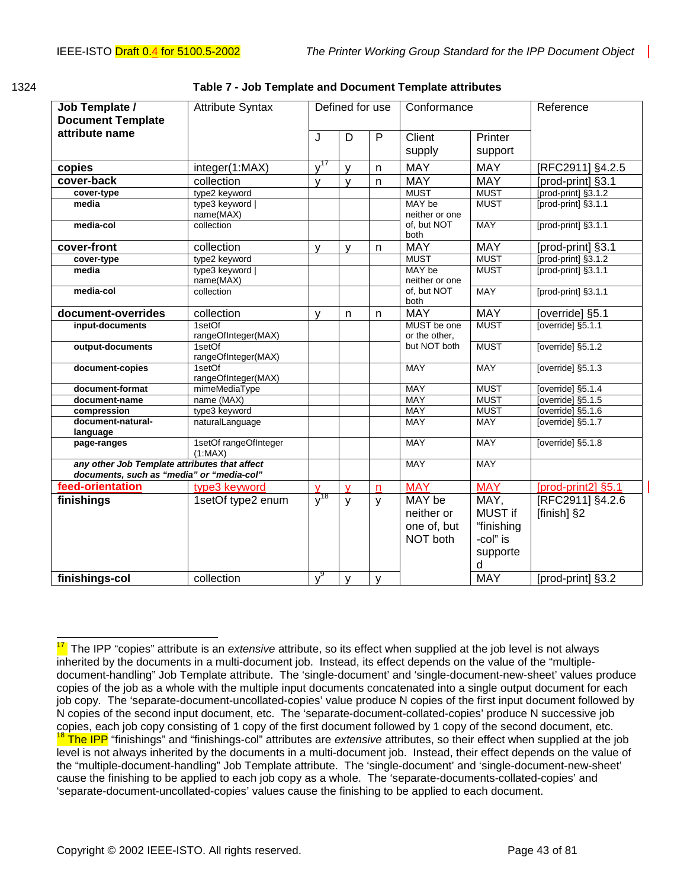1324

**Table 7 - Job Template and Document Template attributes**

| Job Template / Document Template attribute name | Attribute Syntax | Defined for use | | | Conformance | | Reference |
|---|---|---|---|---|---|---|---|
| | | J | D | P | Client supply | Printer support | |
| **copies** | integer(1:MAX) | y[17] | y | n | MAY | MAY | [RFC2911] §4.2.5 |
| **cover-back** | collection | y | y | n | MAY | MAY | [prod-print] §3.1 |
| **cover-type** | type2 keyword | | | | MUST | MUST | [prod-print] §3.1.2 |
| **media** | type3 keyword \| name(MAX) | | | | MAY be neither or one of, but NOT both | MUST | [prod-print] §3.1.1 |
| **media-col** | collection | | | | | MAY | [prod-print] §3.1.1 |
| **cover-front** | collection | y | y | n | MAY | MAY | [prod-print] §3.1 |
| **cover-type** | type2 keyword | | | | MUST | MUST | [prod-print] §3.1.2 |
| **media** | type3 keyword \| name(MAX) | | | | MAY be neither or one of, but NOT both | MUST | [prod-print] §3.1.1 |
| **media-col** | collection | | | | | MAY | [prod-print] §3.1.1 |
| **document-overrides** | collection | y | n | n | MAY | MAY | [override] §5.1 |
| **input-documents** | 1setOf rangeOfInteger(MAX) | | | | MUST be one or the other, but NOT both | MUST | [override] §5.1.1 |
| **output-documents** | 1setOf rangeOfInteger(MAX) | | | | | MUST | [override] §5.1.2 |
| **document-copies** | 1setOf rangeOfInteger(MAX) | | | | MAY | MAY | [override] §5.1.3 |
| **document-format** | mimeMediaType | | | | MAY | MUST | [override] §5.1.4 |
| **document-name** | name (MAX) | | | | MAY | MUST | [override] §5.1.5 |
| **compression** | type3 keyword | | | | MAY | MUST | [override] §5.1.6 |
| **document-natural-language** | naturalLanguage | | | | MAY | MAY | [override] §5.1.7 |
| **page-ranges** | 1setOf rangeOfInteger (1:MAX) | | | | MAY | MAY | [override] §5.1.8 |
| ***any other Job Template attributes that affect documents, such as "media" or "media-col"*** | | | | | MAY | MAY | |
| **feed-orientation** | type3 keyword | y | y | n | MAY | MAY | [prod-print2] §5.1 |
| **finishings** | 1setOf type2 enum | y[18] | y | y | MAY be neither or one of, but NOT both | MAY, MUST if "finishing-col" is supported | [RFC2911] §4.2.6 [finish] §2 |
| **finishings-col** | collection | y[9] | y | y | | MAY | [prod-print] §3.2 |

[17] The IPP "copies" attribute is an *extensive* attribute, so its effect when supplied at the job level is not always inherited by the documents in a multi-document job. Instead, its effect depends on the value of the "multiple-document-handling" Job Template attribute. The 'single-document' and 'single-document-new-sheet' values produce copies of the job as a whole with the multiple input documents concatenated into a single output document for each job copy. The 'separate-document-uncollated-copies' value produce N copies of the first input document followed by N copies of the second input document, etc. The 'separate-document-collated-copies' produce N successive job copies, each job copy consisting of 1 copy of the first document followed by 1 copy of the second document, etc.

[18] The IPP "finishings" and "finishings-col" attributes are *extensive* attributes, so their effect when supplied at the job level is not always inherited by the documents in a multi-document job. Instead, their effect depends on the value of the "multiple-document-handling" Job Template attribute. The 'single-document' and 'single-document-new-sheet' cause the finishing to be applied to each job copy as a whole. The 'separate-documents-collated-copies' and 'separate-document-uncollated-copies' values cause the finishing to be applied to each document.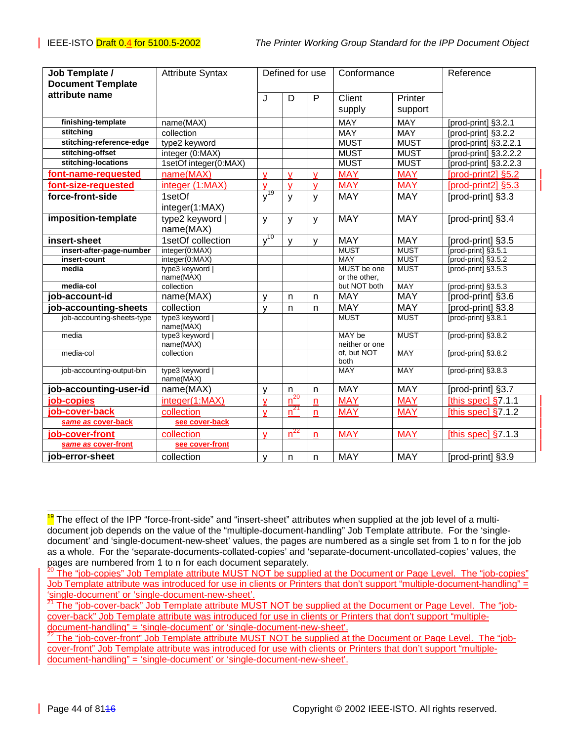| Job Template / Document Template attribute name | Attribute Syntax | Defined for use | | | Conformance | | Reference |
|---|---|---|---|---|---|---|---|
| | | J | D | P | Client supply | Printer support | |
| finishing-template | name(MAX) | | | | MAY | MAY | [prod-print] §3.2.1 |
| stitching | collection | | | | MAY | MAY | [prod-print] §3.2.2 |
| stitching-reference-edge | type2 keyword | | | | MUST | MUST | [prod-print] §3.2.2.1 |
| stitching-offset | integer (0:MAX) | | | | MUST | MUST | [prod-print] §3.2.2.2 |
| stitching-locations | 1setOf integer(0:MAX) | | | | MUST | MUST | [prod-print] §3.2.2.3 |
| **font-name-requested** | name(MAX) | y | y | y | MAY | MAY | [prod-print2] §5.2 |
| **font-size-requested** | integer (1:MAX) | y | y | y | MAY | MAY | [prod-print2] §5.3 |
| **force-front-side** | 1setOf integer(1:MAX) | y[19] | y | y | MAY | MAY | [prod-print] §3.3 |
| **imposition-template** | type2 keyword \| name(MAX) | y | y | y | MAY | MAY | [prod-print] §3.4 |
| **insert-sheet** | 1setOf collection | y[10] | y | y | MAY | MAY | [prod-print] §3.5 |
| insert-after-page-number | integer(0:MAX) | | | | MUST | MUST | [prod-print] §3.5.1 |
| insert-count | integer(0:MAX) | | | | MAY | MUST | [prod-print] §3.5.2 |
| media | type3 keyword \| name(MAX) | | | | MUST be one or the other, but NOT both | MUST | [prod-print] §3.5.3 |
| media-col | collection | | | | | MAY | [prod-print] §3.5.3 |
| **job-account-id** | name(MAX) | y | n | n | MAY | MAY | [prod-print] §3.6 |
| **job-accounting-sheets** | collection | y | n | n | MAY | MAY | [prod-print] §3.8 |
| job-accounting-sheets-type | type3 keyword \| name(MAX) | | | | MUST | MUST | [prod-print] §3.8.1 |
| media | type3 keyword \| name(MAX) | | | | MAY be neither or one of, but NOT both | MUST | [prod-print] §3.8.2 |
| media-col | collection | | | | | MAY | [prod-print] §3.8.2 |
| job-accounting-output-bin | type3 keyword \| name(MAX) | | | | MAY | MAY | [prod-print] §3.8.3 |
| **job-accounting-user-id** | name(MAX) | y | n | n | MAY | MAY | [prod-print] §3.7 |
| **job-copies** | integer(1:MAX) | y | n[20] | n | MAY | MAY | [this spec] §7.1.1 |
| **job-cover-back** | collection | y | n[21] | n | MAY | MAY | [this spec] §7.1.2 |
| ***same as* cover-back** | **see cover-back** | | | | | | |
| **job-cover-front** | collection | y | n[22] | n | MAY | MAY | [this spec] §7.1.3 |
| ***same as* cover-front** | **see cover-front** | | | | | | |
| **job-error-sheet** | collection | y | n | n | MAY | MAY | [prod-print] §3.9 |

[19] The effect of the IPP "force-front-side" and "insert-sheet" attributes when supplied at the job level of a multi-document job depends on the value of the "multiple-document-handling" Job Template attribute. For the 'single-document' and 'single-document-new-sheet' values, the pages are numbered as a single set from 1 to n for the job as a whole. For the 'separate-documents-collated-copies' and 'separate-document-uncollated-copies' values, the pages are numbered from 1 to n for each document separately.

[20] The "job-copies" Job Template attribute MUST NOT be supplied at the Document or Page Level. The "job-copies" Job Template attribute was introduced for use in clients or Printers that don't support "multiple-document-handling" = 'single-document' or 'single-document-new-sheet'.

[21] The "job-cover-back" Job Template attribute MUST NOT be supplied at the Document or Page Level. The "job-cover-back" Job Template attribute was introduced for use in clients or Printers that don't support "multiple-document-handling" = 'single-document' or 'single-document-new-sheet'.

[22] The "job-cover-front" Job Template attribute MUST NOT be supplied at the Document or Page Level. The "job-cover-front" Job Template attribute was introduced for use with clients or Printers that don't support "multiple-document-handling" = 'single-document' or 'single-document-new-sheet'.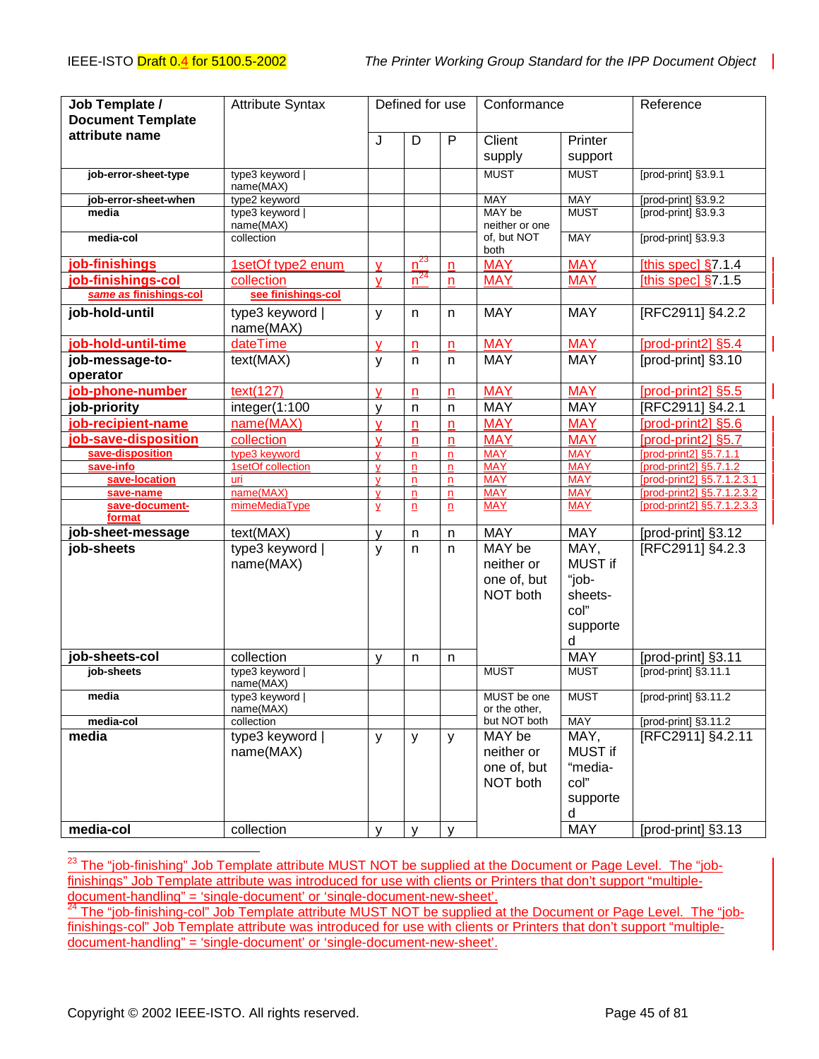| Job Template / Document Template attribute name | Attribute Syntax | Defined for use | | | Conformance | | Reference |
|---|---|---|---|---|---|---|---|
| | | J | D | P | Client supply | Printer support | |
| job-error-sheet-type | type3 keyword \| name(MAX) | | | | MUST | MUST | [prod-print] §3.9.1 |
| job-error-sheet-when | type2 keyword | | | | MAY | MAY | [prod-print] §3.9.2 |
| media | type3 keyword \| name(MAX) | | | | MAY be neither or one of, but NOT both | MUST | [prod-print] §3.9.3 |
| media-col | collection | | | | | MAY | [prod-print] §3.9.3 |
| job-finishings | 1setOf type2 enum | y | n[23] | n | MAY | MAY | [this spec] §7.1.4 |
| job-finishings-col | collection | y | n[24] | n | MAY | MAY | [this spec] §7.1.5 |
| *same as finishings-col* | see finishings-col | | | | | | |
| job-hold-until | type3 keyword \| name(MAX) | y | n | n | MAY | MAY | [RFC2911] §4.2.2 |
| job-hold-until-time | dateTime | y | n | n | MAY | MAY | [prod-print2] §5.4 |
| job-message-to-operator | text(MAX) | y | n | n | MAY | MAY | [prod-print] §3.10 |
| job-phone-number | text(127) | y | n | n | MAY | MAY | [prod-print2] §5.5 |
| job-priority | integer(1:100 | y | n | n | MAY | MAY | [RFC2911] §4.2.1 |
| job-recipient-name | name(MAX) | y | n | n | MAY | MAY | [prod-print2] §5.6 |
| job-save-disposition | collection | y | n | n | MAY | MAY | [prod-print2] §5.7 |
| save-disposition | type3 keyword | y | n | n | MAY | MAY | [prod-print2] §5.7.1.1 |
| save-info | 1setOf collection | y | n | n | MAY | MAY | [prod-print2] §5.7.1.2 |
| save-location | uri | y | n | n | MAY | MAY | [prod-print2] §5.7.1.2.3.1 |
| save-name | name(MAX) | y | n | n | MAY | MAY | [prod-print2] §5.7.1.2.3.2 |
| save-document-format | mimeMediaType | y | n | n | MAY | MAY | [prod-print2] §5.7.1.2.3.3 |
| job-sheet-message | text(MAX) | y | n | n | MAY | MAY | [prod-print] §3.12 |
| job-sheets | type3 keyword \| name(MAX) | y | n | n | MAY be neither or one of, but NOT both | MAY, MUST if "job-sheets-col" supported | [RFC2911] §4.2.3 |
| job-sheets-col | collection | y | n | n | | MAY | [prod-print] §3.11 |
| job-sheets | type3 keyword \| name(MAX) | | | | MUST | MUST | [prod-print] §3.11.1 |
| media | type3 keyword \| name(MAX) | | | | MUST be one or the other, but NOT both | MUST | [prod-print] §3.11.2 |
| media-col | collection | | | | | MAY | [prod-print] §3.11.2 |
| media | type3 keyword \| name(MAX) | y | y | y | MAY be neither or one of, but NOT both | MAY, MUST if "media-col" supported | [RFC2911] §4.2.11 |
| media-col | collection | y | y | y | | MAY | [prod-print] §3.13 |

---

[23] The "job-finishing" Job Template attribute MUST NOT be supplied at the Document or Page Level. The "job-finishings" Job Template attribute was introduced for use with clients or Printers that don't support "multiple-document-handling" = 'single-document' or 'single-document-new-sheet'.

[24] The "job-finishing-col" Job Template attribute MUST NOT be supplied at the Document or Page Level. The "job-finishings-col" Job Template attribute was introduced for use with clients or Printers that don't support "multiple-document-handling" = 'single-document' or 'single-document-new-sheet'.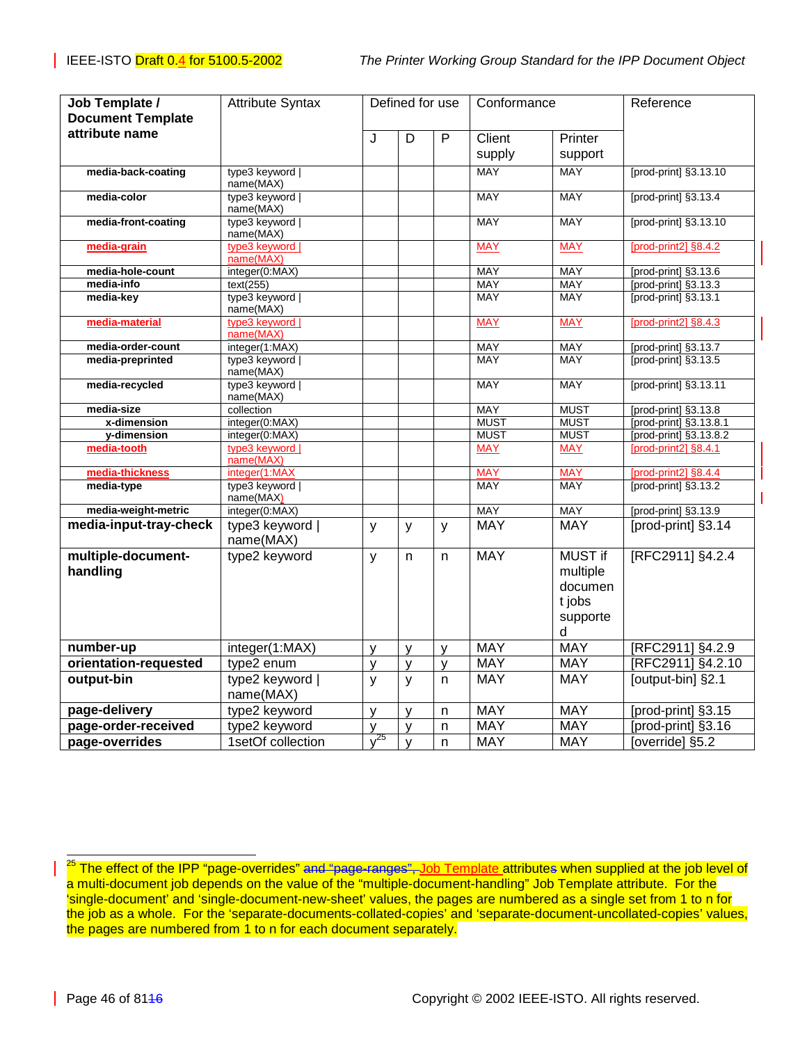| Job Template / Document Template attribute name | Attribute Syntax | Defined for use | | | Conformance | | Reference |
|---|---|---|---|---|---|---|---|
| | | J | D | P | Client supply | Printer support | |
| media-back-coating | type3 keyword \| name(MAX) | | | | MAY | MAY | [prod-print] §3.13.10 |
| media-color | type3 keyword \| name(MAX) | | | | MAY | MAY | [prod-print] §3.13.4 |
| media-front-coating | type3 keyword \| name(MAX) | | | | MAY | MAY | [prod-print] §3.13.10 |
| media-grain | type3 keyword \| name(MAX) | | | | MAY | MAY | [prod-print2] §8.4.2 |
| media-hole-count | integer(0:MAX) | | | | MAY | MAY | [prod-print] §3.13.6 |
| media-info | text(255) | | | | MAY | MAY | [prod-print] §3.13.3 |
| media-key | type3 keyword \| name(MAX) | | | | MAY | MAY | [prod-print] §3.13.1 |
| media-material | type3 keyword \| name(MAX) | | | | MAY | MAY | [prod-print2] §8.4.3 |
| media-order-count | integer(1:MAX) | | | | MAY | MAY | [prod-print] §3.13.7 |
| media-preprinted | type3 keyword \| name(MAX) | | | | MAY | MAY | [prod-print] §3.13.5 |
| media-recycled | type3 keyword \| name(MAX) | | | | MAY | MAY | [prod-print] §3.13.11 |
| media-size | collection | | | | MAY | MUST | [prod-print] §3.13.8 |
| x-dimension | integer(0:MAX) | | | | MUST | MUST | [prod-print] §3.13.8.1 |
| y-dimension | integer(0:MAX) | | | | MUST | MUST | [prod-print] §3.13.8.2 |
| media-tooth | type3 keyword \| name(MAX) | | | | MAY | MAY | [prod-print2] §8.4.1 |
| media-thickness | integer(1:MAX | | | | MAY | MAY | [prod-print2] §8.4.4 |
| media-type | type3 keyword \| name(MAX) | | | | MAY | MAY | [prod-print] §3.13.2 |
| media-weight-metric | integer(0:MAX) | | | | MAY | MAY | [prod-print] §3.13.9 |
| **media-input-tray-check** | type3 keyword \| name(MAX) | y | y | y | MAY | MAY | [prod-print] §3.14 |
| **multiple-document-handling** | type2 keyword | y | n | n | MAY | MUST if multiple document jobs supported | [RFC2911] §4.2.4 |
| **number-up** | integer(1:MAX) | y | y | y | MAY | MAY | [RFC2911] §4.2.9 |
| **orientation-requested** | type2 enum | y | y | y | MAY | MAY | [RFC2911] §4.2.10 |
| **output-bin** | type2 keyword \| name(MAX) | y | y | n | MAY | MAY | [output-bin] §2.1 |
| **page-delivery** | type2 keyword | y | y | n | MAY | MAY | [prod-print] §3.15 |
| **page-order-received** | type2 keyword | y | y | n | MAY | MAY | [prod-print] §3.16 |
| **page-overrides** | 1setOf collection | y[25] | y | n | MAY | MAY | [override] §5.2 |

[25] The effect of the IPP "page-overrides" ~~and "page-ranges",~~ Job Template attributes when supplied at the job level of a multi-document job depends on the value of the "multiple-document-handling" Job Template attribute. For the 'single-document' and 'single-document-new-sheet' values, the pages are numbered as a single set from 1 to n for the job as a whole. For the 'separate-documents-collated-copies' and 'separate-document-uncollated-copies' values, the pages are numbered from 1 to n for each document separately.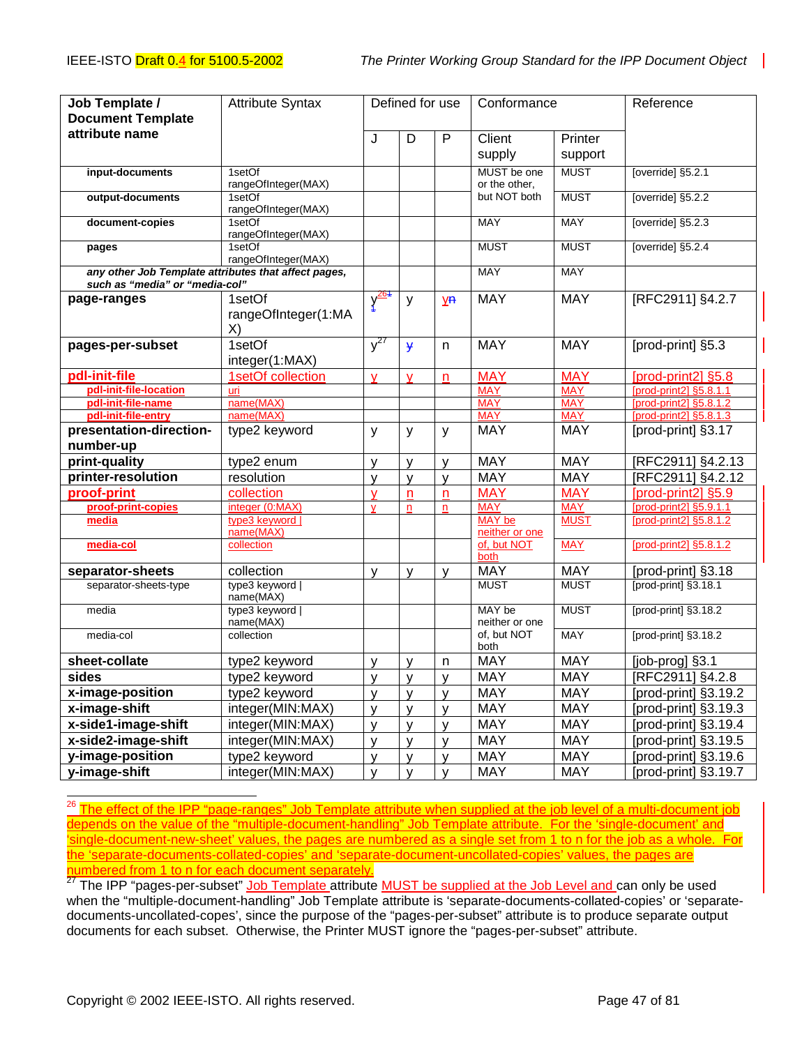| Job Template / Document Template attribute name | Attribute Syntax | Defined for use | | | Conformance | | Reference |
|---|---|---|---|---|---|---|---|
| | | J | D | P | Client supply | Printer support | |
| input-documents | 1setOf rangeOfInteger(MAX) | | | | MUST be one or the other, but NOT both | MUST | [override] §5.2.1 |
| output-documents | 1setOf rangeOfInteger(MAX) | | | | | MUST | [override] §5.2.2 |
| document-copies | 1setOf rangeOfInteger(MAX) | | | | MAY | MAY | [override] §5.2.3 |
| pages | 1setOf rangeOfInteger(MAX) | | | | MUST | MUST | [override] §5.2.4 |
| *any other Job Template attributes that affect pages, such as "media" or "media-col"* | | | | | MAY | MAY | |
| **page-ranges** | 1setOf rangeOfInteger(1:MAX) | y[26] | y | y | MAY | MAY | [RFC2911] §4.2.7 |
| **pages-per-subset** | 1setOf integer(1:MAX) | y[27] | y | n | MAY | MAY | [prod-print] §5.3 |
| **pdl-init-file** | 1setOf collection | y | y | n | MAY | MAY | [prod-print2] §5.8 |
| pdl-init-file-location | uri | | | | MAY | MAY | [prod-print2] §5.8.1.1 |
| pdl-init-file-name | name(MAX) | | | | MAY | MAY | [prod-print2] §5.8.1.2 |
| pdl-init-file-entry | name(MAX) | | | | MAY | MAY | [prod-print2] §5.8.1.3 |
| **presentation-direction-number-up** | type2 keyword | y | y | y | MAY | MAY | [prod-print] §3.17 |
| **print-quality** | type2 enum | y | y | y | MAY | MAY | [RFC2911] §4.2.13 |
| **printer-resolution** | resolution | y | y | y | MAY | MAY | [RFC2911] §4.2.12 |
| **proof-print** | collection | y | n | n | MAY | MAY | [prod-print2] §5.9 |
| proof-print-copies | integer (0:MAX) | y | n | n | MAY | MAY | [prod-print2] §5.9.1.1 |
| media | type3 keyword \| name(MAX) | | | | MAY be neither or one of, but NOT both | MUST | [prod-print2] §5.8.1.2 |
| media-col | collection | | | | | MAY | [prod-print2] §5.8.1.2 |
| **separator-sheets** | collection | y | y | y | MAY | MAY | [prod-print] §3.18 |
| separator-sheets-type | type3 keyword \| name(MAX) | | | | MUST | MUST | [prod-print] §3.18.1 |
| media | type3 keyword \| name(MAX) | | | | MAY be neither or one of, but NOT both | MUST | [prod-print] §3.18.2 |
| media-col | collection | | | | | MAY | [prod-print] §3.18.2 |
| **sheet-collate** | type2 keyword | y | y | n | MAY | MAY | [job-prog] §3.1 |
| **sides** | type2 keyword | y | y | y | MAY | MAY | [RFC2911] §4.2.8 |
| **x-image-position** | type2 keyword | y | y | y | MAY | MAY | [prod-print] §3.19.2 |
| **x-image-shift** | integer(MIN:MAX) | y | y | y | MAY | MAY | [prod-print] §3.19.3 |
| **x-side1-image-shift** | integer(MIN:MAX) | y | y | y | MAY | MAY | [prod-print] §3.19.4 |
| **x-side2-image-shift** | integer(MIN:MAX) | y | y | y | MAY | MAY | [prod-print] §3.19.5 |
| **y-image-position** | type2 keyword | y | y | y | MAY | MAY | [prod-print] §3.19.6 |
| **y-image-shift** | integer(MIN:MAX) | y | y | y | MAY | MAY | [prod-print] §3.19.7 |

[26] The effect of the IPP "page-ranges" Job Template attribute when supplied at the job level of a multi-document job depends on the value of the "multiple-document-handling" Job Template attribute. For the 'single-document' and 'single-document-new-sheet' values, the pages are numbered as a single set from 1 to n for the job as a whole. For the 'separate-documents-collated-copies' and 'separate-document-uncollated-copies' values, the pages are numbered from 1 to n for each document separately.

[27] The IPP "pages-per-subset" Job Template attribute MUST be supplied at the Job Level and can only be used when the "multiple-document-handling" Job Template attribute is 'separate-documents-collated-copies' or 'separate-documents-uncollated-copes', since the purpose of the "pages-per-subset" attribute is to produce separate output documents for each subset. Otherwise, the Printer MUST ignore the "pages-per-subset" attribute.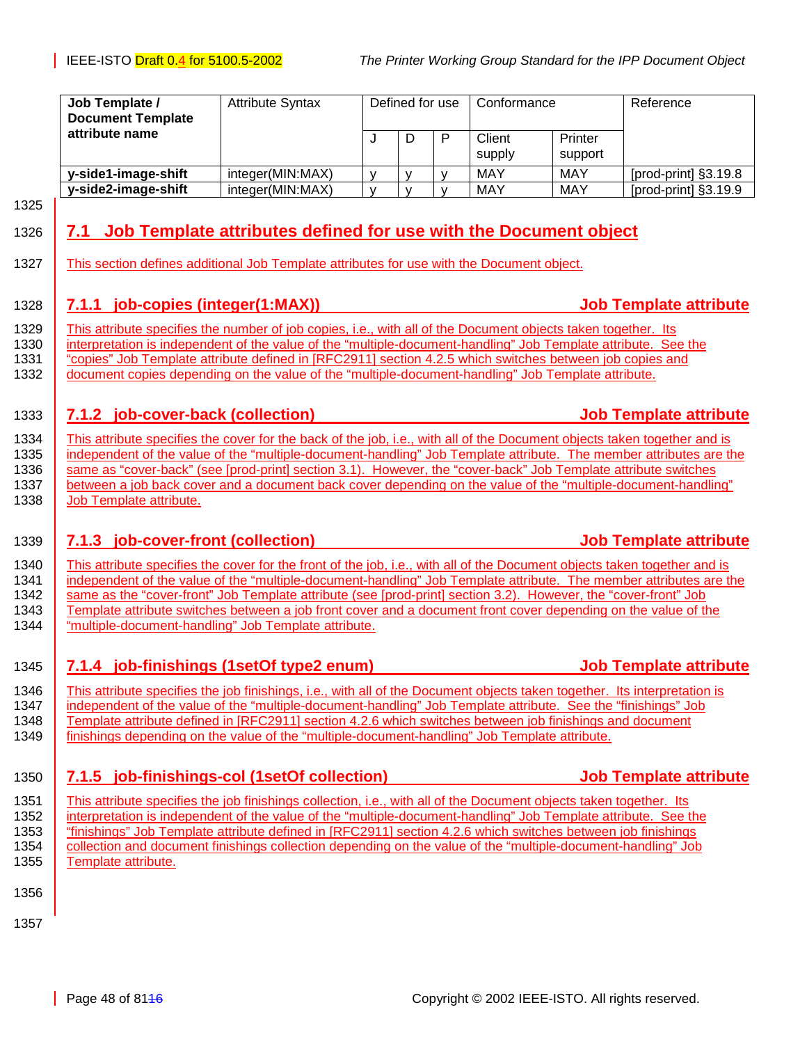| Job Template / Document Template attribute name | Attribute Syntax | Defined for use | | | Conformance | | Reference |
|---|---|---|---|---|---|---|---|
| | | J | D | P | Client supply | Printer support | |
| **y-side1-image-shift** | integer(MIN:MAX) | y | y | y | MAY | MAY | [prod-print] §3.19.8 |
| **y-side2-image-shift** | integer(MIN:MAX) | y | y | y | MAY | MAY | [prod-print] §3.19.9 |

## 7.1 Job Template attributes defined for use with the Document object

This section defines additional Job Template attributes for use with the Document object.

### 7.1.1 job-copies (integer(1:MAX)) Job Template attribute

This attribute specifies the number of job copies, i.e., with all of the Document objects taken together. Its interpretation is independent of the value of the "multiple-document-handling" Job Template attribute. See the "copies" Job Template attribute defined in [RFC2911] section 4.2.5 which switches between job copies and document copies depending on the value of the "multiple-document-handling" Job Template attribute.

### 7.1.2 job-cover-back (collection) Job Template attribute

This attribute specifies the cover for the back of the job, i.e., with all of the Document objects taken together and is independent of the value of the "multiple-document-handling" Job Template attribute. The member attributes are the same as "cover-back" (see [prod-print] section 3.1). However, the "cover-back" Job Template attribute switches between a job back cover and a document back cover depending on the value of the "multiple-document-handling" Job Template attribute.

### 7.1.3 job-cover-front (collection) Job Template attribute

This attribute specifies the cover for the front of the job, i.e., with all of the Document objects taken together and is independent of the value of the "multiple-document-handling" Job Template attribute. The member attributes are the same as the "cover-front" Job Template attribute (see [prod-print] section 3.2). However, the "cover-front" Job Template attribute switches between a job front cover and a document front cover depending on the value of the "multiple-document-handling" Job Template attribute.

### 7.1.4 job-finishings (1setOf type2 enum) Job Template attribute

This attribute specifies the job finishings, i.e., with all of the Document objects taken together. Its interpretation is independent of the value of the "multiple-document-handling" Job Template attribute. See the "finishings" Job Template attribute defined in [RFC2911] section 4.2.6 which switches between job finishings and document finishings depending on the value of the "multiple-document-handling" Job Template attribute.

### 7.1.5 job-finishings-col (1setOf collection) Job Template attribute

This attribute specifies the job finishings collection, i.e., with all of the Document objects taken together. Its interpretation is independent of the value of the "multiple-document-handling" Job Template attribute. See the "finishings" Job Template attribute defined in [RFC2911] section 4.2.6 which switches between job finishings collection and document finishings collection depending on the value of the "multiple-document-handling" Job Template attribute.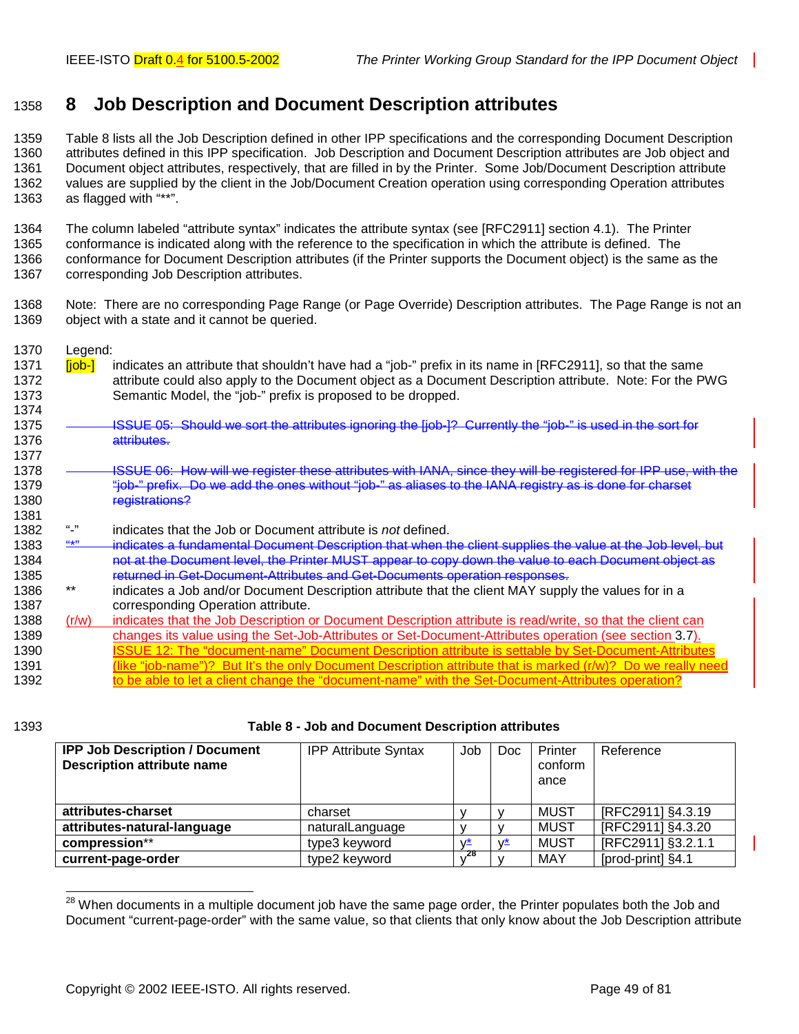# 8 Job Description and Document Description attributes

Table 8 lists all the Job Description defined in other IPP specifications and the corresponding Document Description attributes defined in this IPP specification. Job Description and Document Description attributes are Job object and Document object attributes, respectively, that are filled in by the Printer. Some Job/Document Description attribute values are supplied by the client in the Job/Document Creation operation using corresponding Operation attributes as flagged with "**".

The column labeled "attribute syntax" indicates the attribute syntax (see [RFC2911] section 4.1). The Printer conformance is indicated along with the reference to the specification in which the attribute is defined. The conformance for Document Description attributes (if the Printer supports the Document object) is the same as the corresponding Job Description attributes.

Note: There are no corresponding Page Range (or Page Override) Description attributes. The Page Range is not an object with a state and it cannot be queried.

Legend:

[job-] indicates an attribute that shouldn't have had a "job-" prefix in its name in [RFC2911], so that the same attribute could also apply to the Document object as a Document Description attribute. Note: For the PWG Semantic Model, the "job-" prefix is proposed to be dropped.

~~ISSUE 05: Should we sort the attributes ignoring the [job-]? Currently the "job-" is used in the sort for attributes.~~

~~ISSUE 06: How will we register these attributes with IANA, since they will be registered for IPP use, with the "job-" prefix. Do we add the ones without "job-" as aliases to the IANA registry as is done for charset registrations?~~

"-" indicates that the Job or Document attribute is *not* defined.

~~"*" indicates a fundamental Document Description that when the client supplies the value at the Job level, but not at the Document level, the Printer MUST appear to copy down the value to each Document object as returned in Get-Document-Attributes and Get-Documents operation responses.~~

** indicates a Job and/or Document Description attribute that the client MAY supply the values for in a corresponding Operation attribute.

(r/w) indicates that the Job Description or Document Description attribute is read/write, so that the client can changes its value using the Set-Job-Attributes or Set-Document-Attributes operation (see section 3.7).

ISSUE 12: The "document-name" Document Description attribute is settable by Set-Document-Attributes (like "job-name")? But It's the only Document Description attribute that is marked (r/w)? Do we really need to be able to let a client change the "document-name" with the Set-Document-Attributes operation?

**Table 8 - Job and Document Description attributes**

| IPP Job Description / Document Description attribute name | IPP Attribute Syntax | Job | Doc | Printer conformance | Reference |
|---|---|---|---|---|---|
| **attributes-charset** | charset | y | y | MUST | [RFC2911] §4.3.19 |
| **attributes-natural-language** | naturalLanguage | y | y | MUST | [RFC2911] §4.3.20 |
| **compression**** | type3 keyword | y* | y* | MUST | [RFC2911] §3.2.1.1 |
| **current-page-order** | type2 keyword | y[28] | y | MAY | [prod-print] §4.1 |

[28] When documents in a multiple document job have the same page order, the Printer populates both the Job and Document "current-page-order" with the same value, so that clients that only know about the Job Description attribute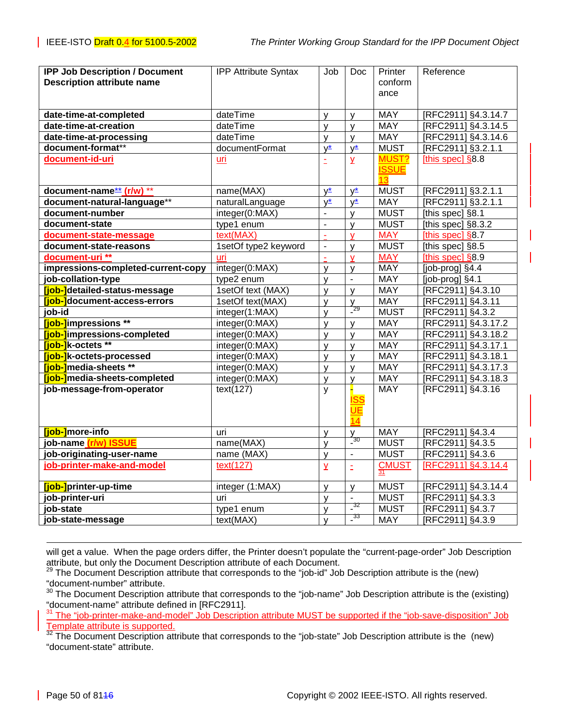| IPP Job Description / Document Description attribute name | IPP Attribute Syntax | Job | Doc | Printer conformance | Reference |
|---|---|---|---|---|---|
| **date-time-at-completed** | dateTime | y | y | MAY | [RFC2911] §4.3.14.7 |
| **date-time-at-creation** | dateTime | y | y | MAY | [RFC2911] §4.3.14.5 |
| **date-time-at-processing** | dateTime | y | y | MAY | [RFC2911] §4.3.14.6 |
| **document-format**** | documentFormat | y* | y* | MUST | [RFC2911] §3.2.1.1 |
| **document-id-uri** | uri | - | y | MUST? ISSUE 13 | [this spec] §8.8 |
| **document-name** ** (r/w) ** | name(MAX) | y* | y* | MUST | [RFC2911] §3.2.1.1 |
| **document-natural-language**** | naturalLanguage | y* | y* | MAY | [RFC2911] §3.2.1.1 |
| **document-number** | integer(0:MAX) | - | y | MUST | [this spec] §8.1 |
| **document-state** | type1 enum | - | y | MUST | [this spec] §8.3.2 |
| **document-state-message** | text(MAX) | - | y | MAY | [this spec] §8.7 |
| **document-state-reasons** | 1setOf type2 keyword | - | y | MUST | [this spec] §8.5 |
| **document-uri **** | uri | - | y | MAY | [this spec] §8.9 |
| **impressions-completed-current-copy** | integer(0:MAX) | y | y | MAY | [job-prog] §4.4 |
| **job-collation-type** | type2 enum | y | - | MAY | [job-prog] §4.1 |
| **[job-]detailed-status-message** | 1setOf text (MAX) | y | y | MAY | [RFC2911] §4.3.10 |
| **[job-]document-access-errors** | 1setOf text(MAX) | y | y | MAY | [RFC2911] §4.3.11 |
| **job-id** | integer(1:MAX) | y | -[29] | MUST | [RFC2911] §4.3.2 |
| **[job-]impressions **** | integer(0:MAX) | y | y | MAY | [RFC2911] §4.3.17.2 |
| **[job-]impressions-completed** | integer(0:MAX) | y | y | MAY | [RFC2911] §4.3.18.2 |
| **[job-]k-octets **** | integer(0:MAX) | y | y | MAY | [RFC2911] §4.3.17.1 |
| **[job-]k-octets-processed** | integer(0:MAX) | y | y | MAY | [RFC2911] §4.3.18.1 |
| **[job-]media-sheets **** | integer(0:MAX) | y | y | MAY | [RFC2911] §4.3.17.3 |
| **[job-]media-sheets-completed** | integer(0:MAX) | y | y | MAY | [RFC2911] §4.3.18.3 |
| **job-message-from-operator** | text(127) | y | - ISSUE 14 | MAY | [RFC2911] §4.3.16 |
| **[job-]more-info** | uri | y | y | MAY | [RFC2911] §4.3.4 |
| **job-name (r/w) ISSUE** | name(MAX) | y | -[30] | MUST | [RFC2911] §4.3.5 |
| **job-originating-user-name** | name (MAX) | y | - | MUST | [RFC2911] §4.3.6 |
| **job-printer-make-and-model** | text(127) | y | - | CMUST[31] | [RFC2911] §4.3.14.4 |
| **[job-]printer-up-time** | integer (1:MAX) | y | y | MUST | [RFC2911] §4.3.14.4 |
| **job-printer-uri** | uri | y | - | MUST | [RFC2911] §4.3.3 |
| **job-state** | type1 enum | y | -[32] | MUST | [RFC2911] §4.3.7 |
| **job-state-message** | text(MAX) | y | -[33] | MAY | [RFC2911] §4.3.9 |

will get a value. When the page orders differ, the Printer doesn't populate the "current-page-order" Job Description attribute, but only the Document Description attribute of each Document.

[29] The Document Description attribute that corresponds to the "job-id" Job Description attribute is the (new) "document-number" attribute.

[30] The Document Description attribute that corresponds to the "job-name" Job Description attribute is the (existing) "document-name" attribute defined in [RFC2911].

[31] The "job-printer-make-and-model" Job Description attribute MUST be supported if the "job-save-disposition" Job Template attribute is supported.

[32] The Document Description attribute that corresponds to the "job-state" Job Description attribute is the (new) "document-state" attribute.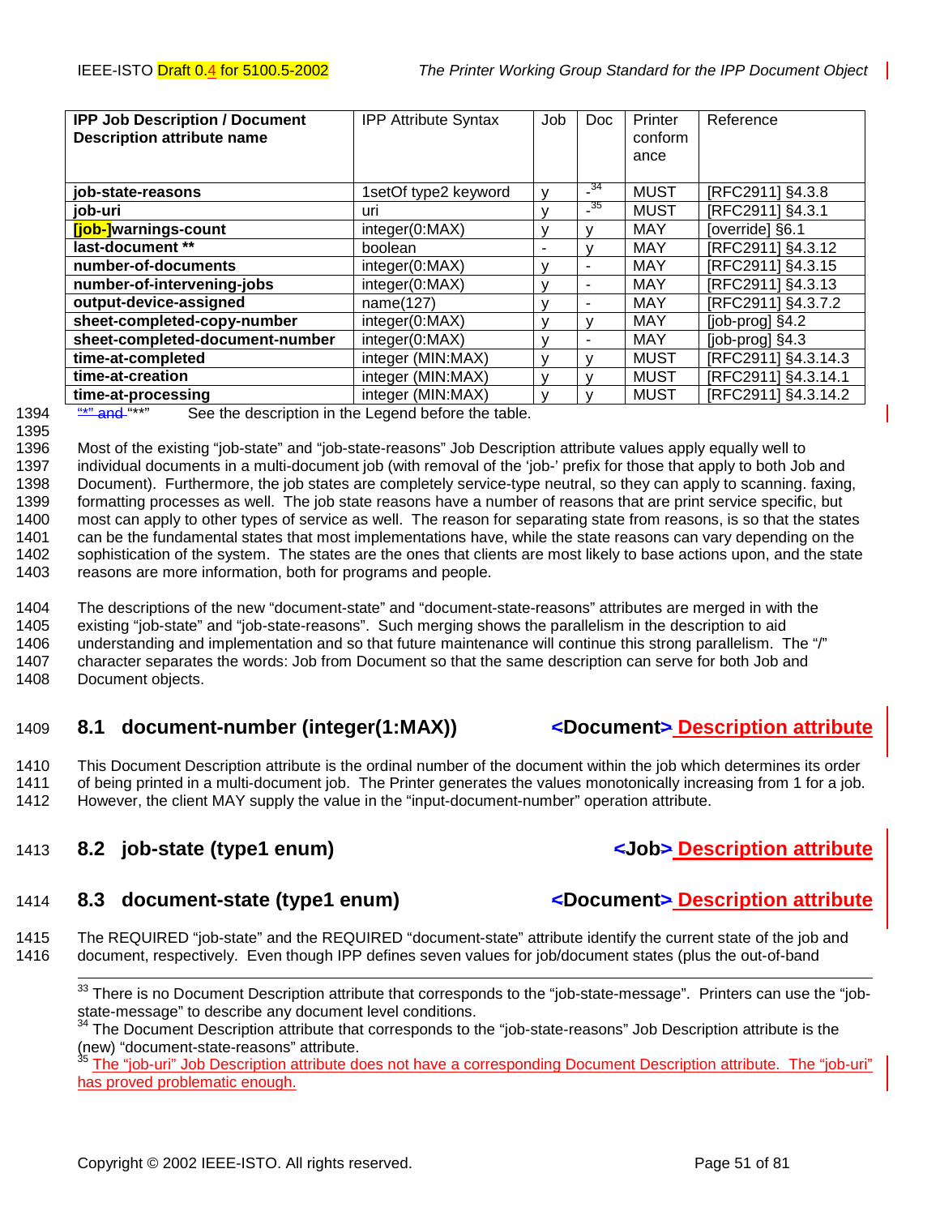| IPP Job Description / Document Description attribute name | IPP Attribute Syntax | Job | Doc | Printer conformance | Reference |
|---|---|---|---|---|---|
| **job-state-reasons** | 1setOf type2 keyword | y | -[34] | MUST | [RFC2911] §4.3.8 |
| **job-uri** | uri | y | -[35] | MUST | [RFC2911] §4.3.1 |
| **[job-]warnings-count** | integer(0:MAX) | y | y | MAY | [override] §6.1 |
| **last-document** ** | boolean | - | y | MAY | [RFC2911] §4.3.12 |
| **number-of-documents** | integer(0:MAX) | y | - | MAY | [RFC2911] §4.3.15 |
| **number-of-intervening-jobs** | integer(0:MAX) | y | - | MAY | [RFC2911] §4.3.13 |
| **output-device-assigned** | name(127) | y | - | MAY | [RFC2911] §4.3.7.2 |
| **sheet-completed-copy-number** | integer(0:MAX) | y | y | MAY | [job-prog] §4.2 |
| **sheet-completed-document-number** | integer(0:MAX) | y | - | MAY | [job-prog] §4.3 |
| **time-at-completed** | integer (MIN:MAX) | y | y | MUST | [RFC2911] §4.3.14.3 |
| **time-at-creation** | integer (MIN:MAX) | y | y | MUST | [RFC2911] §4.3.14.1 |
| **time-at-processing** | integer (MIN:MAX) | y | y | MUST | [RFC2911] §4.3.14.2 |

"*" and "**" See the description in the Legend before the table.

Most of the existing "job-state" and "job-state-reasons" Job Description attribute values apply equally well to individual documents in a multi-document job (with removal of the 'job-' prefix for those that apply to both Job and Document). Furthermore, the job states are completely service-type neutral, so they can apply to scanning. faxing, formatting processes as well. The job state reasons have a number of reasons that are print service specific, but most can apply to other types of service as well. The reason for separating state from reasons, is so that the states can be the fundamental states that most implementations have, while the state reasons can vary depending on the sophistication of the system. The states are the ones that clients are most likely to base actions upon, and the state reasons are more information, both for programs and people.

The descriptions of the new "document-state" and "document-state-reasons" attributes are merged in with the existing "job-state" and "job-state-reasons". Such merging shows the parallelism in the description to aid understanding and implementation and so that future maintenance will continue this strong parallelism. The "/" character separates the words: Job from Document so that the same description can serve for both Job and Document objects.

## 8.1 document-number (integer(1:MAX)) <Document> Description attribute

This Document Description attribute is the ordinal number of the document within the job which determines its order of being printed in a multi-document job. The Printer generates the values monotonically increasing from 1 for a job. However, the client MAY supply the value in the "input-document-number" operation attribute.

## 8.2 job-state (type1 enum) <Job> Description attribute

## 8.3 document-state (type1 enum) <Document> Description attribute

The REQUIRED "job-state" and the REQUIRED "document-state" attribute identify the current state of the job and document, respectively. Even though IPP defines seven values for job/document states (plus the out-of-band

---

[33] There is no Document Description attribute that corresponds to the "job-state-message". Printers can use the "job-state-message" to describe any document level conditions.

[34] The Document Description attribute that corresponds to the "job-state-reasons" Job Description attribute is the (new) "document-state-reasons" attribute.

[35] The "job-uri" Job Description attribute does not have a corresponding Document Description attribute. The "job-uri" has proved problematic enough.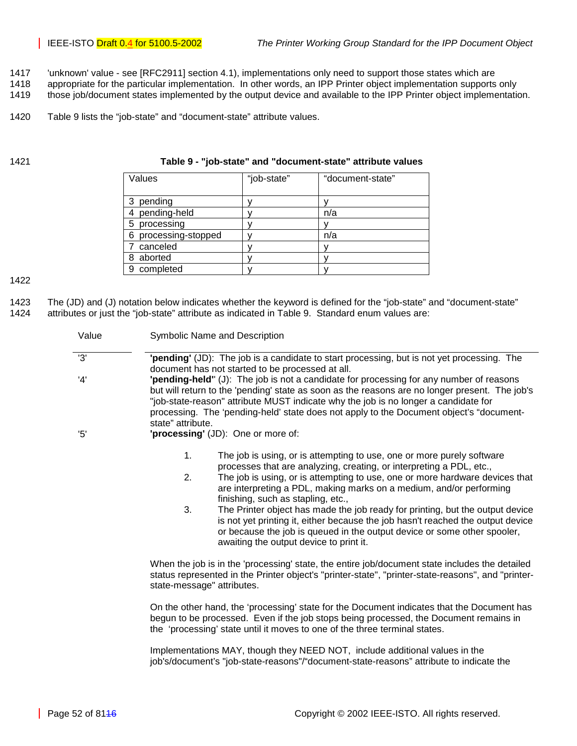'unknown' value - see [RFC2911] section 4.1), implementations only need to support those states which are appropriate for the particular implementation. In other words, an IPP Printer object implementation supports only those job/document states implemented by the output device and available to the IPP Printer object implementation.

Table 9 lists the "job-state" and "document-state" attribute values.

**Table 9 - "job-state" and "document-state" attribute values**

| Values | "job-state" | "document-state" |
|---|---|---|
| 3 pending | y | y |
| 4 pending-held | y | n/a |
| 5 processing | y | y |
| 6 processing-stopped | y | n/a |
| 7 canceled | y | y |
| 8 aborted | y | y |
| 9 completed | y | y |

The (JD) and (J) notation below indicates whether the keyword is defined for the "job-state" and "document-state" attributes or just the "job-state" attribute as indicated in Table 9. Standard enum values are:

| Value | Symbolic Name and Description |
|---|---|
| '3' | **'pending'** (JD): The job is a candidate to start processing, but is not yet processing. The document has not started to be processed at all. |
| '4' | **'pending-held'** (J): The job is not a candidate for processing for any number of reasons but will return to the 'pending' state as soon as the reasons are no longer present. The job's "job-state-reason" attribute MUST indicate why the job is no longer a candidate for processing. The 'pending-held' state does not apply to the Document object's "document-state" attribute. |
| '5' | **'processing'** (JD): One or more of: |

1. The job is using, or is attempting to use, one or more purely software processes that are analyzing, creating, or interpreting a PDL, etc.,
2. The job is using, or is attempting to use, one or more hardware devices that are interpreting a PDL, making marks on a medium, and/or performing finishing, such as stapling, etc.,
3. The Printer object has made the job ready for printing, but the output device is not yet printing it, either because the job hasn't reached the output device or because the job is queued in the output device or some other spooler, awaiting the output device to print it.

When the job is in the 'processing' state, the entire job/document state includes the detailed status represented in the Printer object's "printer-state", "printer-state-reasons", and "printer-state-message" attributes.

On the other hand, the 'processing' state for the Document indicates that the Document has begun to be processed. Even if the job stops being processed, the Document remains in the 'processing' state until it moves to one of the three terminal states.

Implementations MAY, though they NEED NOT, include additional values in the job's/document's "job-state-reasons"/"document-state-reasons" attribute to indicate the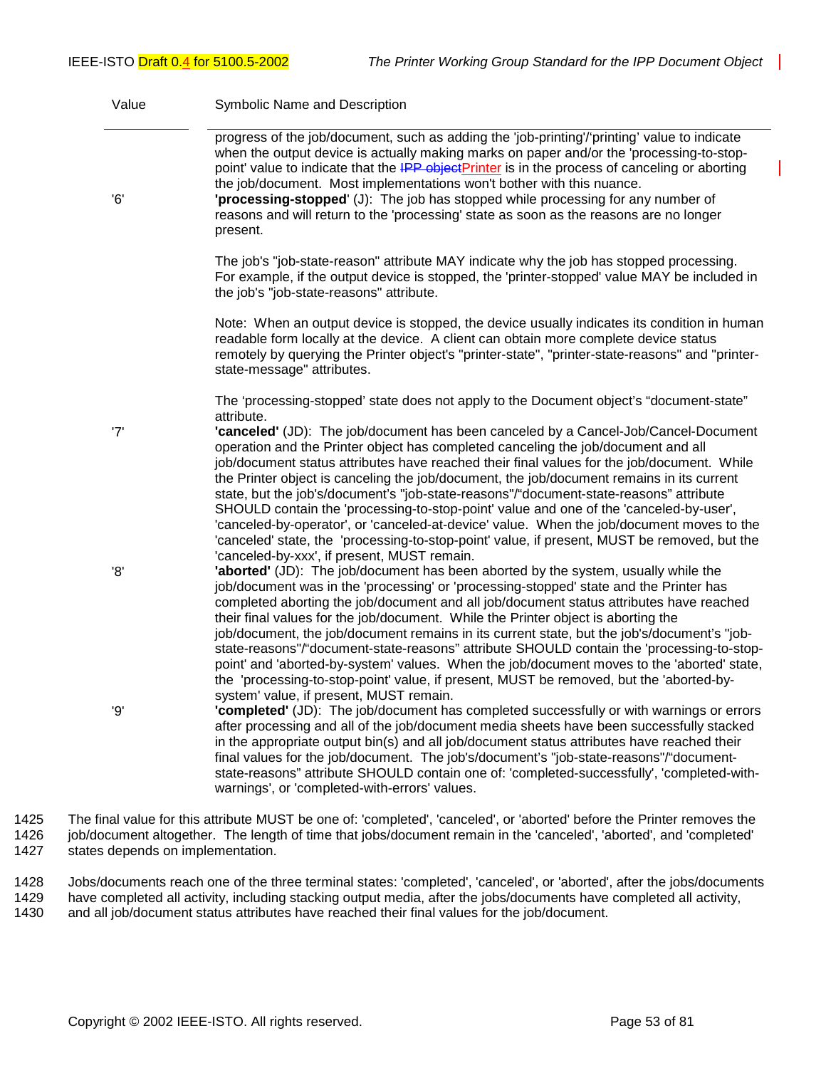| Value | Symbolic Name and Description |
| --- | --- |
| | progress of the job/document, such as adding the 'job-printing'/'printing' value to indicate when the output device is actually making marks on paper and/or the 'processing-to-stop-point' value to indicate that the ~~IPP object~~Printer is in the process of canceling or aborting the job/document. Most implementations won't bother with this nuance. |
| '6' | **'processing-stopped'** (J): The job has stopped while processing for any number of reasons and will return to the 'processing' state as soon as the reasons are no longer present.<br><br>The job's "job-state-reason" attribute MAY indicate why the job has stopped processing. For example, if the output device is stopped, the 'printer-stopped' value MAY be included in the job's "job-state-reasons" attribute.<br><br>Note: When an output device is stopped, the device usually indicates its condition in human readable form locally at the device. A client can obtain more complete device status remotely by querying the Printer object's "printer-state", "printer-state-reasons" and "printer-state-message" attributes.<br><br>The 'processing-stopped' state does not apply to the Document object's "document-state" attribute. |
| '7' | **'canceled'** (JD): The job/document has been canceled by a Cancel-Job/Cancel-Document operation and the Printer object has completed canceling the job/document and all job/document status attributes have reached their final values for the job/document. While the Printer object is canceling the job/document, the job/document remains in its current state, but the job's/document's "job-state-reasons"/"document-state-reasons" attribute SHOULD contain the 'processing-to-stop-point' value and one of the 'canceled-by-user', 'canceled-by-operator', or 'canceled-at-device' value. When the job/document moves to the 'canceled' state, the 'processing-to-stop-point' value, if present, MUST be removed, but the 'canceled-by-xxx', if present, MUST remain. |
| '8' | **'aborted'** (JD): The job/document has been aborted by the system, usually while the job/document was in the 'processing' or 'processing-stopped' state and the Printer has completed aborting the job/document and all job/document status attributes have reached their final values for the job/document. While the Printer object is aborting the job/document, the job/document remains in its current state, but the job's/document's "job-state-reasons"/"document-state-reasons" attribute SHOULD contain the 'processing-to-stop-point' and 'aborted-by-system' values. When the job/document moves to the 'aborted' state, the 'processing-to-stop-point' value, if present, MUST be removed, but the 'aborted-by-system' value, if present, MUST remain. |
| '9' | **'completed'** (JD): The job/document has completed successfully or with warnings or errors after processing and all of the job/document media sheets have been successfully stacked in the appropriate output bin(s) and all job/document status attributes have reached their final values for the job/document. The job's/document's "job-state-reasons"/"document-state-reasons" attribute SHOULD contain one of: 'completed-successfully', 'completed-with-warnings', or 'completed-with-errors' values. |

The final value for this attribute MUST be one of: 'completed', 'canceled', or 'aborted' before the Printer removes the job/document altogether. The length of time that jobs/document remain in the 'canceled', 'aborted', and 'completed' states depends on implementation.

Jobs/documents reach one of the three terminal states: 'completed', 'canceled', or 'aborted', after the jobs/documents have completed all activity, including stacking output media, after the jobs/documents have completed all activity, and all job/document status attributes have reached their final values for the job/document.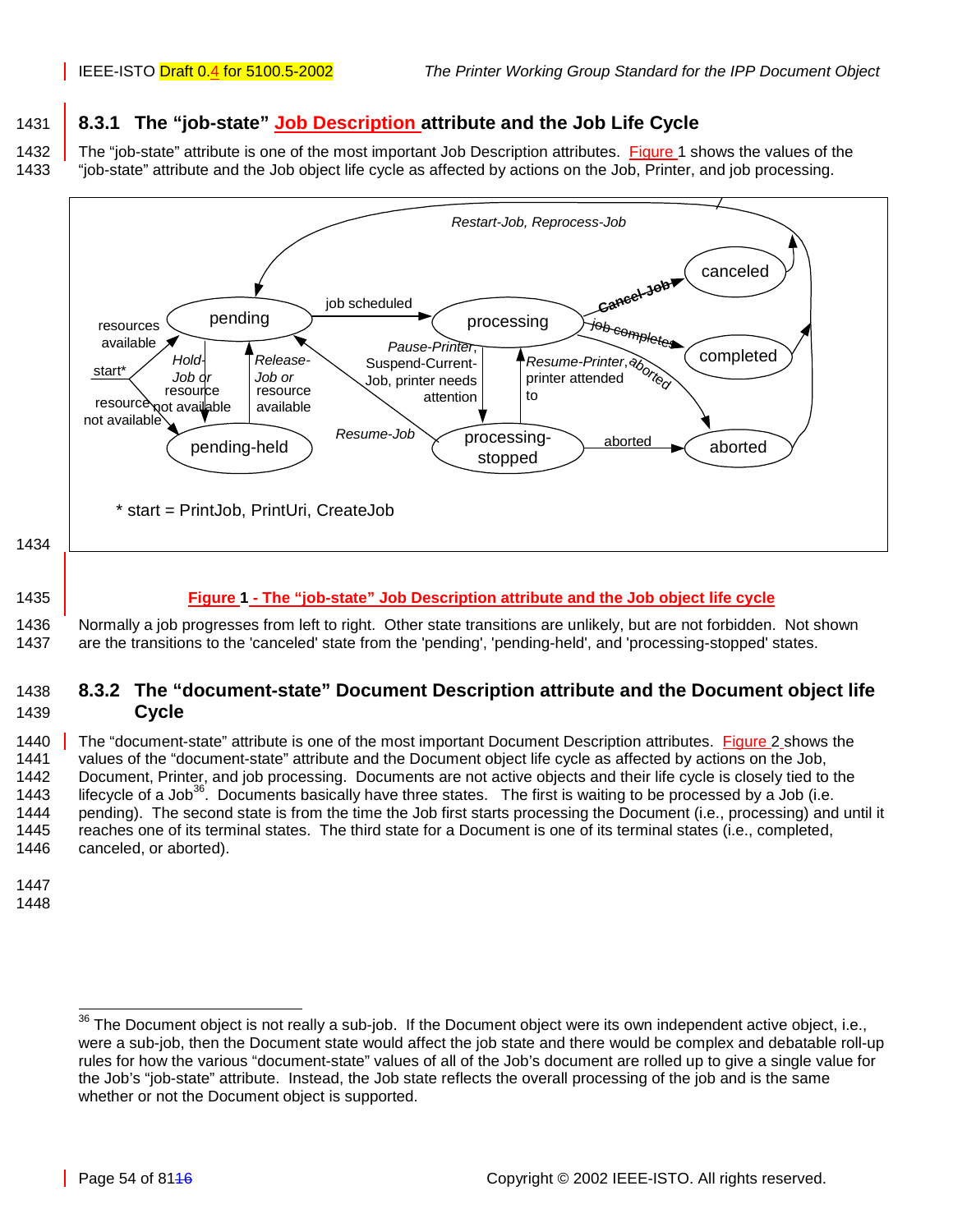### 8.3.1 The "job-state" Job Description attribute and the Job Life Cycle

The "job-state" attribute is one of the most important Job Description attributes. Figure 1 shows the values of the "job-state" attribute and the Job object life cycle as affected by actions on the Job, Printer, and job processing.

Restart-Job, Reprocess-Job

pending — job scheduled → processing

processing — Cancel-Job → canceled

processing — job completes → completed

processing — aborted → aborted

resources available

start*

resource not available

Hold-Job or resource not available

Release-Job or resource available

Pause-Printer, Suspend-Current-Job, printer needs attention

Resume-Printer, printer attended to

Resume-Job

pending-held

processing-stopped — aborted → aborted

\* start = PrintJob, PrintUri, CreateJob

**Figure 1 - The "job-state" Job Description attribute and the Job object life cycle**

Normally a job progresses from left to right. Other state transitions are unlikely, but are not forbidden. Not shown are the transitions to the 'canceled' state from the 'pending', 'pending-held', and 'processing-stopped' states.

### 8.3.2 The "document-state" Document Description attribute and the Document object life Cycle

The "document-state" attribute is one of the most important Document Description attributes. Figure 2 shows the values of the "document-state" attribute and the Document object life cycle as affected by actions on the Job, Document, Printer, and job processing. Documents are not active objects and their life cycle is closely tied to the lifecycle of a Job[36]. Documents basically have three states. The first is waiting to be processed by a Job (i.e. pending). The second state is from the time the Job first starts processing the Document (i.e., processing) and until it reaches one of its terminal states. The third state for a Document is one of its terminal states (i.e., completed, canceled, or aborted).

---

[36] The Document object is not really a sub-job. If the Document object were its own independent active object, i.e., were a sub-job, then the Document state would affect the job state and there would be complex and debatable roll-up rules for how the various "document-state" values of all of the Job's document are rolled up to give a single value for the Job's "job-state" attribute. Instead, the Job state reflects the overall processing of the job and is the same whether or not the Document object is supported.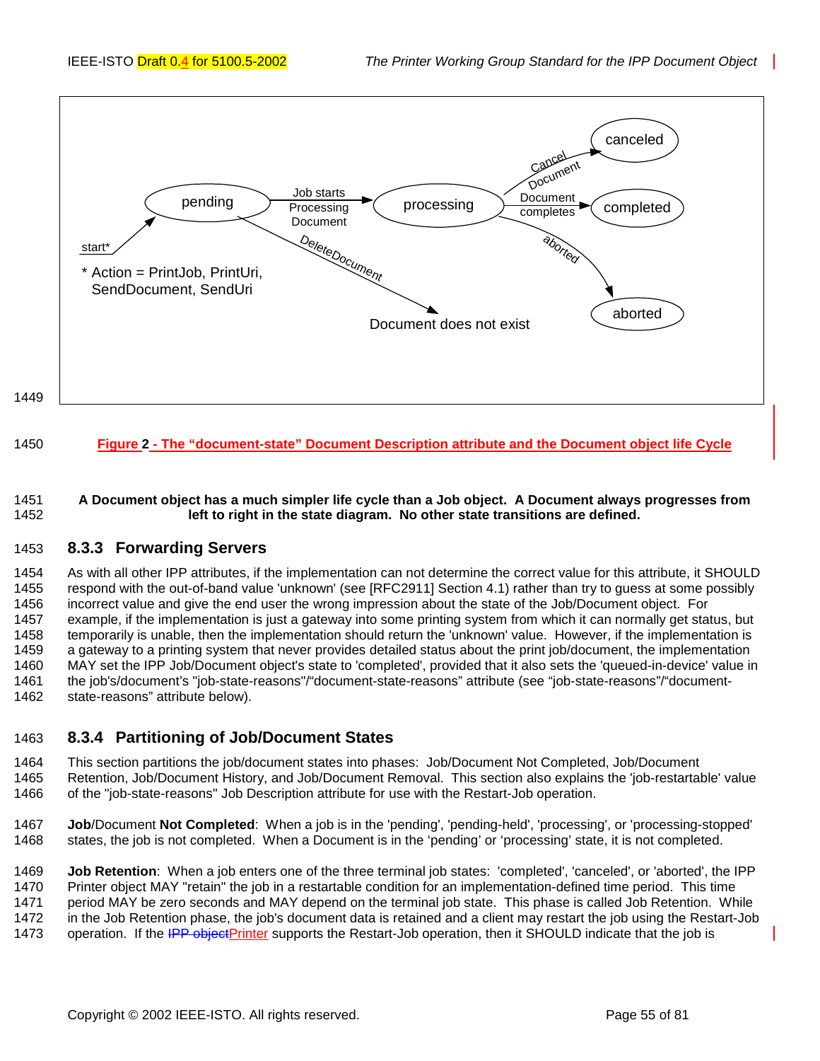Figure 2 - The “document-state” Document Description attribute and the Document object life Cycle

**A Document object has a much simpler life cycle than a Job object. A Document always progresses from left to right in the state diagram. No other state transitions are defined.**

### 8.3.3 Forwarding Servers

As with all other IPP attributes, if the implementation can not determine the correct value for this attribute, it SHOULD respond with the out-of-band value 'unknown' (see [RFC2911] Section 4.1) rather than try to guess at some possibly incorrect value and give the end user the wrong impression about the state of the Job/Document object. For example, if the implementation is just a gateway into some printing system from which it can normally get status, but temporarily is unable, then the implementation should return the 'unknown' value. However, if the implementation is a gateway to a printing system that never provides detailed status about the print job/document, the implementation MAY set the IPP Job/Document object's state to 'completed', provided that it also sets the 'queued-in-device' value in the job's/document's "job-state-reasons"/“document-state-reasons” attribute (see “job-state-reasons”/“document-state-reasons” attribute below).

### 8.3.4 Partitioning of Job/Document States

This section partitions the job/document states into phases: Job/Document Not Completed, Job/Document Retention, Job/Document History, and Job/Document Removal. This section also explains the 'job-restartable' value of the "job-state-reasons" Job Description attribute for use with the Restart-Job operation.

**Job**/Document **Not Completed**: When a job is in the 'pending', 'pending-held', 'processing', or 'processing-stopped' states, the job is not completed. When a Document is in the ‘pending’ or ‘processing’ state, it is not completed.

**Job Retention**: When a job enters one of the three terminal job states: 'completed', 'canceled', or 'aborted', the IPP Printer object MAY "retain" the job in a restartable condition for an implementation-defined time period. This time period MAY be zero seconds and MAY depend on the terminal job state. This phase is called Job Retention. While in the Job Retention phase, the job's document data is retained and a client may restart the job using the Restart-Job operation. If the ~~IPP object~~Printer supports the Restart-Job operation, then it SHOULD indicate that the job is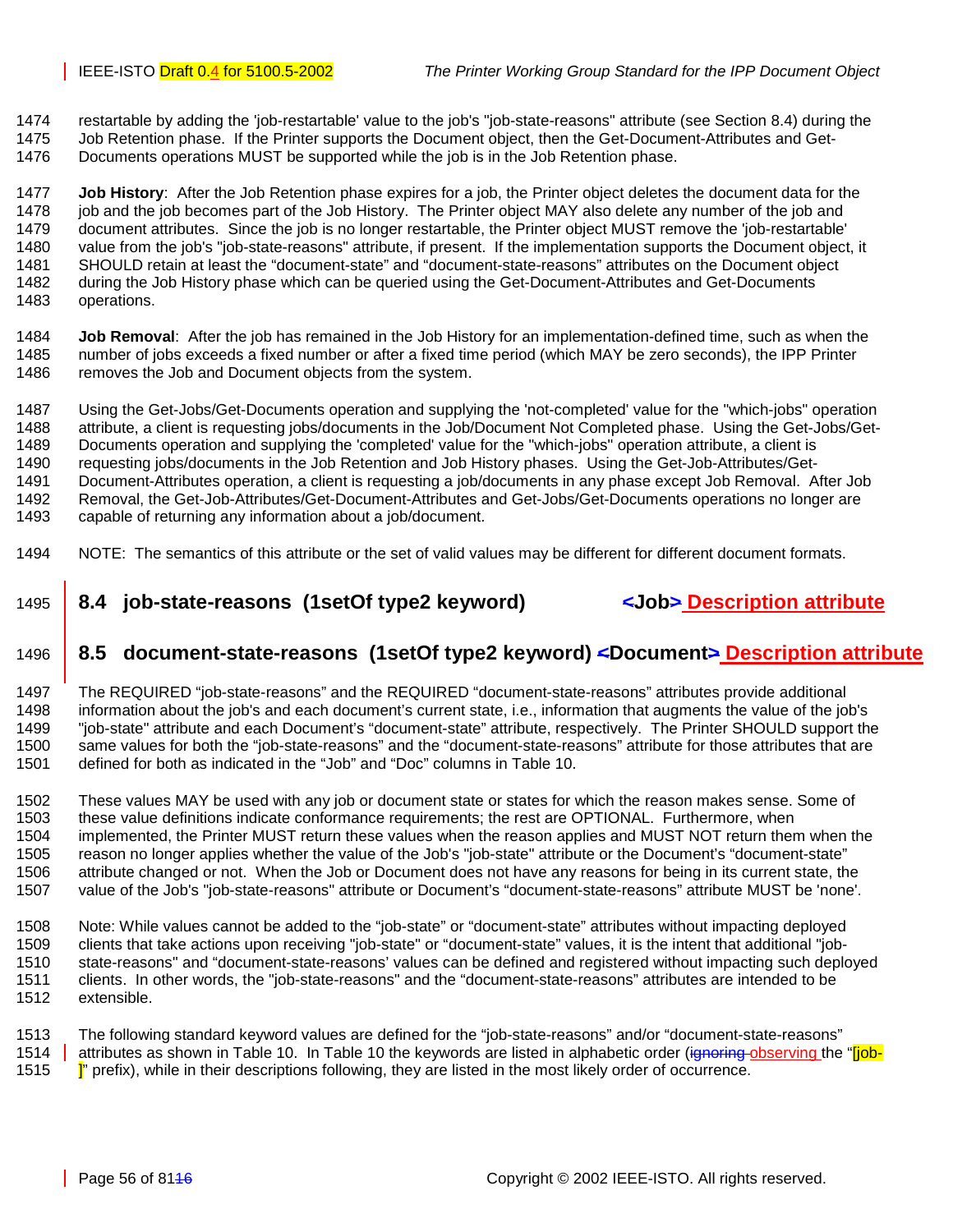restartable by adding the 'job-restartable' value to the job's "job-state-reasons" attribute (see Section 8.4) during the Job Retention phase. If the Printer supports the Document object, then the Get-Document-Attributes and Get-Documents operations MUST be supported while the job is in the Job Retention phase.

**Job History**: After the Job Retention phase expires for a job, the Printer object deletes the document data for the job and the job becomes part of the Job History. The Printer object MAY also delete any number of the job and document attributes. Since the job is no longer restartable, the Printer object MUST remove the 'job-restartable' value from the job's "job-state-reasons" attribute, if present. If the implementation supports the Document object, it SHOULD retain at least the "document-state" and "document-state-reasons" attributes on the Document object during the Job History phase which can be queried using the Get-Document-Attributes and Get-Documents operations.

**Job Removal**: After the job has remained in the Job History for an implementation-defined time, such as when the number of jobs exceeds a fixed number or after a fixed time period (which MAY be zero seconds), the IPP Printer removes the Job and Document objects from the system.

Using the Get-Jobs/Get-Documents operation and supplying the 'not-completed' value for the "which-jobs" operation attribute, a client is requesting jobs/documents in the Job/Document Not Completed phase. Using the Get-Jobs/Get-Documents operation and supplying the 'completed' value for the "which-jobs" operation attribute, a client is requesting jobs/documents in the Job Retention and Job History phases. Using the Get-Job-Attributes/Get-Document-Attributes operation, a client is requesting a job/documents in any phase except Job Removal. After Job Removal, the Get-Job-Attributes/Get-Document-Attributes and Get-Jobs/Get-Documents operations no longer are capable of returning any information about a job/document.

NOTE: The semantics of this attribute or the set of valid values may be different for different document formats.

## 8.4 job-state-reasons (1setOf type2 keyword) <Job> Description attribute

## 8.5 document-state-reasons (1setOf type2 keyword) <Document> Description attribute

The REQUIRED "job-state-reasons" and the REQUIRED "document-state-reasons" attributes provide additional information about the job's and each document's current state, i.e., information that augments the value of the job's "job-state" attribute and each Document's "document-state" attribute, respectively. The Printer SHOULD support the same values for both the "job-state-reasons" and the "document-state-reasons" attribute for those attributes that are defined for both as indicated in the "Job" and "Doc" columns in Table 10.

These values MAY be used with any job or document state or states for which the reason makes sense. Some of these value definitions indicate conformance requirements; the rest are OPTIONAL. Furthermore, when implemented, the Printer MUST return these values when the reason applies and MUST NOT return them when the reason no longer applies whether the value of the Job's "job-state" attribute or the Document's "document-state" attribute changed or not. When the Job or Document does not have any reasons for being in its current state, the value of the Job's "job-state-reasons" attribute or Document's "document-state-reasons" attribute MUST be 'none'.

Note: While values cannot be added to the "job-state" or "document-state" attributes without impacting deployed clients that take actions upon receiving "job-state" or "document-state" values, it is the intent that additional "job-state-reasons" and "document-state-reasons' values can be defined and registered without impacting such deployed clients. In other words, the "job-state-reasons" and the "document-state-reasons" attributes are intended to be extensible.

The following standard keyword values are defined for the "job-state-reasons" and/or "document-state-reasons" attributes as shown in Table 10. In Table 10 the keywords are listed in alphabetic order (~~ignoring~~ observing the "[job-]" prefix), while in their descriptions following, they are listed in the most likely order of occurrence.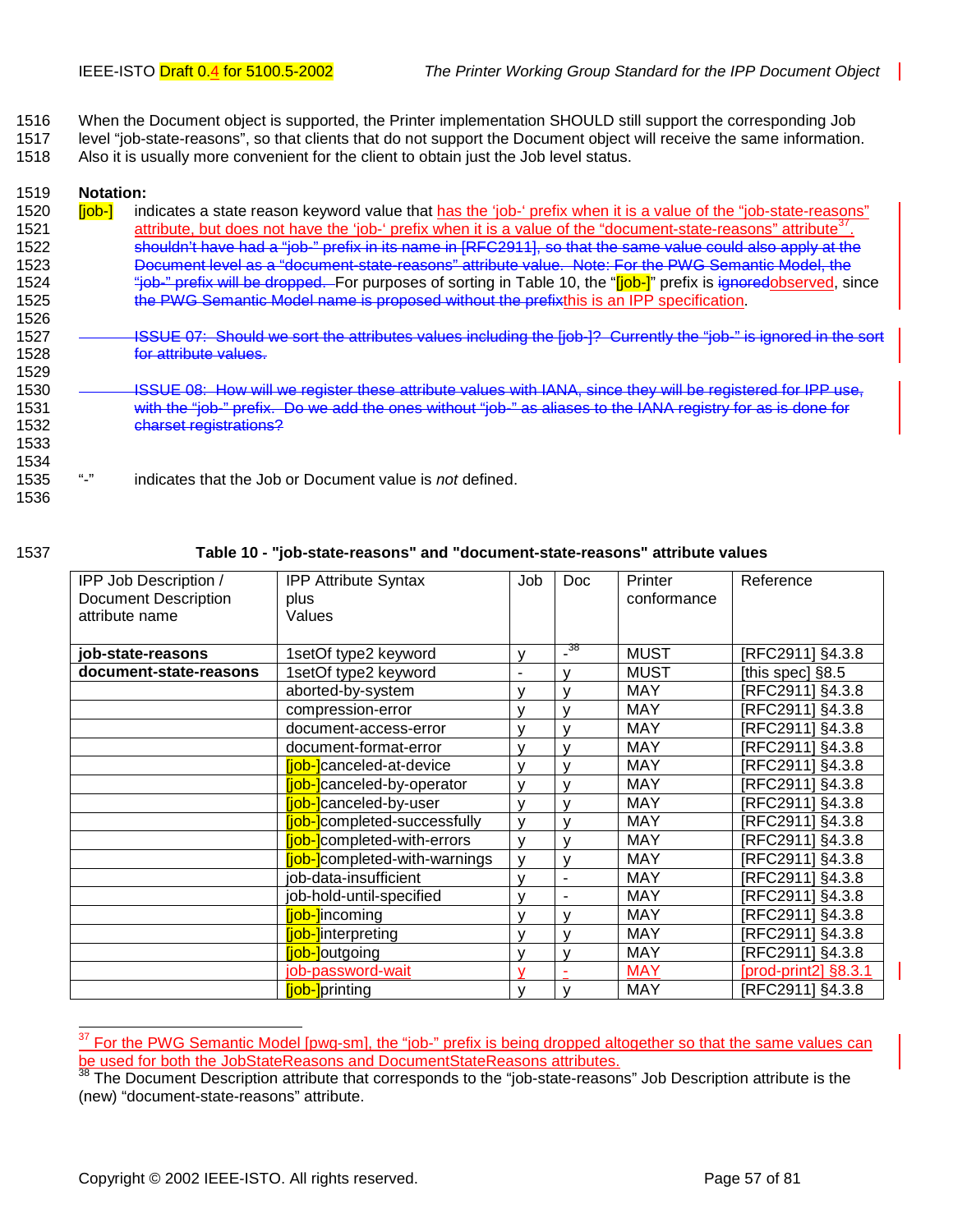When the Document object is supported, the Printer implementation SHOULD still support the corresponding Job level "job-state-reasons", so that clients that do not support the Document object will receive the same information. Also it is usually more convenient for the client to obtain just the Job level status.

**Notation:**

[job-] indicates a state reason keyword value that has the 'job-' prefix when it is a value of the "job-state-reasons" attribute, but does not have the 'job-' prefix when it is a value of the "document-state-reasons" attribute[37]. ~~shouldn't have had a "job-" prefix in its name in [RFC2911], so that the same value could also apply at the Document level as a "document-state-reasons" attribute value. Note: For the PWG Semantic Model, the "job-" prefix will be dropped.~~ For purposes of sorting in Table 10, the "[job-]" prefix is ~~ignored~~observed, since ~~the PWG Semantic Model name is proposed without the prefix~~this is an IPP specification.

~~ISSUE 07: Should we sort the attributes values including the [job-]? Currently the "job-" is ignored in the sort for attribute values.~~

~~ISSUE 08: How will we register these attribute values with IANA, since they will be registered for IPP use, with the "job-" prefix. Do we add the ones without "job-" as aliases to the IANA registry for as is done for charset registrations?~~

"-" indicates that the Job or Document value is *not* defined.

**Table 10 - "job-state-reasons" and "document-state-reasons" attribute values**

| IPP Job Description / Document Description attribute name | IPP Attribute Syntax plus Values | Job | Doc | Printer conformance | Reference |
|---|---|---|---|---|---|
| **job-state-reasons** | 1setOf type2 keyword | y | -[38] | MUST | [RFC2911] §4.3.8 |
| **document-state-reasons** | 1setOf type2 keyword | - | y | MUST | [this spec] §8.5 |
| | aborted-by-system | y | y | MAY | [RFC2911] §4.3.8 |
| | compression-error | y | y | MAY | [RFC2911] §4.3.8 |
| | document-access-error | y | y | MAY | [RFC2911] §4.3.8 |
| | document-format-error | y | y | MAY | [RFC2911] §4.3.8 |
| | [job-]canceled-at-device | y | y | MAY | [RFC2911] §4.3.8 |
| | [job-]canceled-by-operator | y | y | MAY | [RFC2911] §4.3.8 |
| | [job-]canceled-by-user | y | y | MAY | [RFC2911] §4.3.8 |
| | [job-]completed-successfully | y | y | MAY | [RFC2911] §4.3.8 |
| | [job-]completed-with-errors | y | y | MAY | [RFC2911] §4.3.8 |
| | [job-]completed-with-warnings | y | y | MAY | [RFC2911] §4.3.8 |
| | job-data-insufficient | y | - | MAY | [RFC2911] §4.3.8 |
| | job-hold-until-specified | y | - | MAY | [RFC2911] §4.3.8 |
| | [job-]incoming | y | y | MAY | [RFC2911] §4.3.8 |
| | [job-]interpreting | y | y | MAY | [RFC2911] §4.3.8 |
| | [job-]outgoing | y | y | MAY | [RFC2911] §4.3.8 |
| | job-password-wait | y | - | MAY | [prod-print2] §8.3.1 |
| | [job-]printing | y | y | MAY | [RFC2911] §4.3.8 |

[37] For the PWG Semantic Model [pwg-sm], the "job-" prefix is being dropped altogether so that the same values can be used for both the JobStateReasons and DocumentStateReasons attributes.

[38] The Document Description attribute that corresponds to the "job-state-reasons" Job Description attribute is the (new) "document-state-reasons" attribute.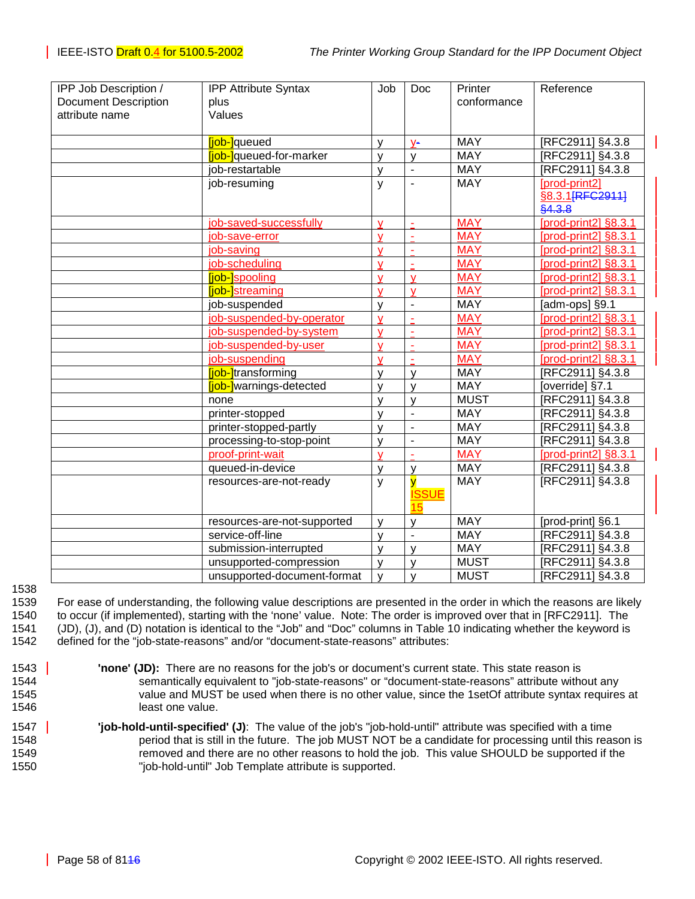| IPP Job Description / Document Description attribute name | IPP Attribute Syntax plus Values | Job | Doc | Printer conformance | Reference |
|---|---|---|---|---|---|
| | [job-]queued | y | y- | MAY | [RFC2911] §4.3.8 |
| | [job-]queued-for-marker | y | y | MAY | [RFC2911] §4.3.8 |
| | job-restartable | y | - | MAY | [RFC2911] §4.3.8 |
| | job-resuming | y | - | MAY | [prod-print2] §8.3.1[RFC2911] §4.3.8 |
| | job-saved-successfully | y | - | MAY | [prod-print2] §8.3.1 |
| | job-save-error | y | - | MAY | [prod-print2] §8.3.1 |
| | job-saving | y | - | MAY | [prod-print2] §8.3.1 |
| | job-scheduling | y | - | MAY | [prod-print2] §8.3.1 |
| | [job-]spooling | y | y | MAY | [prod-print2] §8.3.1 |
| | [job-]streaming | y | y | MAY | [prod-print2] §8.3.1 |
| | job-suspended | y | - | MAY | [adm-ops] §9.1 |
| | job-suspended-by-operator | y | - | MAY | [prod-print2] §8.3.1 |
| | job-suspended-by-system | y | - | MAY | [prod-print2] §8.3.1 |
| | job-suspended-by-user | y | - | MAY | [prod-print2] §8.3.1 |
| | job-suspending | y | - | MAY | [prod-print2] §8.3.1 |
| | [job-]transforming | y | y | MAY | [RFC2911] §4.3.8 |
| | [job-]warnings-detected | y | y | MAY | [override] §7.1 |
| | none | y | y | MUST | [RFC2911] §4.3.8 |
| | printer-stopped | y | - | MAY | [RFC2911] §4.3.8 |
| | printer-stopped-partly | y | - | MAY | [RFC2911] §4.3.8 |
| | processing-to-stop-point | y | - | MAY | [RFC2911] §4.3.8 |
| | proof-print-wait | y | - | MAY | [prod-print2] §8.3.1 |
| | queued-in-device | y | y | MAY | [RFC2911] §4.3.8 |
| | resources-are-not-ready | y | y ISSUE 15 | MAY | [RFC2911] §4.3.8 |
| | resources-are-not-supported | y | y | MAY | [prod-print] §6.1 |
| | service-off-line | y | - | MAY | [RFC2911] §4.3.8 |
| | submission-interrupted | y | y | MAY | [RFC2911] §4.3.8 |
| | unsupported-compression | y | y | MUST | [RFC2911] §4.3.8 |
| | unsupported-document-format | y | y | MUST | [RFC2911] §4.3.8 |

1538

1539 For ease of understanding, the following value descriptions are presented in the order in which the reasons are likely
1540 to occur (if implemented), starting with the 'none' value. Note: The order is improved over that in [RFC2911]. The
1541 (JD), (J), and (D) notation is identical to the "Job" and "Doc" columns in Table 10 indicating whether the keyword is
1542 defined for the "job-state-reasons" and/or "document-state-reasons" attributes:

1543 **'none' (JD):** There are no reasons for the job's or document's current state. This state reason is
1544 semantically equivalent to "job-state-reasons" or "document-state-reasons" attribute without any
1545 value and MUST be used when there is no other value, since the 1setOf attribute syntax requires at
1546 least one value.

1547 **'job-hold-until-specified' (J)**: The value of the job's "job-hold-until" attribute was specified with a time
1548 period that is still in the future. The job MUST NOT be a candidate for processing until this reason is
1549 removed and there are no other reasons to hold the job. This value SHOULD be supported if the
1550 "job-hold-until" Job Template attribute is supported.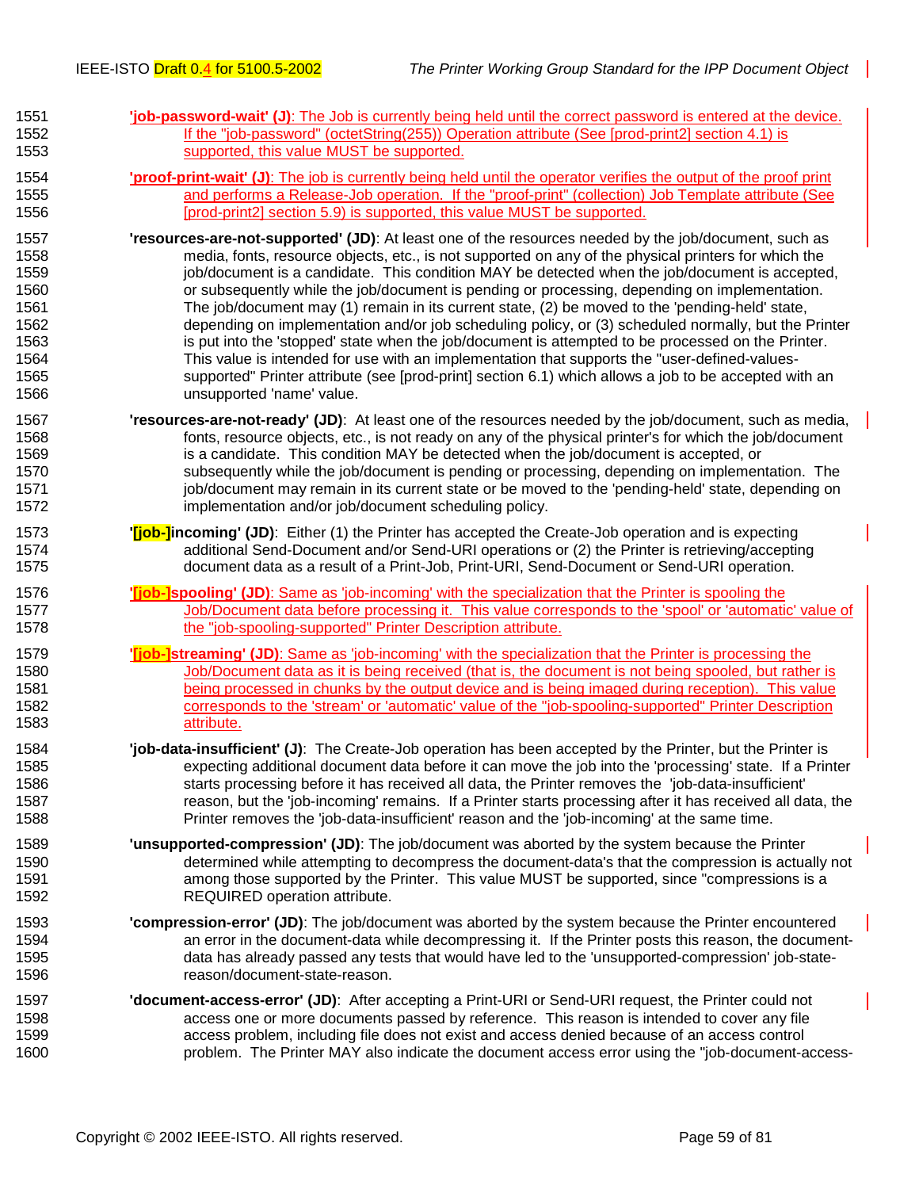**'job-password-wait' (J)**: The Job is currently being held until the correct password is entered at the device. If the "job-password" (octetString(255)) Operation attribute (See [prod-print2] section 4.1) is supported, this value MUST be supported.

**'proof-print-wait' (J)**: The job is currently being held until the operator verifies the output of the proof print and performs a Release-Job operation. If the "proof-print" (collection) Job Template attribute (See [prod-print2] section 5.9) is supported, this value MUST be supported.

**'resources-are-not-supported' (JD)**: At least one of the resources needed by the job/document, such as media, fonts, resource objects, etc., is not supported on any of the physical printers for which the job/document is a candidate. This condition MAY be detected when the job/document is accepted, or subsequently while the job/document is pending or processing, depending on implementation. The job/document may (1) remain in its current state, (2) be moved to the 'pending-held' state, depending on implementation and/or job scheduling policy, or (3) scheduled normally, but the Printer is put into the 'stopped' state when the job/document is attempted to be processed on the Printer. This value is intended for use with an implementation that supports the "user-defined-values-supported" Printer attribute (see [prod-print] section 6.1) which allows a job to be accepted with an unsupported 'name' value.

**'resources-are-not-ready' (JD)**: At least one of the resources needed by the job/document, such as media, fonts, resource objects, etc., is not ready on any of the physical printer's for which the job/document is a candidate. This condition MAY be detected when the job/document is accepted, or subsequently while the job/document is pending or processing, depending on implementation. The job/document may remain in its current state or be moved to the 'pending-held' state, depending on implementation and/or job/document scheduling policy.

**'[job-]incoming' (JD)**: Either (1) the Printer has accepted the Create-Job operation and is expecting additional Send-Document and/or Send-URI operations or (2) the Printer is retrieving/accepting document data as a result of a Print-Job, Print-URI, Send-Document or Send-URI operation.

**'[job-]spooling' (JD)**: Same as 'job-incoming' with the specialization that the Printer is spooling the Job/Document data before processing it. This value corresponds to the 'spool' or 'automatic' value of the "job-spooling-supported" Printer Description attribute.

**'[job-]streaming' (JD)**: Same as 'job-incoming' with the specialization that the Printer is processing the Job/Document data as it is being received (that is, the document is not being spooled, but rather is being processed in chunks by the output device and is being imaged during reception). This value corresponds to the 'stream' or 'automatic' value of the "job-spooling-supported" Printer Description attribute.

**'job-data-insufficient' (J)**: The Create-Job operation has been accepted by the Printer, but the Printer is expecting additional document data before it can move the job into the 'processing' state. If a Printer starts processing before it has received all data, the Printer removes the 'job-data-insufficient' reason, but the 'job-incoming' remains. If a Printer starts processing after it has received all data, the Printer removes the 'job-data-insufficient' reason and the 'job-incoming' at the same time.

**'unsupported-compression' (JD)**: The job/document was aborted by the system because the Printer determined while attempting to decompress the document-data's that the compression is actually not among those supported by the Printer. This value MUST be supported, since "compressions is a REQUIRED operation attribute.

**'compression-error' (JD)**: The job/document was aborted by the system because the Printer encountered an error in the document-data while decompressing it. If the Printer posts this reason, the document-data has already passed any tests that would have led to the 'unsupported-compression' job-state-reason/document-state-reason.

**'document-access-error' (JD)**: After accepting a Print-URI or Send-URI request, the Printer could not access one or more documents passed by reference. This reason is intended to cover any file access problem, including file does not exist and access denied because of an access control problem. The Printer MAY also indicate the document access error using the "job-document-access-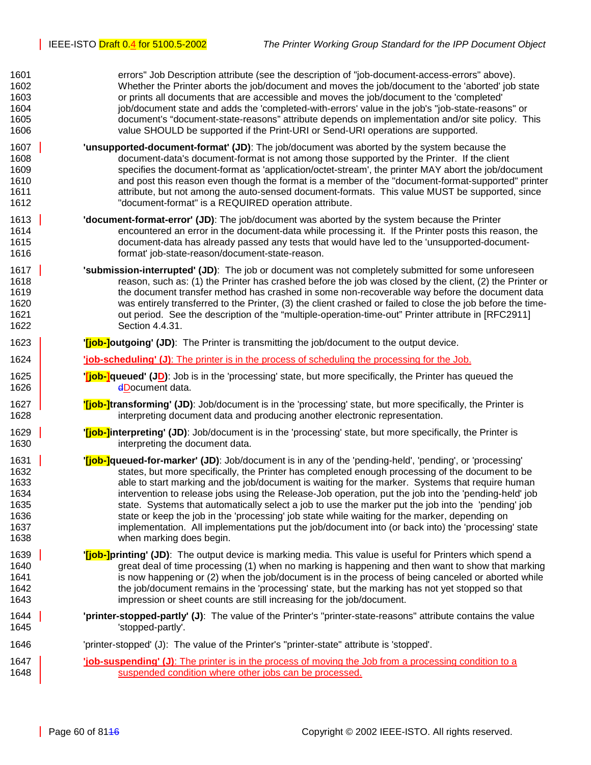errors" Job Description attribute (see the description of "job-document-access-errors" above). Whether the Printer aborts the job/document and moves the job/document to the 'aborted' job state or prints all documents that are accessible and moves the job/document to the 'completed' job/document state and adds the 'completed-with-errors' value in the job's "job-state-reasons" or document's "document-state-reasons" attribute depends on implementation and/or site policy. This value SHOULD be supported if the Print-URI or Send-URI operations are supported.

**'unsupported-document-format' (JD)**: The job/document was aborted by the system because the document-data's document-format is not among those supported by the Printer. If the client specifies the document-format as 'application/octet-stream', the printer MAY abort the job/document and post this reason even though the format is a member of the "document-format-supported" printer attribute, but not among the auto-sensed document-formats. This value MUST be supported, since "document-format" is a REQUIRED operation attribute.

**'document-format-error' (JD)**: The job/document was aborted by the system because the Printer encountered an error in the document-data while processing it. If the Printer posts this reason, the document-data has already passed any tests that would have led to the 'unsupported-document-format' job-state-reason/document-state-reason.

**'submission-interrupted' (JD)**: The job or document was not completely submitted for some unforeseen reason, such as: (1) the Printer has crashed before the job was closed by the client, (2) the Printer or the document transfer method has crashed in some non-recoverable way before the document data was entirely transferred to the Printer, (3) the client crashed or failed to close the job before the time-out period. See the description of the "multiple-operation-time-out" Printer attribute in [RFC2911] Section 4.4.31.

**'[job-]outgoing' (JD)**: The Printer is transmitting the job/document to the output device.

**'job-scheduling' (J)**: The printer is in the process of scheduling the processing for the Job.

**'[job-]queued' (JD)**: Job is in the 'processing' state, but more specifically, the Printer has queued the dDocument data.

**'[job-]transforming' (JD)**: Job/document is in the 'processing' state, but more specifically, the Printer is interpreting document data and producing another electronic representation.

**'[job-]interpreting' (JD)**: Job/document is in the 'processing' state, but more specifically, the Printer is interpreting the document data.

**'[job-]queued-for-marker' (JD)**: Job/document is in any of the 'pending-held', 'pending', or 'processing' states, but more specifically, the Printer has completed enough processing of the document to be able to start marking and the job/document is waiting for the marker. Systems that require human intervention to release jobs using the Release-Job operation, put the job into the 'pending-held' job state. Systems that automatically select a job to use the marker put the job into the 'pending' job state or keep the job in the 'processing' job state while waiting for the marker, depending on implementation. All implementations put the job/document into (or back into) the 'processing' state when marking does begin.

**'[job-]printing' (JD)**: The output device is marking media. This value is useful for Printers which spend a great deal of time processing (1) when no marking is happening and then want to show that marking is now happening or (2) when the job/document is in the process of being canceled or aborted while the job/document remains in the 'processing' state, but the marking has not yet stopped so that impression or sheet counts are still increasing for the job/document.

**'printer-stopped-partly' (J)**: The value of the Printer's "printer-state-reasons" attribute contains the value 'stopped-partly'.

'printer-stopped' (J): The value of the Printer's "printer-state" attribute is 'stopped'.

**'job-suspending' (J)**: The printer is in the process of moving the Job from a processing condition to a suspended condition where other jobs can be processed.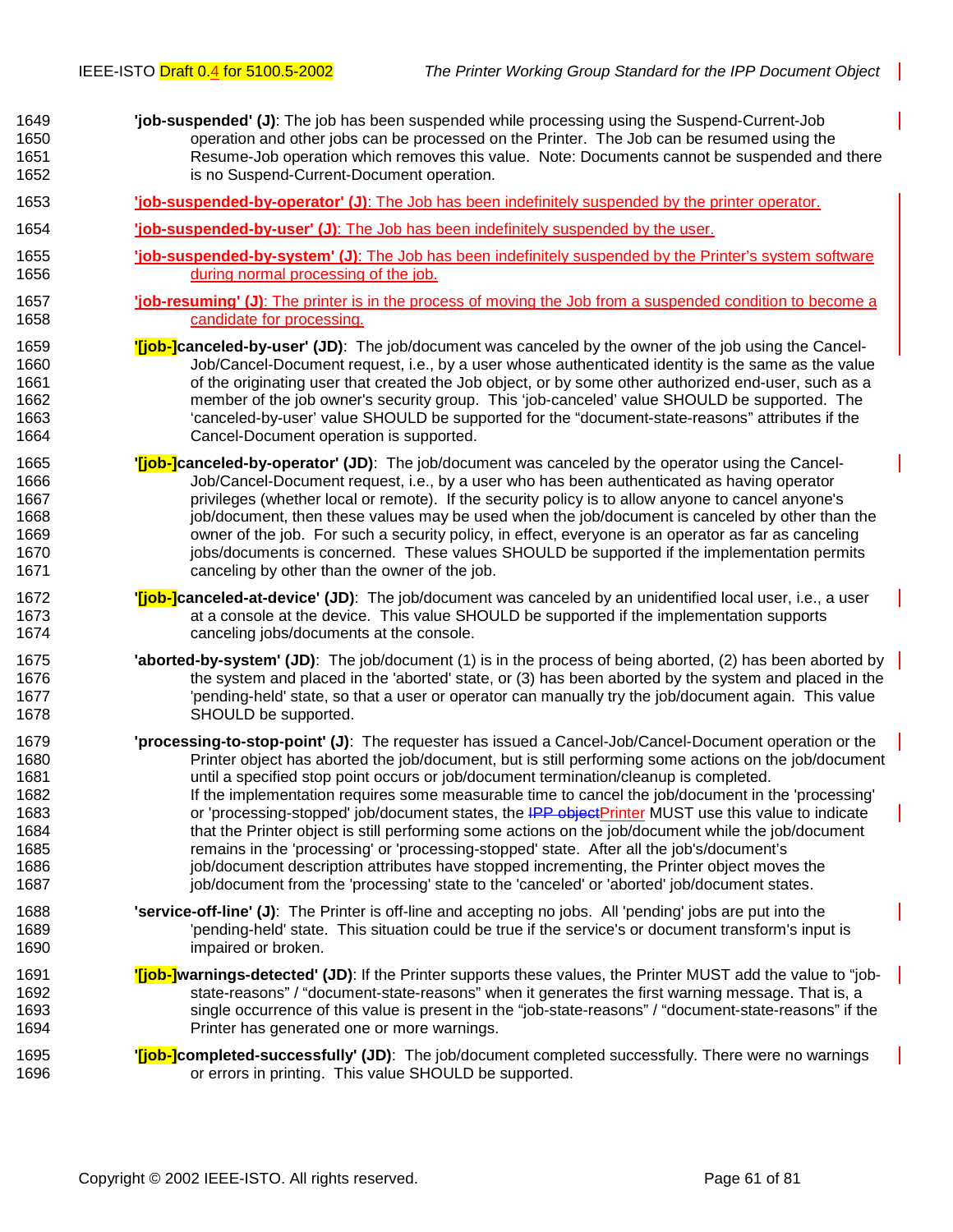**'job-suspended' (J)**: The job has been suspended while processing using the Suspend-Current-Job operation and other jobs can be processed on the Printer. The Job can be resumed using the Resume-Job operation which removes this value. Note: Documents cannot be suspended and there is no Suspend-Current-Document operation.

**'job-suspended-by-operator' (J)**: The Job has been indefinitely suspended by the printer operator.

**'job-suspended-by-user' (J)**: The Job has been indefinitely suspended by the user.

**'job-suspended-by-system' (J)**: The Job has been indefinitely suspended by the Printer's system software during normal processing of the job.

**'job-resuming' (J)**: The printer is in the process of moving the Job from a suspended condition to become a candidate for processing.

**'[job-]canceled-by-user' (JD)**: The job/document was canceled by the owner of the job using the Cancel-Job/Cancel-Document request, i.e., by a user whose authenticated identity is the same as the value of the originating user that created the Job object, or by some other authorized end-user, such as a member of the job owner's security group. This 'job-canceled' value SHOULD be supported. The 'canceled-by-user' value SHOULD be supported for the "document-state-reasons" attributes if the Cancel-Document operation is supported.

**'[job-]canceled-by-operator' (JD)**: The job/document was canceled by the operator using the Cancel-Job/Cancel-Document request, i.e., by a user who has been authenticated as having operator privileges (whether local or remote). If the security policy is to allow anyone to cancel anyone's job/document, then these values may be used when the job/document is canceled by other than the owner of the job. For such a security policy, in effect, everyone is an operator as far as canceling jobs/documents is concerned. These values SHOULD be supported if the implementation permits canceling by other than the owner of the job.

**'[job-]canceled-at-device' (JD)**: The job/document was canceled by an unidentified local user, i.e., a user at a console at the device. This value SHOULD be supported if the implementation supports canceling jobs/documents at the console.

**'aborted-by-system' (JD)**: The job/document (1) is in the process of being aborted, (2) has been aborted by the system and placed in the 'aborted' state, or (3) has been aborted by the system and placed in the 'pending-held' state, so that a user or operator can manually try the job/document again. This value SHOULD be supported.

**'processing-to-stop-point' (J)**: The requester has issued a Cancel-Job/Cancel-Document operation or the Printer object has aborted the job/document, but is still performing some actions on the job/document until a specified stop point occurs or job/document termination/cleanup is completed. If the implementation requires some measurable time to cancel the job/document in the 'processing' or 'processing-stopped' job/document states, the ~~IPP object~~Printer MUST use this value to indicate that the Printer object is still performing some actions on the job/document while the job/document remains in the 'processing' or 'processing-stopped' state. After all the job's/document's job/document description attributes have stopped incrementing, the Printer object moves the job/document from the 'processing' state to the 'canceled' or 'aborted' job/document states.

**'service-off-line' (J)**: The Printer is off-line and accepting no jobs. All 'pending' jobs are put into the 'pending-held' state. This situation could be true if the service's or document transform's input is impaired or broken.

**'[job-]warnings-detected' (JD)**: If the Printer supports these values, the Printer MUST add the value to "job-state-reasons" / "document-state-reasons" when it generates the first warning message. That is, a single occurrence of this value is present in the "job-state-reasons" / "document-state-reasons" if the Printer has generated one or more warnings.

**'[job-]completed-successfully' (JD)**: The job/document completed successfully. There were no warnings or errors in printing. This value SHOULD be supported.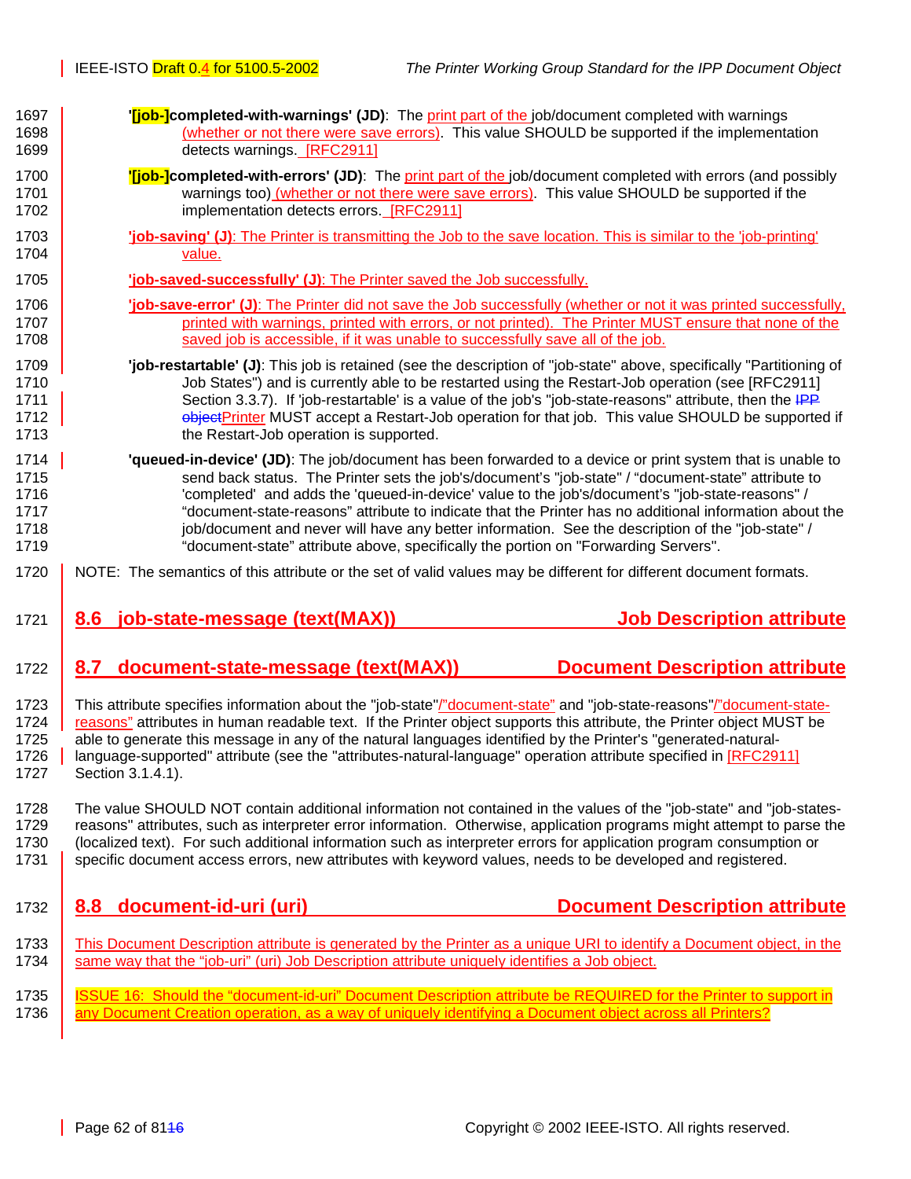**'[job-]completed-with-warnings' (JD)**: The print part of the job/document completed with warnings (whether or not there were save errors). This value SHOULD be supported if the implementation detects warnings. [RFC2911]

**'[job-]completed-with-errors' (JD)**: The print part of the job/document completed with errors (and possibly warnings too) (whether or not there were save errors). This value SHOULD be supported if the implementation detects errors. [RFC2911]

**'job-saving' (J)**: The Printer is transmitting the Job to the save location. This is similar to the 'job-printing' value.

**'job-saved-successfully' (J)**: The Printer saved the Job successfully.

**'job-save-error' (J)**: The Printer did not save the Job successfully (whether or not it was printed successfully, printed with warnings, printed with errors, or not printed). The Printer MUST ensure that none of the saved job is accessible, if it was unable to successfully save all of the job.

**'job-restartable' (J)**: This job is retained (see the description of "job-state" above, specifically "Partitioning of Job States") and is currently able to be restarted using the Restart-Job operation (see [RFC2911] Section 3.3.7). If 'job-restartable' is a value of the job's "job-state-reasons" attribute, then the ~~IPP object~~Printer MUST accept a Restart-Job operation for that job. This value SHOULD be supported if the Restart-Job operation is supported.

**'queued-in-device' (JD)**: The job/document has been forwarded to a device or print system that is unable to send back status. The Printer sets the job's/document's "job-state" / "document-state" attribute to 'completed' and adds the 'queued-in-device' value to the job's/document's "job-state-reasons" / "document-state-reasons" attribute to indicate that the Printer has no additional information about the job/document and never will have any better information. See the description of the "job-state" / "document-state" attribute above, specifically the portion on "Forwarding Servers".

NOTE: The semantics of this attribute or the set of valid values may be different for different document formats.

## 8.6 job-state-message (text(MAX)) — Job Description attribute

## 8.7 document-state-message (text(MAX)) — Document Description attribute

This attribute specifies information about the "job-state"/"document-state" and "job-state-reasons"/"document-state-reasons" attributes in human readable text. If the Printer object supports this attribute, the Printer object MUST be able to generate this message in any of the natural languages identified by the Printer's "generated-natural-language-supported" attribute (see the "attributes-natural-language" operation attribute specified in [RFC2911] Section 3.1.4.1).

The value SHOULD NOT contain additional information not contained in the values of the "job-state" and "job-states-reasons" attributes, such as interpreter error information. Otherwise, application programs might attempt to parse the (localized text). For such additional information such as interpreter errors for application program consumption or specific document access errors, new attributes with keyword values, needs to be developed and registered.

## 8.8 document-id-uri (uri) — Document Description attribute

This Document Description attribute is generated by the Printer as a unique URI to identify a Document object, in the same way that the "job-uri" (uri) Job Description attribute uniquely identifies a Job object.

ISSUE 16: Should the "document-id-uri" Document Description attribute be REQUIRED for the Printer to support in any Document Creation operation, as a way of uniquely identifying a Document object across all Printers?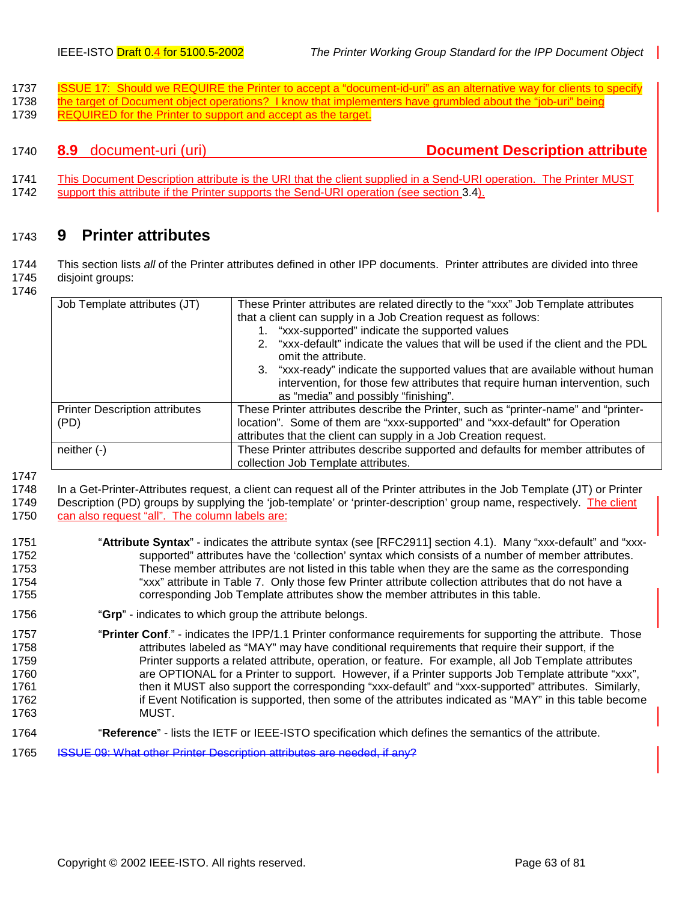ISSUE 17: Should we REQUIRE the Printer to accept a "document-id-uri" as an alternative way for clients to specify the target of Document object operations? I know that implementers have grumbled about the "job-uri" being REQUIRED for the Printer to support and accept as the target.

### 8.9 document-uri (uri) Document Description attribute

This Document Description attribute is the URI that the client supplied in a Send-URI operation. The Printer MUST support this attribute if the Printer supports the Send-URI operation (see section 3.4).

# 9 Printer attributes

This section lists *all* of the Printer attributes defined in other IPP documents. Printer attributes are divided into three disjoint groups:

| | |
|---|---|
| Job Template attributes (JT) | These Printer attributes are related directly to the "xxx" Job Template attributes that a client can supply in a Job Creation request as follows:<br>1. "xxx-supported" indicate the supported values<br>2. "xxx-default" indicate the values that will be used if the client and the PDL omit the attribute.<br>3. "xxx-ready" indicate the supported values that are available without human intervention, for those few attributes that require human intervention, such as "media" and possibly "finishing". |
| Printer Description attributes (PD) | These Printer attributes describe the Printer, such as "printer-name" and "printer-location". Some of them are "xxx-supported" and "xxx-default" for Operation attributes that the client can supply in a Job Creation request. |
| neither (-) | These Printer attributes describe supported and defaults for member attributes of collection Job Template attributes. |

In a Get-Printer-Attributes request, a client can request all of the Printer attributes in the Job Template (JT) or Printer Description (PD) groups by supplying the 'job-template' or 'printer-description' group name, respectively. The client can also request "all". The column labels are:

"**Attribute Syntax**" - indicates the attribute syntax (see [RFC2911] section 4.1). Many "xxx-default" and "xxx-supported" attributes have the 'collection' syntax which consists of a number of member attributes. These member attributes are not listed in this table when they are the same as the corresponding "xxx" attribute in Table 7. Only those few Printer attribute collection attributes that do not have a corresponding Job Template attributes show the member attributes in this table.

"**Grp**" - indicates to which group the attribute belongs.

"**Printer Conf**." - indicates the IPP/1.1 Printer conformance requirements for supporting the attribute. Those attributes labeled as "MAY" may have conditional requirements that require their support, if the Printer supports a related attribute, operation, or feature. For example, all Job Template attributes are OPTIONAL for a Printer to support. However, if a Printer supports Job Template attribute "xxx", then it MUST also support the corresponding "xxx-default" and "xxx-supported" attributes. Similarly, if Event Notification is supported, then some of the attributes indicated as "MAY" in this table become MUST.

"**Reference**" - lists the IETF or IEEE-ISTO specification which defines the semantics of the attribute.

~~ISSUE 09: What other Printer Description attributes are needed, if any?~~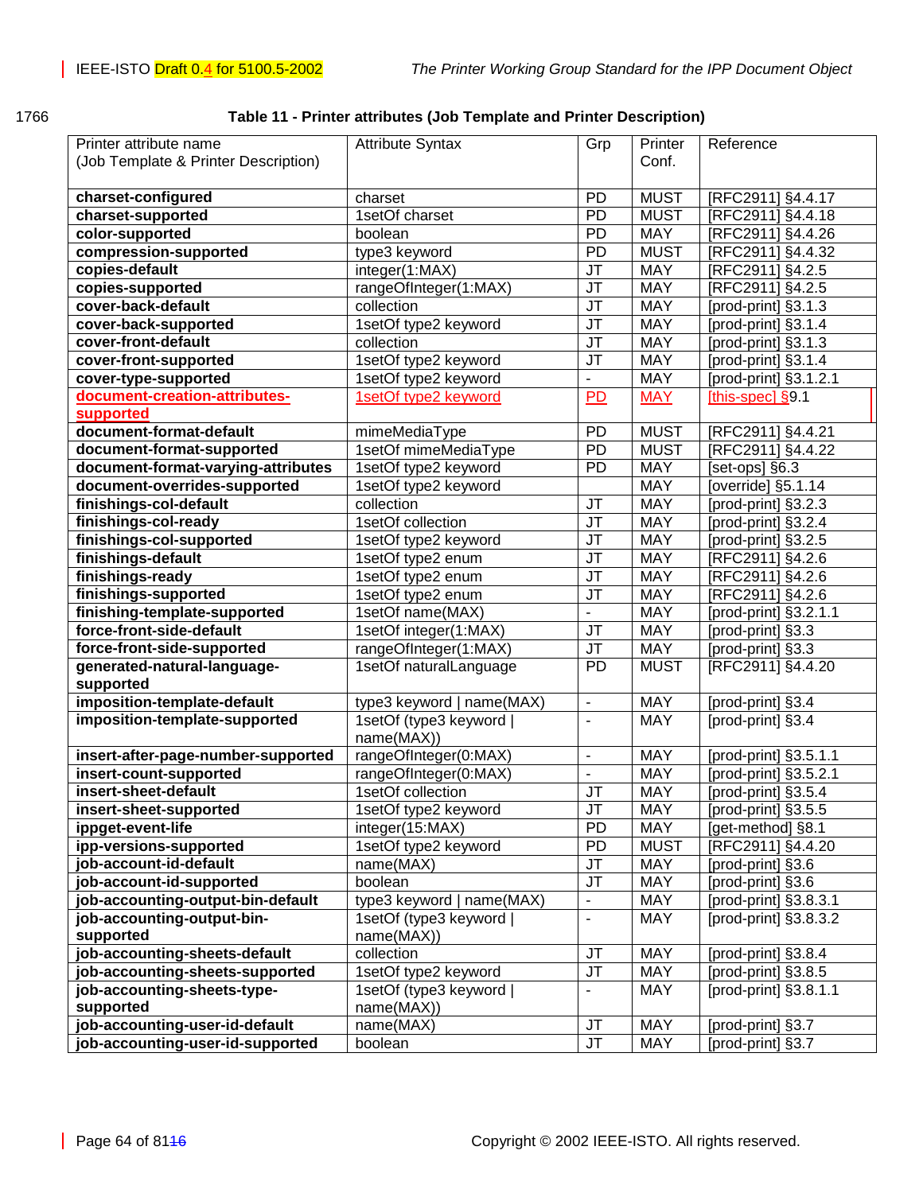**Table 11 - Printer attributes (Job Template and Printer Description)**

| Printer attribute name (Job Template & Printer Description) | Attribute Syntax | Grp | Printer Conf. | Reference |
|---|---|---|---|---|
| **charset-configured** | charset | PD | MUST | [RFC2911] §4.4.17 |
| **charset-supported** | 1setOf charset | PD | MUST | [RFC2911] §4.4.18 |
| **color-supported** | boolean | PD | MAY | [RFC2911] §4.4.26 |
| **compression-supported** | type3 keyword | PD | MUST | [RFC2911] §4.4.32 |
| **copies-default** | integer(1:MAX) | JT | MAY | [RFC2911] §4.2.5 |
| **copies-supported** | rangeOfInteger(1:MAX) | JT | MAY | [RFC2911] §4.2.5 |
| **cover-back-default** | collection | JT | MAY | [prod-print] §3.1.3 |
| **cover-back-supported** | 1setOf type2 keyword | JT | MAY | [prod-print] §3.1.4 |
| **cover-front-default** | collection | JT | MAY | [prod-print] §3.1.3 |
| **cover-front-supported** | 1setOf type2 keyword | JT | MAY | [prod-print] §3.1.4 |
| **cover-type-supported** | 1setOf type2 keyword | - | MAY | [prod-print] §3.1.2.1 |
| **document-creation-attributes-supported** | 1setOf type2 keyword | PD | MAY | [this-spec] §9.1 |
| **document-format-default** | mimeMediaType | PD | MUST | [RFC2911] §4.4.21 |
| **document-format-supported** | 1setOf mimeMediaType | PD | MUST | [RFC2911] §4.4.22 |
| **document-format-varying-attributes** | 1setOf type2 keyword | PD | MAY | [set-ops] §6.3 |
| **document-overrides-supported** | 1setOf type2 keyword | | MAY | [override] §5.1.14 |
| **finishings-col-default** | collection | JT | MAY | [prod-print] §3.2.3 |
| **finishings-col-ready** | 1setOf collection | JT | MAY | [prod-print] §3.2.4 |
| **finishings-col-supported** | 1setOf type2 keyword | JT | MAY | [prod-print] §3.2.5 |
| **finishings-default** | 1setOf type2 enum | JT | MAY | [RFC2911] §4.2.6 |
| **finishings-ready** | 1setOf type2 enum | JT | MAY | [RFC2911] §4.2.6 |
| **finishings-supported** | 1setOf type2 enum | JT | MAY | [RFC2911] §4.2.6 |
| **finishing-template-supported** | 1setOf name(MAX) | - | MAY | [prod-print] §3.2.1.1 |
| **force-front-side-default** | 1setOf integer(1:MAX) | JT | MAY | [prod-print] §3.3 |
| **force-front-side-supported** | rangeOfInteger(1:MAX) | JT | MAY | [prod-print] §3.3 |
| **generated-natural-language-supported** | 1setOf naturalLanguage | PD | MUST | [RFC2911] §4.4.20 |
| **imposition-template-default** | type3 keyword \| name(MAX) | - | MAY | [prod-print] §3.4 |
| **imposition-template-supported** | 1setOf (type3 keyword \| name(MAX)) | - | MAY | [prod-print] §3.4 |
| **insert-after-page-number-supported** | rangeOfInteger(0:MAX) | - | MAY | [prod-print] §3.5.1.1 |
| **insert-count-supported** | rangeOfInteger(0:MAX) | - | MAY | [prod-print] §3.5.2.1 |
| **insert-sheet-default** | 1setOf collection | JT | MAY | [prod-print] §3.5.4 |
| **insert-sheet-supported** | 1setOf type2 keyword | JT | MAY | [prod-print] §3.5.5 |
| **ippget-event-life** | integer(15:MAX) | PD | MAY | [get-method] §8.1 |
| **ipp-versions-supported** | 1setOf type2 keyword | PD | MUST | [RFC2911] §4.4.20 |
| **job-account-id-default** | name(MAX) | JT | MAY | [prod-print] §3.6 |
| **job-account-id-supported** | boolean | JT | MAY | [prod-print] §3.6 |
| **job-accounting-output-bin-default** | type3 keyword \| name(MAX) | - | MAY | [prod-print] §3.8.3.1 |
| **job-accounting-output-bin-supported** | 1setOf (type3 keyword \| name(MAX)) | - | MAY | [prod-print] §3.8.3.2 |
| **job-accounting-sheets-default** | collection | JT | MAY | [prod-print] §3.8.4 |
| **job-accounting-sheets-supported** | 1setOf type2 keyword | JT | MAY | [prod-print] §3.8.5 |
| **job-accounting-sheets-type-supported** | 1setOf (type3 keyword \| name(MAX)) | - | MAY | [prod-print] §3.8.1.1 |
| **job-accounting-user-id-default** | name(MAX) | JT | MAY | [prod-print] §3.7 |
| **job-accounting-user-id-supported** | boolean | JT | MAY | [prod-print] §3.7 |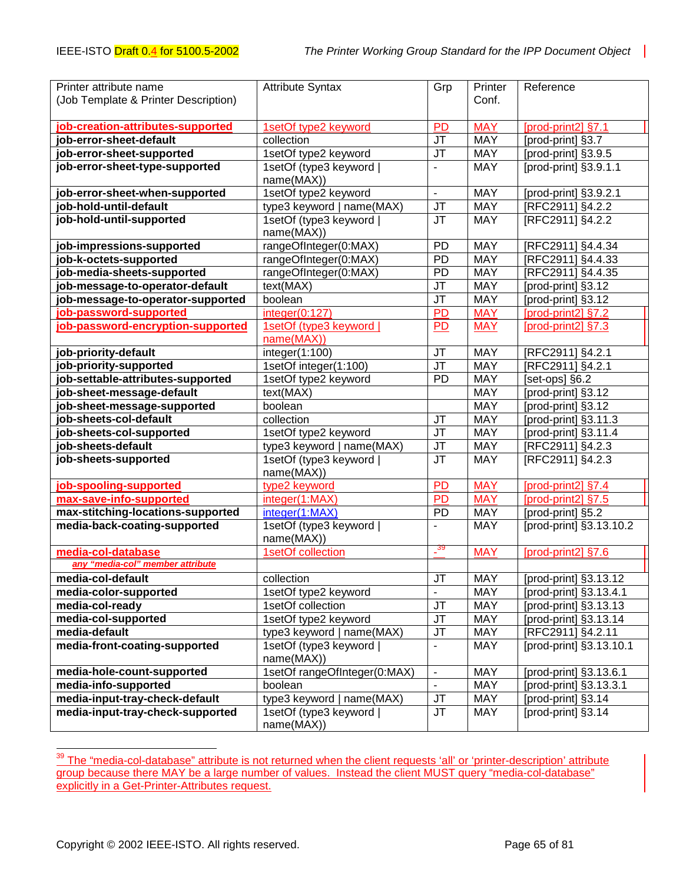| Printer attribute name (Job Template & Printer Description) | Attribute Syntax | Grp | Printer Conf. | Reference |
|---|---|---|---|---|
| **job-creation-attributes-supported** | 1setOf type2 keyword | PD | MAY | [prod-print2] §7.1 |
| **job-error-sheet-default** | collection | JT | MAY | [prod-print] §3.7 |
| **job-error-sheet-supported** | 1setOf type2 keyword | JT | MAY | [prod-print] §3.9.5 |
| **job-error-sheet-type-supported** | 1setOf (type3 keyword \| name(MAX)) | - | MAY | [prod-print] §3.9.1.1 |
| **job-error-sheet-when-supported** | 1setOf type2 keyword | - | MAY | [prod-print] §3.9.2.1 |
| **job-hold-until-default** | type3 keyword \| name(MAX) | JT | MAY | [RFC2911] §4.2.2 |
| **job-hold-until-supported** | 1setOf (type3 keyword \| name(MAX)) | JT | MAY | [RFC2911] §4.2.2 |
| **job-impressions-supported** | rangeOfInteger(0:MAX) | PD | MAY | [RFC2911] §4.4.34 |
| **job-k-octets-supported** | rangeOfInteger(0:MAX) | PD | MAY | [RFC2911] §4.4.33 |
| **job-media-sheets-supported** | rangeOfInteger(0:MAX) | PD | MAY | [RFC2911] §4.4.35 |
| **job-message-to-operator-default** | text(MAX) | JT | MAY | [prod-print] §3.12 |
| **job-message-to-operator-supported** | boolean | JT | MAY | [prod-print] §3.12 |
| **job-password-supported** | integer(0:127) | PD | MAY | [prod-print2] §7.2 |
| **job-password-encryption-supported** | 1setOf (type3 keyword \| name(MAX)) | PD | MAY | [prod-print2] §7.3 |
| **job-priority-default** | integer(1:100) | JT | MAY | [RFC2911] §4.2.1 |
| **job-priority-supported** | 1setOf integer(1:100) | JT | MAY | [RFC2911] §4.2.1 |
| **job-settable-attributes-supported** | 1setOf type2 keyword | PD | MAY | [set-ops] §6.2 |
| **job-sheet-message-default** | text(MAX) | | MAY | [prod-print] §3.12 |
| **job-sheet-message-supported** | boolean | | MAY | [prod-print] §3.12 |
| **job-sheets-col-default** | collection | JT | MAY | [prod-print] §3.11.3 |
| **job-sheets-col-supported** | 1setOf type2 keyword | JT | MAY | [prod-print] §3.11.4 |
| **job-sheets-default** | type3 keyword \| name(MAX) | JT | MAY | [RFC2911] §4.2.3 |
| **job-sheets-supported** | 1setOf (type3 keyword \| name(MAX)) | JT | MAY | [RFC2911] §4.2.3 |
| **job-spooling-supported** | type2 keyword | PD | MAY | [prod-print2] §7.4 |
| **max-save-info-supported** | integer(1:MAX) | PD | MAY | [prod-print2] §7.5 |
| **max-stitching-locations-supported** | integer(1:MAX) | PD | MAY | [prod-print] §5.2 |
| **media-back-coating-supported** | 1setOf (type3 keyword \| name(MAX)) | - | MAY | [prod-print] §3.13.10.2 |
| **media-col-database** | 1setOf collection | -[39] | MAY | [prod-print2] §7.6 |
| *any "media-col" member attribute* | | | | |
| **media-col-default** | collection | JT | MAY | [prod-print] §3.13.12 |
| **media-color-supported** | 1setOf type2 keyword | - | MAY | [prod-print] §3.13.4.1 |
| **media-col-ready** | 1setOf collection | JT | MAY | [prod-print] §3.13.13 |
| **media-col-supported** | 1setOf type2 keyword | JT | MAY | [prod-print] §3.13.14 |
| **media-default** | type3 keyword \| name(MAX) | JT | MAY | [RFC2911] §4.2.11 |
| **media-front-coating-supported** | 1setOf (type3 keyword \| name(MAX)) | - | MAY | [prod-print] §3.13.10.1 |
| **media-hole-count-supported** | 1setOf rangeOfInteger(0:MAX) | - | MAY | [prod-print] §3.13.6.1 |
| **media-info-supported** | boolean | - | MAY | [prod-print] §3.13.3.1 |
| **media-input-tray-check-default** | type3 keyword \| name(MAX) | JT | MAY | [prod-print] §3.14 |
| **media-input-tray-check-supported** | 1setOf (type3 keyword \| name(MAX)) | JT | MAY | [prod-print] §3.14 |

[39] The "media-col-database" attribute is not returned when the client requests 'all' or 'printer-description' attribute group because there MAY be a large number of values. Instead the client MUST query "media-col-database" explicitly in a Get-Printer-Attributes request.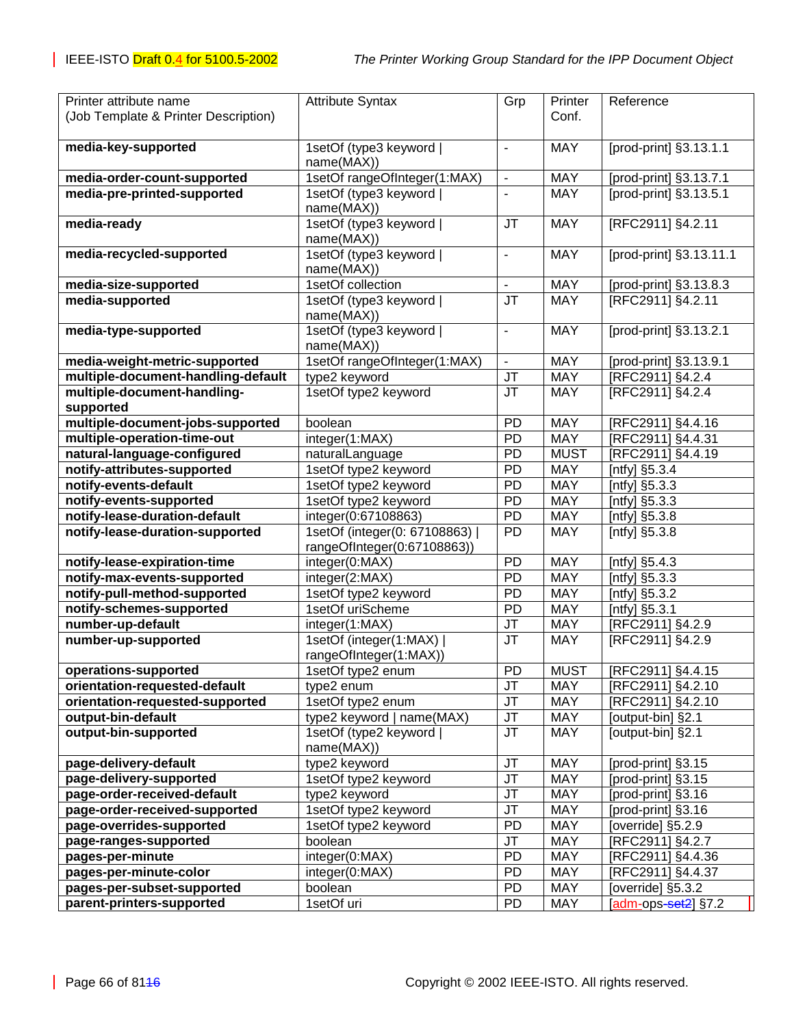| Printer attribute name (Job Template & Printer Description) | Attribute Syntax | Grp | Printer Conf. | Reference |
|---|---|---|---|---|
| **media-key-supported** | 1setOf (type3 keyword \| name(MAX)) | - | MAY | [prod-print] §3.13.1.1 |
| **media-order-count-supported** | 1setOf rangeOfInteger(1:MAX) | - | MAY | [prod-print] §3.13.7.1 |
| **media-pre-printed-supported** | 1setOf (type3 keyword \| name(MAX)) | - | MAY | [prod-print] §3.13.5.1 |
| **media-ready** | 1setOf (type3 keyword \| name(MAX)) | JT | MAY | [RFC2911] §4.2.11 |
| **media-recycled-supported** | 1setOf (type3 keyword \| name(MAX)) | - | MAY | [prod-print] §3.13.11.1 |
| **media-size-supported** | 1setOf collection | - | MAY | [prod-print] §3.13.8.3 |
| **media-supported** | 1setOf (type3 keyword \| name(MAX)) | JT | MAY | [RFC2911] §4.2.11 |
| **media-type-supported** | 1setOf (type3 keyword \| name(MAX)) | - | MAY | [prod-print] §3.13.2.1 |
| **media-weight-metric-supported** | 1setOf rangeOfInteger(1:MAX) | - | MAY | [prod-print] §3.13.9.1 |
| **multiple-document-handling-default** | type2 keyword | JT | MAY | [RFC2911] §4.2.4 |
| **multiple-document-handling-supported** | 1setOf type2 keyword | JT | MAY | [RFC2911] §4.2.4 |
| **multiple-document-jobs-supported** | boolean | PD | MAY | [RFC2911] §4.4.16 |
| **multiple-operation-time-out** | integer(1:MAX) | PD | MAY | [RFC2911] §4.4.31 |
| **natural-language-configured** | naturalLanguage | PD | MUST | [RFC2911] §4.4.19 |
| **notify-attributes-supported** | 1setOf type2 keyword | PD | MAY | [ntfy] §5.3.4 |
| **notify-events-default** | 1setOf type2 keyword | PD | MAY | [ntfy] §5.3.3 |
| **notify-events-supported** | 1setOf type2 keyword | PD | MAY | [ntfy] §5.3.3 |
| **notify-lease-duration-default** | integer(0:67108863) | PD | MAY | [ntfy] §5.3.8 |
| **notify-lease-duration-supported** | 1setOf (integer(0: 67108863) \| rangeOfInteger(0:67108863)) | PD | MAY | [ntfy] §5.3.8 |
| **notify-lease-expiration-time** | integer(0:MAX) | PD | MAY | [ntfy] §5.4.3 |
| **notify-max-events-supported** | integer(2:MAX) | PD | MAY | [ntfy] §5.3.3 |
| **notify-pull-method-supported** | 1setOf type2 keyword | PD | MAY | [ntfy] §5.3.2 |
| **notify-schemes-supported** | 1setOf uriScheme | PD | MAY | [ntfy] §5.3.1 |
| **number-up-default** | integer(1:MAX) | JT | MAY | [RFC2911] §4.2.9 |
| **number-up-supported** | 1setOf (integer(1:MAX) \| rangeOfInteger(1:MAX)) | JT | MAY | [RFC2911] §4.2.9 |
| **operations-supported** | 1setOf type2 enum | PD | MUST | [RFC2911] §4.4.15 |
| **orientation-requested-default** | type2 enum | JT | MAY | [RFC2911] §4.2.10 |
| **orientation-requested-supported** | 1setOf type2 enum | JT | MAY | [RFC2911] §4.2.10 |
| **output-bin-default** | type2 keyword \| name(MAX) | JT | MAY | [output-bin] §2.1 |
| **output-bin-supported** | 1setOf (type2 keyword \| name(MAX)) | JT | MAY | [output-bin] §2.1 |
| **page-delivery-default** | type2 keyword | JT | MAY | [prod-print] §3.15 |
| **page-delivery-supported** | 1setOf type2 keyword | JT | MAY | [prod-print] §3.15 |
| **page-order-received-default** | type2 keyword | JT | MAY | [prod-print] §3.16 |
| **page-order-received-supported** | 1setOf type2 keyword | JT | MAY | [prod-print] §3.16 |
| **page-overrides-supported** | 1setOf type2 keyword | PD | MAY | [override] §5.2.9 |
| **page-ranges-supported** | boolean | JT | MAY | [RFC2911] §4.2.7 |
| **pages-per-minute** | integer(0:MAX) | PD | MAY | [RFC2911] §4.4.36 |
| **pages-per-minute-color** | integer(0:MAX) | PD | MAY | [RFC2911] §4.4.37 |
| **pages-per-subset-supported** | boolean | PD | MAY | [override] §5.3.2 |
| **parent-printers-supported** | 1setOf uri | PD | MAY | [adm-ops-~~set2~~] §7.2 |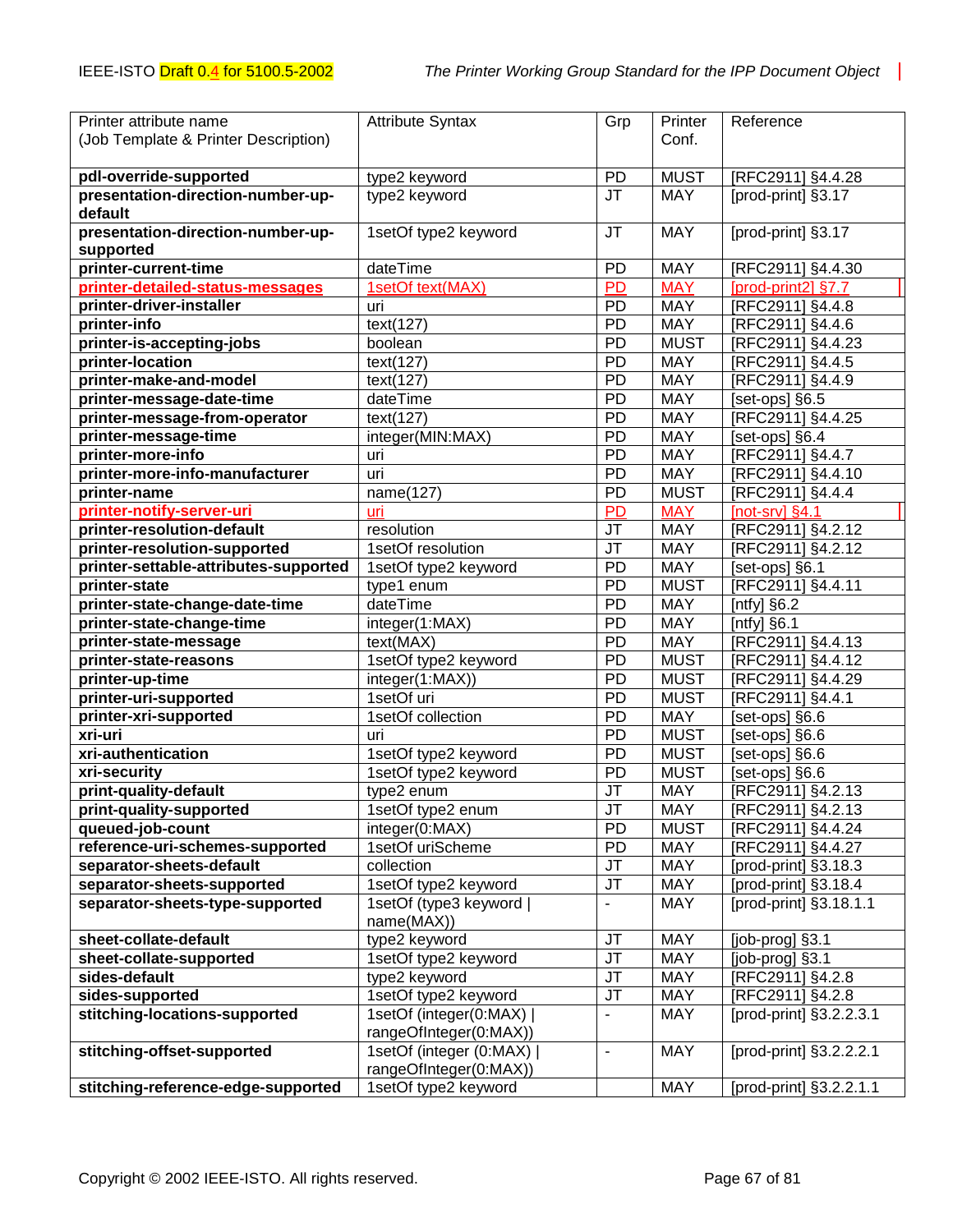| Printer attribute name (Job Template & Printer Description) | Attribute Syntax | Grp | Printer Conf. | Reference |
|---|---|---|---|---|
| **pdl-override-supported** | type2 keyword | PD | MUST | [RFC2911] §4.4.28 |
| **presentation-direction-number-up-default** | type2 keyword | JT | MAY | [prod-print] §3.17 |
| **presentation-direction-number-up-supported** | 1setOf type2 keyword | JT | MAY | [prod-print] §3.17 |
| **printer-current-time** | dateTime | PD | MAY | [RFC2911] §4.4.30 |
| **printer-detailed-status-messages** | 1setOf text(MAX) | PD | MAY | [prod-print2] §7.7 |
| **printer-driver-installer** | uri | PD | MAY | [RFC2911] §4.4.8 |
| **printer-info** | text(127) | PD | MAY | [RFC2911] §4.4.6 |
| **printer-is-accepting-jobs** | boolean | PD | MUST | [RFC2911] §4.4.23 |
| **printer-location** | text(127) | PD | MAY | [RFC2911] §4.4.5 |
| **printer-make-and-model** | text(127) | PD | MAY | [RFC2911] §4.4.9 |
| **printer-message-date-time** | dateTime | PD | MAY | [set-ops] §6.5 |
| **printer-message-from-operator** | text(127) | PD | MAY | [RFC2911] §4.4.25 |
| **printer-message-time** | integer(MIN:MAX) | PD | MAY | [set-ops] §6.4 |
| **printer-more-info** | uri | PD | MAY | [RFC2911] §4.4.7 |
| **printer-more-info-manufacturer** | uri | PD | MAY | [RFC2911] §4.4.10 |
| **printer-name** | name(127) | PD | MUST | [RFC2911] §4.4.4 |
| **printer-notify-server-uri** | uri | PD | MAY | [not-srv] §4.1 |
| **printer-resolution-default** | resolution | JT | MAY | [RFC2911] §4.2.12 |
| **printer-resolution-supported** | 1setOf resolution | JT | MAY | [RFC2911] §4.2.12 |
| **printer-settable-attributes-supported** | 1setOf type2 keyword | PD | MAY | [set-ops] §6.1 |
| **printer-state** | type1 enum | PD | MUST | [RFC2911] §4.4.11 |
| **printer-state-change-date-time** | dateTime | PD | MAY | [ntfy] §6.2 |
| **printer-state-change-time** | integer(1:MAX) | PD | MAY | [ntfy] §6.1 |
| **printer-state-message** | text(MAX) | PD | MAY | [RFC2911] §4.4.13 |
| **printer-state-reasons** | 1setOf type2 keyword | PD | MUST | [RFC2911] §4.4.12 |
| **printer-up-time** | integer(1:MAX)) | PD | MUST | [RFC2911] §4.4.29 |
| **printer-uri-supported** | 1setOf uri | PD | MUST | [RFC2911] §4.4.1 |
| **printer-xri-supported** | 1setOf collection | PD | MAY | [set-ops] §6.6 |
| **xri-uri** | uri | PD | MUST | [set-ops] §6.6 |
| **xri-authentication** | 1setOf type2 keyword | PD | MUST | [set-ops] §6.6 |
| **xri-security** | 1setOf type2 keyword | PD | MUST | [set-ops] §6.6 |
| **print-quality-default** | type2 enum | JT | MAY | [RFC2911] §4.2.13 |
| **print-quality-supported** | 1setOf type2 enum | JT | MAY | [RFC2911] §4.2.13 |
| **queued-job-count** | integer(0:MAX) | PD | MUST | [RFC2911] §4.4.24 |
| **reference-uri-schemes-supported** | 1setOf uriScheme | PD | MAY | [RFC2911] §4.4.27 |
| **separator-sheets-default** | collection | JT | MAY | [prod-print] §3.18.3 |
| **separator-sheets-supported** | 1setOf type2 keyword | JT | MAY | [prod-print] §3.18.4 |
| **separator-sheets-type-supported** | 1setOf (type3 keyword \| name(MAX)) | - | MAY | [prod-print] §3.18.1.1 |
| **sheet-collate-default** | type2 keyword | JT | MAY | [job-prog] §3.1 |
| **sheet-collate-supported** | 1setOf type2 keyword | JT | MAY | [job-prog] §3.1 |
| **sides-default** | type2 keyword | JT | MAY | [RFC2911] §4.2.8 |
| **sides-supported** | 1setOf type2 keyword | JT | MAY | [RFC2911] §4.2.8 |
| **stitching-locations-supported** | 1setOf (integer(0:MAX) \| rangeOfInteger(0:MAX)) | - | MAY | [prod-print] §3.2.2.3.1 |
| **stitching-offset-supported** | 1setOf (integer (0:MAX) \| rangeOfInteger(0:MAX)) | - | MAY | [prod-print] §3.2.2.2.1 |
| **stitching-reference-edge-supported** | 1setOf type2 keyword | | MAY | [prod-print] §3.2.2.1.1 |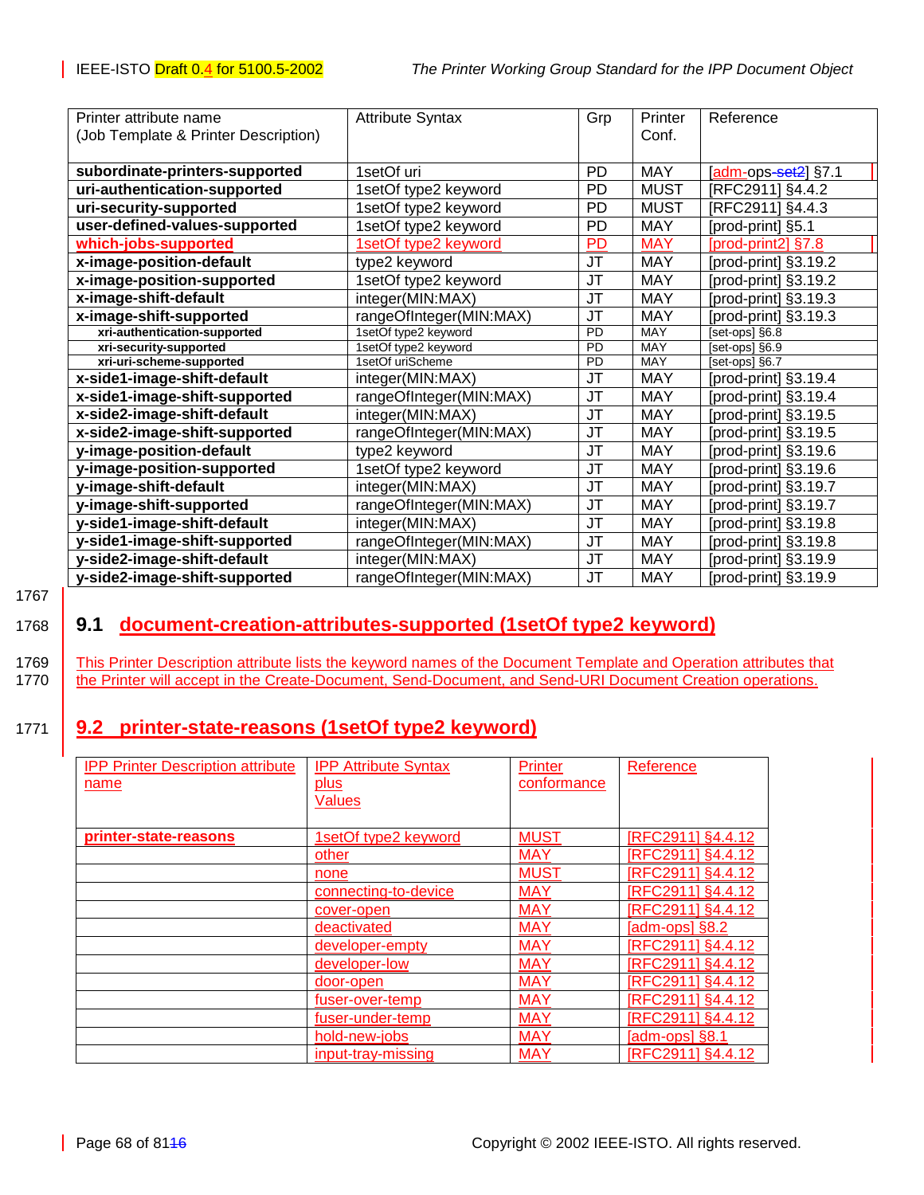| Printer attribute name (Job Template & Printer Description) | Attribute Syntax | Grp | Printer Conf. | Reference |
|---|---|---|---|---|
| **subordinate-printers-supported** | 1setOf uri | PD | MAY | [adm-ops] §7.1 |
| **uri-authentication-supported** | 1setOf type2 keyword | PD | MUST | [RFC2911] §4.4.2 |
| **uri-security-supported** | 1setOf type2 keyword | PD | MUST | [RFC2911] §4.4.3 |
| **user-defined-values-supported** | 1setOf type2 keyword | PD | MAY | [prod-print] §5.1 |
| **which-jobs-supported** | 1setOf type2 keyword | PD | MAY | [prod-print2] §7.8 |
| **x-image-position-default** | type2 keyword | JT | MAY | [prod-print] §3.19.2 |
| **x-image-position-supported** | 1setOf type2 keyword | JT | MAY | [prod-print] §3.19.2 |
| **x-image-shift-default** | integer(MIN:MAX) | JT | MAY | [prod-print] §3.19.3 |
| **x-image-shift-supported** | rangeOfInteger(MIN:MAX) | JT | MAY | [prod-print] §3.19.3 |
| **xri-authentication-supported** | 1setOf type2 keyword | PD | MAY | [set-ops] §6.8 |
| **xri-security-supported** | 1setOf type2 keyword | PD | MAY | [set-ops] §6.9 |
| **xri-uri-scheme-supported** | 1setOf uriScheme | PD | MAY | [set-ops] §6.7 |
| **x-side1-image-shift-default** | integer(MIN:MAX) | JT | MAY | [prod-print] §3.19.4 |
| **x-side1-image-shift-supported** | rangeOfInteger(MIN:MAX) | JT | MAY | [prod-print] §3.19.4 |
| **x-side2-image-shift-default** | integer(MIN:MAX) | JT | MAY | [prod-print] §3.19.5 |
| **x-side2-image-shift-supported** | rangeOfInteger(MIN:MAX) | JT | MAY | [prod-print] §3.19.5 |
| **y-image-position-default** | type2 keyword | JT | MAY | [prod-print] §3.19.6 |
| **y-image-position-supported** | 1setOf type2 keyword | JT | MAY | [prod-print] §3.19.6 |
| **y-image-shift-default** | integer(MIN:MAX) | JT | MAY | [prod-print] §3.19.7 |
| **y-image-shift-supported** | rangeOfInteger(MIN:MAX) | JT | MAY | [prod-print] §3.19.7 |
| **y-side1-image-shift-default** | integer(MIN:MAX) | JT | MAY | [prod-print] §3.19.8 |
| **y-side1-image-shift-supported** | rangeOfInteger(MIN:MAX) | JT | MAY | [prod-print] §3.19.8 |
| **y-side2-image-shift-default** | integer(MIN:MAX) | JT | MAY | [prod-print] §3.19.9 |
| **y-side2-image-shift-supported** | rangeOfInteger(MIN:MAX) | JT | MAY | [prod-print] §3.19.9 |

## 9.1 document-creation-attributes-supported (1setOf type2 keyword)

This Printer Description attribute lists the keyword names of the Document Template and Operation attributes that the Printer will accept in the Create-Document, Send-Document, and Send-URI Document Creation operations.

## 9.2 printer-state-reasons (1setOf type2 keyword)

| IPP Printer Description attribute name | IPP Attribute Syntax plus Values | Printer conformance | Reference |
|---|---|---|---|
| **printer-state-reasons** | 1setOf type2 keyword | MUST | [RFC2911] §4.4.12 |
| | other | MAY | [RFC2911] §4.4.12 |
| | none | MUST | [RFC2911] §4.4.12 |
| | connecting-to-device | MAY | [RFC2911] §4.4.12 |
| | cover-open | MAY | [RFC2911] §4.4.12 |
| | deactivated | MAY | [adm-ops] §8.2 |
| | developer-empty | MAY | [RFC2911] §4.4.12 |
| | developer-low | MAY | [RFC2911] §4.4.12 |
| | door-open | MAY | [RFC2911] §4.4.12 |
| | fuser-over-temp | MAY | [RFC2911] §4.4.12 |
| | fuser-under-temp | MAY | [RFC2911] §4.4.12 |
| | hold-new-jobs | MAY | [adm-ops] §8.1 |
| | input-tray-missing | MAY | [RFC2911] §4.4.12 |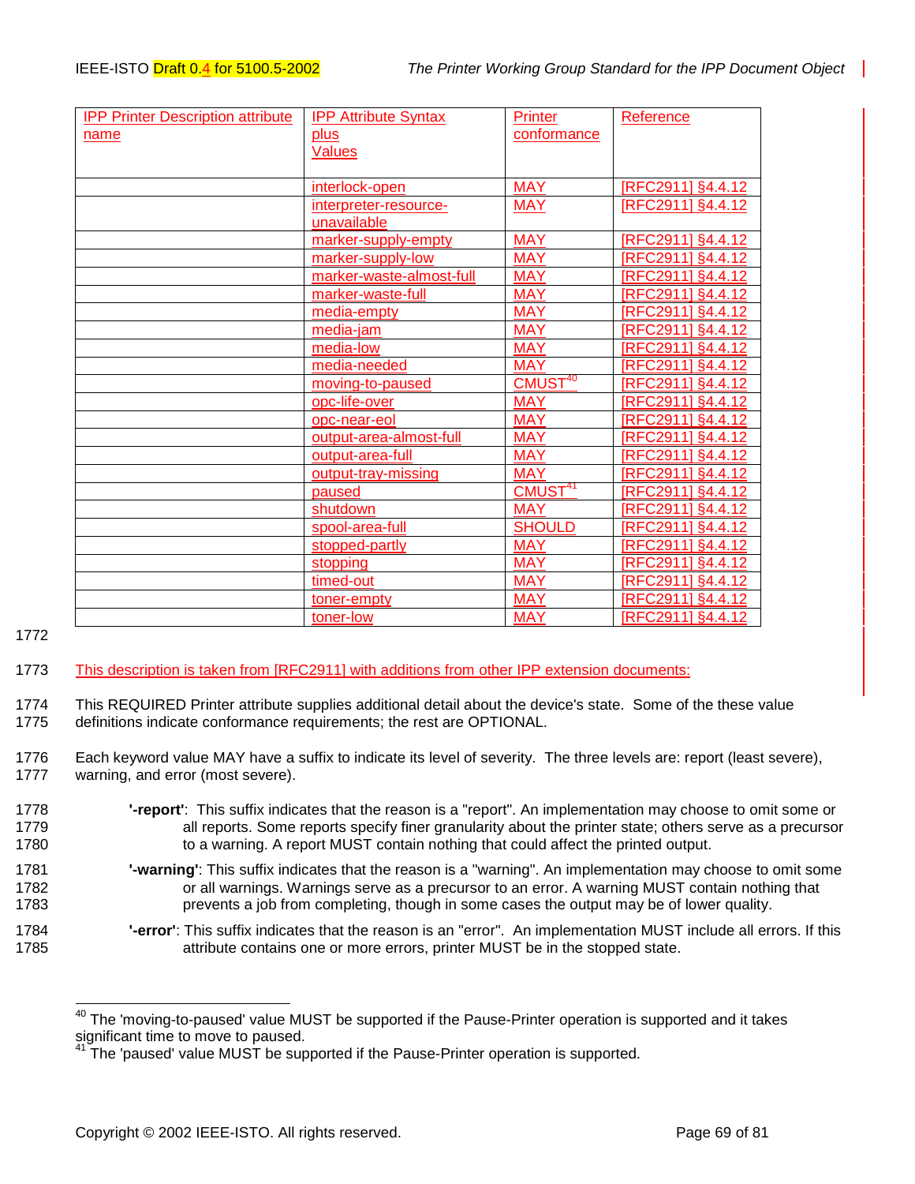| IPP Printer Description attribute name | IPP Attribute Syntax plus Values | Printer conformance | Reference |
|---|---|---|---|
| | interlock-open | MAY | [RFC2911] §4.4.12 |
| | interpreter-resource-unavailable | MAY | [RFC2911] §4.4.12 |
| | marker-supply-empty | MAY | [RFC2911] §4.4.12 |
| | marker-supply-low | MAY | [RFC2911] §4.4.12 |
| | marker-waste-almost-full | MAY | [RFC2911] §4.4.12 |
| | marker-waste-full | MAY | [RFC2911] §4.4.12 |
| | media-empty | MAY | [RFC2911] §4.4.12 |
| | media-jam | MAY | [RFC2911] §4.4.12 |
| | media-low | MAY | [RFC2911] §4.4.12 |
| | media-needed | MAY | [RFC2911] §4.4.12 |
| | moving-to-paused | CMUST[40] | [RFC2911] §4.4.12 |
| | opc-life-over | MAY | [RFC2911] §4.4.12 |
| | opc-near-eol | MAY | [RFC2911] §4.4.12 |
| | output-area-almost-full | MAY | [RFC2911] §4.4.12 |
| | output-area-full | MAY | [RFC2911] §4.4.12 |
| | output-tray-missing | MAY | [RFC2911] §4.4.12 |
| | paused | CMUST[41] | [RFC2911] §4.4.12 |
| | shutdown | MAY | [RFC2911] §4.4.12 |
| | spool-area-full | SHOULD | [RFC2911] §4.4.12 |
| | stopped-partly | MAY | [RFC2911] §4.4.12 |
| | stopping | MAY | [RFC2911] §4.4.12 |
| | timed-out | MAY | [RFC2911] §4.4.12 |
| | toner-empty | MAY | [RFC2911] §4.4.12 |
| | toner-low | MAY | [RFC2911] §4.4.12 |

1772

1773 This description is taken from [RFC2911] with additions from other IPP extension documents:

1774 This REQUIRED Printer attribute supplies additional detail about the device's state. Some of the these value
1775 definitions indicate conformance requirements; the rest are OPTIONAL.

1776 Each keyword value MAY have a suffix to indicate its level of severity. The three levels are: report (least severe),
1777 warning, and error (most severe).

1778 **'-report'**: This suffix indicates that the reason is a "report". An implementation may choose to omit some or
1779 all reports. Some reports specify finer granularity about the printer state; others serve as a precursor
1780 to a warning. A report MUST contain nothing that could affect the printed output.

1781 **'-warning'**: This suffix indicates that the reason is a "warning". An implementation may choose to omit some
1782 or all warnings. Warnings serve as a precursor to an error. A warning MUST contain nothing that
1783 prevents a job from completing, though in some cases the output may be of lower quality.

1784 **'-error'**: This suffix indicates that the reason is an "error". An implementation MUST include all errors. If this
1785 attribute contains one or more errors, printer MUST be in the stopped state.

---

[40] The 'moving-to-paused' value MUST be supported if the Pause-Printer operation is supported and it takes significant time to move to paused.

[41] The 'paused' value MUST be supported if the Pause-Printer operation is supported.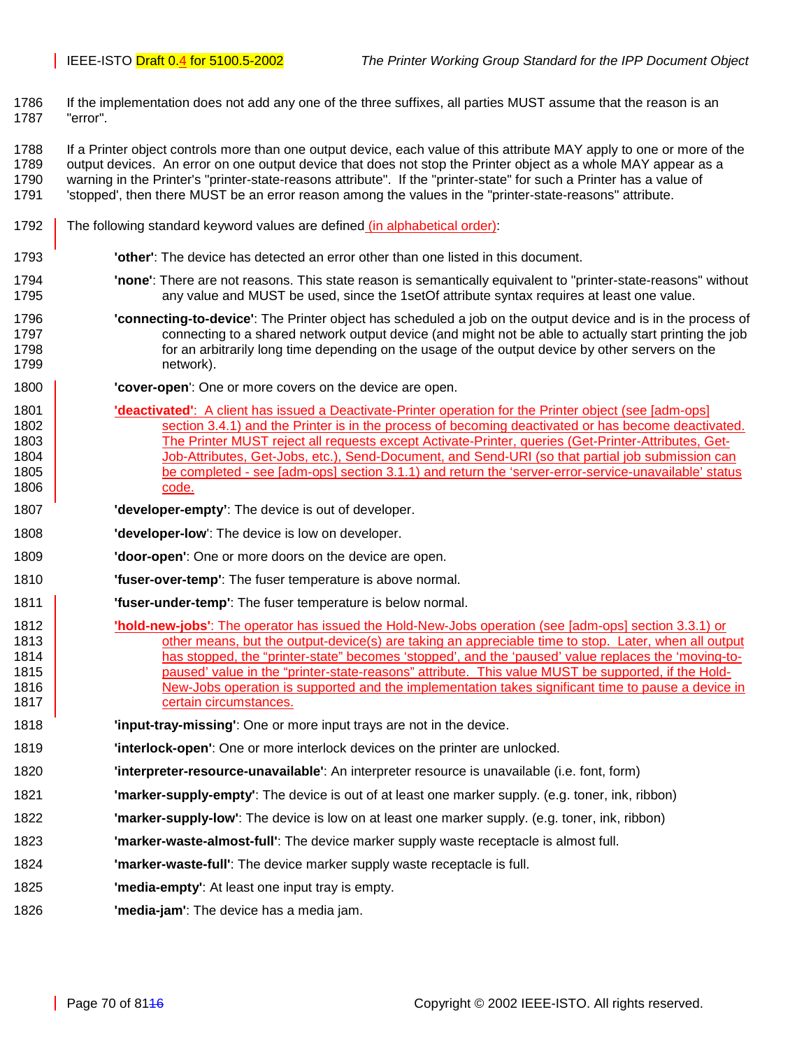If the implementation does not add any one of the three suffixes, all parties MUST assume that the reason is an "error".

If a Printer object controls more than one output device, each value of this attribute MAY apply to one or more of the output devices. An error on one output device that does not stop the Printer object as a whole MAY appear as a warning in the Printer's "printer-state-reasons attribute". If the "printer-state" for such a Printer has a value of 'stopped', then there MUST be an error reason among the values in the "printer-state-reasons" attribute.

The following standard keyword values are defined (in alphabetical order):

- **'other'**: The device has detected an error other than one listed in this document.
- **'none'**: There are not reasons. This state reason is semantically equivalent to "printer-state-reasons" without any value and MUST be used, since the 1setOf attribute syntax requires at least one value.
- **'connecting-to-device'**: The Printer object has scheduled a job on the output device and is in the process of connecting to a shared network output device (and might not be able to actually start printing the job for an arbitrarily long time depending on the usage of the output device by other servers on the network).
- **'cover-open'**: One or more covers on the device are open.
- **'deactivated'**: A client has issued a Deactivate-Printer operation for the Printer object (see [adm-ops] section 3.4.1) and the Printer is in the process of becoming deactivated or has become deactivated. The Printer MUST reject all requests except Activate-Printer, queries (Get-Printer-Attributes, Get-Job-Attributes, Get-Jobs, etc.), Send-Document, and Send-URI (so that partial job submission can be completed - see [adm-ops] section 3.1.1) and return the 'server-error-service-unavailable' status code.
- **'developer-empty'**: The device is out of developer.
- **'developer-low'**: The device is low on developer.
- **'door-open'**: One or more doors on the device are open.
- **'fuser-over-temp'**: The fuser temperature is above normal.
- **'fuser-under-temp'**: The fuser temperature is below normal.
- **'hold-new-jobs'**: The operator has issued the Hold-New-Jobs operation (see [adm-ops] section 3.3.1) or other means, but the output-device(s) are taking an appreciable time to stop. Later, when all output has stopped, the "printer-state" becomes 'stopped', and the 'paused' value replaces the 'moving-to-paused' value in the "printer-state-reasons" attribute. This value MUST be supported, if the Hold-New-Jobs operation is supported and the implementation takes significant time to pause a device in certain circumstances.
- **'input-tray-missing'**: One or more input trays are not in the device.
- **'interlock-open'**: One or more interlock devices on the printer are unlocked.
- **'interpreter-resource-unavailable'**: An interpreter resource is unavailable (i.e. font, form)
- **'marker-supply-empty'**: The device is out of at least one marker supply. (e.g. toner, ink, ribbon)
- **'marker-supply-low'**: The device is low on at least one marker supply. (e.g. toner, ink, ribbon)
- **'marker-waste-almost-full'**: The device marker supply waste receptacle is almost full.
- **'marker-waste-full'**: The device marker supply waste receptacle is full.
- **'media-empty'**: At least one input tray is empty.
- **'media-jam'**: The device has a media jam.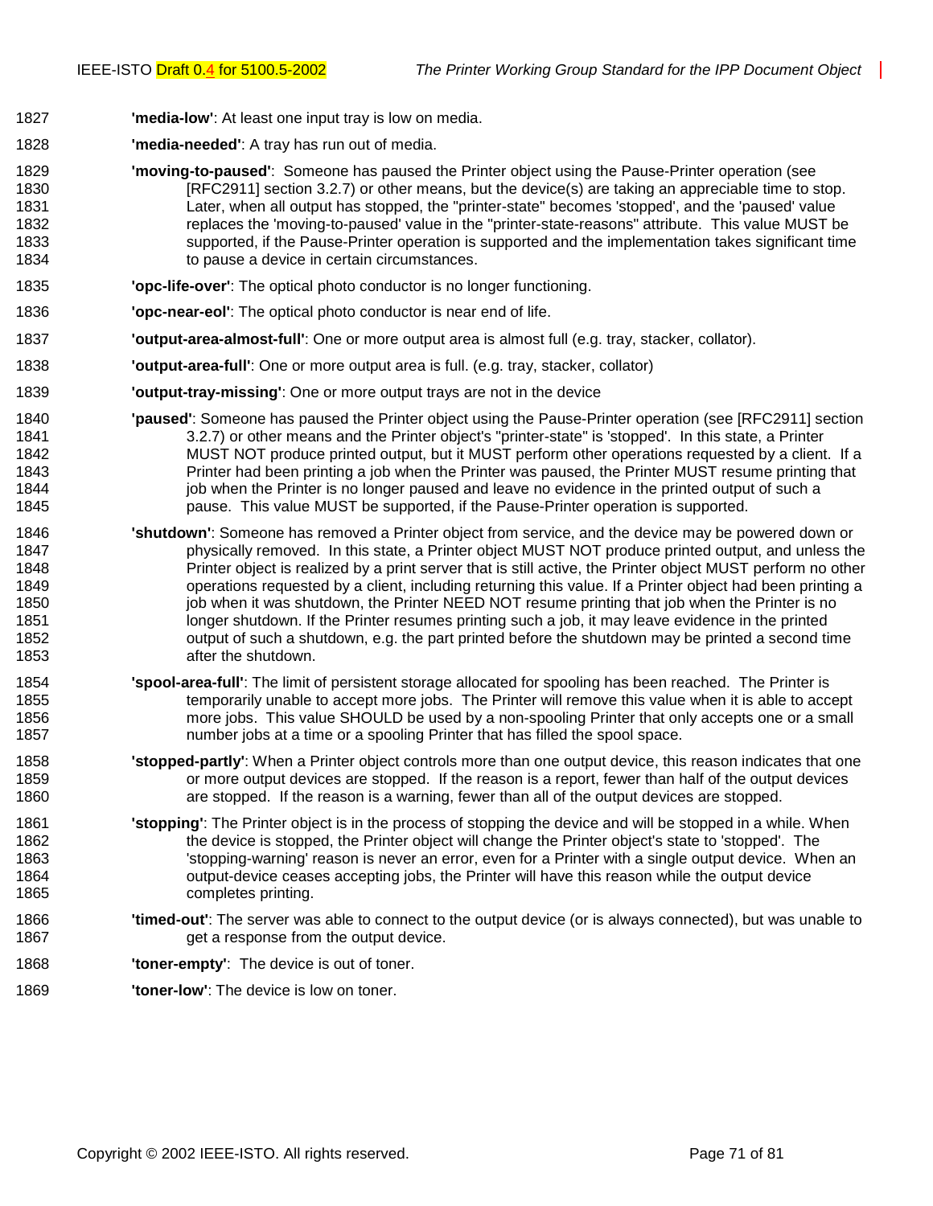**'media-low'**: At least one input tray is low on media.

**'media-needed'**: A tray has run out of media.

**'moving-to-paused'**: Someone has paused the Printer object using the Pause-Printer operation (see [RFC2911] section 3.2.7) or other means, but the device(s) are taking an appreciable time to stop. Later, when all output has stopped, the "printer-state" becomes 'stopped', and the 'paused' value replaces the 'moving-to-paused' value in the "printer-state-reasons" attribute. This value MUST be supported, if the Pause-Printer operation is supported and the implementation takes significant time to pause a device in certain circumstances.

**'opc-life-over'**: The optical photo conductor is no longer functioning.

**'opc-near-eol'**: The optical photo conductor is near end of life.

**'output-area-almost-full'**: One or more output area is almost full (e.g. tray, stacker, collator).

**'output-area-full'**: One or more output area is full. (e.g. tray, stacker, collator)

**'output-tray-missing'**: One or more output trays are not in the device

**'paused'**: Someone has paused the Printer object using the Pause-Printer operation (see [RFC2911] section 3.2.7) or other means and the Printer object's "printer-state" is 'stopped'. In this state, a Printer MUST NOT produce printed output, but it MUST perform other operations requested by a client. If a Printer had been printing a job when the Printer was paused, the Printer MUST resume printing that job when the Printer is no longer paused and leave no evidence in the printed output of such a pause. This value MUST be supported, if the Pause-Printer operation is supported.

**'shutdown'**: Someone has removed a Printer object from service, and the device may be powered down or physically removed. In this state, a Printer object MUST NOT produce printed output, and unless the Printer object is realized by a print server that is still active, the Printer object MUST perform no other operations requested by a client, including returning this value. If a Printer object had been printing a job when it was shutdown, the Printer NEED NOT resume printing that job when the Printer is no longer shutdown. If the Printer resumes printing such a job, it may leave evidence in the printed output of such a shutdown, e.g. the part printed before the shutdown may be printed a second time after the shutdown.

**'spool-area-full'**: The limit of persistent storage allocated for spooling has been reached. The Printer is temporarily unable to accept more jobs. The Printer will remove this value when it is able to accept more jobs. This value SHOULD be used by a non-spooling Printer that only accepts one or a small number jobs at a time or a spooling Printer that has filled the spool space.

**'stopped-partly'**: When a Printer object controls more than one output device, this reason indicates that one or more output devices are stopped. If the reason is a report, fewer than half of the output devices are stopped. If the reason is a warning, fewer than all of the output devices are stopped.

**'stopping'**: The Printer object is in the process of stopping the device and will be stopped in a while. When the device is stopped, the Printer object will change the Printer object's state to 'stopped'. The 'stopping-warning' reason is never an error, even for a Printer with a single output device. When an output-device ceases accepting jobs, the Printer will have this reason while the output device completes printing.

**'timed-out'**: The server was able to connect to the output device (or is always connected), but was unable to get a response from the output device.

**'toner-empty'**: The device is out of toner.

**'toner-low'**: The device is low on toner.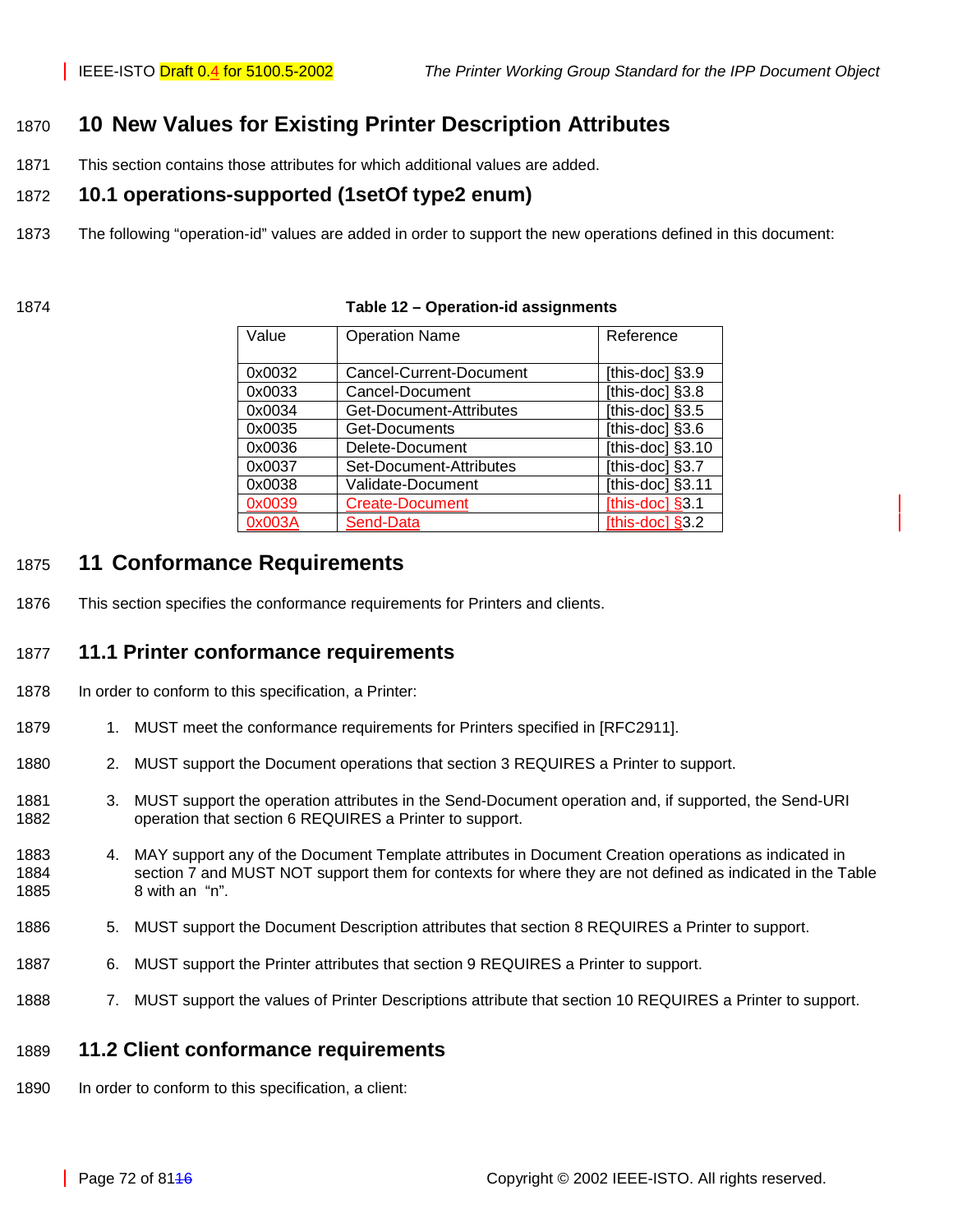# 10 New Values for Existing Printer Description Attributes

This section contains those attributes for which additional values are added.

## 10.1 operations-supported (1setOf type2 enum)

The following "operation-id" values are added in order to support the new operations defined in this document:

**Table 12 – Operation-id assignments**

| Value | Operation Name | Reference |
|---|---|---|
| 0x0032 | Cancel-Current-Document | [this-doc] §3.9 |
| 0x0033 | Cancel-Document | [this-doc] §3.8 |
| 0x0034 | Get-Document-Attributes | [this-doc] §3.5 |
| 0x0035 | Get-Documents | [this-doc] §3.6 |
| 0x0036 | Delete-Document | [this-doc] §3.10 |
| 0x0037 | Set-Document-Attributes | [this-doc] §3.7 |
| 0x0038 | Validate-Document | [this-doc] §3.11 |
| 0x0039 | Create-Document | [this-doc] §3.1 |
| 0x003A | Send-Data | [this-doc] §3.2 |

# 11 Conformance Requirements

This section specifies the conformance requirements for Printers and clients.

## 11.1 Printer conformance requirements

In order to conform to this specification, a Printer:

1. MUST meet the conformance requirements for Printers specified in [RFC2911].
2. MUST support the Document operations that section 3 REQUIRES a Printer to support.
3. MUST support the operation attributes in the Send-Document operation and, if supported, the Send-URI operation that section 6 REQUIRES a Printer to support.
4. MAY support any of the Document Template attributes in Document Creation operations as indicated in section 7 and MUST NOT support them for contexts for where they are not defined as indicated in the Table 8 with an "n".
5. MUST support the Document Description attributes that section 8 REQUIRES a Printer to support.
6. MUST support the Printer attributes that section 9 REQUIRES a Printer to support.
7. MUST support the values of Printer Descriptions attribute that section 10 REQUIRES a Printer to support.

## 11.2 Client conformance requirements

In order to conform to this specification, a client: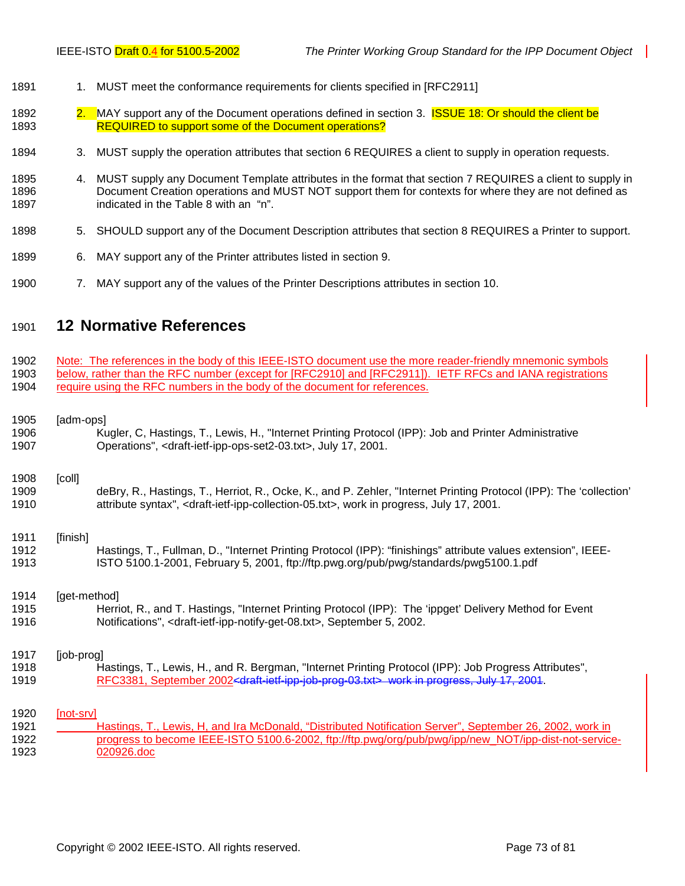1. MUST meet the conformance requirements for clients specified in [RFC2911]
2. MAY support any of the Document operations defined in section 3. ISSUE 18: Or should the client be REQUIRED to support some of the Document operations?
3. MUST supply the operation attributes that section 6 REQUIRES a client to supply in operation requests.
4. MUST supply any Document Template attributes in the format that section 7 REQUIRES a client to supply in Document Creation operations and MUST NOT support them for contexts for where they are not defined as indicated in the Table 8 with an "n".
5. SHOULD support any of the Document Description attributes that section 8 REQUIRES a Printer to support.
6. MAY support any of the Printer attributes listed in section 9.
7. MAY support any of the values of the Printer Descriptions attributes in section 10.

# 12 Normative References

Note: The references in the body of this IEEE-ISTO document use the more reader-friendly mnemonic symbols below, rather than the RFC number (except for [RFC2910] and [RFC2911]). IETF RFCs and IANA registrations require using the RFC numbers in the body of the document for references.

[adm-ops]
Kugler, C, Hastings, T., Lewis, H., "Internet Printing Protocol (IPP): Job and Printer Administrative Operations", <draft-ietf-ipp-ops-set2-03.txt>, July 17, 2001.

[coll]
deBry, R., Hastings, T., Herriot, R., Ocke, K., and P. Zehler, "Internet Printing Protocol (IPP): The 'collection' attribute syntax", <draft-ietf-ipp-collection-05.txt>, work in progress, July 17, 2001.

[finish]
Hastings, T., Fullman, D., "Internet Printing Protocol (IPP): "finishings" attribute values extension", IEEE-ISTO 5100.1-2001, February 5, 2001, ftp://ftp.pwg.org/pub/pwg/standards/pwg5100.1.pdf

[get-method]
Herriot, R., and T. Hastings, "Internet Printing Protocol (IPP): The 'ippget' Delivery Method for Event Notifications", <draft-ietf-ipp-notify-get-08.txt>, September 5, 2002.

[job-prog]
Hastings, T., Lewis, H., and R. Bergman, "Internet Printing Protocol (IPP): Job Progress Attributes", RFC3381, September 2002~~<draft-ietf-ipp-job-prog-03.txt>, work in progress, July 17, 2001~~.

[not-srv]
Hastings, T., Lewis, H, and Ira McDonald, "Distributed Notification Server", September 26, 2002, work in progress to become IEEE-ISTO 5100.6-2002, ftp://ftp.pwg/org/pub/pwg/ipp/new_NOT/ipp-dist-not-service-020926.doc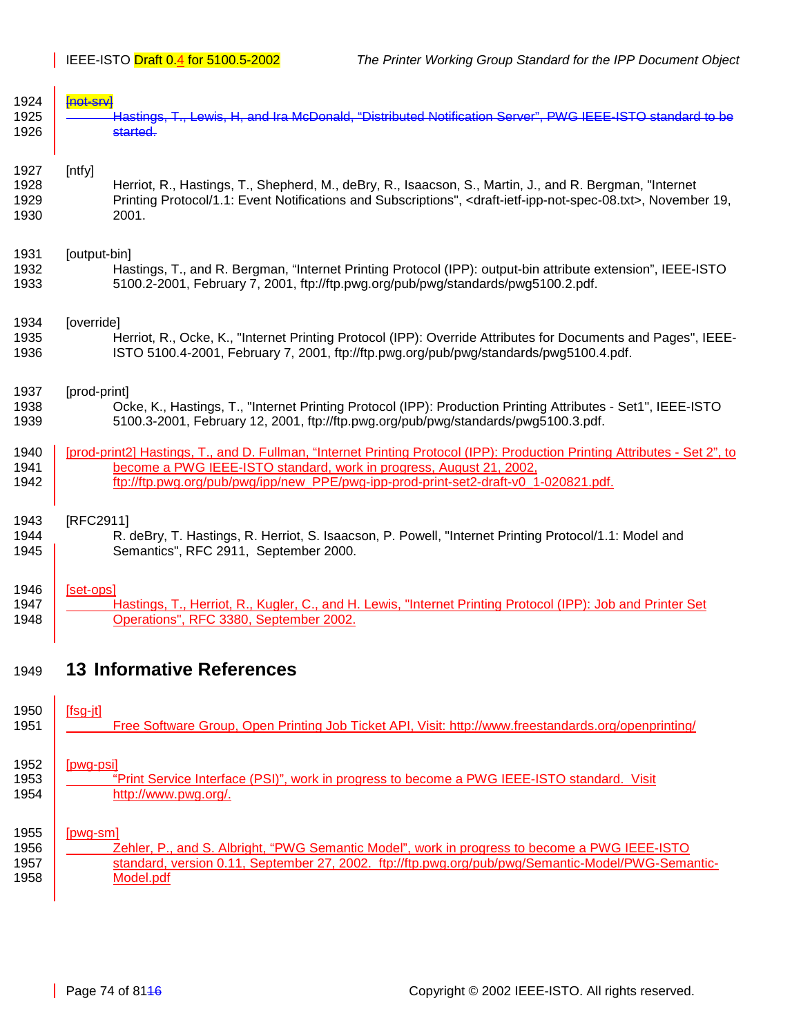[not-srv]

Hastings, T., Lewis, H, and Ira McDonald, "Distributed Notification Server", PWG IEEE-ISTO standard to be started.

[ntfy]

Herriot, R., Hastings, T., Shepherd, M., deBry, R., Isaacson, S., Martin, J., and R. Bergman, "Internet Printing Protocol/1.1: Event Notifications and Subscriptions", <draft-ietf-ipp-not-spec-08.txt>, November 19, 2001.

[output-bin]

Hastings, T., and R. Bergman, "Internet Printing Protocol (IPP): output-bin attribute extension", IEEE-ISTO 5100.2-2001, February 7, 2001, ftp://ftp.pwg.org/pub/pwg/standards/pwg5100.2.pdf.

[override]

Herriot, R., Ocke, K., "Internet Printing Protocol (IPP): Override Attributes for Documents and Pages", IEEE-ISTO 5100.4-2001, February 7, 2001, ftp://ftp.pwg.org/pub/pwg/standards/pwg5100.4.pdf.

[prod-print]

Ocke, K., Hastings, T., "Internet Printing Protocol (IPP): Production Printing Attributes - Set1", IEEE-ISTO 5100.3-2001, February 12, 2001, ftp://ftp.pwg.org/pub/pwg/standards/pwg5100.3.pdf.

[prod-print2] Hastings, T., and D. Fullman, "Internet Printing Protocol (IPP): Production Printing Attributes - Set 2", to become a PWG IEEE-ISTO standard, work in progress, August 21, 2002, ftp://ftp.pwg.org/pub/pwg/ipp/new_PPE/pwg-ipp-prod-print-set2-draft-v0_1-020821.pdf.

[RFC2911]

R. deBry, T. Hastings, R. Herriot, S. Isaacson, P. Powell, "Internet Printing Protocol/1.1: Model and Semantics", RFC 2911, September 2000.

[set-ops]

Hastings, T., Herriot, R., Kugler, C., and H. Lewis, "Internet Printing Protocol (IPP): Job and Printer Set Operations", RFC 3380, September 2002.

# 13 Informative References

[fsg-jt]

Free Software Group, Open Printing Job Ticket API, Visit: http://www.freestandards.org/openprinting/

[pwg-psi]

"Print Service Interface (PSI)", work in progress to become a PWG IEEE-ISTO standard. Visit http://www.pwg.org/.

[pwg-sm]

Zehler, P., and S. Albright, "PWG Semantic Model", work in progress to become a PWG IEEE-ISTO standard, version 0.11, September 27, 2002. ftp://ftp.pwg.org/pub/pwg/Semantic-Model/PWG-Semantic-Model.pdf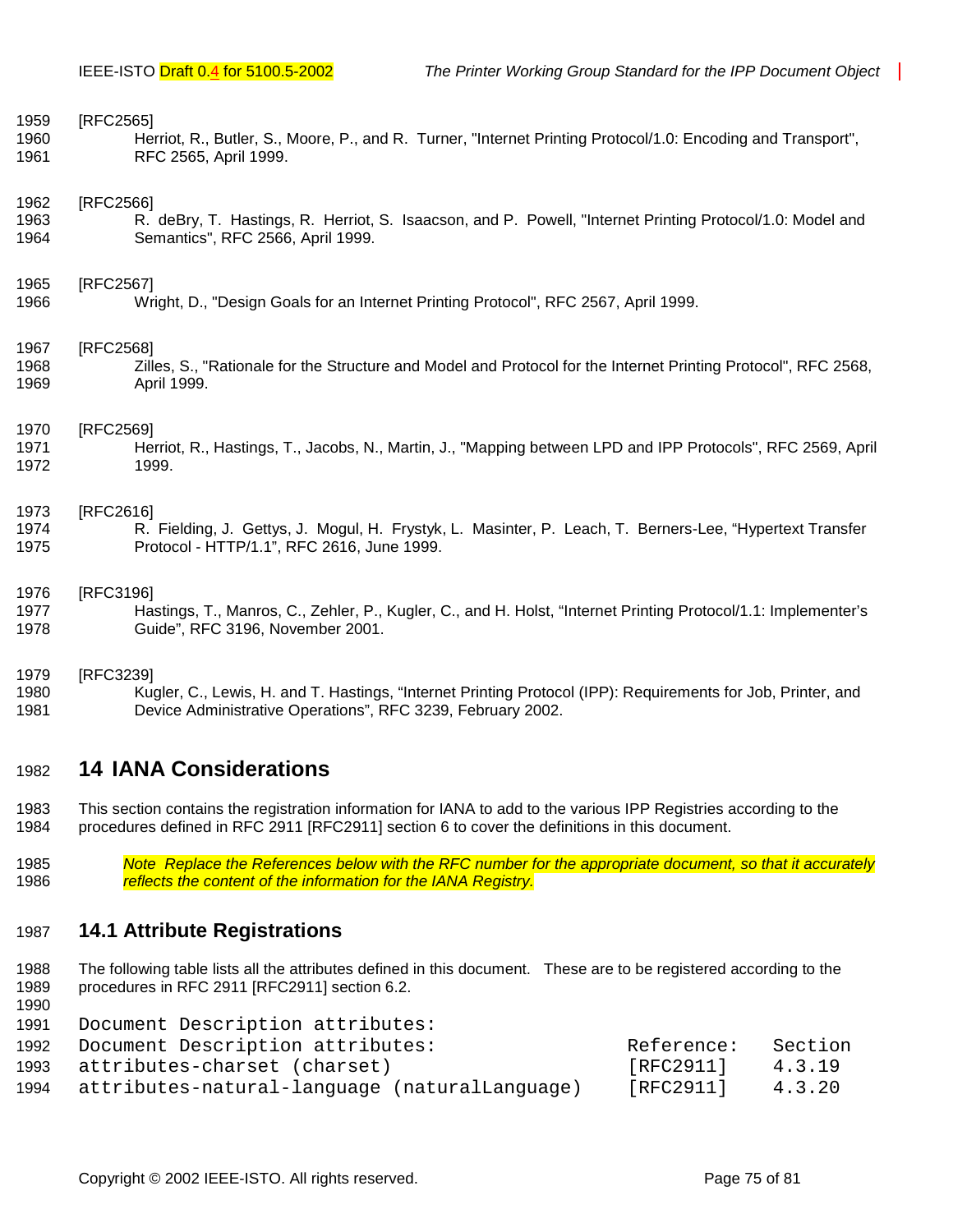[RFC2565]

Herriot, R., Butler, S., Moore, P., and R. Turner, "Internet Printing Protocol/1.0: Encoding and Transport", RFC 2565, April 1999.

[RFC2566]

R. deBry, T. Hastings, R. Herriot, S. Isaacson, and P. Powell, "Internet Printing Protocol/1.0: Model and Semantics", RFC 2566, April 1999.

[RFC2567]

Wright, D., "Design Goals for an Internet Printing Protocol", RFC 2567, April 1999.

[RFC2568]

Zilles, S., "Rationale for the Structure and Model and Protocol for the Internet Printing Protocol", RFC 2568, April 1999.

[RFC2569]

Herriot, R., Hastings, T., Jacobs, N., Martin, J., "Mapping between LPD and IPP Protocols", RFC 2569, April 1999.

[RFC2616]

R. Fielding, J. Gettys, J. Mogul, H. Frystyk, L. Masinter, P. Leach, T. Berners-Lee, "Hypertext Transfer Protocol - HTTP/1.1", RFC 2616, June 1999.

[RFC3196]

Hastings, T., Manros, C., Zehler, P., Kugler, C., and H. Holst, "Internet Printing Protocol/1.1: Implementer's Guide", RFC 3196, November 2001.

[RFC3239]

Kugler, C., Lewis, H. and T. Hastings, "Internet Printing Protocol (IPP): Requirements for Job, Printer, and Device Administrative Operations", RFC 3239, February 2002.

# 14 IANA Considerations

This section contains the registration information for IANA to add to the various IPP Registries according to the procedures defined in RFC 2911 [RFC2911] section 6 to cover the definitions in this document.

*Note Replace the References below with the RFC number for the appropriate document, so that it accurately reflects the content of the information for the IANA Registry.*

## 14.1 Attribute Registrations

The following table lists all the attributes defined in this document. These are to be registered according to the procedures in RFC 2911 [RFC2911] section 6.2.

```
Document Description attributes:
Document Description attributes:                Reference:   Section
attributes-charset (charset)                    [RFC2911]    4.3.19
attributes-natural-language (naturalLanguage)   [RFC2911]    4.3.20
```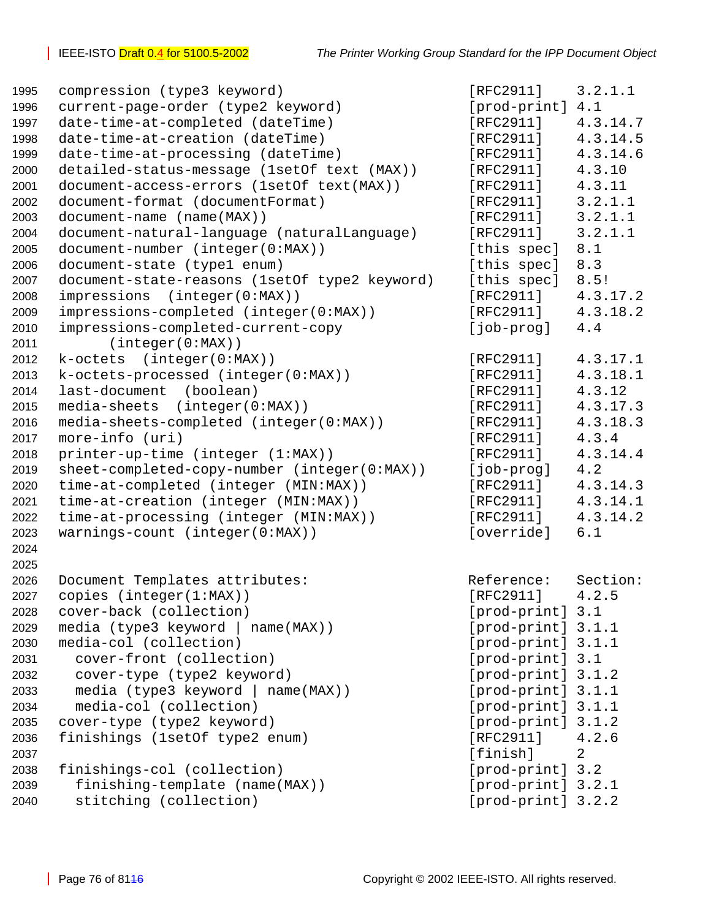```
compression (type3 keyword)                          [RFC2911]    3.2.1.1
current-page-order (type2 keyword)                   [prod-print] 4.1
date-time-at-completed (dateTime)                    [RFC2911]    4.3.14.7
date-time-at-creation (dateTime)                     [RFC2911]    4.3.14.5
date-time-at-processing (dateTime)                   [RFC2911]    4.3.14.6
detailed-status-message (1setOf text (MAX))          [RFC2911]    4.3.10
document-access-errors (1setOf text(MAX))            [RFC2911]    4.3.11
document-format (documentFormat)                     [RFC2911]    3.2.1.1
document-name (name(MAX))                            [RFC2911]    3.2.1.1
document-natural-language (naturalLanguage)          [RFC2911]    3.2.1.1
document-number (integer(0:MAX))                     [this spec]  8.1
document-state (type1 enum)                          [this spec]  8.3
document-state-reasons (1setOf type2 keyword)        [this spec]  8.5!
impressions  (integer(0:MAX))                        [RFC2911]    4.3.17.2
impressions-completed (integer(0:MAX))               [RFC2911]    4.3.18.2
impressions-completed-current-copy                   [job-prog]   4.4
      (integer(0:MAX))
k-octets  (integer(0:MAX))                           [RFC2911]    4.3.17.1
k-octets-processed (integer(0:MAX))                  [RFC2911]    4.3.18.1
last-document  (boolean)                             [RFC2911]    4.3.12
media-sheets  (integer(0:MAX))                       [RFC2911]    4.3.17.3
media-sheets-completed (integer(0:MAX))              [RFC2911]    4.3.18.3
more-info (uri)                                      [RFC2911]    4.3.4
printer-up-time (integer (1:MAX))                    [RFC2911]    4.3.14.4
sheet-completed-copy-number (integer(0:MAX))         [job-prog]   4.2
time-at-completed (integer (MIN:MAX))                [RFC2911]    4.3.14.3
time-at-creation (integer (MIN:MAX))                 [RFC2911]    4.3.14.1
time-at-processing (integer (MIN:MAX))               [RFC2911]    4.3.14.2
warnings-count (integer(0:MAX))                      [override]   6.1


Document Templates attributes:                       Reference:   Section:
copies (integer(1:MAX))                              [RFC2911]    4.2.5
cover-back (collection)                              [prod-print] 3.1
media (type3 keyword | name(MAX))                    [prod-print] 3.1.1
media-col (collection)                               [prod-print] 3.1.1
  cover-front (collection)                           [prod-print] 3.1
  cover-type (type2 keyword)                         [prod-print] 3.1.2
  media (type3 keyword | name(MAX))                  [prod-print] 3.1.1
  media-col (collection)                             [prod-print] 3.1.1
cover-type (type2 keyword)                           [prod-print] 3.1.2
finishings (1setOf type2 enum)                       [RFC2911]    4.2.6
                                                     [finish]     2
finishings-col (collection)                          [prod-print] 3.2
  finishing-template (name(MAX))                     [prod-print] 3.2.1
  stitching (collection)                             [prod-print] 3.2.2
```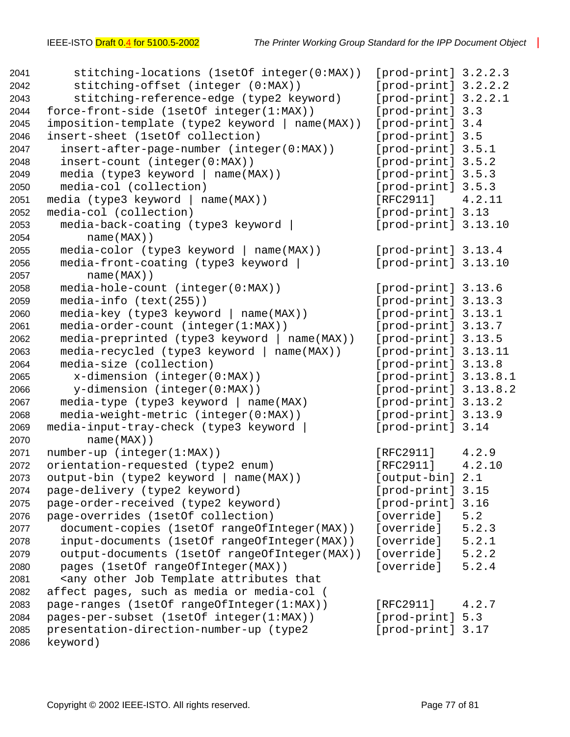```
2041      stitching-locations (1setOf integer(0:MAX))  [prod-print] 3.2.2.3
2042      stitching-offset (integer (0:MAX))           [prod-print] 3.2.2.2
2043      stitching-reference-edge (type2 keyword)     [prod-print] 3.2.2.1
2044  force-front-side (1setOf integer(1:MAX))         [prod-print] 3.3
2045  imposition-template (type2 keyword | name(MAX))  [prod-print] 3.4
2046  insert-sheet (1setOf collection)                 [prod-print] 3.5
2047    insert-after-page-number (integer(0:MAX))      [prod-print] 3.5.1
2048    insert-count (integer(0:MAX))                  [prod-print] 3.5.2
2049    media (type3 keyword | name(MAX))              [prod-print] 3.5.3
2050    media-col (collection)                         [prod-print] 3.5.3
2051  media (type3 keyword | name(MAX))                [RFC2911]    4.2.11
2052  media-col (collection)                           [prod-print] 3.13
2053    media-back-coating (type3 keyword |            [prod-print] 3.13.10
2054        name(MAX))
2055    media-color (type3 keyword | name(MAX))        [prod-print] 3.13.4
2056    media-front-coating (type3 keyword |           [prod-print] 3.13.10
2057        name(MAX))
2058    media-hole-count (integer(0:MAX))              [prod-print] 3.13.6
2059    media-info (text(255))                         [prod-print] 3.13.3
2060    media-key (type3 keyword | name(MAX))          [prod-print] 3.13.1
2061    media-order-count (integer(1:MAX))             [prod-print] 3.13.7
2062    media-preprinted (type3 keyword | name(MAX))   [prod-print] 3.13.5
2063    media-recycled (type3 keyword | name(MAX))     [prod-print] 3.13.11
2064    media-size (collection)                        [prod-print] 3.13.8
2065      x-dimension (integer(0:MAX))                 [prod-print] 3.13.8.1
2066      y-dimension (integer(0:MAX))                 [prod-print] 3.13.8.2
2067    media-type (type3 keyword | name(MAX)          [prod-print] 3.13.2
2068    media-weight-metric (integer(0:MAX))           [prod-print] 3.13.9
2069  media-input-tray-check (type3 keyword |          [prod-print] 3.14
2070        name(MAX))
2071  number-up (integer(1:MAX))                       [RFC2911]    4.2.9
2072  orientation-requested (type2 enum)               [RFC2911]    4.2.10
2073  output-bin (type2 keyword | name(MAX))           [output-bin] 2.1
2074  page-delivery (type2 keyword)                    [prod-print] 3.15
2075  page-order-received (type2 keyword)              [prod-print] 3.16
2076  page-overrides (1setOf collection)               [override]   5.2
2077    document-copies (1setOf rangeOfInteger(MAX))   [override]   5.2.3
2078    input-documents (1setOf rangeOfInteger(MAX))   [override]   5.2.1
2079    output-documents (1setOf rangeOfInteger(MAX))  [override]   5.2.2
2080    pages (1setOf rangeOfInteger(MAX))             [override]   5.2.4
2081    <any other Job Template attributes that
2082  affect pages, such as media or media-col (
2083  page-ranges (1setOf rangeOfInteger(1:MAX))       [RFC2911]    4.2.7
2084  pages-per-subset (1setOf integer(1:MAX))         [prod-print] 5.3
2085  presentation-direction-number-up (type2          [prod-print] 3.17
2086  keyword)
```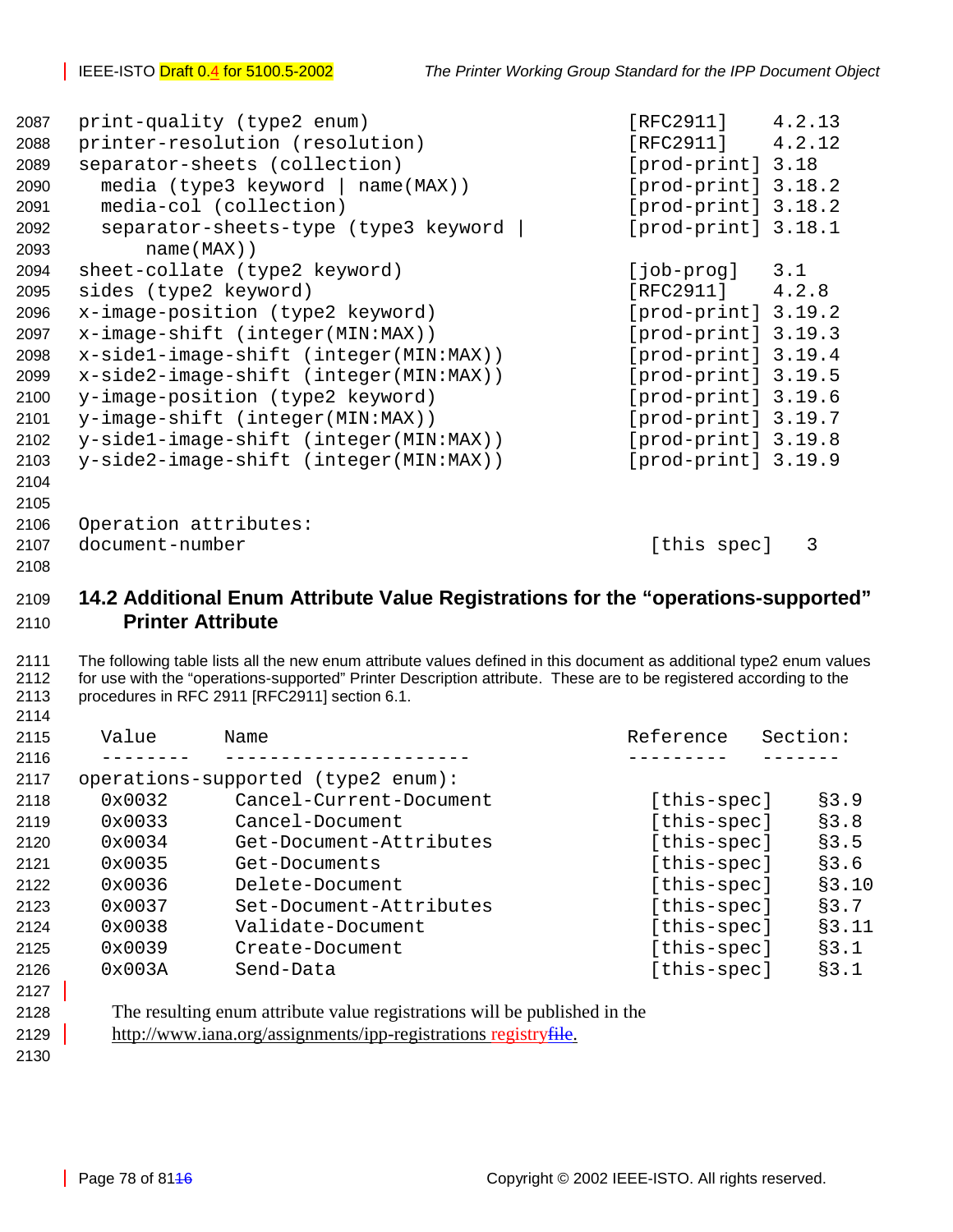```
print-quality (type2 enum)                          [RFC2911]    4.2.13
printer-resolution (resolution)                     [RFC2911]    4.2.12
separator-sheets (collection)                       [prod-print] 3.18
  media (type3 keyword | name(MAX))                 [prod-print] 3.18.2
  media-col (collection)                            [prod-print] 3.18.2
  separator-sheets-type (type3 keyword |            [prod-print] 3.18.1
      name(MAX))
sheet-collate (type2 keyword)                       [job-prog]   3.1
sides (type2 keyword)                               [RFC2911]    4.2.8
x-image-position (type2 keyword)                    [prod-print] 3.19.2
x-image-shift (integer(MIN:MAX))                    [prod-print] 3.19.3
x-side1-image-shift (integer(MIN:MAX))              [prod-print] 3.19.4
x-side2-image-shift (integer(MIN:MAX))              [prod-print] 3.19.5
y-image-position (type2 keyword)                    [prod-print] 3.19.6
y-image-shift (integer(MIN:MAX))                    [prod-print] 3.19.7
y-side1-image-shift (integer(MIN:MAX))              [prod-print] 3.19.8
y-side2-image-shift (integer(MIN:MAX))              [prod-print] 3.19.9


Operation attributes:
document-number                                       [this spec]   3
```

## 14.2 Additional Enum Attribute Value Registrations for the "operations-supported" Printer Attribute

The following table lists all the new enum attribute values defined in this document as additional type2 enum values for use with the "operations-supported" Printer Description attribute. These are to be registered according to the procedures in RFC 2911 [RFC2911] section 6.1.

```
  Value       Name                                Reference   Section:
  --------    ----------------------              ---------   -------
operations-supported (type2 enum):
  0x0032      Cancel-Current-Document               [this-spec]    §3.9
  0x0033      Cancel-Document                       [this-spec]    §3.8
  0x0034      Get-Document-Attributes               [this-spec]    §3.5
  0x0035      Get-Documents                         [this-spec]    §3.6
  0x0036      Delete-Document                       [this-spec]    §3.10
  0x0037      Set-Document-Attributes               [this-spec]    §3.7
  0x0038      Validate-Document                     [this-spec]    §3.11
  0x0039      Create-Document                       [this-spec]    §3.1
  0x003A      Send-Data                             [this-spec]    §3.1
```

The resulting enum attribute value registrations will be published in the http://www.iana.org/assignments/ipp-registrations registry~~file~~.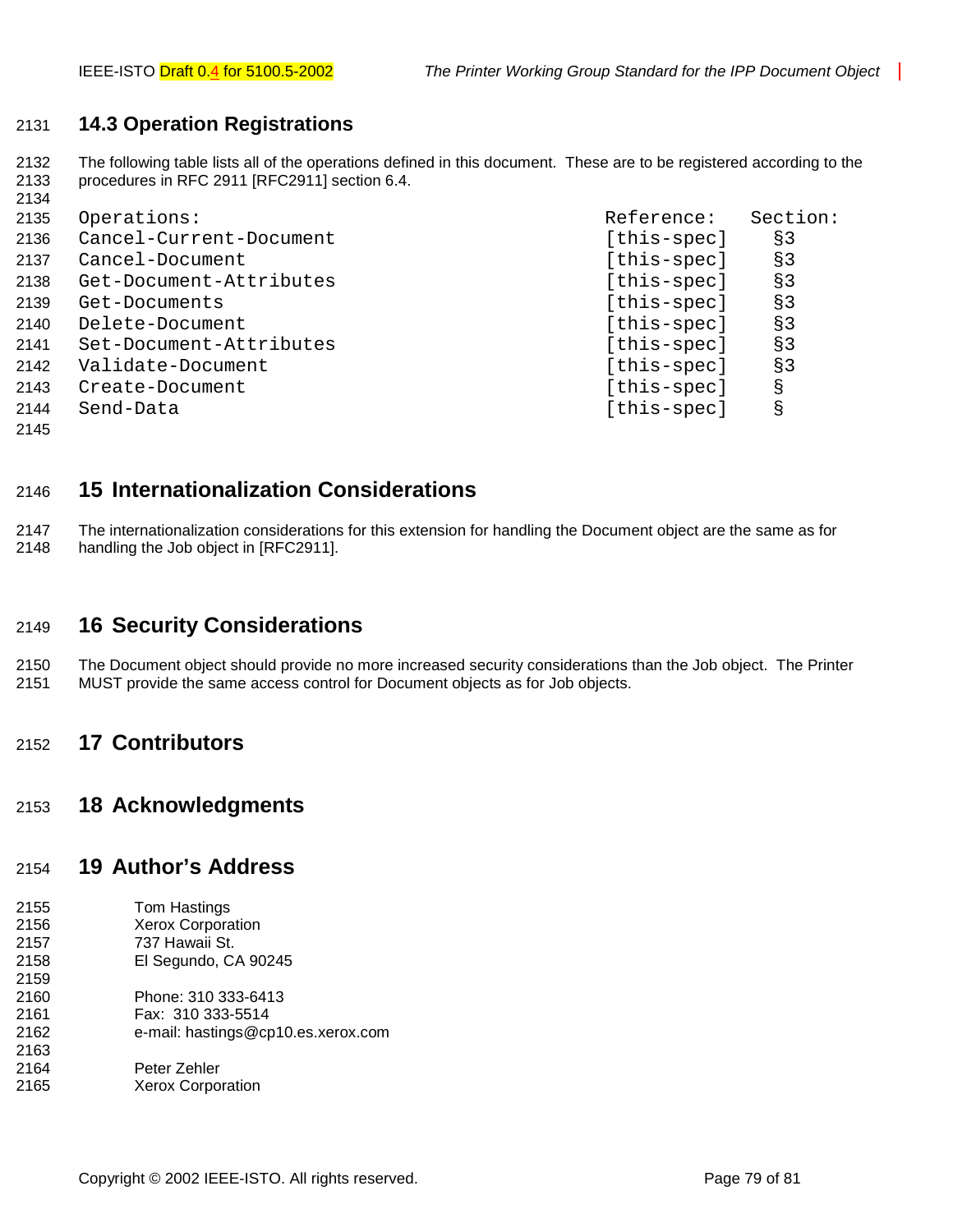## 14.3 Operation Registrations

The following table lists all of the operations defined in this document. These are to be registered according to the procedures in RFC 2911 [RFC2911] section 6.4.

| Operations: | Reference: | Section: |
|---|---|---|
| Cancel-Current-Document | [this-spec] | §3 |
| Cancel-Document | [this-spec] | §3 |
| Get-Document-Attributes | [this-spec] | §3 |
| Get-Documents | [this-spec] | §3 |
| Delete-Document | [this-spec] | §3 |
| Set-Document-Attributes | [this-spec] | §3 |
| Validate-Document | [this-spec] | §3 |
| Create-Document | [this-spec] | § |
| Send-Data | [this-spec] | § |

# 15 Internationalization Considerations

The internationalization considerations for this extension for handling the Document object are the same as for handling the Job object in [RFC2911].

# 16 Security Considerations

The Document object should provide no more increased security considerations than the Job object. The Printer MUST provide the same access control for Document objects as for Job objects.

# 17 Contributors

# 18 Acknowledgments

# 19 Author's Address

Tom Hastings
Xerox Corporation
737 Hawaii St.
El Segundo, CA 90245

Phone: 310 333-6413
Fax: 310 333-5514
e-mail: hastings@cp10.es.xerox.com

Peter Zehler
Xerox Corporation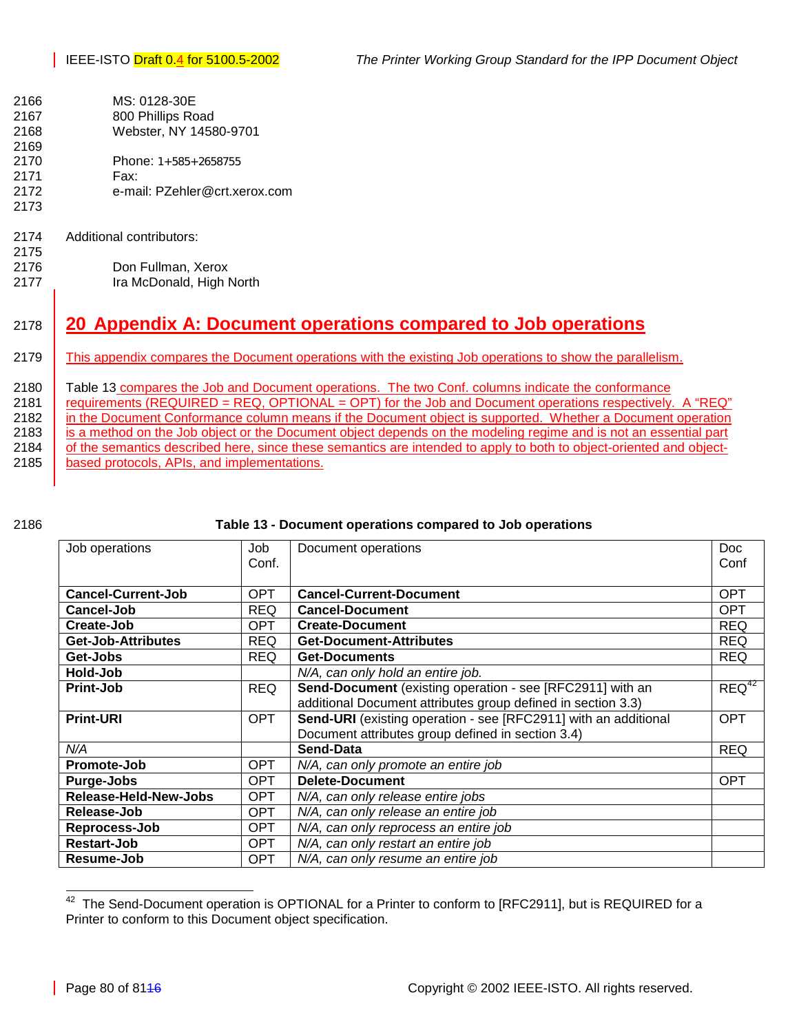MS: 0128-30E
800 Phillips Road
Webster, NY 14580-9701

Phone: 1+585+2658755
Fax:
e-mail: PZehler@crt.xerox.com

Additional contributors:

Don Fullman, Xerox
Ira McDonald, High North

# 20 Appendix A: Document operations compared to Job operations

This appendix compares the Document operations with the existing Job operations to show the parallelism.

Table 13 compares the Job and Document operations. The two Conf. columns indicate the conformance requirements (REQUIRED = REQ, OPTIONAL = OPT) for the Job and Document operations respectively. A "REQ" in the Document Conformance column means if the Document object is supported. Whether a Document operation is a method on the Job object or the Document object depends on the modeling regime and is not an essential part of the semantics described here, since these semantics are intended to apply to both to object-oriented and object-based protocols, APIs, and implementations.

**Table 13 - Document operations compared to Job operations**

| Job operations | Job Conf. | Document operations | Doc Conf |
|---|---|---|---|
| **Cancel-Current-Job** | OPT | **Cancel-Current-Document** | OPT |
| **Cancel-Job** | REQ | **Cancel-Document** | OPT |
| **Create-Job** | OPT | **Create-Document** | REQ |
| **Get-Job-Attributes** | REQ | **Get-Document-Attributes** | REQ |
| **Get-Jobs** | REQ | **Get-Documents** | REQ |
| **Hold-Job** | | *N/A, can only hold an entire job.* | |
| **Print-Job** | REQ | **Send-Document** (existing operation - see [RFC2911] with an additional Document attributes group defined in section 3.3) | REQ[42] |
| **Print-URI** | OPT | **Send-URI** (existing operation - see [RFC2911] with an additional Document attributes group defined in section 3.4) | OPT |
| *N/A* | | **Send-Data** | REQ |
| **Promote-Job** | OPT | *N/A, can only promote an entire job* | |
| **Purge-Jobs** | OPT | **Delete-Document** | OPT |
| **Release-Held-New-Jobs** | OPT | *N/A, can only release entire jobs* | |
| **Release-Job** | OPT | *N/A, can only release an entire job* | |
| **Reprocess-Job** | OPT | *N/A, can only reprocess an entire job* | |
| **Restart-Job** | OPT | *N/A, can only restart an entire job* | |
| **Resume-Job** | OPT | *N/A, can only resume an entire job* | |

[42] The Send-Document operation is OPTIONAL for a Printer to conform to [RFC2911], but is REQUIRED for a Printer to conform to this Document object specification.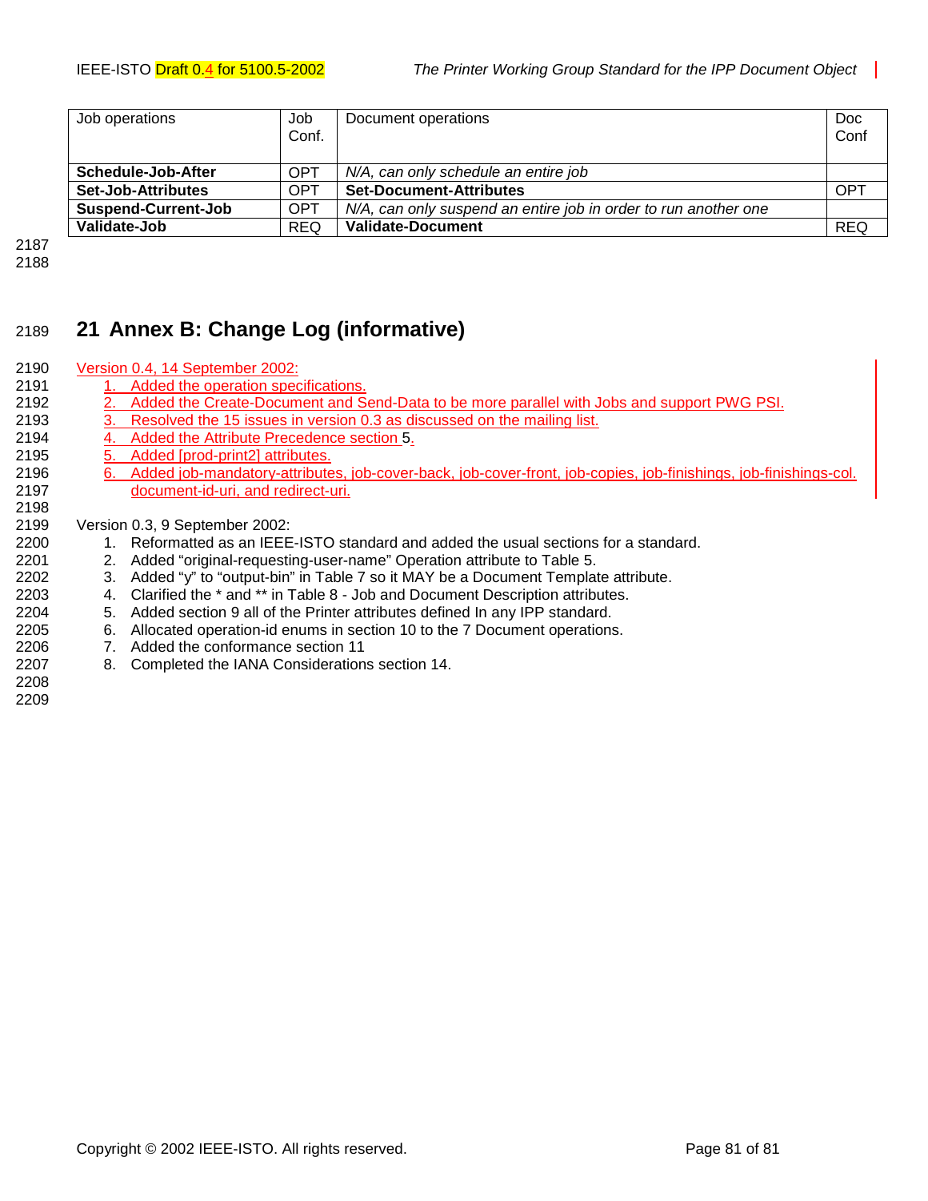| Job operations | Job Conf. | Document operations | Doc Conf |
|---|---|---|---|
| **Schedule-Job-After** | OPT | *N/A, can only schedule an entire job* | |
| **Set-Job-Attributes** | OPT | **Set-Document-Attributes** | OPT |
| **Suspend-Current-Job** | OPT | *N/A, can only suspend an entire job in order to run another one* | |
| **Validate-Job** | REQ | **Validate-Document** | REQ |

# 21 Annex B: Change Log (informative)

Version 0.4, 14 September 2002:

1. Added the operation specifications.
2. Added the Create-Document and Send-Data to be more parallel with Jobs and support PWG PSI.
3. Resolved the 15 issues in version 0.3 as discussed on the mailing list.
4. Added the Attribute Precedence section 5.
5. Added [prod-print2] attributes.
6. Added job-mandatory-attributes, job-cover-back, job-cover-front, job-copies, job-finishings, job-finishings-col. document-id-uri, and redirect-uri.

Version 0.3, 9 September 2002:

1. Reformatted as an IEEE-ISTO standard and added the usual sections for a standard.
2. Added "original-requesting-user-name" Operation attribute to Table 5.
3. Added "y" to "output-bin" in Table 7 so it MAY be a Document Template attribute.
4. Clarified the * and ** in Table 8 - Job and Document Description attributes.
5. Added section 9 all of the Printer attributes defined In any IPP standard.
6. Allocated operation-id enums in section 10 to the 7 Document operations.
7. Added the conformance section 11
8. Completed the IANA Considerations section 14.